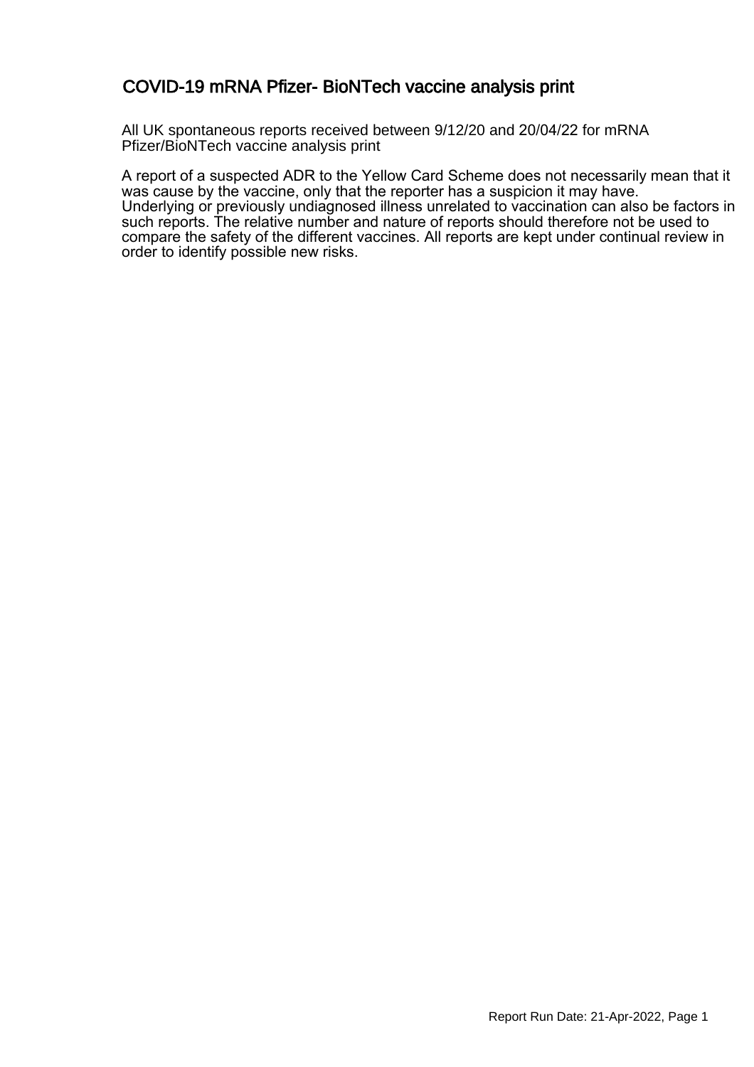# COVID-19 mRNA Pfizer- BioNTech vaccine analysis print

All UK spontaneous reports received between 9/12/20 and 20/04/22 for mRNA Pfizer/BioNTech vaccine analysis print

A report of a suspected ADR to the Yellow Card Scheme does not necessarily mean that it was cause by the vaccine, only that the reporter has a suspicion it may have. Underlying or previously undiagnosed illness unrelated to vaccination can also be factors in such reports. The relative number and nature of reports should therefore not be used to compare the safety of the different vaccines. All reports are kept under continual review in order to identify possible new risks.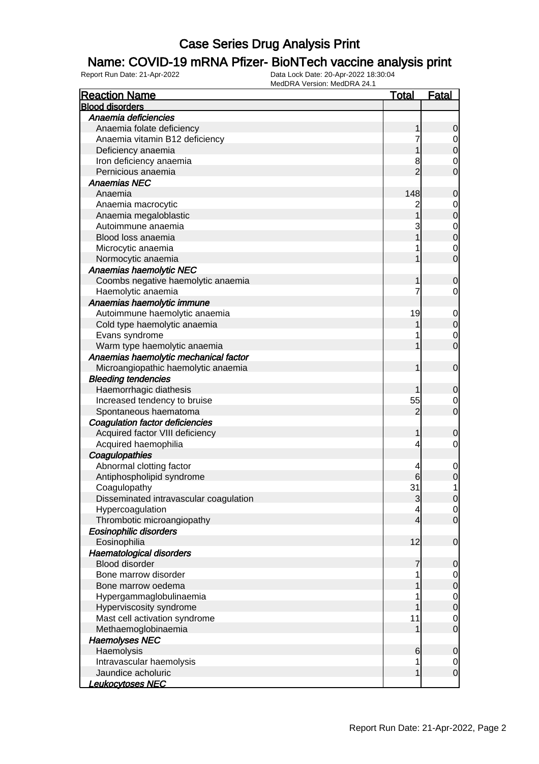# Case Series Drug Analysis Print

## Name: COVID-19 mRNA Pfizer- BioNTech vaccine analysis print

Report Run Date: 21-Apr-2022
Data Lock Date: 20-Apr-2022 18:30:04
MedDRA Version: MedDRA 24.1

| Reaction Name | Total | Fatal |
|---|---|---|
| **Blood disorders** | | |
| *Anaemia deficiencies* | | |
| Anaemia folate deficiency | 1 | 0 |
| Anaemia vitamin B12 deficiency | 7 | 0 |
| Deficiency anaemia | 1 | 0 |
| Iron deficiency anaemia | 8 | 0 |
| Pernicious anaemia | 2 | 0 |
| *Anaemias NEC* | | |
| Anaemia | 148 | 0 |
| Anaemia macrocytic | 2 | 0 |
| Anaemia megaloblastic | 1 | 0 |
| Autoimmune anaemia | 3 | 0 |
| Blood loss anaemia | 1 | 0 |
| Microcytic anaemia | 1 | 0 |
| Normocytic anaemia | 1 | 0 |
| *Anaemias haemolytic NEC* | | |
| Coombs negative haemolytic anaemia | 1 | 0 |
| Haemolytic anaemia | 7 | 0 |
| *Anaemias haemolytic immune* | | |
| Autoimmune haemolytic anaemia | 19 | 0 |
| Cold type haemolytic anaemia | 1 | 0 |
| Evans syndrome | 1 | 0 |
| Warm type haemolytic anaemia | 1 | 0 |
| *Anaemias haemolytic mechanical factor* | | |
| Microangiopathic haemolytic anaemia | 1 | 0 |
| *Bleeding tendencies* | | |
| Haemorrhagic diathesis | 1 | 0 |
| Increased tendency to bruise | 55 | 0 |
| Spontaneous haematoma | 2 | 0 |
| *Coagulation factor deficiencies* | | |
| Acquired factor VIII deficiency | 1 | 0 |
| Acquired haemophilia | 4 | 0 |
| *Coagulopathies* | | |
| Abnormal clotting factor | 4 | 0 |
| Antiphospholipid syndrome | 6 | 0 |
| Coagulopathy | 31 | 1 |
| Disseminated intravascular coagulation | 3 | 0 |
| Hypercoagulation | 4 | 0 |
| Thrombotic microangiopathy | 4 | 0 |
| *Eosinophilic disorders* | | |
| Eosinophilia | 12 | 0 |
| *Haematological disorders* | | |
| Blood disorder | 7 | 0 |
| Bone marrow disorder | 1 | 0 |
| Bone marrow oedema | 1 | 0 |
| Hypergammaglobulinaemia | 1 | 0 |
| Hyperviscosity syndrome | 1 | 0 |
| Mast cell activation syndrome | 11 | 0 |
| Methaemoglobinaemia | 1 | 0 |
| *Haemolyses NEC* | | |
| Haemolysis | 6 | 0 |
| Intravascular haemolysis | 1 | 0 |
| Jaundice acholuric | 1 | 0 |
| *Leukocytoses NEC* | | |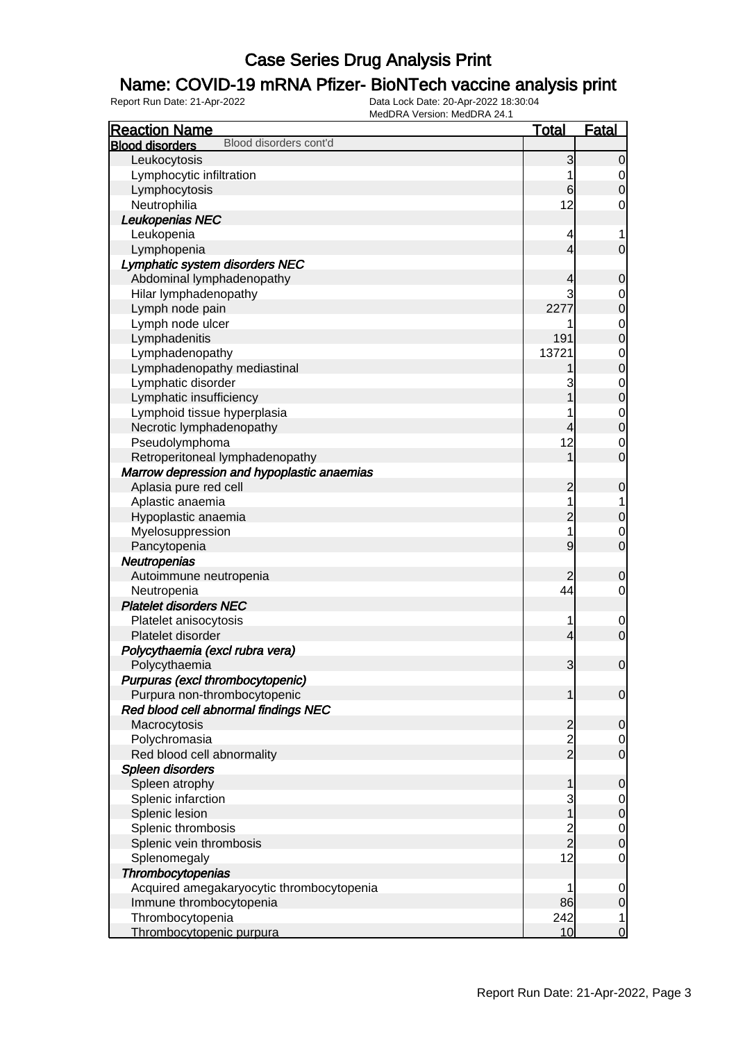# Case Series Drug Analysis Print

## Name: COVID-19 mRNA Pfizer- BioNTech vaccine analysis print

Report Run Date: 21-Apr-2022 | Data Lock Date: 20-Apr-2022 18:30:04 | MedDRA Version: MedDRA 24.1

| Reaction Name | Total | Fatal |
|---|---|---|
| **Blood disorders** Blood disorders cont'd | | |
| Leukocytosis | 3 | 0 |
| Lymphocytic infiltration | 1 | 0 |
| Lymphocytosis | 6 | 0 |
| Neutrophilia | 12 | 0 |
| ***Leukopenias NEC*** | | |
| Leukopenia | 4 | 1 |
| Lymphopenia | 4 | 0 |
| ***Lymphatic system disorders NEC*** | | |
| Abdominal lymphadenopathy | 4 | 0 |
| Hilar lymphadenopathy | 3 | 0 |
| Lymph node pain | 2277 | 0 |
| Lymph node ulcer | 1 | 0 |
| Lymphadenitis | 191 | 0 |
| Lymphadenopathy | 13721 | 0 |
| Lymphadenopathy mediastinal | 1 | 0 |
| Lymphatic disorder | 3 | 0 |
| Lymphatic insufficiency | 1 | 0 |
| Lymphoid tissue hyperplasia | 1 | 0 |
| Necrotic lymphadenopathy | 4 | 0 |
| Pseudolymphoma | 12 | 0 |
| Retroperitoneal lymphadenopathy | 1 | 0 |
| ***Marrow depression and hypoplastic anaemias*** | | |
| Aplasia pure red cell | 2 | 0 |
| Aplastic anaemia | 1 | 1 |
| Hypoplastic anaemia | 2 | 0 |
| Myelosuppression | 1 | 0 |
| Pancytopenia | 9 | 0 |
| ***Neutropenias*** | | |
| Autoimmune neutropenia | 2 | 0 |
| Neutropenia | 44 | 0 |
| ***Platelet disorders NEC*** | | |
| Platelet anisocytosis | 1 | 0 |
| Platelet disorder | 4 | 0 |
| ***Polycythaemia (excl rubra vera)*** | | |
| Polycythaemia | 3 | 0 |
| ***Purpuras (excl thrombocytopenic)*** | | |
| Purpura non-thrombocytopenic | 1 | 0 |
| ***Red blood cell abnormal findings NEC*** | | |
| Macrocytosis | 2 | 0 |
| Polychromasia | 2 | 0 |
| Red blood cell abnormality | 2 | 0 |
| ***Spleen disorders*** | | |
| Spleen atrophy | 1 | 0 |
| Splenic infarction | 3 | 0 |
| Splenic lesion | 1 | 0 |
| Splenic thrombosis | 2 | 0 |
| Splenic vein thrombosis | 2 | 0 |
| Splenomegaly | 12 | 0 |
| ***Thrombocytopenias*** | | |
| Acquired amegakaryocytic thrombocytopenia | 1 | 0 |
| Immune thrombocytopenia | 86 | 0 |
| Thrombocytopenia | 242 | 1 |
| Thrombocytopenic purpura | 10 | 0 |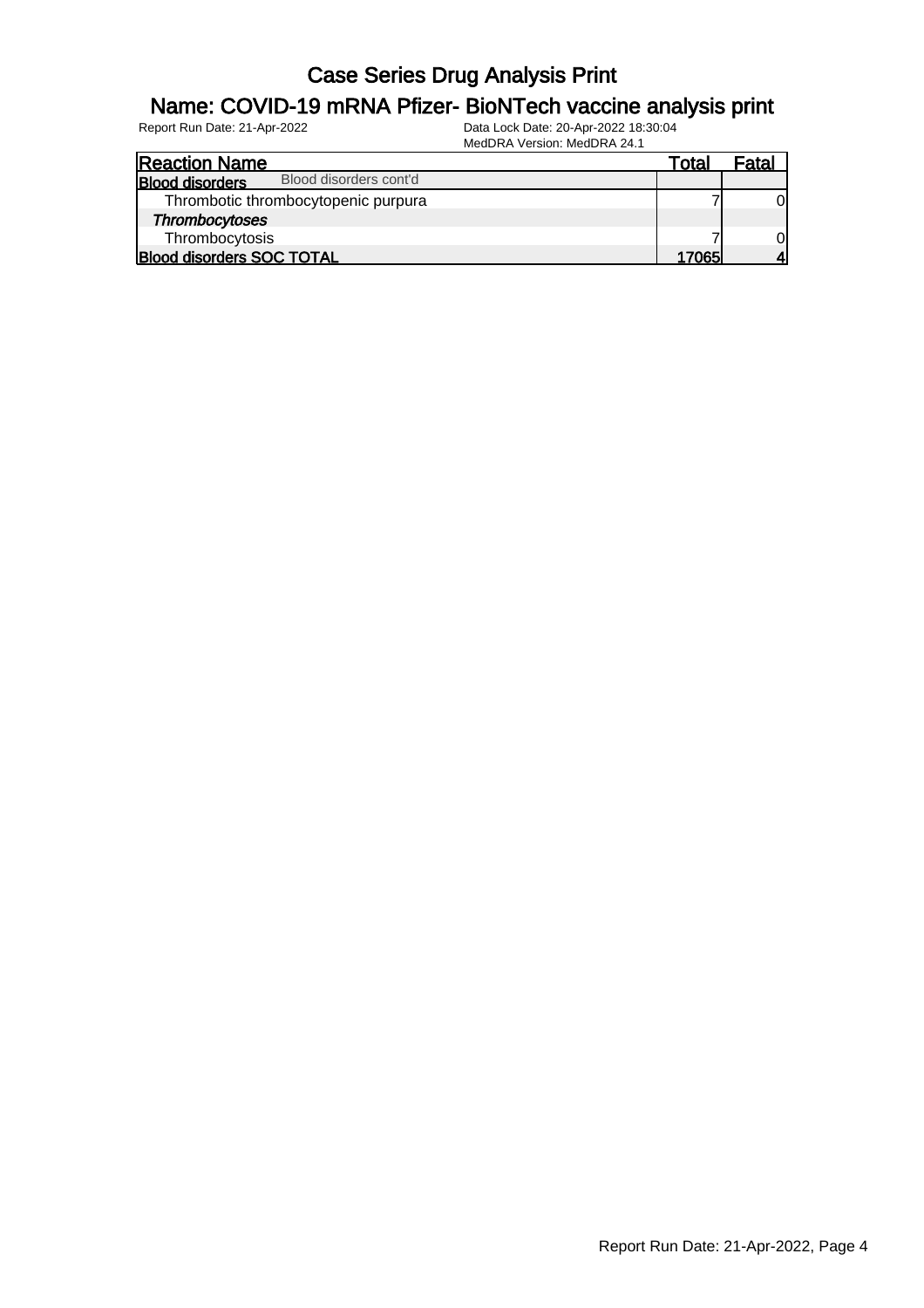# Case Series Drug Analysis Print

## Name: COVID-19 mRNA Pfizer- BioNTech vaccine analysis print

Report Run Date: 21-Apr-2022    Data Lock Date: 20-Apr-2022 18:30:04
MedDRA Version: MedDRA 24.1

| Reaction Name | Total | Fatal |
|---|---|---|
| **Blood disorders** Blood disorders cont'd | | |
| Thrombotic thrombocytopenic purpura | 7 | 0 |
| ***Thrombocytoses*** | | |
| Thrombocytosis | 7 | 0 |
| **Blood disorders SOC TOTAL** | **17065** | **4** |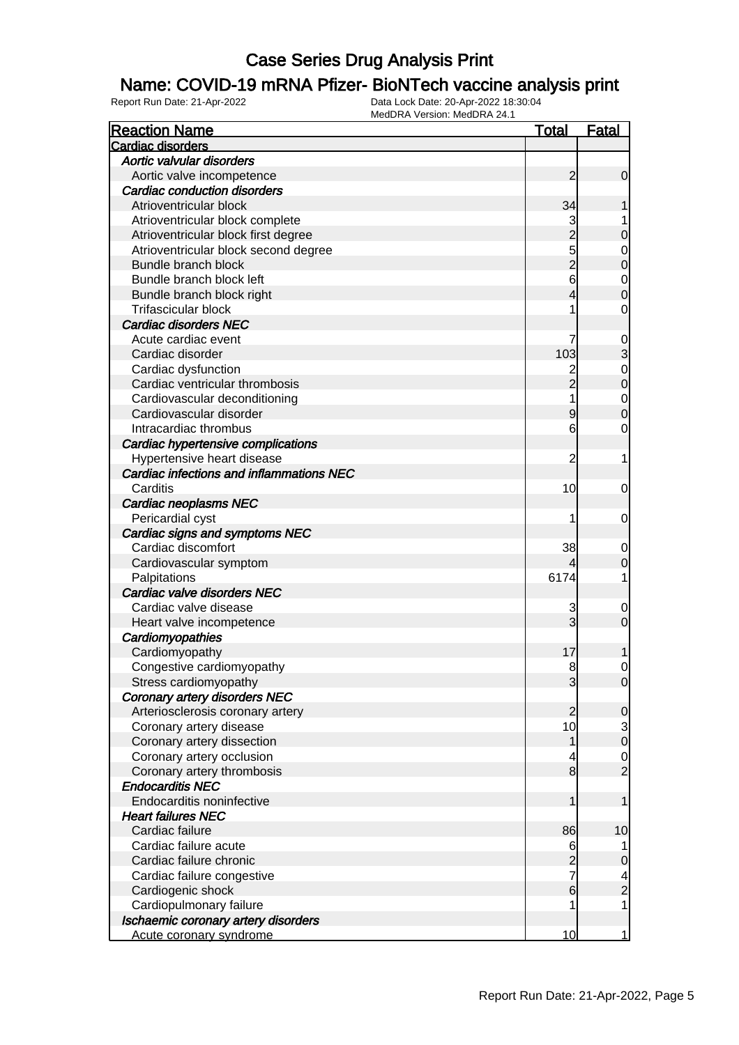# Case Series Drug Analysis Print

## Name: COVID-19 mRNA Pfizer- BioNTech vaccine analysis print

Report Run Date: 21-Apr-2022

Data Lock Date: 20-Apr-2022 18:30:04

MedDRA Version: MedDRA 24.1

| Reaction Name | Total | Fatal |
|---|---|---|
| **Cardiac disorders** | | |
| *Aortic valvular disorders* | | |
| Aortic valve incompetence | 2 | 0 |
| *Cardiac conduction disorders* | | |
| Atrioventricular block | 34 | 1 |
| Atrioventricular block complete | 3 | 1 |
| Atrioventricular block first degree | 2 | 0 |
| Atrioventricular block second degree | 5 | 0 |
| Bundle branch block | 2 | 0 |
| Bundle branch block left | 6 | 0 |
| Bundle branch block right | 4 | 0 |
| Trifascicular block | 1 | 0 |
| *Cardiac disorders NEC* | | |
| Acute cardiac event | 7 | 0 |
| Cardiac disorder | 103 | 3 |
| Cardiac dysfunction | 2 | 0 |
| Cardiac ventricular thrombosis | 2 | 0 |
| Cardiovascular deconditioning | 1 | 0 |
| Cardiovascular disorder | 9 | 0 |
| Intracardiac thrombus | 6 | 0 |
| *Cardiac hypertensive complications* | | |
| Hypertensive heart disease | 2 | 1 |
| *Cardiac infections and inflammations NEC* | | |
| Carditis | 10 | 0 |
| *Cardiac neoplasms NEC* | | |
| Pericardial cyst | 1 | 0 |
| *Cardiac signs and symptoms NEC* | | |
| Cardiac discomfort | 38 | 0 |
| Cardiovascular symptom | 4 | 0 |
| Palpitations | 6174 | 1 |
| *Cardiac valve disorders NEC* | | |
| Cardiac valve disease | 3 | 0 |
| Heart valve incompetence | 3 | 0 |
| *Cardiomyopathies* | | |
| Cardiomyopathy | 17 | 1 |
| Congestive cardiomyopathy | 8 | 0 |
| Stress cardiomyopathy | 3 | 0 |
| *Coronary artery disorders NEC* | | |
| Arteriosclerosis coronary artery | 2 | 0 |
| Coronary artery disease | 10 | 3 |
| Coronary artery dissection | 1 | 0 |
| Coronary artery occlusion | 4 | 0 |
| Coronary artery thrombosis | 8 | 2 |
| *Endocarditis NEC* | | |
| Endocarditis noninfective | 1 | 1 |
| *Heart failures NEC* | | |
| Cardiac failure | 86 | 10 |
| Cardiac failure acute | 6 | 1 |
| Cardiac failure chronic | 2 | 0 |
| Cardiac failure congestive | 7 | 4 |
| Cardiogenic shock | 6 | 2 |
| Cardiopulmonary failure | 1 | 1 |
| *Ischaemic coronary artery disorders* | | |
| Acute coronary syndrome | 10 | 1 |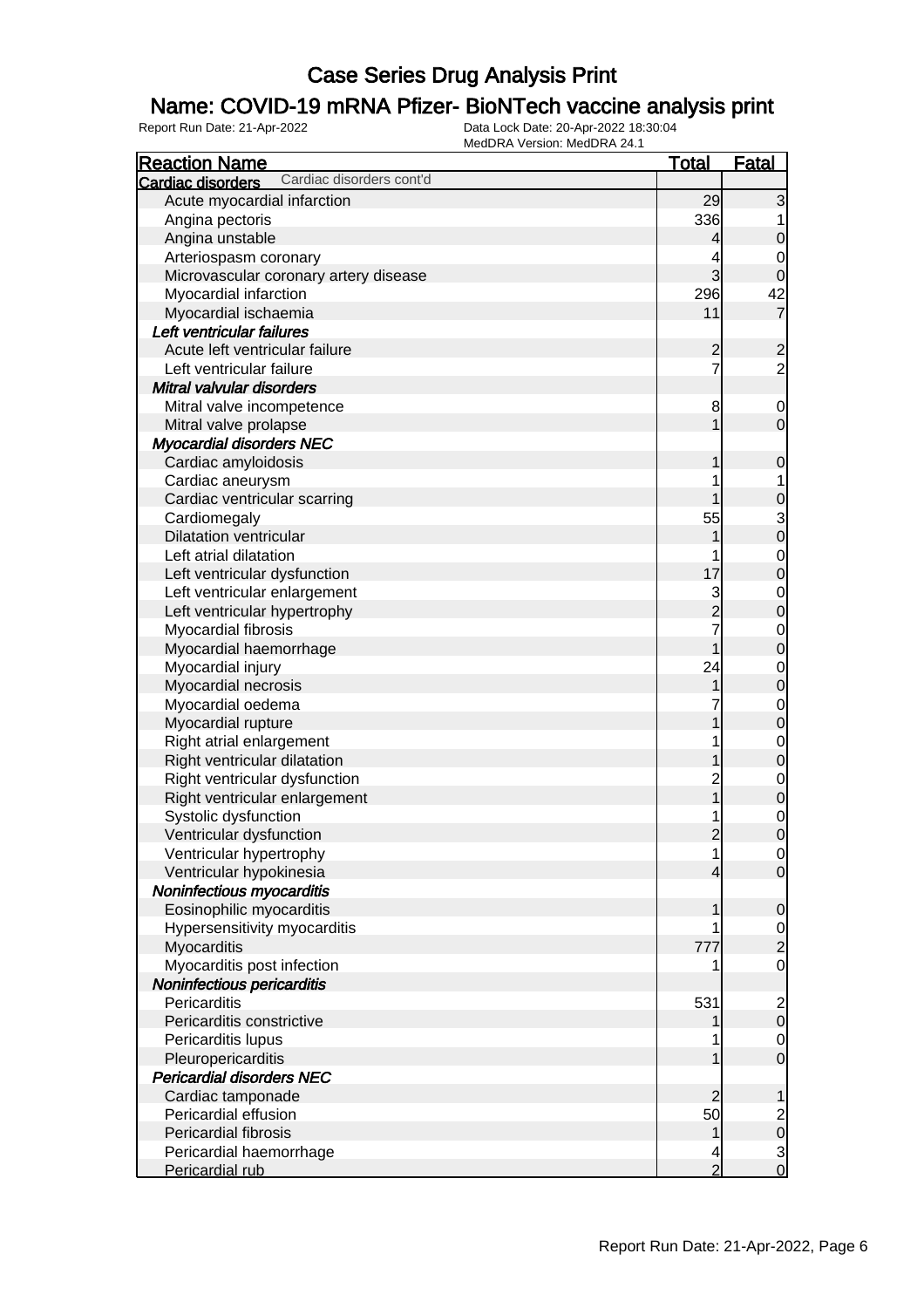# Case Series Drug Analysis Print

## Name: COVID-19 mRNA Pfizer- BioNTech vaccine analysis print

Report Run Date: 21-Apr-2022

Data Lock Date: 20-Apr-2022 18:30:04

MedDRA Version: MedDRA 24.1

| Reaction Name | Total | Fatal |
|---|---|---|
| **Cardiac disorders** Cardiac disorders cont'd | | |
| Acute myocardial infarction | 29 | 3 |
| Angina pectoris | 336 | 1 |
| Angina unstable | 4 | 0 |
| Arteriospasm coronary | 4 | 0 |
| Microvascular coronary artery disease | 3 | 0 |
| Myocardial infarction | 296 | 42 |
| Myocardial ischaemia | 11 | 7 |
| ***Left ventricular failures*** | | |
| Acute left ventricular failure | 2 | 2 |
| Left ventricular failure | 7 | 2 |
| ***Mitral valvular disorders*** | | |
| Mitral valve incompetence | 8 | 0 |
| Mitral valve prolapse | 1 | 0 |
| ***Myocardial disorders NEC*** | | |
| Cardiac amyloidosis | 1 | 0 |
| Cardiac aneurysm | 1 | 1 |
| Cardiac ventricular scarring | 1 | 0 |
| Cardiomegaly | 55 | 3 |
| Dilatation ventricular | 1 | 0 |
| Left atrial dilatation | 1 | 0 |
| Left ventricular dysfunction | 17 | 0 |
| Left ventricular enlargement | 3 | 0 |
| Left ventricular hypertrophy | 2 | 0 |
| Myocardial fibrosis | 7 | 0 |
| Myocardial haemorrhage | 1 | 0 |
| Myocardial injury | 24 | 0 |
| Myocardial necrosis | 1 | 0 |
| Myocardial oedema | 7 | 0 |
| Myocardial rupture | 1 | 0 |
| Right atrial enlargement | 1 | 0 |
| Right ventricular dilatation | 1 | 0 |
| Right ventricular dysfunction | 2 | 0 |
| Right ventricular enlargement | 1 | 0 |
| Systolic dysfunction | 1 | 0 |
| Ventricular dysfunction | 2 | 0 |
| Ventricular hypertrophy | 1 | 0 |
| Ventricular hypokinesia | 4 | 0 |
| ***Noninfectious myocarditis*** | | |
| Eosinophilic myocarditis | 1 | 0 |
| Hypersensitivity myocarditis | 1 | 0 |
| Myocarditis | 777 | 2 |
| Myocarditis post infection | 1 | 0 |
| ***Noninfectious pericarditis*** | | |
| Pericarditis | 531 | 2 |
| Pericarditis constrictive | 1 | 0 |
| Pericarditis lupus | 1 | 0 |
| Pleuropericarditis | 1 | 0 |
| ***Pericardial disorders NEC*** | | |
| Cardiac tamponade | 2 | 1 |
| Pericardial effusion | 50 | 2 |
| Pericardial fibrosis | 1 | 0 |
| Pericardial haemorrhage | 4 | 3 |
| Pericardial rub | 2 | 0 |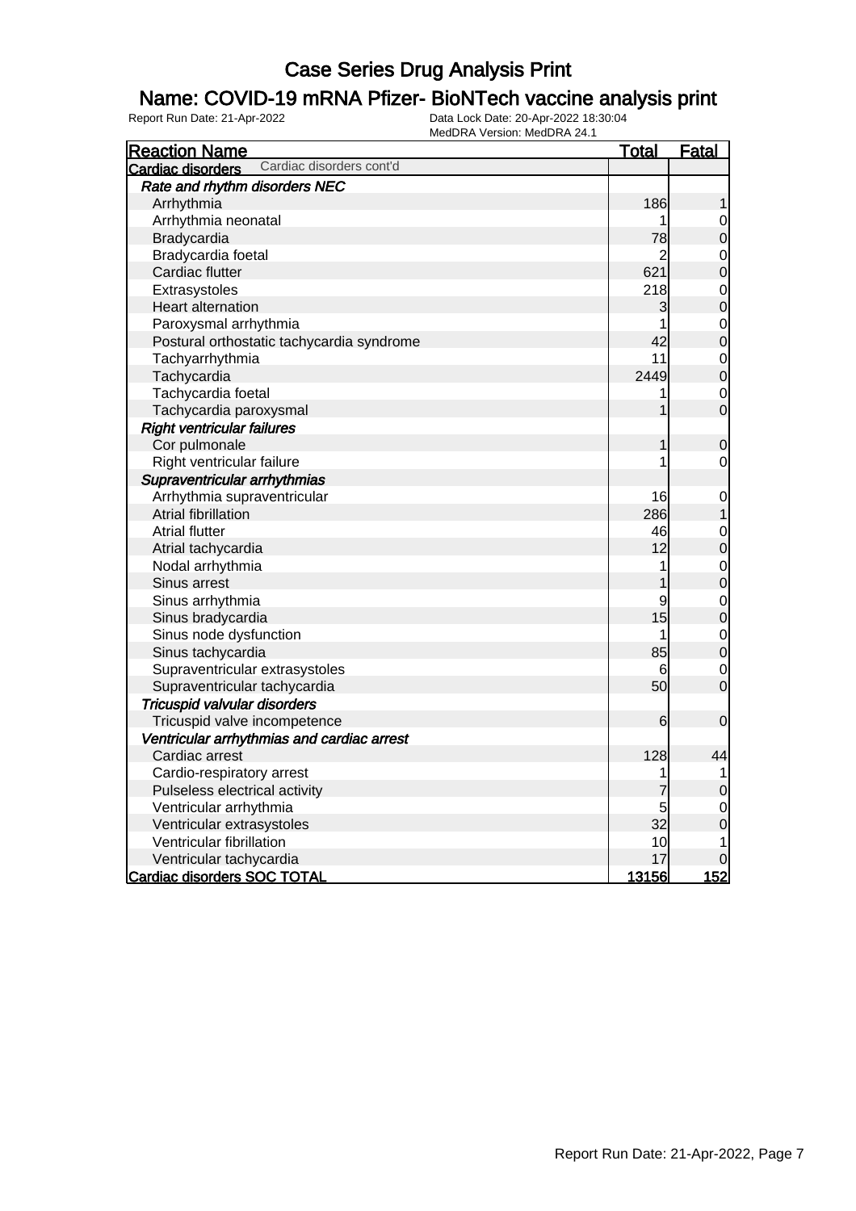# Case Series Drug Analysis Print

## Name: COVID-19 mRNA Pfizer- BioNTech vaccine analysis print

Report Run Date: 21-Apr-2022

Data Lock Date: 20-Apr-2022 18:30:04

MedDRA Version: MedDRA 24.1

| Reaction Name | Total | Fatal |
|---|---|---|
| **Cardiac disorders** Cardiac disorders cont'd | | |
| ***Rate and rhythm disorders NEC*** | | |
| Arrhythmia | 186 | 1 |
| Arrhythmia neonatal | 1 | 0 |
| Bradycardia | 78 | 0 |
| Bradycardia foetal | 2 | 0 |
| Cardiac flutter | 621 | 0 |
| Extrasystoles | 218 | 0 |
| Heart alternation | 3 | 0 |
| Paroxysmal arrhythmia | 1 | 0 |
| Postural orthostatic tachycardia syndrome | 42 | 0 |
| Tachyarrhythmia | 11 | 0 |
| Tachycardia | 2449 | 0 |
| Tachycardia foetal | 1 | 0 |
| Tachycardia paroxysmal | 1 | 0 |
| ***Right ventricular failures*** | | |
| Cor pulmonale | 1 | 0 |
| Right ventricular failure | 1 | 0 |
| ***Supraventricular arrhythmias*** | | |
| Arrhythmia supraventricular | 16 | 0 |
| Atrial fibrillation | 286 | 1 |
| Atrial flutter | 46 | 0 |
| Atrial tachycardia | 12 | 0 |
| Nodal arrhythmia | 1 | 0 |
| Sinus arrest | 1 | 0 |
| Sinus arrhythmia | 9 | 0 |
| Sinus bradycardia | 15 | 0 |
| Sinus node dysfunction | 1 | 0 |
| Sinus tachycardia | 85 | 0 |
| Supraventricular extrasystoles | 6 | 0 |
| Supraventricular tachycardia | 50 | 0 |
| ***Tricuspid valvular disorders*** | | |
| Tricuspid valve incompetence | 6 | 0 |
| ***Ventricular arrhythmias and cardiac arrest*** | | |
| Cardiac arrest | 128 | 44 |
| Cardio-respiratory arrest | 1 | 1 |
| Pulseless electrical activity | 7 | 0 |
| Ventricular arrhythmia | 5 | 0 |
| Ventricular extrasystoles | 32 | 0 |
| Ventricular fibrillation | 10 | 1 |
| Ventricular tachycardia | 17 | 0 |
| **Cardiac disorders SOC TOTAL** | **13156** | **152** |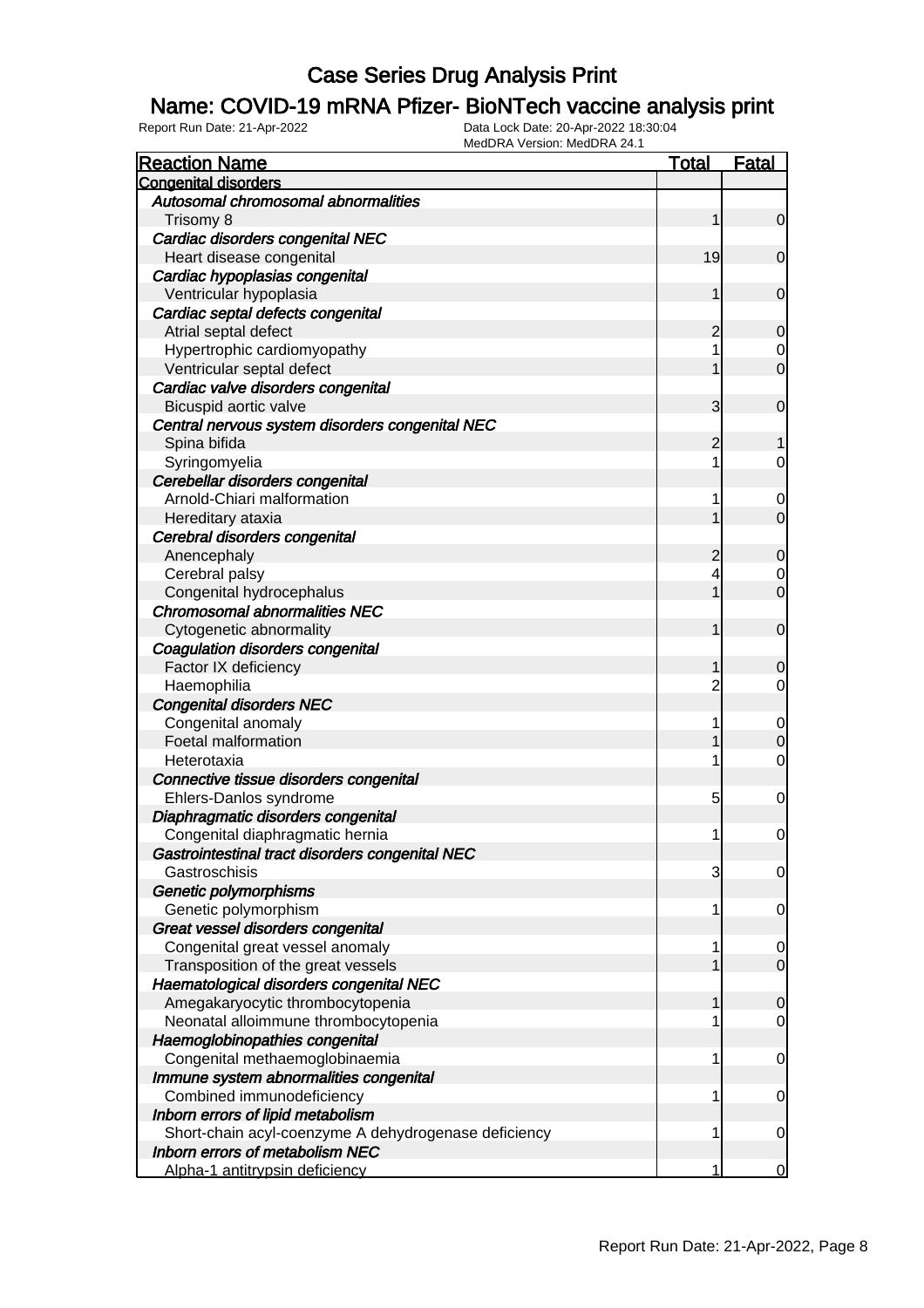# Case Series Drug Analysis Print

## Name: COVID-19 mRNA Pfizer- BioNTech vaccine analysis print

Report Run Date: 21-Apr-2022    Data Lock Date: 20-Apr-2022 18:30:04
MedDRA Version: MedDRA 24.1

| Reaction Name | Total | Fatal |
|---|---|---|
| **Congenital disorders** | | |
| *Autosomal chromosomal abnormalities* | | |
| Trisomy 8 | 1 | 0 |
| *Cardiac disorders congenital NEC* | | |
| Heart disease congenital | 19 | 0 |
| *Cardiac hypoplasias congenital* | | |
| Ventricular hypoplasia | 1 | 0 |
| *Cardiac septal defects congenital* | | |
| Atrial septal defect | 2 | 0 |
| Hypertrophic cardiomyopathy | 1 | 0 |
| Ventricular septal defect | 1 | 0 |
| *Cardiac valve disorders congenital* | | |
| Bicuspid aortic valve | 3 | 0 |
| *Central nervous system disorders congenital NEC* | | |
| Spina bifida | 2 | 1 |
| Syringomyelia | 1 | 0 |
| *Cerebellar disorders congenital* | | |
| Arnold-Chiari malformation | 1 | 0 |
| Hereditary ataxia | 1 | 0 |
| *Cerebral disorders congenital* | | |
| Anencephaly | 2 | 0 |
| Cerebral palsy | 4 | 0 |
| Congenital hydrocephalus | 1 | 0 |
| *Chromosomal abnormalities NEC* | | |
| Cytogenetic abnormality | 1 | 0 |
| *Coagulation disorders congenital* | | |
| Factor IX deficiency | 1 | 0 |
| Haemophilia | 2 | 0 |
| *Congenital disorders NEC* | | |
| Congenital anomaly | 1 | 0 |
| Foetal malformation | 1 | 0 |
| Heterotaxia | 1 | 0 |
| *Connective tissue disorders congenital* | | |
| Ehlers-Danlos syndrome | 5 | 0 |
| *Diaphragmatic disorders congenital* | | |
| Congenital diaphragmatic hernia | 1 | 0 |
| *Gastrointestinal tract disorders congenital NEC* | | |
| Gastroschisis | 3 | 0 |
| *Genetic polymorphisms* | | |
| Genetic polymorphism | 1 | 0 |
| *Great vessel disorders congenital* | | |
| Congenital great vessel anomaly | 1 | 0 |
| Transposition of the great vessels | 1 | 0 |
| *Haematological disorders congenital NEC* | | |
| Amegakaryocytic thrombocytopenia | 1 | 0 |
| Neonatal alloimmune thrombocytopenia | 1 | 0 |
| *Haemoglobinopathies congenital* | | |
| Congenital methaemoglobinaemia | 1 | 0 |
| *Immune system abnormalities congenital* | | |
| Combined immunodeficiency | 1 | 0 |
| *Inborn errors of lipid metabolism* | | |
| Short-chain acyl-coenzyme A dehydrogenase deficiency | 1 | 0 |
| *Inborn errors of metabolism NEC* | | |
| Alpha-1 antitrypsin deficiency | 1 | 0 |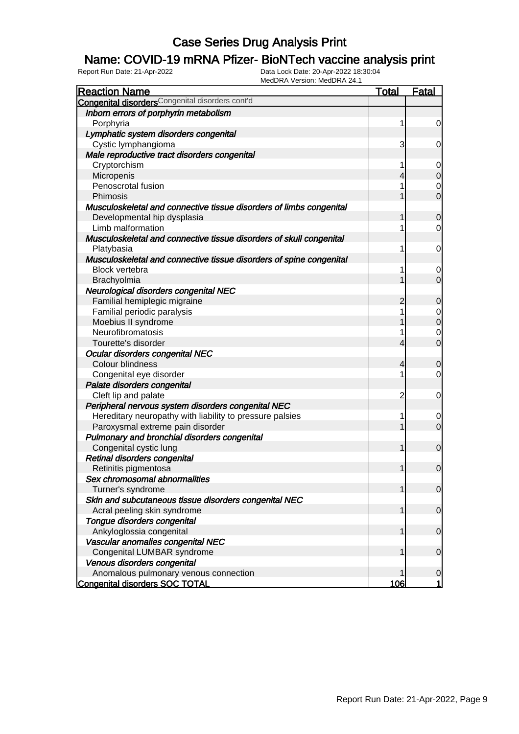# Case Series Drug Analysis Print

## Name: COVID-19 mRNA Pfizer- BioNTech vaccine analysis print

Report Run Date: 21-Apr-2022
Data Lock Date: 20-Apr-2022 18:30:04
MedDRA Version: MedDRA 24.1

| Reaction Name | Total | Fatal |
|---|---|---|
| **Congenital disorders** Congenital disorders cont'd | | |
| ***Inborn errors of porphyrin metabolism*** | | |
| Porphyria | 1 | 0 |
| ***Lymphatic system disorders congenital*** | | |
| Cystic lymphangioma | 3 | 0 |
| ***Male reproductive tract disorders congenital*** | | |
| Cryptorchism | 1 | 0 |
| Micropenis | 4 | 0 |
| Penoscrotal fusion | 1 | 0 |
| Phimosis | 1 | 0 |
| ***Musculoskeletal and connective tissue disorders of limbs congenital*** | | |
| Developmental hip dysplasia | 1 | 0 |
| Limb malformation | 1 | 0 |
| ***Musculoskeletal and connective tissue disorders of skull congenital*** | | |
| Platybasia | 1 | 0 |
| ***Musculoskeletal and connective tissue disorders of spine congenital*** | | |
| Block vertebra | 1 | 0 |
| Brachyolmia | 1 | 0 |
| ***Neurological disorders congenital NEC*** | | |
| Familial hemiplegic migraine | 2 | 0 |
| Familial periodic paralysis | 1 | 0 |
| Moebius II syndrome | 1 | 0 |
| Neurofibromatosis | 1 | 0 |
| Tourette's disorder | 4 | 0 |
| ***Ocular disorders congenital NEC*** | | |
| Colour blindness | 4 | 0 |
| Congenital eye disorder | 1 | 0 |
| ***Palate disorders congenital*** | | |
| Cleft lip and palate | 2 | 0 |
| ***Peripheral nervous system disorders congenital NEC*** | | |
| Hereditary neuropathy with liability to pressure palsies | 1 | 0 |
| Paroxysmal extreme pain disorder | 1 | 0 |
| ***Pulmonary and bronchial disorders congenital*** | | |
| Congenital cystic lung | 1 | 0 |
| ***Retinal disorders congenital*** | | |
| Retinitis pigmentosa | 1 | 0 |
| ***Sex chromosomal abnormalities*** | | |
| Turner's syndrome | 1 | 0 |
| ***Skin and subcutaneous tissue disorders congenital NEC*** | | |
| Acral peeling skin syndrome | 1 | 0 |
| ***Tongue disorders congenital*** | | |
| Ankyloglossia congenital | 1 | 0 |
| ***Vascular anomalies congenital NEC*** | | |
| Congenital LUMBAR syndrome | 1 | 0 |
| ***Venous disorders congenital*** | | |
| Anomalous pulmonary venous connection | 1 | 0 |
| **Congenital disorders SOC TOTAL** | **106** | **1** |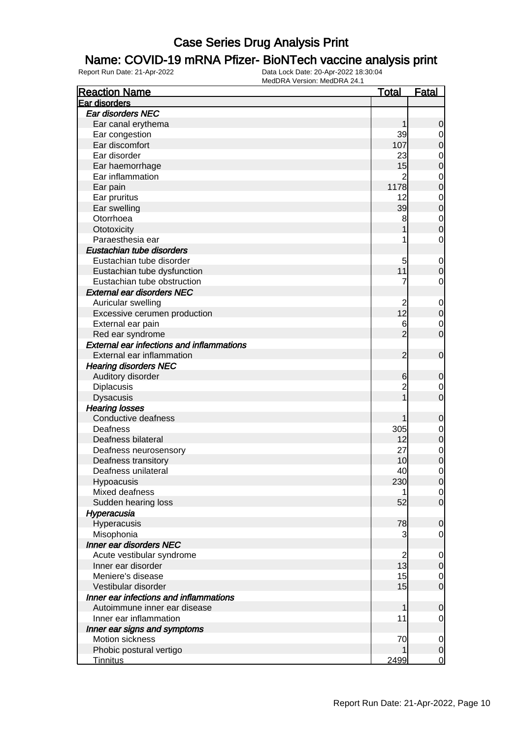# Case Series Drug Analysis Print

## Name: COVID-19 mRNA Pfizer- BioNTech vaccine analysis print

Report Run Date: 21-Apr-2022
Data Lock Date: 20-Apr-2022 18:30:04
MedDRA Version: MedDRA 24.1

| Reaction Name | Total | Fatal |
|---|---|---|
| **Ear disorders** | | |
| *Ear disorders NEC* | | |
| Ear canal erythema | 1 | 0 |
| Ear congestion | 39 | 0 |
| Ear discomfort | 107 | 0 |
| Ear disorder | 23 | 0 |
| Ear haemorrhage | 15 | 0 |
| Ear inflammation | 2 | 0 |
| Ear pain | 1178 | 0 |
| Ear pruritus | 12 | 0 |
| Ear swelling | 39 | 0 |
| Otorrhoea | 8 | 0 |
| Ototoxicity | 1 | 0 |
| Paraesthesia ear | 1 | 0 |
| *Eustachian tube disorders* | | |
| Eustachian tube disorder | 5 | 0 |
| Eustachian tube dysfunction | 11 | 0 |
| Eustachian tube obstruction | 7 | 0 |
| *External ear disorders NEC* | | |
| Auricular swelling | 2 | 0 |
| Excessive cerumen production | 12 | 0 |
| External ear pain | 6 | 0 |
| Red ear syndrome | 2 | 0 |
| *External ear infections and inflammations* | | |
| External ear inflammation | 2 | 0 |
| *Hearing disorders NEC* | | |
| Auditory disorder | 6 | 0 |
| Diplacusis | 2 | 0 |
| Dysacusis | 1 | 0 |
| *Hearing losses* | | |
| Conductive deafness | 1 | 0 |
| Deafness | 305 | 0 |
| Deafness bilateral | 12 | 0 |
| Deafness neurosensory | 27 | 0 |
| Deafness transitory | 10 | 0 |
| Deafness unilateral | 40 | 0 |
| Hypoacusis | 230 | 0 |
| Mixed deafness | 1 | 0 |
| Sudden hearing loss | 52 | 0 |
| *Hyperacusia* | | |
| Hyperacusis | 78 | 0 |
| Misophonia | 3 | 0 |
| *Inner ear disorders NEC* | | |
| Acute vestibular syndrome | 2 | 0 |
| Inner ear disorder | 13 | 0 |
| Meniere's disease | 15 | 0 |
| Vestibular disorder | 15 | 0 |
| *Inner ear infections and inflammations* | | |
| Autoimmune inner ear disease | 1 | 0 |
| Inner ear inflammation | 11 | 0 |
| *Inner ear signs and symptoms* | | |
| Motion sickness | 70 | 0 |
| Phobic postural vertigo | 1 | 0 |
| Tinnitus | 2499 | 0 |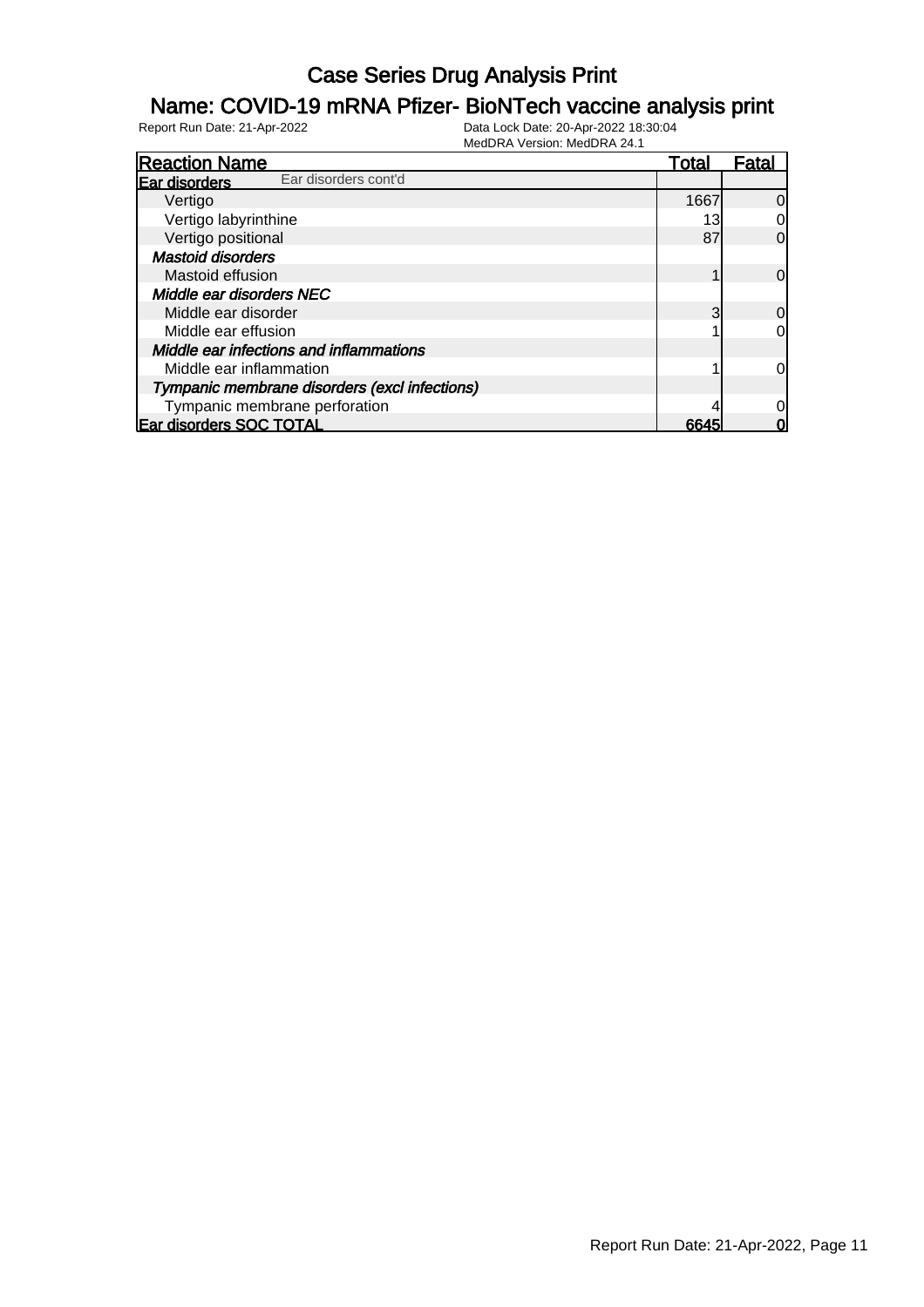# Case Series Drug Analysis Print

## Name: COVID-19 mRNA Pfizer- BioNTech vaccine analysis print

Report Run Date: 21-Apr-2022 Data Lock Date: 20-Apr-2022 18:30:04
MedDRA Version: MedDRA 24.1

| Reaction Name | Total | Fatal |
|---|---|---|
| **Ear disorders** Ear disorders cont'd | | |
| Vertigo | 1667 | 0 |
| Vertigo labyrinthine | 13 | 0 |
| Vertigo positional | 87 | 0 |
| ***Mastoid disorders*** | | |
| Mastoid effusion | 1 | 0 |
| ***Middle ear disorders NEC*** | | |
| Middle ear disorder | 3 | 0 |
| Middle ear effusion | 1 | 0 |
| ***Middle ear infections and inflammations*** | | |
| Middle ear inflammation | 1 | 0 |
| ***Tympanic membrane disorders (excl infections)*** | | |
| Tympanic membrane perforation | 4 | 0 |
| **Ear disorders SOC TOTAL** | **6645** | **0** |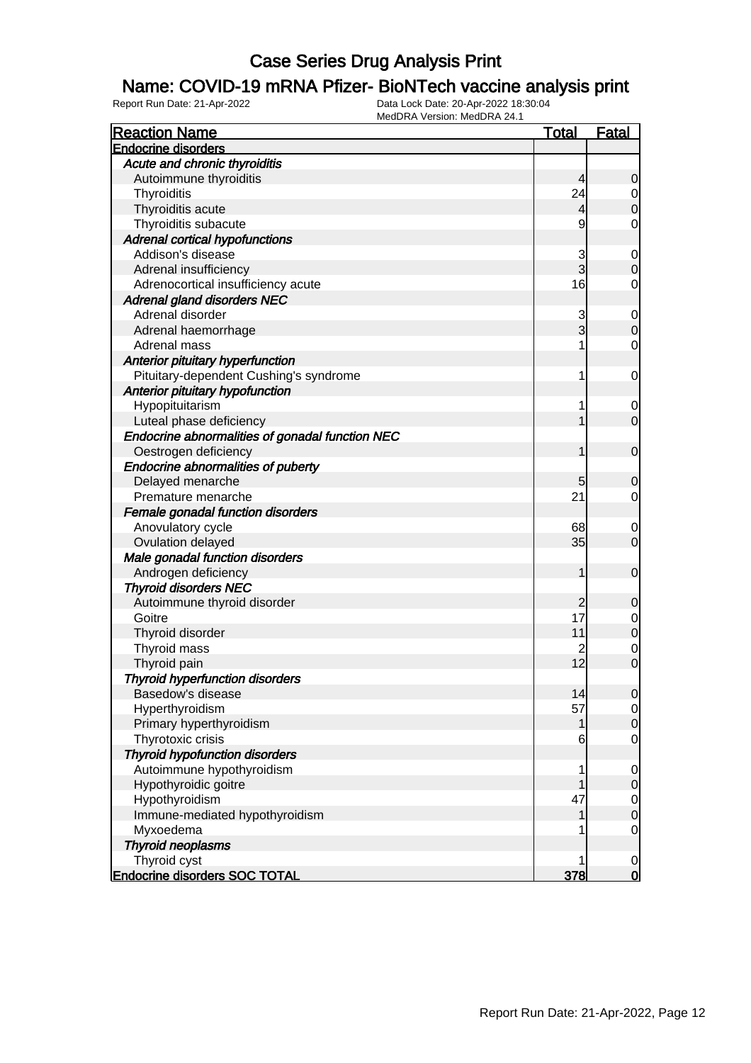# Case Series Drug Analysis Print

## Name: COVID-19 mRNA Pfizer- BioNTech vaccine analysis print

Report Run Date: 21-Apr-2022
Data Lock Date: 20-Apr-2022 18:30:04
MedDRA Version: MedDRA 24.1

| Reaction Name | Total | Fatal |
|---|---|---|
| **Endocrine disorders** | | |
| *Acute and chronic thyroiditis* | | |
| Autoimmune thyroiditis | 4 | 0 |
| Thyroiditis | 24 | 0 |
| Thyroiditis acute | 4 | 0 |
| Thyroiditis subacute | 9 | 0 |
| *Adrenal cortical hypofunctions* | | |
| Addison's disease | 3 | 0 |
| Adrenal insufficiency | 3 | 0 |
| Adrenocortical insufficiency acute | 16 | 0 |
| *Adrenal gland disorders NEC* | | |
| Adrenal disorder | 3 | 0 |
| Adrenal haemorrhage | 3 | 0 |
| Adrenal mass | 1 | 0 |
| *Anterior pituitary hyperfunction* | | |
| Pituitary-dependent Cushing's syndrome | 1 | 0 |
| *Anterior pituitary hypofunction* | | |
| Hypopituitarism | 1 | 0 |
| Luteal phase deficiency | 1 | 0 |
| *Endocrine abnormalities of gonadal function NEC* | | |
| Oestrogen deficiency | 1 | 0 |
| *Endocrine abnormalities of puberty* | | |
| Delayed menarche | 5 | 0 |
| Premature menarche | 21 | 0 |
| *Female gonadal function disorders* | | |
| Anovulatory cycle | 68 | 0 |
| Ovulation delayed | 35 | 0 |
| *Male gonadal function disorders* | | |
| Androgen deficiency | 1 | 0 |
| *Thyroid disorders NEC* | | |
| Autoimmune thyroid disorder | 2 | 0 |
| Goitre | 17 | 0 |
| Thyroid disorder | 11 | 0 |
| Thyroid mass | 2 | 0 |
| Thyroid pain | 12 | 0 |
| *Thyroid hyperfunction disorders* | | |
| Basedow's disease | 14 | 0 |
| Hyperthyroidism | 57 | 0 |
| Primary hyperthyroidism | 1 | 0 |
| Thyrotoxic crisis | 6 | 0 |
| *Thyroid hypofunction disorders* | | |
| Autoimmune hypothyroidism | 1 | 0 |
| Hypothyroidic goitre | 1 | 0 |
| Hypothyroidism | 47 | 0 |
| Immune-mediated hypothyroidism | 1 | 0 |
| Myxoedema | 1 | 0 |
| *Thyroid neoplasms* | | |
| Thyroid cyst | 1 | 0 |
| **Endocrine disorders SOC TOTAL** | **378** | **0** |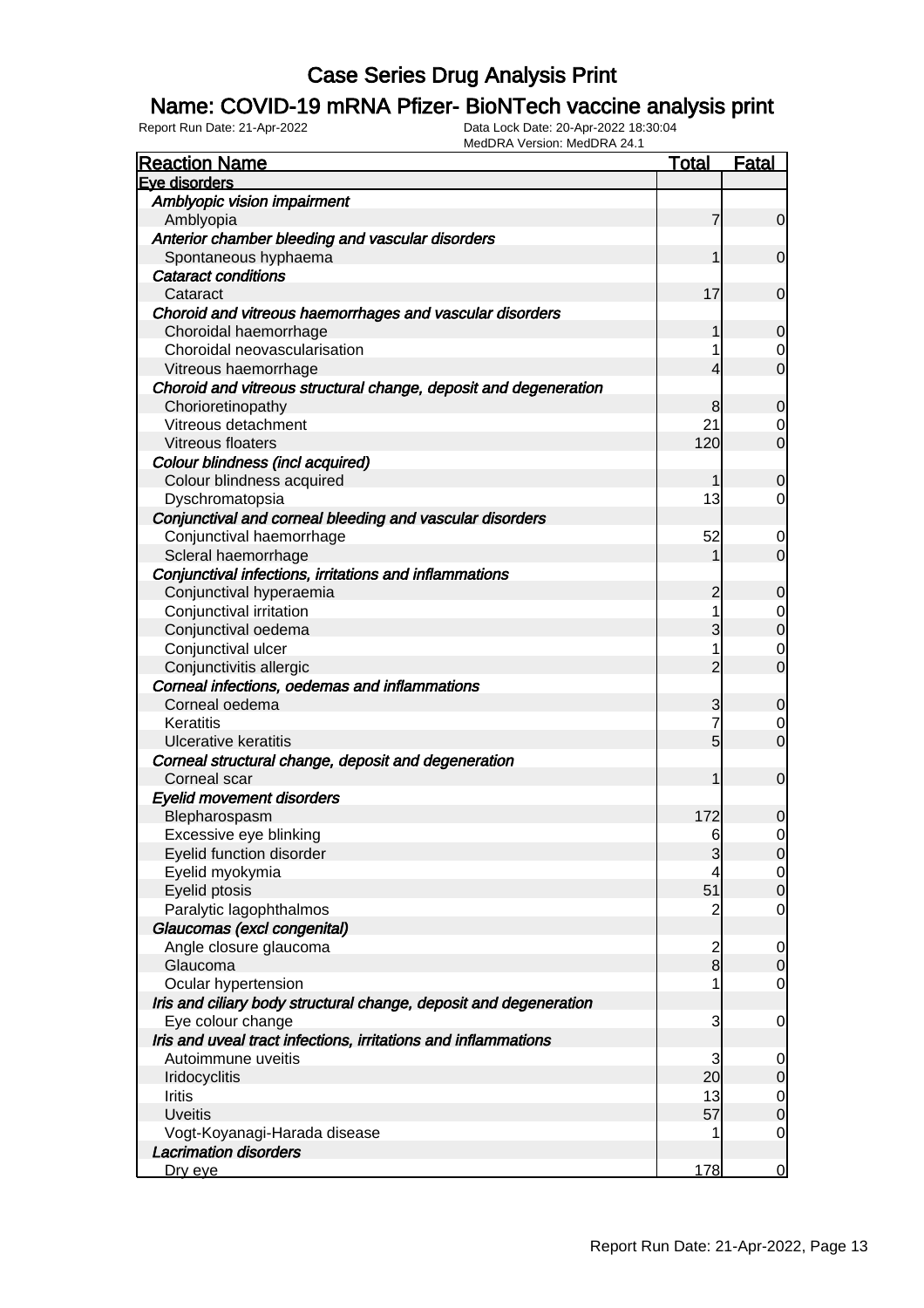# Case Series Drug Analysis Print

## Name: COVID-19 mRNA Pfizer- BioNTech vaccine analysis print

Report Run Date: 21-Apr-2022    Data Lock Date: 20-Apr-2022 18:30:04
MedDRA Version: MedDRA 24.1

| Reaction Name | Total | Fatal |
|---|---|---|
| **Eye disorders** | | |
| *Amblyopic vision impairment* | | |
| Amblyopia | 7 | 0 |
| *Anterior chamber bleeding and vascular disorders* | | |
| Spontaneous hyphaema | 1 | 0 |
| *Cataract conditions* | | |
| Cataract | 17 | 0 |
| *Choroid and vitreous haemorrhages and vascular disorders* | | |
| Choroidal haemorrhage | 1 | 0 |
| Choroidal neovascularisation | 1 | 0 |
| Vitreous haemorrhage | 4 | 0 |
| *Choroid and vitreous structural change, deposit and degeneration* | | |
| Chorioretinopathy | 8 | 0 |
| Vitreous detachment | 21 | 0 |
| Vitreous floaters | 120 | 0 |
| *Colour blindness (incl acquired)* | | |
| Colour blindness acquired | 1 | 0 |
| Dyschromatopsia | 13 | 0 |
| *Conjunctival and corneal bleeding and vascular disorders* | | |
| Conjunctival haemorrhage | 52 | 0 |
| Scleral haemorrhage | 1 | 0 |
| *Conjunctival infections, irritations and inflammations* | | |
| Conjunctival hyperaemia | 2 | 0 |
| Conjunctival irritation | 1 | 0 |
| Conjunctival oedema | 3 | 0 |
| Conjunctival ulcer | 1 | 0 |
| Conjunctivitis allergic | 2 | 0 |
| *Corneal infections, oedemas and inflammations* | | |
| Corneal oedema | 3 | 0 |
| Keratitis | 7 | 0 |
| Ulcerative keratitis | 5 | 0 |
| *Corneal structural change, deposit and degeneration* | | |
| Corneal scar | 1 | 0 |
| *Eyelid movement disorders* | | |
| Blepharospasm | 172 | 0 |
| Excessive eye blinking | 6 | 0 |
| Eyelid function disorder | 3 | 0 |
| Eyelid myokymia | 4 | 0 |
| Eyelid ptosis | 51 | 0 |
| Paralytic lagophthalmos | 2 | 0 |
| *Glaucomas (excl congenital)* | | |
| Angle closure glaucoma | 2 | 0 |
| Glaucoma | 8 | 0 |
| Ocular hypertension | 1 | 0 |
| *Iris and ciliary body structural change, deposit and degeneration* | | |
| Eye colour change | 3 | 0 |
| *Iris and uveal tract infections, irritations and inflammations* | | |
| Autoimmune uveitis | 3 | 0 |
| Iridocyclitis | 20 | 0 |
| Iritis | 13 | 0 |
| Uveitis | 57 | 0 |
| Vogt-Koyanagi-Harada disease | 1 | 0 |
| *Lacrimation disorders* | | |
| Dry eye | 178 | 0 |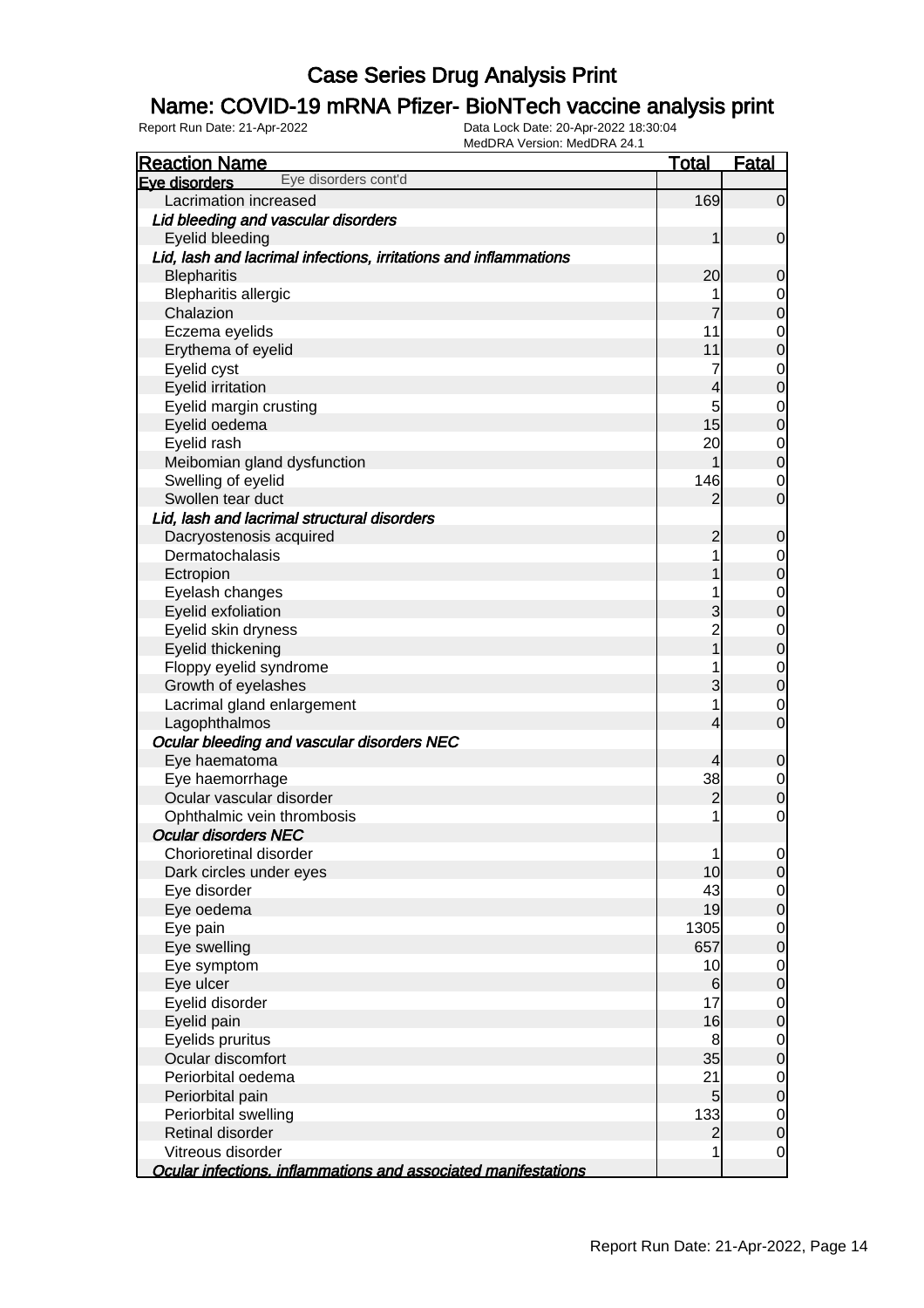# Case Series Drug Analysis Print

## Name: COVID-19 mRNA Pfizer- BioNTech vaccine analysis print

Report Run Date: 21-Apr-2022 | Data Lock Date: 20-Apr-2022 18:30:04 | MedDRA Version: MedDRA 24.1

| Reaction Name | Total | Fatal |
|---|---|---|
| **Eye disorders** Eye disorders cont'd | | |
| Lacrimation increased | 169 | 0 |
| *Lid bleeding and vascular disorders* | | |
| Eyelid bleeding | 1 | 0 |
| *Lid, lash and lacrimal infections, irritations and inflammations* | | |
| Blepharitis | 20 | 0 |
| Blepharitis allergic | 1 | 0 |
| Chalazion | 7 | 0 |
| Eczema eyelids | 11 | 0 |
| Erythema of eyelid | 11 | 0 |
| Eyelid cyst | 7 | 0 |
| Eyelid irritation | 4 | 0 |
| Eyelid margin crusting | 5 | 0 |
| Eyelid oedema | 15 | 0 |
| Eyelid rash | 20 | 0 |
| Meibomian gland dysfunction | 1 | 0 |
| Swelling of eyelid | 146 | 0 |
| Swollen tear duct | 2 | 0 |
| *Lid, lash and lacrimal structural disorders* | | |
| Dacryostenosis acquired | 2 | 0 |
| Dermatochalasis | 1 | 0 |
| Ectropion | 1 | 0 |
| Eyelash changes | 1 | 0 |
| Eyelid exfoliation | 3 | 0 |
| Eyelid skin dryness | 2 | 0 |
| Eyelid thickening | 1 | 0 |
| Floppy eyelid syndrome | 1 | 0 |
| Growth of eyelashes | 3 | 0 |
| Lacrimal gland enlargement | 1 | 0 |
| Lagophthalmos | 4 | 0 |
| *Ocular bleeding and vascular disorders NEC* | | |
| Eye haematoma | 4 | 0 |
| Eye haemorrhage | 38 | 0 |
| Ocular vascular disorder | 2 | 0 |
| Ophthalmic vein thrombosis | 1 | 0 |
| *Ocular disorders NEC* | | |
| Chorioretinal disorder | 1 | 0 |
| Dark circles under eyes | 10 | 0 |
| Eye disorder | 43 | 0 |
| Eye oedema | 19 | 0 |
| Eye pain | 1305 | 0 |
| Eye swelling | 657 | 0 |
| Eye symptom | 10 | 0 |
| Eye ulcer | 6 | 0 |
| Eyelid disorder | 17 | 0 |
| Eyelid pain | 16 | 0 |
| Eyelids pruritus | 8 | 0 |
| Ocular discomfort | 35 | 0 |
| Periorbital oedema | 21 | 0 |
| Periorbital pain | 5 | 0 |
| Periorbital swelling | 133 | 0 |
| Retinal disorder | 2 | 0 |
| Vitreous disorder | 1 | 0 |
| *Ocular infections, inflammations and associated manifestations* | | |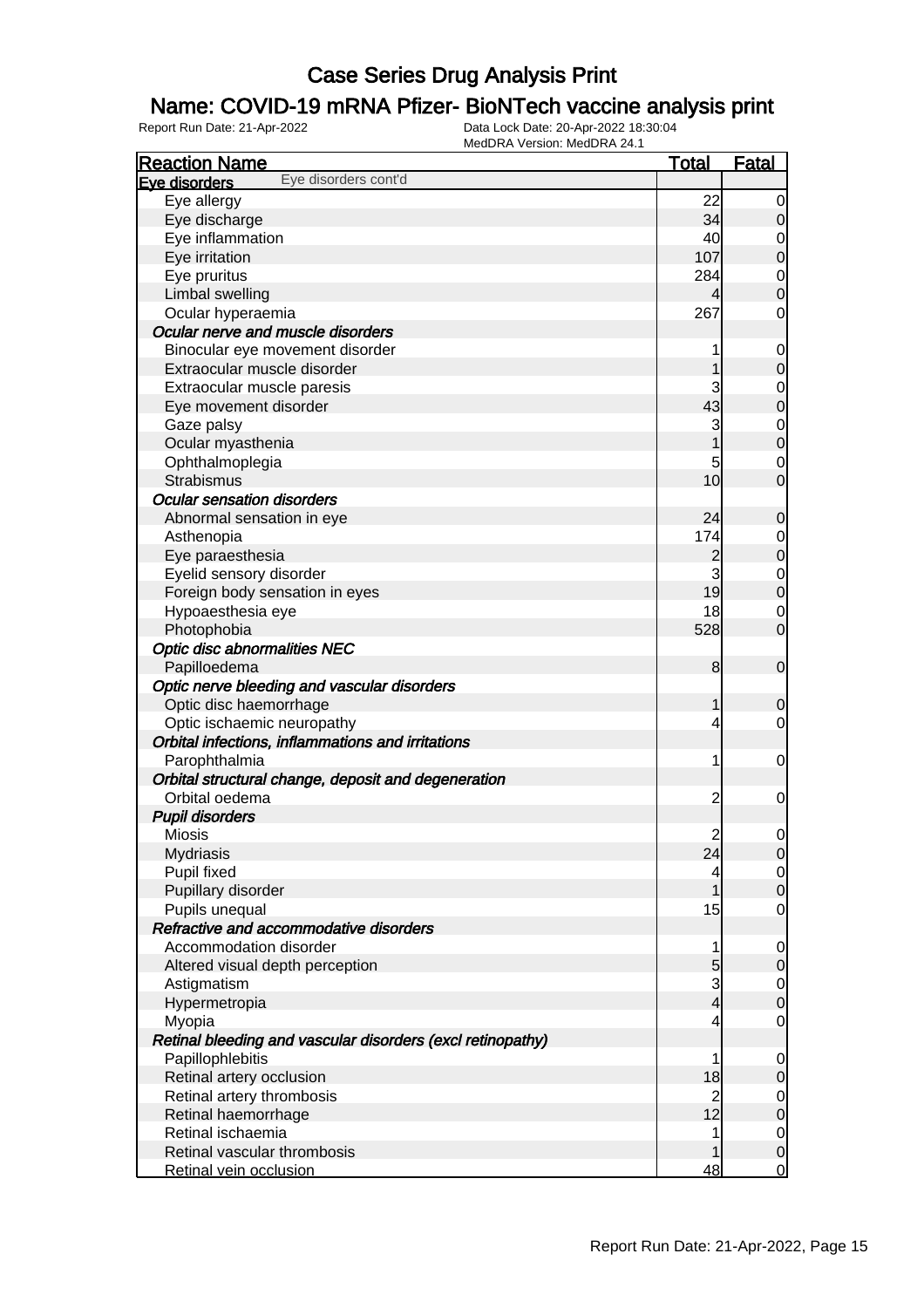# Case Series Drug Analysis Print

## Name: COVID-19 mRNA Pfizer- BioNTech vaccine analysis print

Report Run Date: 21-Apr-2022    Data Lock Date: 20-Apr-2022 18:30:04
MedDRA Version: MedDRA 24.1

| Reaction Name | Total | Fatal |
|---|---|---|
| **Eye disorders** Eye disorders cont'd | | |
| Eye allergy | 22 | 0 |
| Eye discharge | 34 | 0 |
| Eye inflammation | 40 | 0 |
| Eye irritation | 107 | 0 |
| Eye pruritus | 284 | 0 |
| Limbal swelling | 4 | 0 |
| Ocular hyperaemia | 267 | 0 |
| *Ocular nerve and muscle disorders* | | |
| Binocular eye movement disorder | 1 | 0 |
| Extraocular muscle disorder | 1 | 0 |
| Extraocular muscle paresis | 3 | 0 |
| Eye movement disorder | 43 | 0 |
| Gaze palsy | 3 | 0 |
| Ocular myasthenia | 1 | 0 |
| Ophthalmoplegia | 5 | 0 |
| Strabismus | 10 | 0 |
| *Ocular sensation disorders* | | |
| Abnormal sensation in eye | 24 | 0 |
| Asthenopia | 174 | 0 |
| Eye paraesthesia | 2 | 0 |
| Eyelid sensory disorder | 3 | 0 |
| Foreign body sensation in eyes | 19 | 0 |
| Hypoaesthesia eye | 18 | 0 |
| Photophobia | 528 | 0 |
| *Optic disc abnormalities NEC* | | |
| Papilloedema | 8 | 0 |
| *Optic nerve bleeding and vascular disorders* | | |
| Optic disc haemorrhage | 1 | 0 |
| Optic ischaemic neuropathy | 4 | 0 |
| *Orbital infections, inflammations and irritations* | | |
| Parophthalmia | 1 | 0 |
| *Orbital structural change, deposit and degeneration* | | |
| Orbital oedema | 2 | 0 |
| *Pupil disorders* | | |
| Miosis | 2 | 0 |
| Mydriasis | 24 | 0 |
| Pupil fixed | 4 | 0 |
| Pupillary disorder | 1 | 0 |
| Pupils unequal | 15 | 0 |
| *Refractive and accommodative disorders* | | |
| Accommodation disorder | 1 | 0 |
| Altered visual depth perception | 5 | 0 |
| Astigmatism | 3 | 0 |
| Hypermetropia | 4 | 0 |
| Myopia | 4 | 0 |
| *Retinal bleeding and vascular disorders (excl retinopathy)* | | |
| Papillophlebitis | 1 | 0 |
| Retinal artery occlusion | 18 | 0 |
| Retinal artery thrombosis | 2 | 0 |
| Retinal haemorrhage | 12 | 0 |
| Retinal ischaemia | 1 | 0 |
| Retinal vascular thrombosis | 1 | 0 |
| Retinal vein occlusion | 48 | 0 |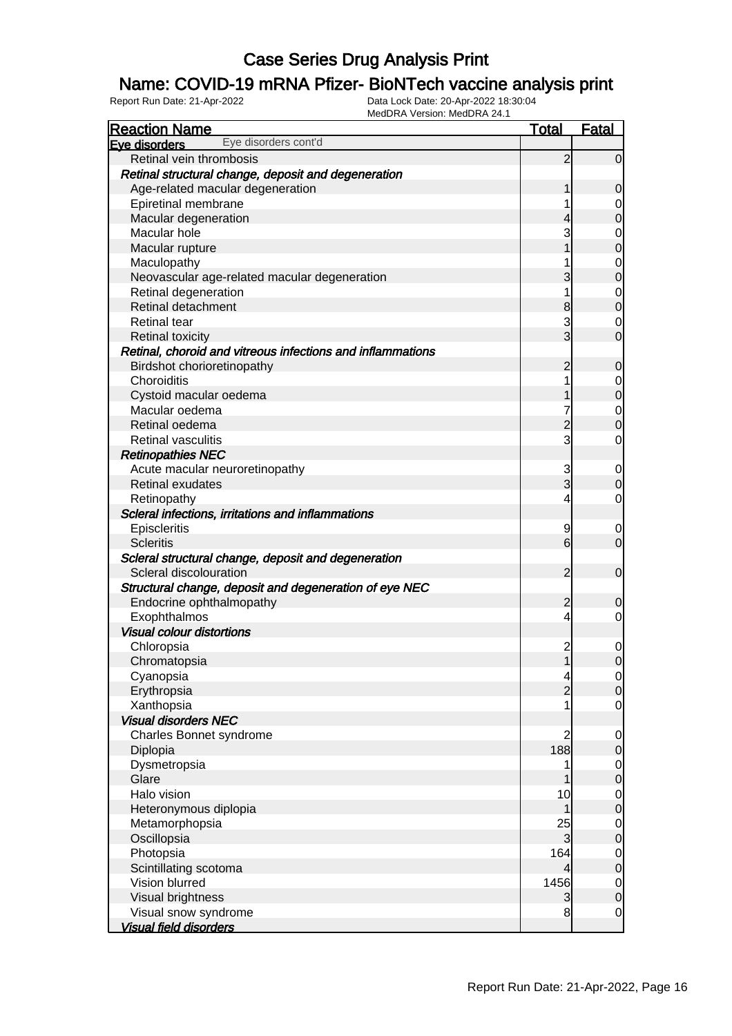# Case Series Drug Analysis Print

## Name: COVID-19 mRNA Pfizer- BioNTech vaccine analysis print

Report Run Date: 21-Apr-2022    Data Lock Date: 20-Apr-2022 18:30:04
MedDRA Version: MedDRA 24.1

| Reaction Name | Total | Fatal |
|---|---|---|
| **Eye disorders** Eye disorders cont'd | | |
| Retinal vein thrombosis | 2 | 0 |
| ***Retinal structural change, deposit and degeneration*** | | |
| Age-related macular degeneration | 1 | 0 |
| Epiretinal membrane | 1 | 0 |
| Macular degeneration | 4 | 0 |
| Macular hole | 3 | 0 |
| Macular rupture | 1 | 0 |
| Maculopathy | 1 | 0 |
| Neovascular age-related macular degeneration | 3 | 0 |
| Retinal degeneration | 1 | 0 |
| Retinal detachment | 8 | 0 |
| Retinal tear | 3 | 0 |
| Retinal toxicity | 3 | 0 |
| ***Retinal, choroid and vitreous infections and inflammations*** | | |
| Birdshot chorioretinopathy | 2 | 0 |
| Choroiditis | 1 | 0 |
| Cystoid macular oedema | 1 | 0 |
| Macular oedema | 7 | 0 |
| Retinal oedema | 2 | 0 |
| Retinal vasculitis | 3 | 0 |
| ***Retinopathies NEC*** | | |
| Acute macular neuroretinopathy | 3 | 0 |
| Retinal exudates | 3 | 0 |
| Retinopathy | 4 | 0 |
| ***Scleral infections, irritations and inflammations*** | | |
| Episcleritis | 9 | 0 |
| Scleritis | 6 | 0 |
| ***Scleral structural change, deposit and degeneration*** | | |
| Scleral discolouration | 2 | 0 |
| ***Structural change, deposit and degeneration of eye NEC*** | | |
| Endocrine ophthalmopathy | 2 | 0 |
| Exophthalmos | 4 | 0 |
| ***Visual colour distortions*** | | |
| Chloropsia | 2 | 0 |
| Chromatopsia | 1 | 0 |
| Cyanopsia | 4 | 0 |
| Erythropsia | 2 | 0 |
| Xanthopsia | 1 | 0 |
| ***Visual disorders NEC*** | | |
| Charles Bonnet syndrome | 2 | 0 |
| Diplopia | 188 | 0 |
| Dysmetropsia | 1 | 0 |
| Glare | 1 | 0 |
| Halo vision | 10 | 0 |
| Heteronymous diplopia | 1 | 0 |
| Metamorphopsia | 25 | 0 |
| Oscillopsia | 3 | 0 |
| Photopsia | 164 | 0 |
| Scintillating scotoma | 4 | 0 |
| Vision blurred | 1456 | 0 |
| Visual brightness | 3 | 0 |
| Visual snow syndrome | 8 | 0 |
| ***Visual field disorders*** | | |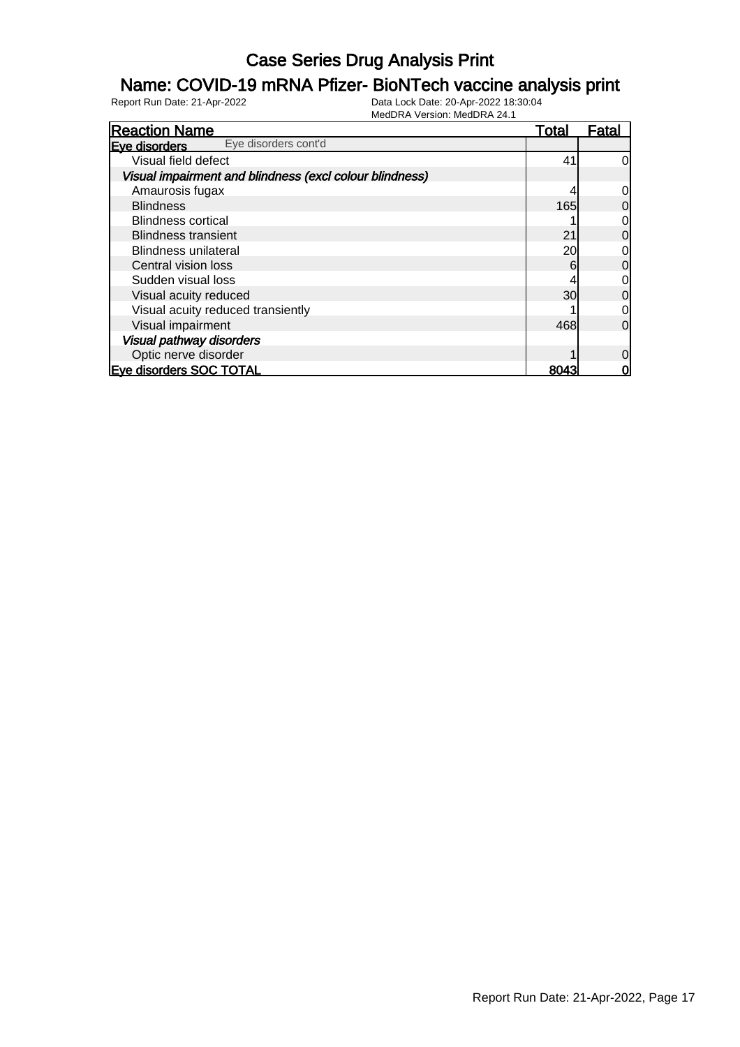# Case Series Drug Analysis Print

## Name: COVID-19 mRNA Pfizer- BioNTech vaccine analysis print

Report Run Date: 21-Apr-2022

Data Lock Date: 20-Apr-2022 18:30:04

MedDRA Version: MedDRA 24.1

| Reaction Name | Total | Fatal |
|---|---|---|
| **Eye disorders** Eye disorders cont'd | | |
| Visual field defect | 41 | 0 |
| *Visual impairment and blindness (excl colour blindness)* | | |
| Amaurosis fugax | 4 | 0 |
| Blindness | 165 | 0 |
| Blindness cortical | 1 | 0 |
| Blindness transient | 21 | 0 |
| Blindness unilateral | 20 | 0 |
| Central vision loss | 6 | 0 |
| Sudden visual loss | 4 | 0 |
| Visual acuity reduced | 30 | 0 |
| Visual acuity reduced transiently | 1 | 0 |
| Visual impairment | 468 | 0 |
| *Visual pathway disorders* | | |
| Optic nerve disorder | 1 | 0 |
| **Eye disorders SOC TOTAL** | **8043** | **0** |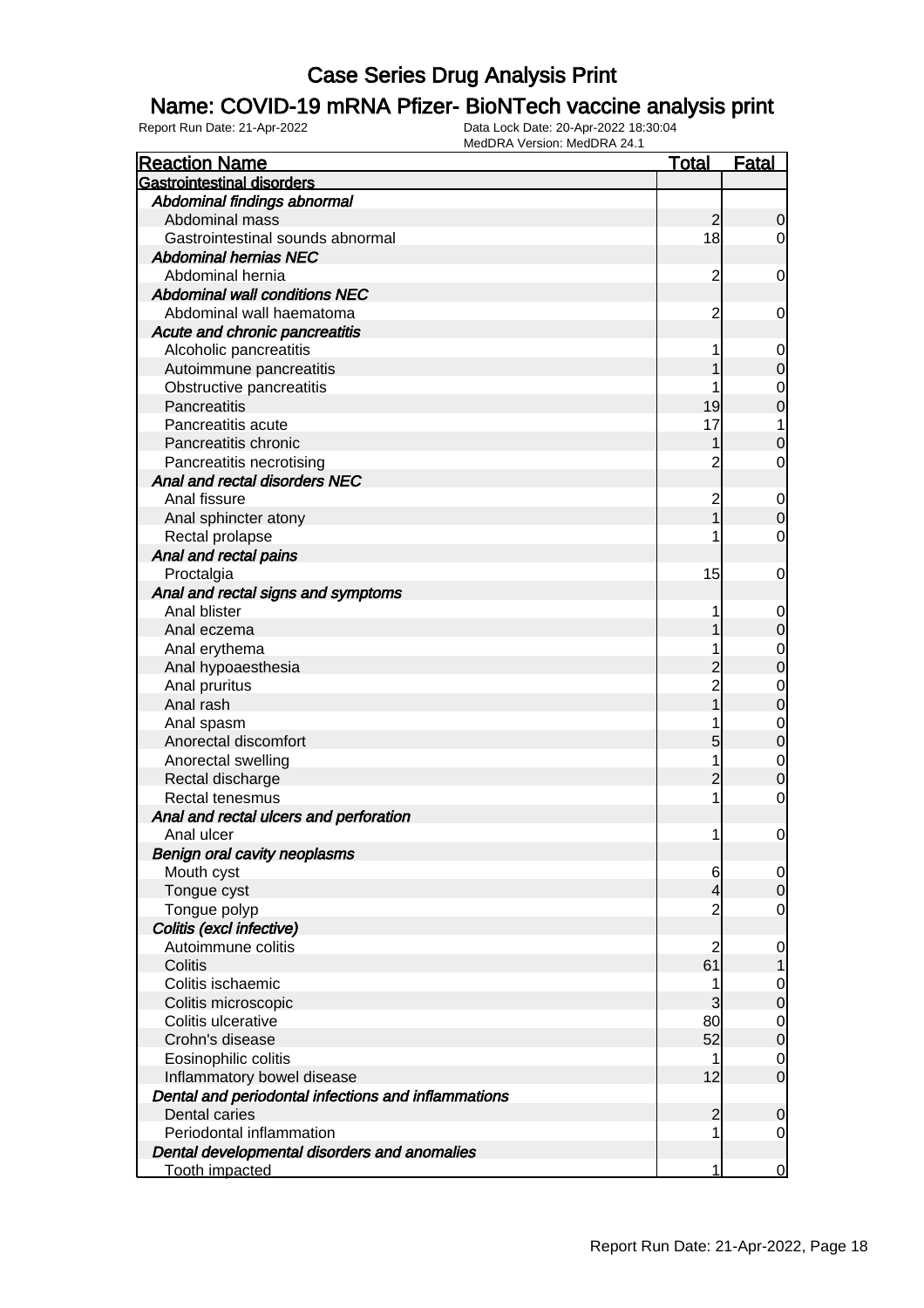# Case Series Drug Analysis Print

## Name: COVID-19 mRNA Pfizer- BioNTech vaccine analysis print

Report Run Date: 21-Apr-2022 | Data Lock Date: 20-Apr-2022 18:30:04 | MedDRA Version: MedDRA 24.1

| Reaction Name | Total | Fatal |
|---|---|---|
| **Gastrointestinal disorders** | | |
| *Abdominal findings abnormal* | | |
| Abdominal mass | 2 | 0 |
| Gastrointestinal sounds abnormal | 18 | 0 |
| *Abdominal hernias NEC* | | |
| Abdominal hernia | 2 | 0 |
| *Abdominal wall conditions NEC* | | |
| Abdominal wall haematoma | 2 | 0 |
| *Acute and chronic pancreatitis* | | |
| Alcoholic pancreatitis | 1 | 0 |
| Autoimmune pancreatitis | 1 | 0 |
| Obstructive pancreatitis | 1 | 0 |
| Pancreatitis | 19 | 0 |
| Pancreatitis acute | 17 | 1 |
| Pancreatitis chronic | 1 | 0 |
| Pancreatitis necrotising | 2 | 0 |
| *Anal and rectal disorders NEC* | | |
| Anal fissure | 2 | 0 |
| Anal sphincter atony | 1 | 0 |
| Rectal prolapse | 1 | 0 |
| *Anal and rectal pains* | | |
| Proctalgia | 15 | 0 |
| *Anal and rectal signs and symptoms* | | |
| Anal blister | 1 | 0 |
| Anal eczema | 1 | 0 |
| Anal erythema | 1 | 0 |
| Anal hypoaesthesia | 2 | 0 |
| Anal pruritus | 2 | 0 |
| Anal rash | 1 | 0 |
| Anal spasm | 1 | 0 |
| Anorectal discomfort | 5 | 0 |
| Anorectal swelling | 1 | 0 |
| Rectal discharge | 2 | 0 |
| Rectal tenesmus | 1 | 0 |
| *Anal and rectal ulcers and perforation* | | |
| Anal ulcer | 1 | 0 |
| *Benign oral cavity neoplasms* | | |
| Mouth cyst | 6 | 0 |
| Tongue cyst | 4 | 0 |
| Tongue polyp | 2 | 0 |
| *Colitis (excl infective)* | | |
| Autoimmune colitis | 2 | 0 |
| Colitis | 61 | 1 |
| Colitis ischaemic | 1 | 0 |
| Colitis microscopic | 3 | 0 |
| Colitis ulcerative | 80 | 0 |
| Crohn's disease | 52 | 0 |
| Eosinophilic colitis | 1 | 0 |
| Inflammatory bowel disease | 12 | 0 |
| *Dental and periodontal infections and inflammations* | | |
| Dental caries | 2 | 0 |
| Periodontal inflammation | 1 | 0 |
| *Dental developmental disorders and anomalies* | | |
| Tooth impacted | 1 | 0 |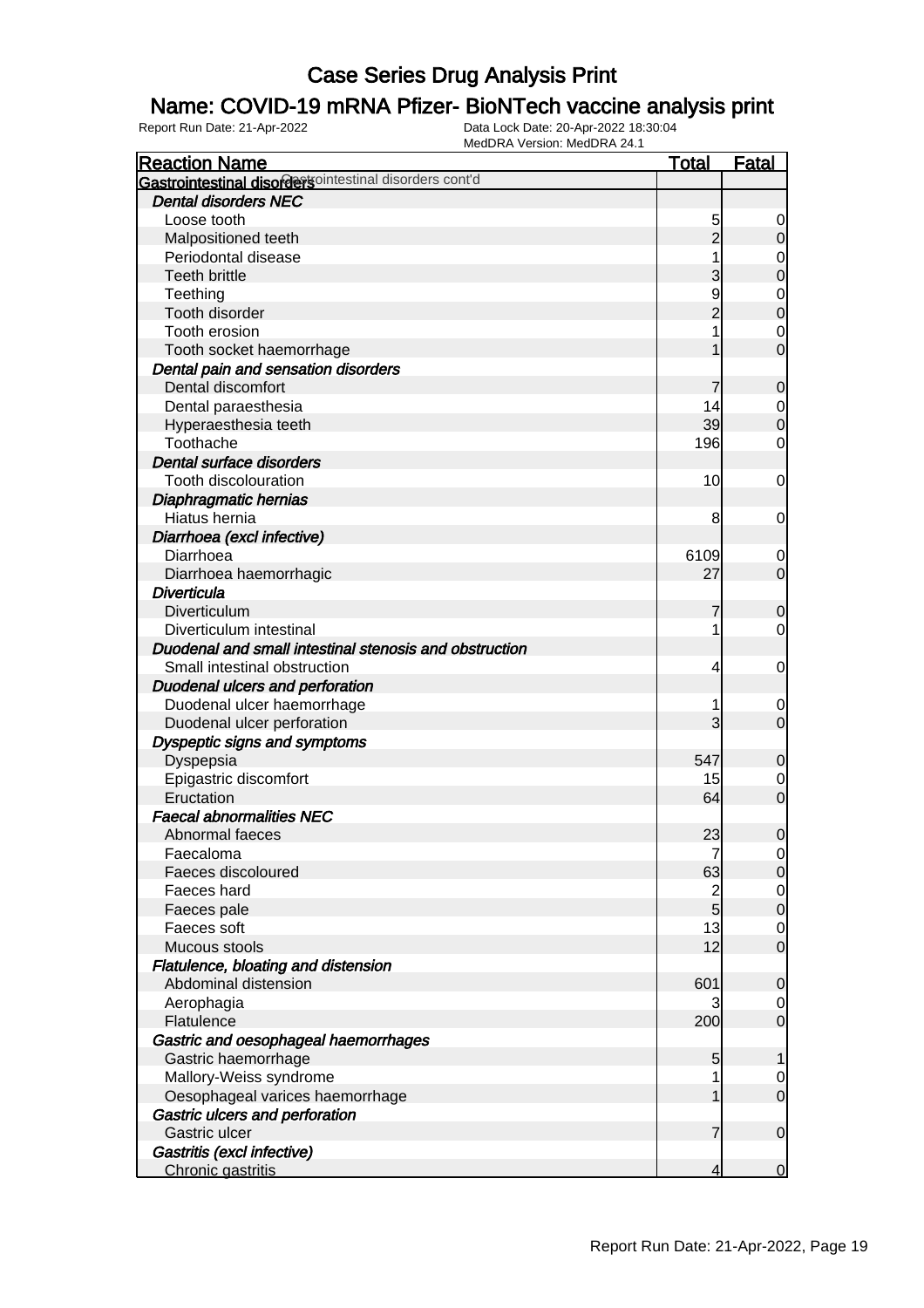# Case Series Drug Analysis Print

## Name: COVID-19 mRNA Pfizer- BioNTech vaccine analysis print

Report Run Date: 21-Apr-2022    Data Lock Date: 20-Apr-2022 18:30:04
MedDRA Version: MedDRA 24.1

| Reaction Name | Total | Fatal |
|---|---|---|
| **Gastrointestinal disorders** Gastrointestinal disorders cont'd | | |
| ***Dental disorders NEC*** | | |
| Loose tooth | 5 | 0 |
| Malpositioned teeth | 2 | 0 |
| Periodontal disease | 1 | 0 |
| Teeth brittle | 3 | 0 |
| Teething | 9 | 0 |
| Tooth disorder | 2 | 0 |
| Tooth erosion | 1 | 0 |
| Tooth socket haemorrhage | 1 | 0 |
| ***Dental pain and sensation disorders*** | | |
| Dental discomfort | 7 | 0 |
| Dental paraesthesia | 14 | 0 |
| Hyperaesthesia teeth | 39 | 0 |
| Toothache | 196 | 0 |
| ***Dental surface disorders*** | | |
| Tooth discolouration | 10 | 0 |
| ***Diaphragmatic hernias*** | | |
| Hiatus hernia | 8 | 0 |
| ***Diarrhoea (excl infective)*** | | |
| Diarrhoea | 6109 | 0 |
| Diarrhoea haemorrhagic | 27 | 0 |
| ***Diverticula*** | | |
| Diverticulum | 7 | 0 |
| Diverticulum intestinal | 1 | 0 |
| ***Duodenal and small intestinal stenosis and obstruction*** | | |
| Small intestinal obstruction | 4 | 0 |
| ***Duodenal ulcers and perforation*** | | |
| Duodenal ulcer haemorrhage | 1 | 0 |
| Duodenal ulcer perforation | 3 | 0 |
| ***Dyspeptic signs and symptoms*** | | |
| Dyspepsia | 547 | 0 |
| Epigastric discomfort | 15 | 0 |
| Eructation | 64 | 0 |
| ***Faecal abnormalities NEC*** | | |
| Abnormal faeces | 23 | 0 |
| Faecaloma | 7 | 0 |
| Faeces discoloured | 63 | 0 |
| Faeces hard | 2 | 0 |
| Faeces pale | 5 | 0 |
| Faeces soft | 13 | 0 |
| Mucous stools | 12 | 0 |
| ***Flatulence, bloating and distension*** | | |
| Abdominal distension | 601 | 0 |
| Aerophagia | 3 | 0 |
| Flatulence | 200 | 0 |
| ***Gastric and oesophageal haemorrhages*** | | |
| Gastric haemorrhage | 5 | 1 |
| Mallory-Weiss syndrome | 1 | 0 |
| Oesophageal varices haemorrhage | 1 | 0 |
| ***Gastric ulcers and perforation*** | | |
| Gastric ulcer | 7 | 0 |
| ***Gastritis (excl infective)*** | | |
| Chronic gastritis | 4 | 0 |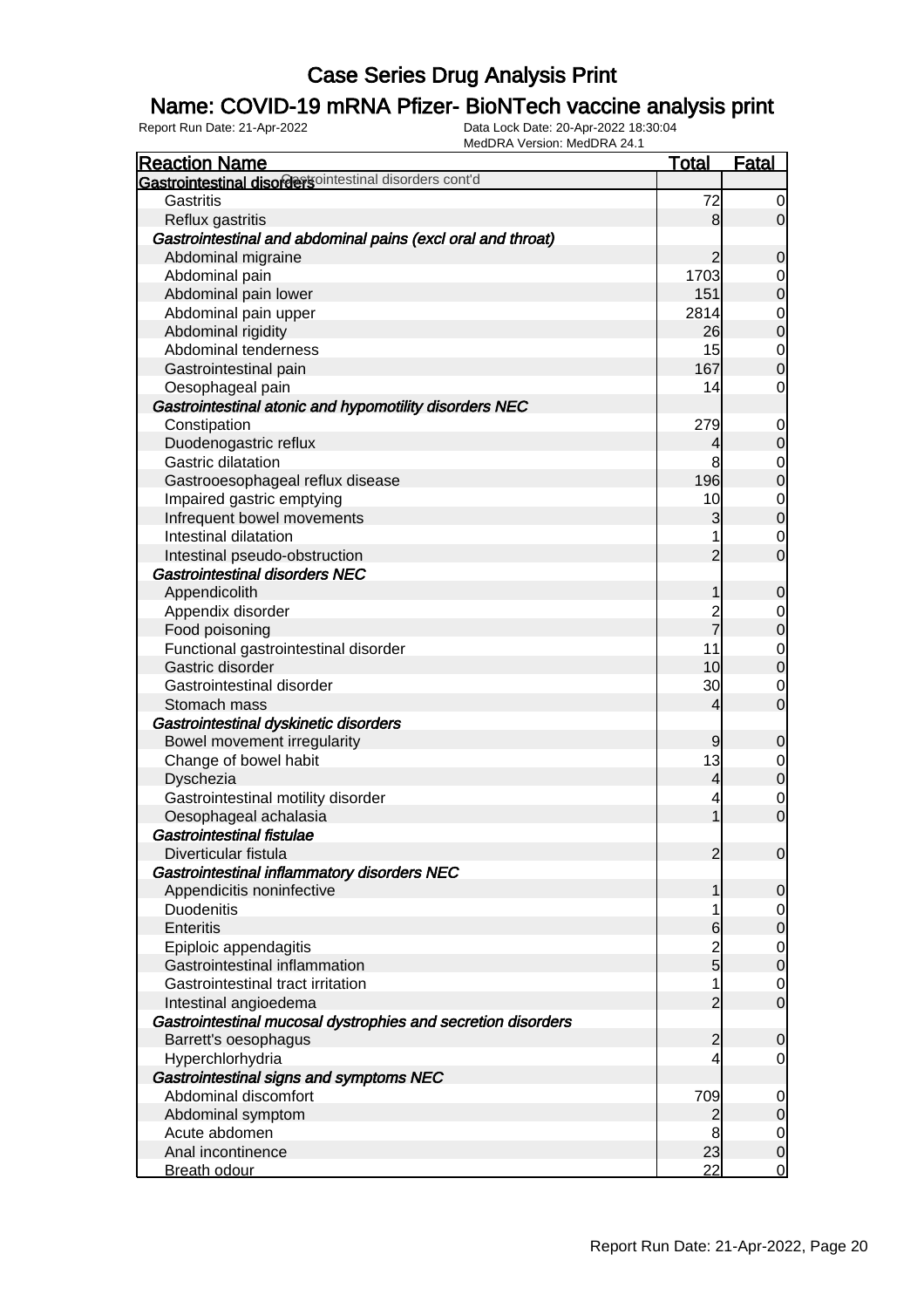# Case Series Drug Analysis Print

## Name: COVID-19 mRNA Pfizer- BioNTech vaccine analysis print

Report Run Date: 21-Apr-2022

Data Lock Date: 20-Apr-2022 18:30:04
MedDRA Version: MedDRA 24.1

| Reaction Name | Total | Fatal |
|---|---|---|
| **Gastrointestinal disorders** Gastrointestinal disorders cont'd | | |
| Gastritis | 72 | 0 |
| Reflux gastritis | 8 | 0 |
| ***Gastrointestinal and abdominal pains (excl oral and throat)*** | | |
| Abdominal migraine | 2 | 0 |
| Abdominal pain | 1703 | 0 |
| Abdominal pain lower | 151 | 0 |
| Abdominal pain upper | 2814 | 0 |
| Abdominal rigidity | 26 | 0 |
| Abdominal tenderness | 15 | 0 |
| Gastrointestinal pain | 167 | 0 |
| Oesophageal pain | 14 | 0 |
| ***Gastrointestinal atonic and hypomotility disorders NEC*** | | |
| Constipation | 279 | 0 |
| Duodenogastric reflux | 4 | 0 |
| Gastric dilatation | 8 | 0 |
| Gastrooesophageal reflux disease | 196 | 0 |
| Impaired gastric emptying | 10 | 0 |
| Infrequent bowel movements | 3 | 0 |
| Intestinal dilatation | 1 | 0 |
| Intestinal pseudo-obstruction | 2 | 0 |
| ***Gastrointestinal disorders NEC*** | | |
| Appendicolith | 1 | 0 |
| Appendix disorder | 2 | 0 |
| Food poisoning | 7 | 0 |
| Functional gastrointestinal disorder | 11 | 0 |
| Gastric disorder | 10 | 0 |
| Gastrointestinal disorder | 30 | 0 |
| Stomach mass | 4 | 0 |
| ***Gastrointestinal dyskinetic disorders*** | | |
| Bowel movement irregularity | 9 | 0 |
| Change of bowel habit | 13 | 0 |
| Dyschezia | 4 | 0 |
| Gastrointestinal motility disorder | 4 | 0 |
| Oesophageal achalasia | 1 | 0 |
| ***Gastrointestinal fistulae*** | | |
| Diverticular fistula | 2 | 0 |
| ***Gastrointestinal inflammatory disorders NEC*** | | |
| Appendicitis noninfective | 1 | 0 |
| Duodenitis | 1 | 0 |
| Enteritis | 6 | 0 |
| Epiploic appendagitis | 2 | 0 |
| Gastrointestinal inflammation | 5 | 0 |
| Gastrointestinal tract irritation | 1 | 0 |
| Intestinal angioedema | 2 | 0 |
| ***Gastrointestinal mucosal dystrophies and secretion disorders*** | | |
| Barrett's oesophagus | 2 | 0 |
| Hyperchlorhydria | 4 | 0 |
| ***Gastrointestinal signs and symptoms NEC*** | | |
| Abdominal discomfort | 709 | 0 |
| Abdominal symptom | 2 | 0 |
| Acute abdomen | 8 | 0 |
| Anal incontinence | 23 | 0 |
| Breath odour | 22 | 0 |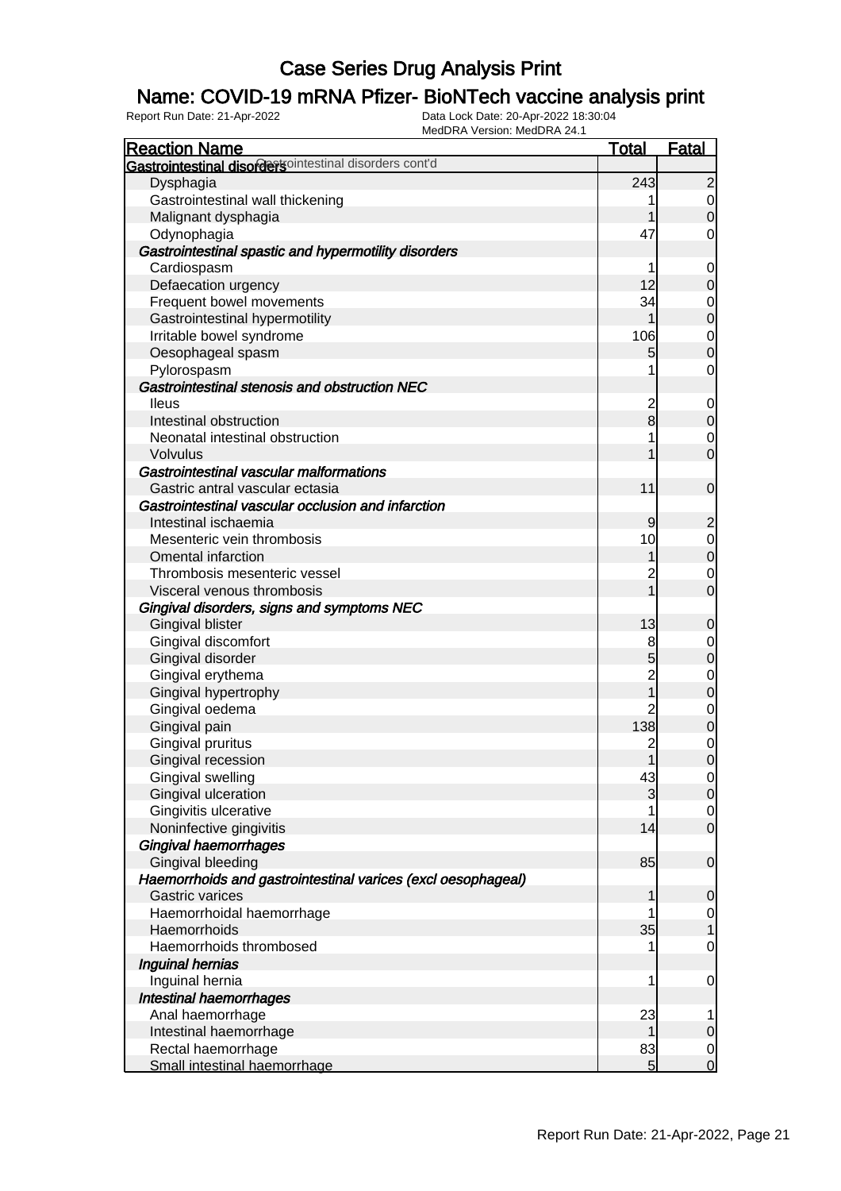# Case Series Drug Analysis Print

## Name: COVID-19 mRNA Pfizer- BioNTech vaccine analysis print

Report Run Date: 21-Apr-2022

Data Lock Date: 20-Apr-2022 18:30:04
MedDRA Version: MedDRA 24.1

| Reaction Name | Total | Fatal |
|---|---|---|
| **Gastrointestinal disorders** Gastrointestinal disorders cont'd | | |
| Dysphagia | 243 | 2 |
| Gastrointestinal wall thickening | 1 | 0 |
| Malignant dysphagia | 1 | 0 |
| Odynophagia | 47 | 0 |
| ***Gastrointestinal spastic and hypermotility disorders*** | | |
| Cardiospasm | 1 | 0 |
| Defaecation urgency | 12 | 0 |
| Frequent bowel movements | 34 | 0 |
| Gastrointestinal hypermotility | 1 | 0 |
| Irritable bowel syndrome | 106 | 0 |
| Oesophageal spasm | 5 | 0 |
| Pylorospasm | 1 | 0 |
| ***Gastrointestinal stenosis and obstruction NEC*** | | |
| Ileus | 2 | 0 |
| Intestinal obstruction | 8 | 0 |
| Neonatal intestinal obstruction | 1 | 0 |
| Volvulus | 1 | 0 |
| ***Gastrointestinal vascular malformations*** | | |
| Gastric antral vascular ectasia | 11 | 0 |
| ***Gastrointestinal vascular occlusion and infarction*** | | |
| Intestinal ischaemia | 9 | 2 |
| Mesenteric vein thrombosis | 10 | 0 |
| Omental infarction | 1 | 0 |
| Thrombosis mesenteric vessel | 2 | 0 |
| Visceral venous thrombosis | 1 | 0 |
| ***Gingival disorders, signs and symptoms NEC*** | | |
| Gingival blister | 13 | 0 |
| Gingival discomfort | 8 | 0 |
| Gingival disorder | 5 | 0 |
| Gingival erythema | 2 | 0 |
| Gingival hypertrophy | 1 | 0 |
| Gingival oedema | 2 | 0 |
| Gingival pain | 138 | 0 |
| Gingival pruritus | 2 | 0 |
| Gingival recession | 1 | 0 |
| Gingival swelling | 43 | 0 |
| Gingival ulceration | 3 | 0 |
| Gingivitis ulcerative | 1 | 0 |
| Noninfective gingivitis | 14 | 0 |
| ***Gingival haemorrhages*** | | |
| Gingival bleeding | 85 | 0 |
| ***Haemorrhoids and gastrointestinal varices (excl oesophageal)*** | | |
| Gastric varices | 1 | 0 |
| Haemorrhoidal haemorrhage | 1 | 0 |
| Haemorrhoids | 35 | 1 |
| Haemorrhoids thrombosed | 1 | 0 |
| ***Inguinal hernias*** | | |
| Inguinal hernia | 1 | 0 |
| ***Intestinal haemorrhages*** | | |
| Anal haemorrhage | 23 | 1 |
| Intestinal haemorrhage | 1 | 0 |
| Rectal haemorrhage | 83 | 0 |
| Small intestinal haemorrhage | 5 | 0 |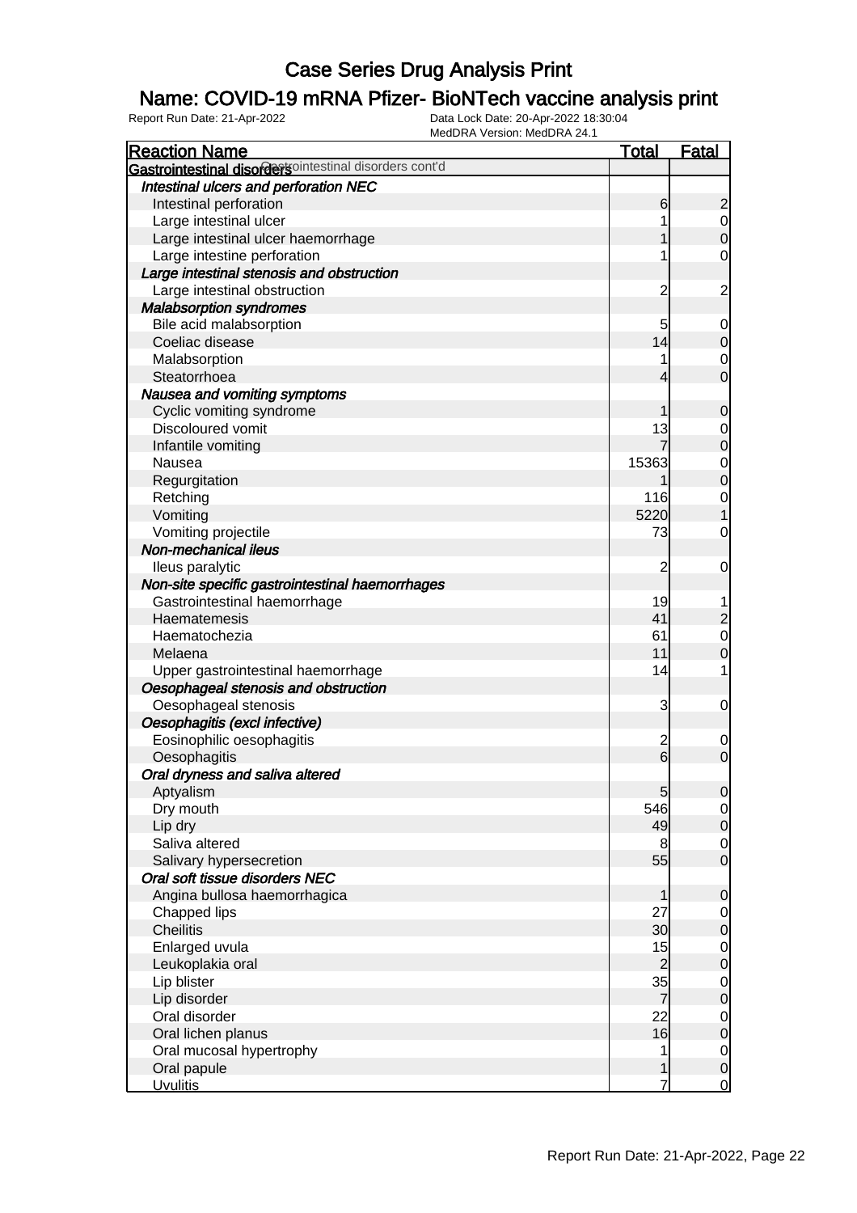# Case Series Drug Analysis Print

## Name: COVID-19 mRNA Pfizer- BioNTech vaccine analysis print

Report Run Date: 21-Apr-2022

Data Lock Date: 20-Apr-2022 18:30:04

MedDRA Version: MedDRA 24.1

| Reaction Name | Total | Fatal |
|---|---|---|
| **Gastrointestinal disorders** Gastrointestinal disorders cont'd | | |
| ***Intestinal ulcers and perforation NEC*** | | |
| Intestinal perforation | 6 | 2 |
| Large intestinal ulcer | 1 | 0 |
| Large intestinal ulcer haemorrhage | 1 | 0 |
| Large intestine perforation | 1 | 0 |
| ***Large intestinal stenosis and obstruction*** | | |
| Large intestinal obstruction | 2 | 2 |
| ***Malabsorption syndromes*** | | |
| Bile acid malabsorption | 5 | 0 |
| Coeliac disease | 14 | 0 |
| Malabsorption | 1 | 0 |
| Steatorrhoea | 4 | 0 |
| ***Nausea and vomiting symptoms*** | | |
| Cyclic vomiting syndrome | 1 | 0 |
| Discoloured vomit | 13 | 0 |
| Infantile vomiting | 7 | 0 |
| Nausea | 15363 | 0 |
| Regurgitation | 1 | 0 |
| Retching | 116 | 0 |
| Vomiting | 5220 | 1 |
| Vomiting projectile | 73 | 0 |
| ***Non-mechanical ileus*** | | |
| Ileus paralytic | 2 | 0 |
| ***Non-site specific gastrointestinal haemorrhages*** | | |
| Gastrointestinal haemorrhage | 19 | 1 |
| Haematemesis | 41 | 2 |
| Haematochezia | 61 | 0 |
| Melaena | 11 | 0 |
| Upper gastrointestinal haemorrhage | 14 | 1 |
| ***Oesophageal stenosis and obstruction*** | | |
| Oesophageal stenosis | 3 | 0 |
| ***Oesophagitis (excl infective)*** | | |
| Eosinophilic oesophagitis | 2 | 0 |
| Oesophagitis | 6 | 0 |
| ***Oral dryness and saliva altered*** | | |
| Aptyalism | 5 | 0 |
| Dry mouth | 546 | 0 |
| Lip dry | 49 | 0 |
| Saliva altered | 8 | 0 |
| Salivary hypersecretion | 55 | 0 |
| ***Oral soft tissue disorders NEC*** | | |
| Angina bullosa haemorrhagica | 1 | 0 |
| Chapped lips | 27 | 0 |
| Cheilitis | 30 | 0 |
| Enlarged uvula | 15 | 0 |
| Leukoplakia oral | 2 | 0 |
| Lip blister | 35 | 0 |
| Lip disorder | 7 | 0 |
| Oral disorder | 22 | 0 |
| Oral lichen planus | 16 | 0 |
| Oral mucosal hypertrophy | 1 | 0 |
| Oral papule | 1 | 0 |
| Uvulitis | 7 | 0 |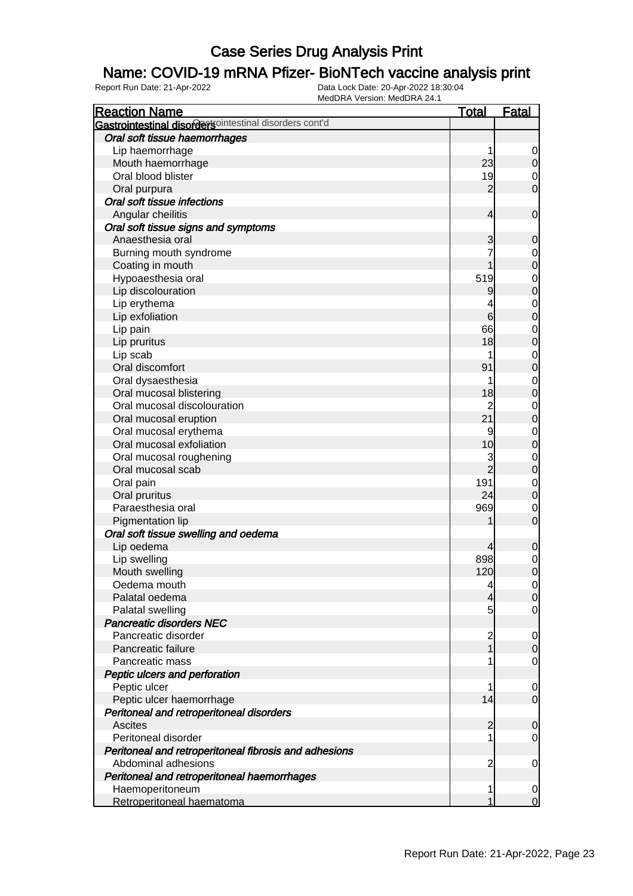# Case Series Drug Analysis Print

## Name: COVID-19 mRNA Pfizer- BioNTech vaccine analysis print

Report Run Date: 21-Apr-2022  Data Lock Date: 20-Apr-2022 18:30:04
MedDRA Version: MedDRA 24.1

| Reaction Name | Total | Fatal |
|---|---|---|
| **Gastrointestinal disorders** Gastrointestinal disorders cont'd | | |
| ***Oral soft tissue haemorrhages*** | | |
| Lip haemorrhage | 1 | 0 |
| Mouth haemorrhage | 23 | 0 |
| Oral blood blister | 19 | 0 |
| Oral purpura | 2 | 0 |
| ***Oral soft tissue infections*** | | |
| Angular cheilitis | 4 | 0 |
| ***Oral soft tissue signs and symptoms*** | | |
| Anaesthesia oral | 3 | 0 |
| Burning mouth syndrome | 7 | 0 |
| Coating in mouth | 1 | 0 |
| Hypoaesthesia oral | 519 | 0 |
| Lip discolouration | 9 | 0 |
| Lip erythema | 4 | 0 |
| Lip exfoliation | 6 | 0 |
| Lip pain | 66 | 0 |
| Lip pruritus | 18 | 0 |
| Lip scab | 1 | 0 |
| Oral discomfort | 91 | 0 |
| Oral dysaesthesia | 1 | 0 |
| Oral mucosal blistering | 18 | 0 |
| Oral mucosal discolouration | 2 | 0 |
| Oral mucosal eruption | 21 | 0 |
| Oral mucosal erythema | 9 | 0 |
| Oral mucosal exfoliation | 10 | 0 |
| Oral mucosal roughening | 3 | 0 |
| Oral mucosal scab | 2 | 0 |
| Oral pain | 191 | 0 |
| Oral pruritus | 24 | 0 |
| Paraesthesia oral | 969 | 0 |
| Pigmentation lip | 1 | 0 |
| ***Oral soft tissue swelling and oedema*** | | |
| Lip oedema | 4 | 0 |
| Lip swelling | 898 | 0 |
| Mouth swelling | 120 | 0 |
| Oedema mouth | 4 | 0 |
| Palatal oedema | 4 | 0 |
| Palatal swelling | 5 | 0 |
| ***Pancreatic disorders NEC*** | | |
| Pancreatic disorder | 2 | 0 |
| Pancreatic failure | 1 | 0 |
| Pancreatic mass | 1 | 0 |
| ***Peptic ulcers and perforation*** | | |
| Peptic ulcer | 1 | 0 |
| Peptic ulcer haemorrhage | 14 | 0 |
| ***Peritoneal and retroperitoneal disorders*** | | |
| Ascites | 2 | 0 |
| Peritoneal disorder | 1 | 0 |
| ***Peritoneal and retroperitoneal fibrosis and adhesions*** | | |
| Abdominal adhesions | 2 | 0 |
| ***Peritoneal and retroperitoneal haemorrhages*** | | |
| Haemoperitoneum | 1 | 0 |
| Retroperitoneal haematoma | 1 | 0 |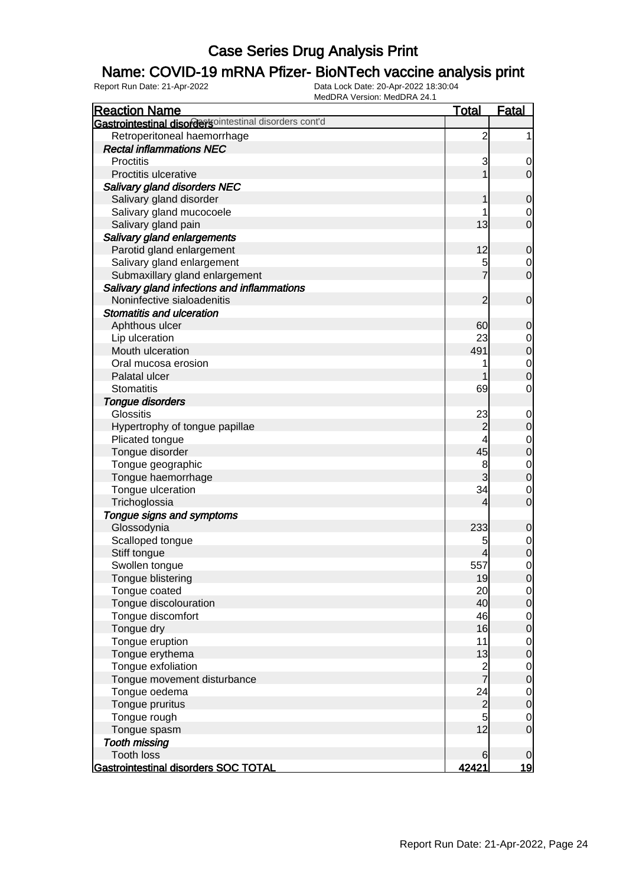# Case Series Drug Analysis Print

## Name: COVID-19 mRNA Pfizer- BioNTech vaccine analysis print

Report Run Date: 21-Apr-2022

Data Lock Date: 20-Apr-2022 18:30:04

MedDRA Version: MedDRA 24.1

| Reaction Name | Total | Fatal |
|---|---|---|
| **Gastrointestinal disorders** Gastrointestinal disorders cont'd | | |
| Retroperitoneal haemorrhage | 2 | 1 |
| ***Rectal inflammations NEC*** | | |
| Proctitis | 3 | 0 |
| Proctitis ulcerative | 1 | 0 |
| ***Salivary gland disorders NEC*** | | |
| Salivary gland disorder | 1 | 0 |
| Salivary gland mucocoele | 1 | 0 |
| Salivary gland pain | 13 | 0 |
| ***Salivary gland enlargements*** | | |
| Parotid gland enlargement | 12 | 0 |
| Salivary gland enlargement | 5 | 0 |
| Submaxillary gland enlargement | 7 | 0 |
| ***Salivary gland infections and inflammations*** | | |
| Noninfective sialoadenitis | 2 | 0 |
| ***Stomatitis and ulceration*** | | |
| Aphthous ulcer | 60 | 0 |
| Lip ulceration | 23 | 0 |
| Mouth ulceration | 491 | 0 |
| Oral mucosa erosion | 1 | 0 |
| Palatal ulcer | 1 | 0 |
| Stomatitis | 69 | 0 |
| ***Tongue disorders*** | | |
| Glossitis | 23 | 0 |
| Hypertrophy of tongue papillae | 2 | 0 |
| Plicated tongue | 4 | 0 |
| Tongue disorder | 45 | 0 |
| Tongue geographic | 8 | 0 |
| Tongue haemorrhage | 3 | 0 |
| Tongue ulceration | 34 | 0 |
| Trichoglossia | 4 | 0 |
| ***Tongue signs and symptoms*** | | |
| Glossodynia | 233 | 0 |
| Scalloped tongue | 5 | 0 |
| Stiff tongue | 4 | 0 |
| Swollen tongue | 557 | 0 |
| Tongue blistering | 19 | 0 |
| Tongue coated | 20 | 0 |
| Tongue discolouration | 40 | 0 |
| Tongue discomfort | 46 | 0 |
| Tongue dry | 16 | 0 |
| Tongue eruption | 11 | 0 |
| Tongue erythema | 13 | 0 |
| Tongue exfoliation | 2 | 0 |
| Tongue movement disturbance | 7 | 0 |
| Tongue oedema | 24 | 0 |
| Tongue pruritus | 2 | 0 |
| Tongue rough | 5 | 0 |
| Tongue spasm | 12 | 0 |
| ***Tooth missing*** | | |
| Tooth loss | 6 | 0 |
| **Gastrointestinal disorders SOC TOTAL** | **42421** | **19** |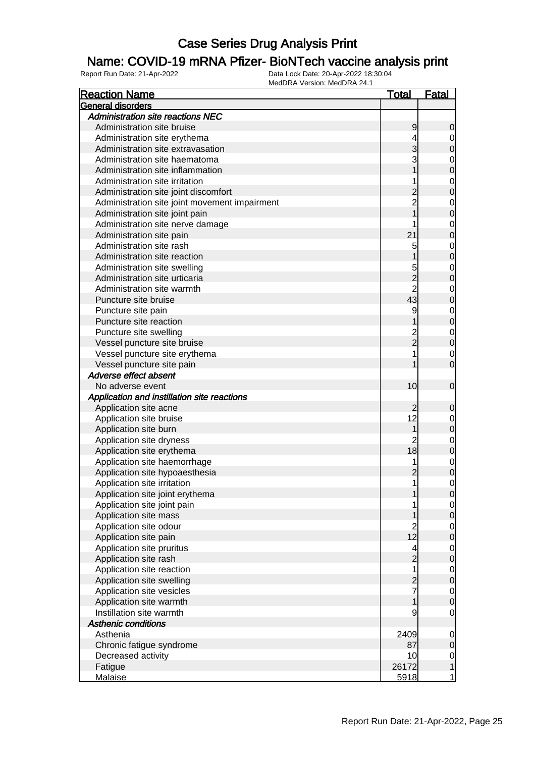# Case Series Drug Analysis Print

## Name: COVID-19 mRNA Pfizer- BioNTech vaccine analysis print

Report Run Date: 21-Apr-2022

Data Lock Date: 20-Apr-2022 18:30:04
MedDRA Version: MedDRA 24.1

| Reaction Name | Total | Fatal |
|---|---|---|
| **General disorders** | | |
| *Administration site reactions NEC* | | |
| Administration site bruise | 9 | 0 |
| Administration site erythema | 4 | 0 |
| Administration site extravasation | 3 | 0 |
| Administration site haematoma | 3 | 0 |
| Administration site inflammation | 1 | 0 |
| Administration site irritation | 1 | 0 |
| Administration site joint discomfort | 2 | 0 |
| Administration site joint movement impairment | 2 | 0 |
| Administration site joint pain | 1 | 0 |
| Administration site nerve damage | 1 | 0 |
| Administration site pain | 21 | 0 |
| Administration site rash | 5 | 0 |
| Administration site reaction | 1 | 0 |
| Administration site swelling | 5 | 0 |
| Administration site urticaria | 2 | 0 |
| Administration site warmth | 2 | 0 |
| Puncture site bruise | 43 | 0 |
| Puncture site pain | 9 | 0 |
| Puncture site reaction | 1 | 0 |
| Puncture site swelling | 2 | 0 |
| Vessel puncture site bruise | 2 | 0 |
| Vessel puncture site erythema | 1 | 0 |
| Vessel puncture site pain | 1 | 0 |
| *Adverse effect absent* | | |
| No adverse event | 10 | 0 |
| *Application and instillation site reactions* | | |
| Application site acne | 2 | 0 |
| Application site bruise | 12 | 0 |
| Application site burn | 1 | 0 |
| Application site dryness | 2 | 0 |
| Application site erythema | 18 | 0 |
| Application site haemorrhage | 1 | 0 |
| Application site hypoaesthesia | 2 | 0 |
| Application site irritation | 1 | 0 |
| Application site joint erythema | 1 | 0 |
| Application site joint pain | 1 | 0 |
| Application site mass | 1 | 0 |
| Application site odour | 2 | 0 |
| Application site pain | 12 | 0 |
| Application site pruritus | 4 | 0 |
| Application site rash | 2 | 0 |
| Application site reaction | 1 | 0 |
| Application site swelling | 2 | 0 |
| Application site vesicles | 7 | 0 |
| Application site warmth | 1 | 0 |
| Instillation site warmth | 9 | 0 |
| *Asthenic conditions* | | |
| Asthenia | 2409 | 0 |
| Chronic fatigue syndrome | 87 | 0 |
| Decreased activity | 10 | 0 |
| Fatigue | 26172 | 1 |
| Malaise | 5918 | 1 |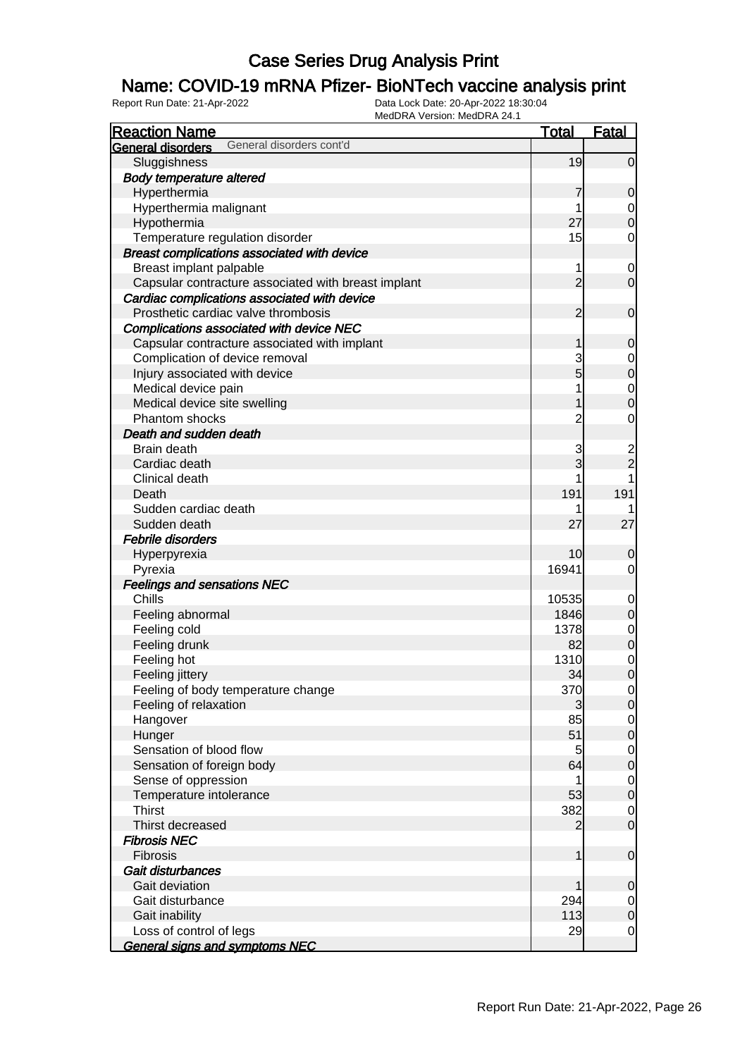# Case Series Drug Analysis Print

## Name: COVID-19 mRNA Pfizer- BioNTech vaccine analysis print

Report Run Date: 21-Apr-2022    Data Lock Date: 20-Apr-2022 18:30:04
MedDRA Version: MedDRA 24.1

| Reaction Name | Total | Fatal |
|---|---|---|
| **General disorders** General disorders cont'd | | |
| Sluggishness | 19 | 0 |
| ***Body temperature altered*** | | |
| Hyperthermia | 7 | 0 |
| Hyperthermia malignant | 1 | 0 |
| Hypothermia | 27 | 0 |
| Temperature regulation disorder | 15 | 0 |
| ***Breast complications associated with device*** | | |
| Breast implant palpable | 1 | 0 |
| Capsular contracture associated with breast implant | 2 | 0 |
| ***Cardiac complications associated with device*** | | |
| Prosthetic cardiac valve thrombosis | 2 | 0 |
| ***Complications associated with device NEC*** | | |
| Capsular contracture associated with implant | 1 | 0 |
| Complication of device removal | 3 | 0 |
| Injury associated with device | 5 | 0 |
| Medical device pain | 1 | 0 |
| Medical device site swelling | 1 | 0 |
| Phantom shocks | 2 | 0 |
| ***Death and sudden death*** | | |
| Brain death | 3 | 2 |
| Cardiac death | 3 | 2 |
| Clinical death | 1 | 1 |
| Death | 191 | 191 |
| Sudden cardiac death | 1 | 1 |
| Sudden death | 27 | 27 |
| ***Febrile disorders*** | | |
| Hyperpyrexia | 10 | 0 |
| Pyrexia | 16941 | 0 |
| ***Feelings and sensations NEC*** | | |
| Chills | 10535 | 0 |
| Feeling abnormal | 1846 | 0 |
| Feeling cold | 1378 | 0 |
| Feeling drunk | 82 | 0 |
| Feeling hot | 1310 | 0 |
| Feeling jittery | 34 | 0 |
| Feeling of body temperature change | 370 | 0 |
| Feeling of relaxation | 3 | 0 |
| Hangover | 85 | 0 |
| Hunger | 51 | 0 |
| Sensation of blood flow | 5 | 0 |
| Sensation of foreign body | 64 | 0 |
| Sense of oppression | 1 | 0 |
| Temperature intolerance | 53 | 0 |
| Thirst | 382 | 0 |
| Thirst decreased | 2 | 0 |
| ***Fibrosis NEC*** | | |
| Fibrosis | 1 | 0 |
| ***Gait disturbances*** | | |
| Gait deviation | 1 | 0 |
| Gait disturbance | 294 | 0 |
| Gait inability | 113 | 0 |
| Loss of control of legs | 29 | 0 |
| ***General signs and symptoms NEC*** | | |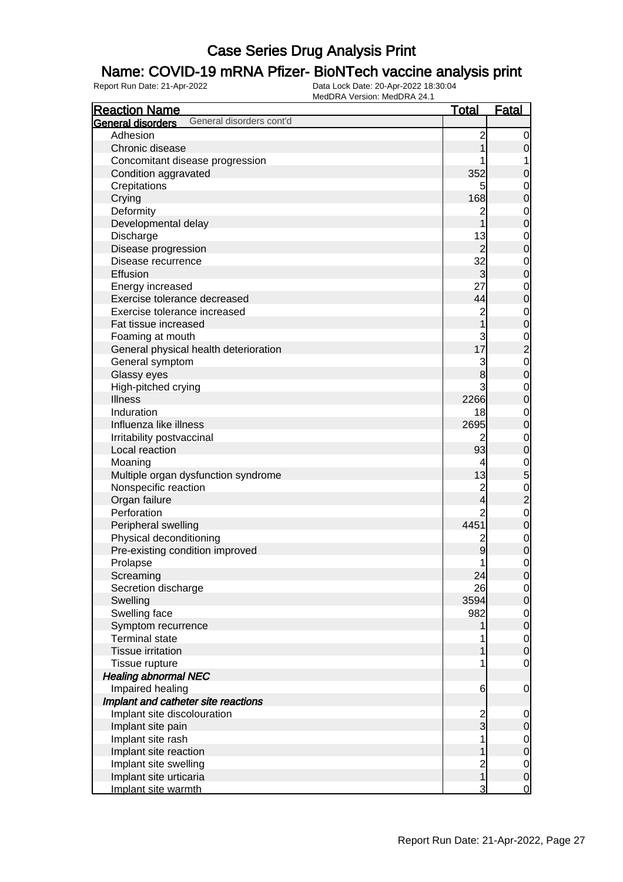# Case Series Drug Analysis Print

## Name: COVID-19 mRNA Pfizer- BioNTech vaccine analysis print

Report Run Date: 21-Apr-2022    Data Lock Date: 20-Apr-2022 18:30:04
MedDRA Version: MedDRA 24.1

| Reaction Name | Total | Fatal |
|---|---|---|
| **General disorders** General disorders cont'd | | |
| Adhesion | 2 | 0 |
| Chronic disease | 1 | 0 |
| Concomitant disease progression | 1 | 1 |
| Condition aggravated | 352 | 0 |
| Crepitations | 5 | 0 |
| Crying | 168 | 0 |
| Deformity | 2 | 0 |
| Developmental delay | 1 | 0 |
| Discharge | 13 | 0 |
| Disease progression | 2 | 0 |
| Disease recurrence | 32 | 0 |
| Effusion | 3 | 0 |
| Energy increased | 27 | 0 |
| Exercise tolerance decreased | 44 | 0 |
| Exercise tolerance increased | 2 | 0 |
| Fat tissue increased | 1 | 0 |
| Foaming at mouth | 3 | 0 |
| General physical health deterioration | 17 | 2 |
| General symptom | 3 | 0 |
| Glassy eyes | 8 | 0 |
| High-pitched crying | 3 | 0 |
| Illness | 2266 | 0 |
| Induration | 18 | 0 |
| Influenza like illness | 2695 | 0 |
| Irritability postvaccinal | 2 | 0 |
| Local reaction | 93 | 0 |
| Moaning | 4 | 0 |
| Multiple organ dysfunction syndrome | 13 | 5 |
| Nonspecific reaction | 2 | 0 |
| Organ failure | 4 | 2 |
| Perforation | 2 | 0 |
| Peripheral swelling | 4451 | 0 |
| Physical deconditioning | 2 | 0 |
| Pre-existing condition improved | 9 | 0 |
| Prolapse | 1 | 0 |
| Screaming | 24 | 0 |
| Secretion discharge | 26 | 0 |
| Swelling | 3594 | 0 |
| Swelling face | 982 | 0 |
| Symptom recurrence | 1 | 0 |
| Terminal state | 1 | 0 |
| Tissue irritation | 1 | 0 |
| Tissue rupture | 1 | 0 |
| ***Healing abnormal NEC*** | | |
| Impaired healing | 6 | 0 |
| ***Implant and catheter site reactions*** | | |
| Implant site discolouration | 2 | 0 |
| Implant site pain | 3 | 0 |
| Implant site rash | 1 | 0 |
| Implant site reaction | 1 | 0 |
| Implant site swelling | 2 | 0 |
| Implant site urticaria | 1 | 0 |
| Implant site warmth | 3 | 0 |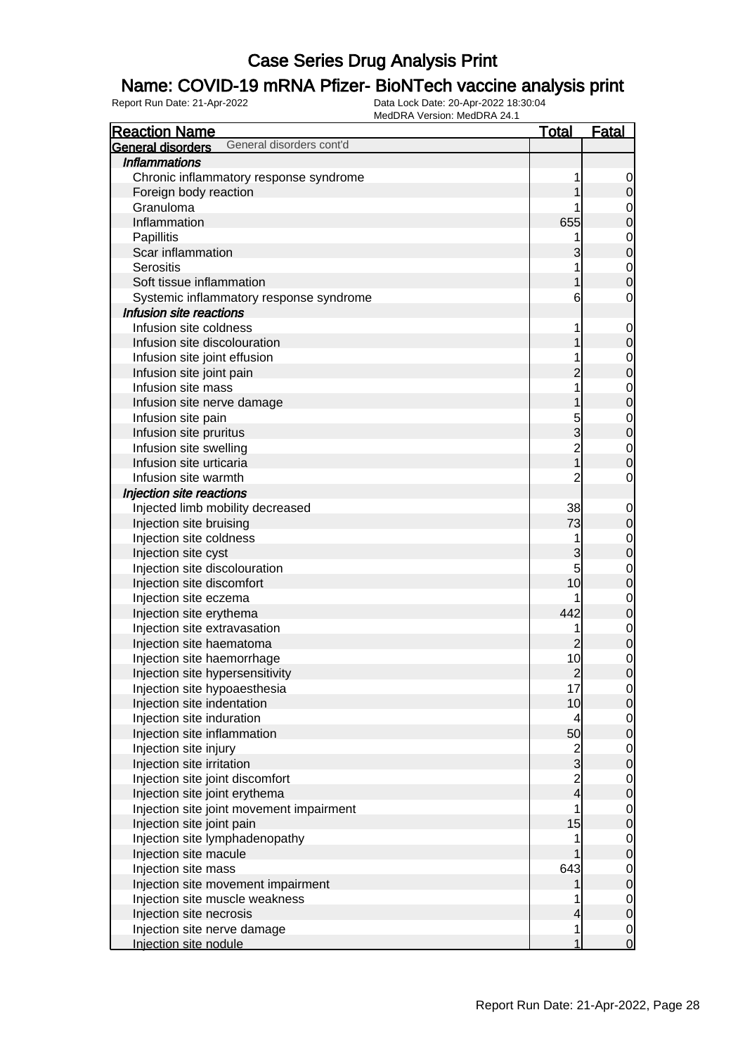# Case Series Drug Analysis Print

## Name: COVID-19 mRNA Pfizer- BioNTech vaccine analysis print

Report Run Date: 21-Apr-2022 Data Lock Date: 20-Apr-2022 18:30:04 MedDRA Version: MedDRA 24.1

| Reaction Name | Total | Fatal |
|---|---|---|
| **General disorders** General disorders cont'd | | |
| ***Inflammations*** | | |
| Chronic inflammatory response syndrome | 1 | 0 |
| Foreign body reaction | 1 | 0 |
| Granuloma | 1 | 0 |
| Inflammation | 655 | 0 |
| Papillitis | 1 | 0 |
| Scar inflammation | 3 | 0 |
| Serositis | 1 | 0 |
| Soft tissue inflammation | 1 | 0 |
| Systemic inflammatory response syndrome | 6 | 0 |
| ***Infusion site reactions*** | | |
| Infusion site coldness | 1 | 0 |
| Infusion site discolouration | 1 | 0 |
| Infusion site joint effusion | 1 | 0 |
| Infusion site joint pain | 2 | 0 |
| Infusion site mass | 1 | 0 |
| Infusion site nerve damage | 1 | 0 |
| Infusion site pain | 5 | 0 |
| Infusion site pruritus | 3 | 0 |
| Infusion site swelling | 2 | 0 |
| Infusion site urticaria | 1 | 0 |
| Infusion site warmth | 2 | 0 |
| ***Injection site reactions*** | | |
| Injected limb mobility decreased | 38 | 0 |
| Injection site bruising | 73 | 0 |
| Injection site coldness | 1 | 0 |
| Injection site cyst | 3 | 0 |
| Injection site discolouration | 5 | 0 |
| Injection site discomfort | 10 | 0 |
| Injection site eczema | 1 | 0 |
| Injection site erythema | 442 | 0 |
| Injection site extravasation | 1 | 0 |
| Injection site haematoma | 2 | 0 |
| Injection site haemorrhage | 10 | 0 |
| Injection site hypersensitivity | 2 | 0 |
| Injection site hypoaesthesia | 17 | 0 |
| Injection site indentation | 10 | 0 |
| Injection site induration | 4 | 0 |
| Injection site inflammation | 50 | 0 |
| Injection site injury | 2 | 0 |
| Injection site irritation | 3 | 0 |
| Injection site joint discomfort | 2 | 0 |
| Injection site joint erythema | 4 | 0 |
| Injection site joint movement impairment | 1 | 0 |
| Injection site joint pain | 15 | 0 |
| Injection site lymphadenopathy | 1 | 0 |
| Injection site macule | 1 | 0 |
| Injection site mass | 643 | 0 |
| Injection site movement impairment | 1 | 0 |
| Injection site muscle weakness | 1 | 0 |
| Injection site necrosis | 4 | 0 |
| Injection site nerve damage | 1 | 0 |
| Injection site nodule | 1 | 0 |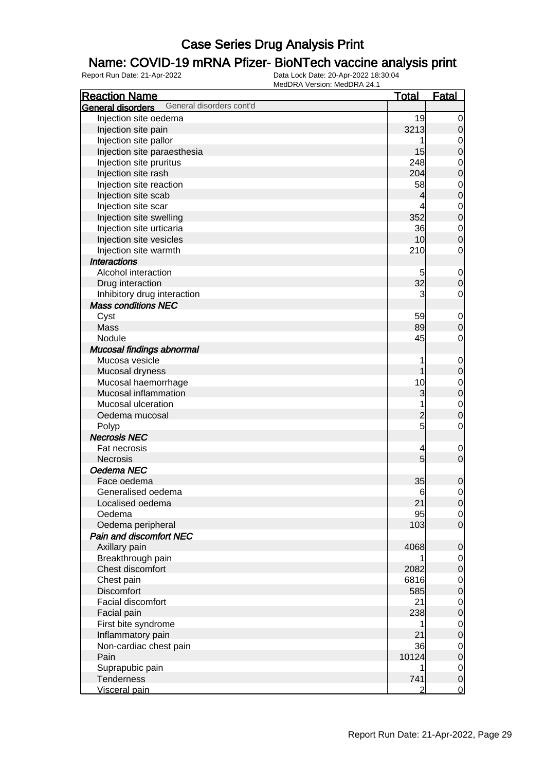# Case Series Drug Analysis Print

## Name: COVID-19 mRNA Pfizer- BioNTech vaccine analysis print

Report Run Date: 21-Apr-2022　　Data Lock Date: 20-Apr-2022 18:30:04
MedDRA Version: MedDRA 24.1

| Reaction Name | Total | Fatal |
|---|---|---|
| **General disorders** General disorders cont'd | | |
| Injection site oedema | 19 | 0 |
| Injection site pain | 3213 | 0 |
| Injection site pallor | 1 | 0 |
| Injection site paraesthesia | 15 | 0 |
| Injection site pruritus | 248 | 0 |
| Injection site rash | 204 | 0 |
| Injection site reaction | 58 | 0 |
| Injection site scab | 4 | 0 |
| Injection site scar | 4 | 0 |
| Injection site swelling | 352 | 0 |
| Injection site urticaria | 36 | 0 |
| Injection site vesicles | 10 | 0 |
| Injection site warmth | 210 | 0 |
| ***Interactions*** | | |
| Alcohol interaction | 5 | 0 |
| Drug interaction | 32 | 0 |
| Inhibitory drug interaction | 3 | 0 |
| ***Mass conditions NEC*** | | |
| Cyst | 59 | 0 |
| Mass | 89 | 0 |
| Nodule | 45 | 0 |
| ***Mucosal findings abnormal*** | | |
| Mucosa vesicle | 1 | 0 |
| Mucosal dryness | 1 | 0 |
| Mucosal haemorrhage | 10 | 0 |
| Mucosal inflammation | 3 | 0 |
| Mucosal ulceration | 1 | 0 |
| Oedema mucosal | 2 | 0 |
| Polyp | 5 | 0 |
| ***Necrosis NEC*** | | |
| Fat necrosis | 4 | 0 |
| Necrosis | 5 | 0 |
| ***Oedema NEC*** | | |
| Face oedema | 35 | 0 |
| Generalised oedema | 6 | 0 |
| Localised oedema | 21 | 0 |
| Oedema | 95 | 0 |
| Oedema peripheral | 103 | 0 |
| ***Pain and discomfort NEC*** | | |
| Axillary pain | 4068 | 0 |
| Breakthrough pain | 1 | 0 |
| Chest discomfort | 2082 | 0 |
| Chest pain | 6816 | 0 |
| Discomfort | 585 | 0 |
| Facial discomfort | 21 | 0 |
| Facial pain | 238 | 0 |
| First bite syndrome | 1 | 0 |
| Inflammatory pain | 21 | 0 |
| Non-cardiac chest pain | 36 | 0 |
| Pain | 10124 | 0 |
| Suprapubic pain | 1 | 0 |
| Tenderness | 741 | 0 |
| Visceral pain | 2 | 0 |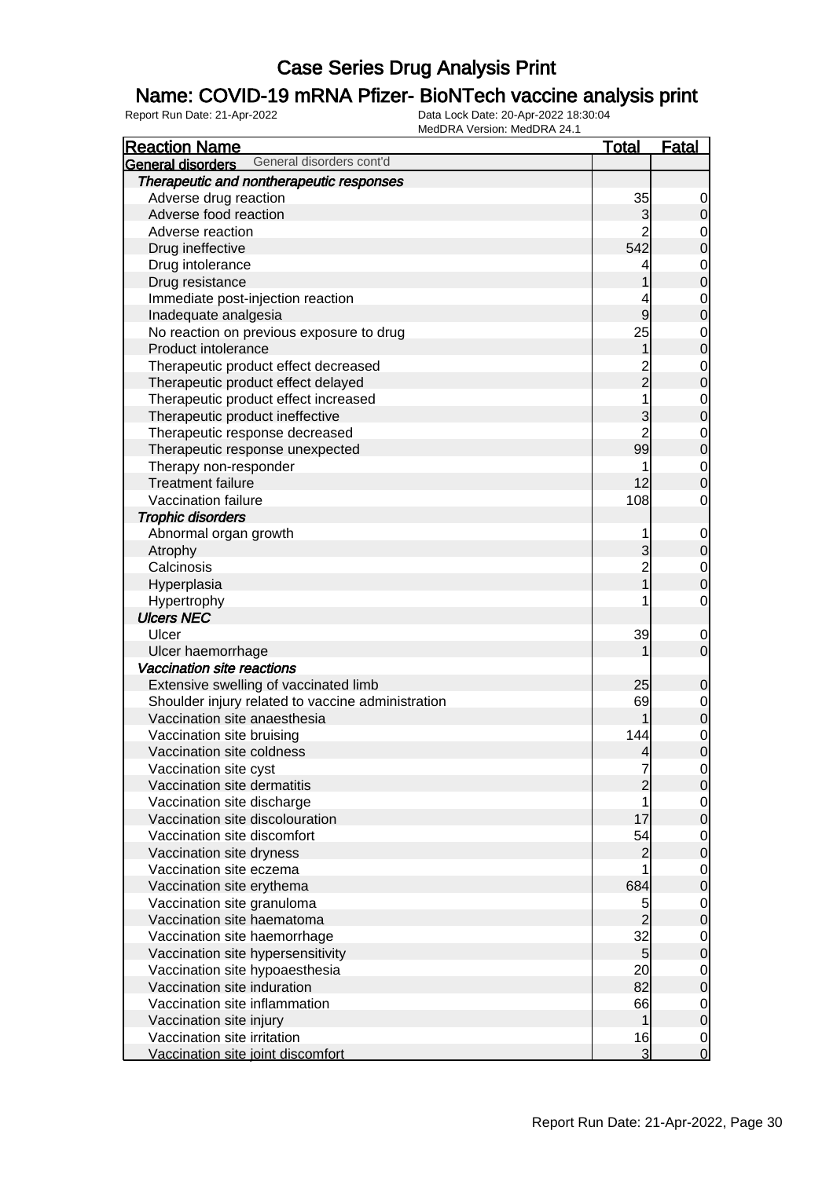# Case Series Drug Analysis Print

## Name: COVID-19 mRNA Pfizer- BioNTech vaccine analysis print

Report Run Date: 21-Apr-2022 | Data Lock Date: 20-Apr-2022 18:30:04 | MedDRA Version: MedDRA 24.1

| Reaction Name | Total | Fatal |
|---|---|---|
| **General disorders** General disorders cont'd | | |
| ***Therapeutic and nontherapeutic responses*** | | |
| Adverse drug reaction | 35 | 0 |
| Adverse food reaction | 3 | 0 |
| Adverse reaction | 2 | 0 |
| Drug ineffective | 542 | 0 |
| Drug intolerance | 4 | 0 |
| Drug resistance | 1 | 0 |
| Immediate post-injection reaction | 4 | 0 |
| Inadequate analgesia | 9 | 0 |
| No reaction on previous exposure to drug | 25 | 0 |
| Product intolerance | 1 | 0 |
| Therapeutic product effect decreased | 2 | 0 |
| Therapeutic product effect delayed | 2 | 0 |
| Therapeutic product effect increased | 1 | 0 |
| Therapeutic product ineffective | 3 | 0 |
| Therapeutic response decreased | 2 | 0 |
| Therapeutic response unexpected | 99 | 0 |
| Therapy non-responder | 1 | 0 |
| Treatment failure | 12 | 0 |
| Vaccination failure | 108 | 0 |
| ***Trophic disorders*** | | |
| Abnormal organ growth | 1 | 0 |
| Atrophy | 3 | 0 |
| Calcinosis | 2 | 0 |
| Hyperplasia | 1 | 0 |
| Hypertrophy | 1 | 0 |
| ***Ulcers NEC*** | | |
| Ulcer | 39 | 0 |
| Ulcer haemorrhage | 1 | 0 |
| ***Vaccination site reactions*** | | |
| Extensive swelling of vaccinated limb | 25 | 0 |
| Shoulder injury related to vaccine administration | 69 | 0 |
| Vaccination site anaesthesia | 1 | 0 |
| Vaccination site bruising | 144 | 0 |
| Vaccination site coldness | 4 | 0 |
| Vaccination site cyst | 7 | 0 |
| Vaccination site dermatitis | 2 | 0 |
| Vaccination site discharge | 1 | 0 |
| Vaccination site discolouration | 17 | 0 |
| Vaccination site discomfort | 54 | 0 |
| Vaccination site dryness | 2 | 0 |
| Vaccination site eczema | 1 | 0 |
| Vaccination site erythema | 684 | 0 |
| Vaccination site granuloma | 5 | 0 |
| Vaccination site haematoma | 2 | 0 |
| Vaccination site haemorrhage | 32 | 0 |
| Vaccination site hypersensitivity | 5 | 0 |
| Vaccination site hypoaesthesia | 20 | 0 |
| Vaccination site induration | 82 | 0 |
| Vaccination site inflammation | 66 | 0 |
| Vaccination site injury | 1 | 0 |
| Vaccination site irritation | 16 | 0 |
| Vaccination site joint discomfort | 3 | 0 |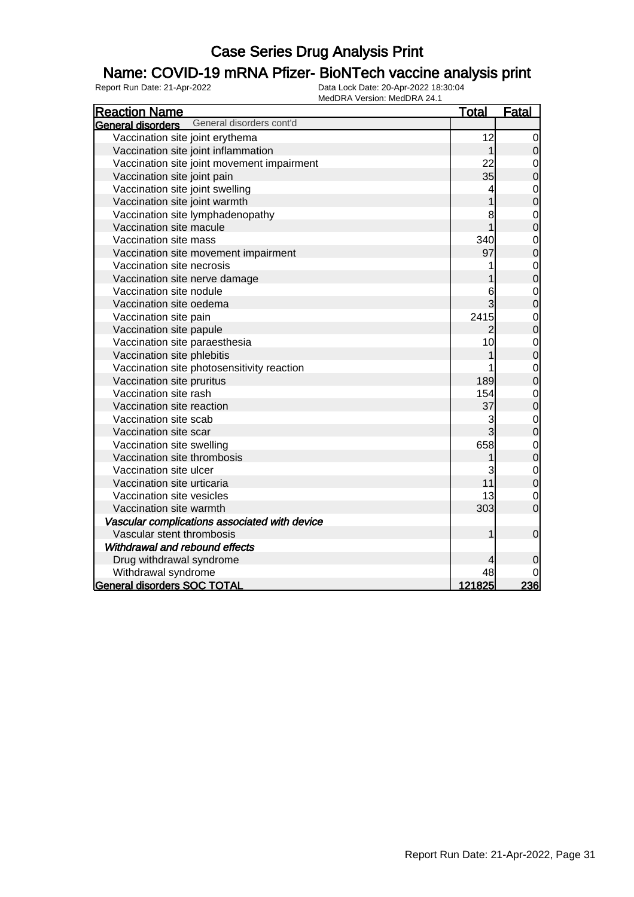# Case Series Drug Analysis Print

## Name: COVID-19 mRNA Pfizer- BioNTech vaccine analysis print

Report Run Date: 21-Apr-2022 Data Lock Date: 20-Apr-2022 18:30:04
MedDRA Version: MedDRA 24.1

| Reaction Name | Total | Fatal |
|---|---|---|
| **General disorders** General disorders cont'd | | |
| Vaccination site joint erythema | 12 | 0 |
| Vaccination site joint inflammation | 1 | 0 |
| Vaccination site joint movement impairment | 22 | 0 |
| Vaccination site joint pain | 35 | 0 |
| Vaccination site joint swelling | 4 | 0 |
| Vaccination site joint warmth | 1 | 0 |
| Vaccination site lymphadenopathy | 8 | 0 |
| Vaccination site macule | 1 | 0 |
| Vaccination site mass | 340 | 0 |
| Vaccination site movement impairment | 97 | 0 |
| Vaccination site necrosis | 1 | 0 |
| Vaccination site nerve damage | 1 | 0 |
| Vaccination site nodule | 6 | 0 |
| Vaccination site oedema | 3 | 0 |
| Vaccination site pain | 2415 | 0 |
| Vaccination site papule | 2 | 0 |
| Vaccination site paraesthesia | 10 | 0 |
| Vaccination site phlebitis | 1 | 0 |
| Vaccination site photosensitivity reaction | 1 | 0 |
| Vaccination site pruritus | 189 | 0 |
| Vaccination site rash | 154 | 0 |
| Vaccination site reaction | 37 | 0 |
| Vaccination site scab | 3 | 0 |
| Vaccination site scar | 3 | 0 |
| Vaccination site swelling | 658 | 0 |
| Vaccination site thrombosis | 1 | 0 |
| Vaccination site ulcer | 3 | 0 |
| Vaccination site urticaria | 11 | 0 |
| Vaccination site vesicles | 13 | 0 |
| Vaccination site warmth | 303 | 0 |
| *Vascular complications associated with device* | | |
| Vascular stent thrombosis | 1 | 0 |
| *Withdrawal and rebound effects* | | |
| Drug withdrawal syndrome | 4 | 0 |
| Withdrawal syndrome | 48 | 0 |
| **General disorders SOC TOTAL** | **121825** | **236** |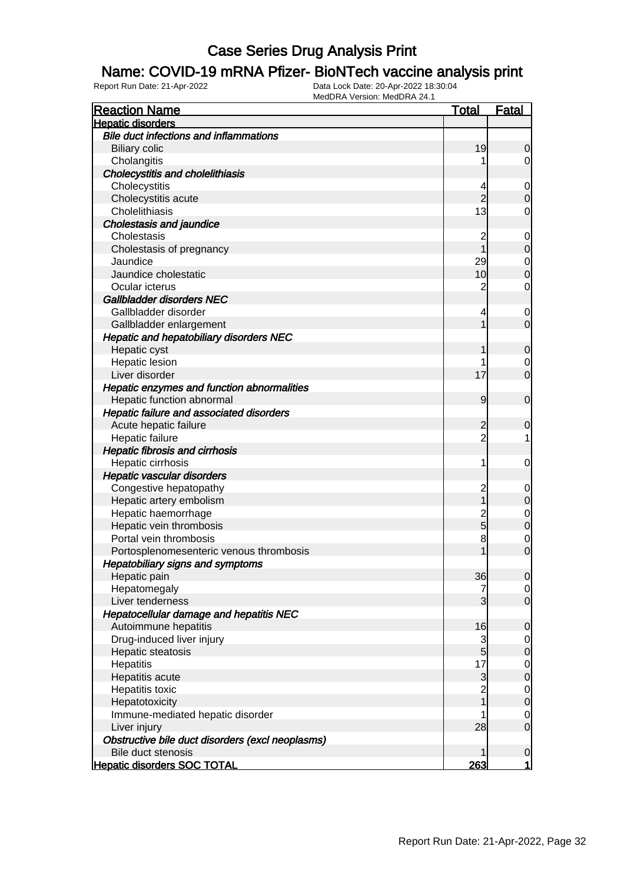# Case Series Drug Analysis Print

## Name: COVID-19 mRNA Pfizer- BioNTech vaccine analysis print

Report Run Date: 21-Apr-2022    Data Lock Date: 20-Apr-2022 18:30:04
MedDRA Version: MedDRA 24.1

| Reaction Name | Total | Fatal |
|---|---|---|
| **Hepatic disorders** | | |
| ***Bile duct infections and inflammations*** | | |
| Biliary colic | 19 | 0 |
| Cholangitis | 1 | 0 |
| ***Cholecystitis and cholelithiasis*** | | |
| Cholecystitis | 4 | 0 |
| Cholecystitis acute | 2 | 0 |
| Cholelithiasis | 13 | 0 |
| ***Cholestasis and jaundice*** | | |
| Cholestasis | 2 | 0 |
| Cholestasis of pregnancy | 1 | 0 |
| Jaundice | 29 | 0 |
| Jaundice cholestatic | 10 | 0 |
| Ocular icterus | 2 | 0 |
| ***Gallbladder disorders NEC*** | | |
| Gallbladder disorder | 4 | 0 |
| Gallbladder enlargement | 1 | 0 |
| ***Hepatic and hepatobiliary disorders NEC*** | | |
| Hepatic cyst | 1 | 0 |
| Hepatic lesion | 1 | 0 |
| Liver disorder | 17 | 0 |
| ***Hepatic enzymes and function abnormalities*** | | |
| Hepatic function abnormal | 9 | 0 |
| ***Hepatic failure and associated disorders*** | | |
| Acute hepatic failure | 2 | 0 |
| Hepatic failure | 2 | 1 |
| ***Hepatic fibrosis and cirrhosis*** | | |
| Hepatic cirrhosis | 1 | 0 |
| ***Hepatic vascular disorders*** | | |
| Congestive hepatopathy | 2 | 0 |
| Hepatic artery embolism | 1 | 0 |
| Hepatic haemorrhage | 2 | 0 |
| Hepatic vein thrombosis | 5 | 0 |
| Portal vein thrombosis | 8 | 0 |
| Portosplenomesenteric venous thrombosis | 1 | 0 |
| ***Hepatobiliary signs and symptoms*** | | |
| Hepatic pain | 36 | 0 |
| Hepatomegaly | 7 | 0 |
| Liver tenderness | 3 | 0 |
| ***Hepatocellular damage and hepatitis NEC*** | | |
| Autoimmune hepatitis | 16 | 0 |
| Drug-induced liver injury | 3 | 0 |
| Hepatic steatosis | 5 | 0 |
| Hepatitis | 17 | 0 |
| Hepatitis acute | 3 | 0 |
| Hepatitis toxic | 2 | 0 |
| Hepatotoxicity | 1 | 0 |
| Immune-mediated hepatic disorder | 1 | 0 |
| Liver injury | 28 | 0 |
| ***Obstructive bile duct disorders (excl neoplasms)*** | | |
| Bile duct stenosis | 1 | 0 |
| **Hepatic disorders SOC TOTAL** | **263** | **1** |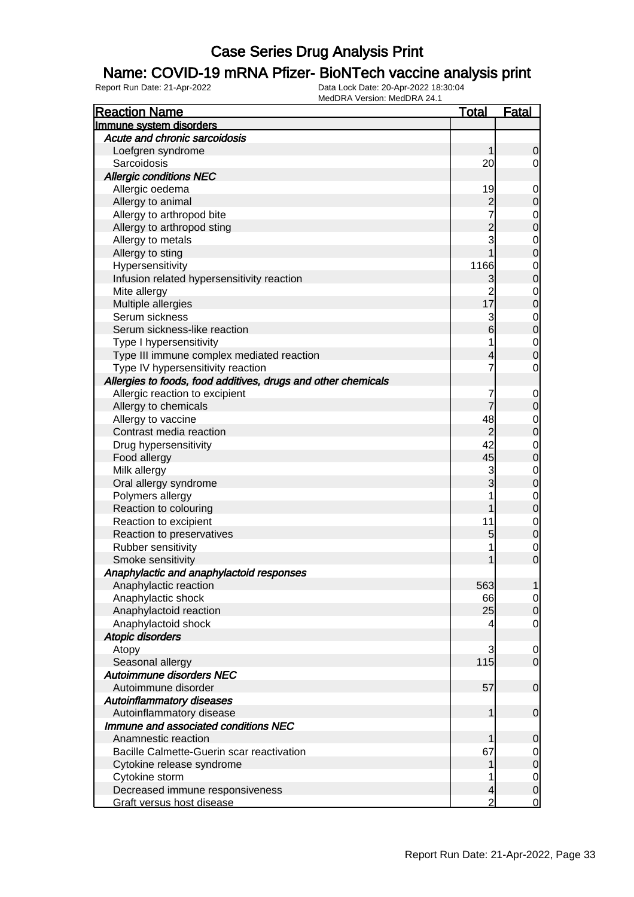# Case Series Drug Analysis Print

## Name: COVID-19 mRNA Pfizer- BioNTech vaccine analysis print

Report Run Date: 21-Apr-2022 | Data Lock Date: 20-Apr-2022 18:30:04 | MedDRA Version: MedDRA 24.1

| Reaction Name | Total | Fatal |
|---|---|---|
| **Immune system disorders** | | |
| *Acute and chronic sarcoidosis* | | |
| Loefgren syndrome | 1 | 0 |
| Sarcoidosis | 20 | 0 |
| *Allergic conditions NEC* | | |
| Allergic oedema | 19 | 0 |
| Allergy to animal | 2 | 0 |
| Allergy to arthropod bite | 7 | 0 |
| Allergy to arthropod sting | 2 | 0 |
| Allergy to metals | 3 | 0 |
| Allergy to sting | 1 | 0 |
| Hypersensitivity | 1166 | 0 |
| Infusion related hypersensitivity reaction | 3 | 0 |
| Mite allergy | 2 | 0 |
| Multiple allergies | 17 | 0 |
| Serum sickness | 3 | 0 |
| Serum sickness-like reaction | 6 | 0 |
| Type I hypersensitivity | 1 | 0 |
| Type III immune complex mediated reaction | 4 | 0 |
| Type IV hypersensitivity reaction | 7 | 0 |
| *Allergies to foods, food additives, drugs and other chemicals* | | |
| Allergic reaction to excipient | 7 | 0 |
| Allergy to chemicals | 7 | 0 |
| Allergy to vaccine | 48 | 0 |
| Contrast media reaction | 2 | 0 |
| Drug hypersensitivity | 42 | 0 |
| Food allergy | 45 | 0 |
| Milk allergy | 3 | 0 |
| Oral allergy syndrome | 3 | 0 |
| Polymers allergy | 1 | 0 |
| Reaction to colouring | 1 | 0 |
| Reaction to excipient | 11 | 0 |
| Reaction to preservatives | 5 | 0 |
| Rubber sensitivity | 1 | 0 |
| Smoke sensitivity | 1 | 0 |
| *Anaphylactic and anaphylactoid responses* | | |
| Anaphylactic reaction | 563 | 1 |
| Anaphylactic shock | 66 | 0 |
| Anaphylactoid reaction | 25 | 0 |
| Anaphylactoid shock | 4 | 0 |
| *Atopic disorders* | | |
| Atopy | 3 | 0 |
| Seasonal allergy | 115 | 0 |
| *Autoimmune disorders NEC* | | |
| Autoimmune disorder | 57 | 0 |
| *Autoinflammatory diseases* | | |
| Autoinflammatory disease | 1 | 0 |
| *Immune and associated conditions NEC* | | |
| Anamnestic reaction | 1 | 0 |
| Bacille Calmette-Guerin scar reactivation | 67 | 0 |
| Cytokine release syndrome | 1 | 0 |
| Cytokine storm | 1 | 0 |
| Decreased immune responsiveness | 4 | 0 |
| Graft versus host disease | 2 | 0 |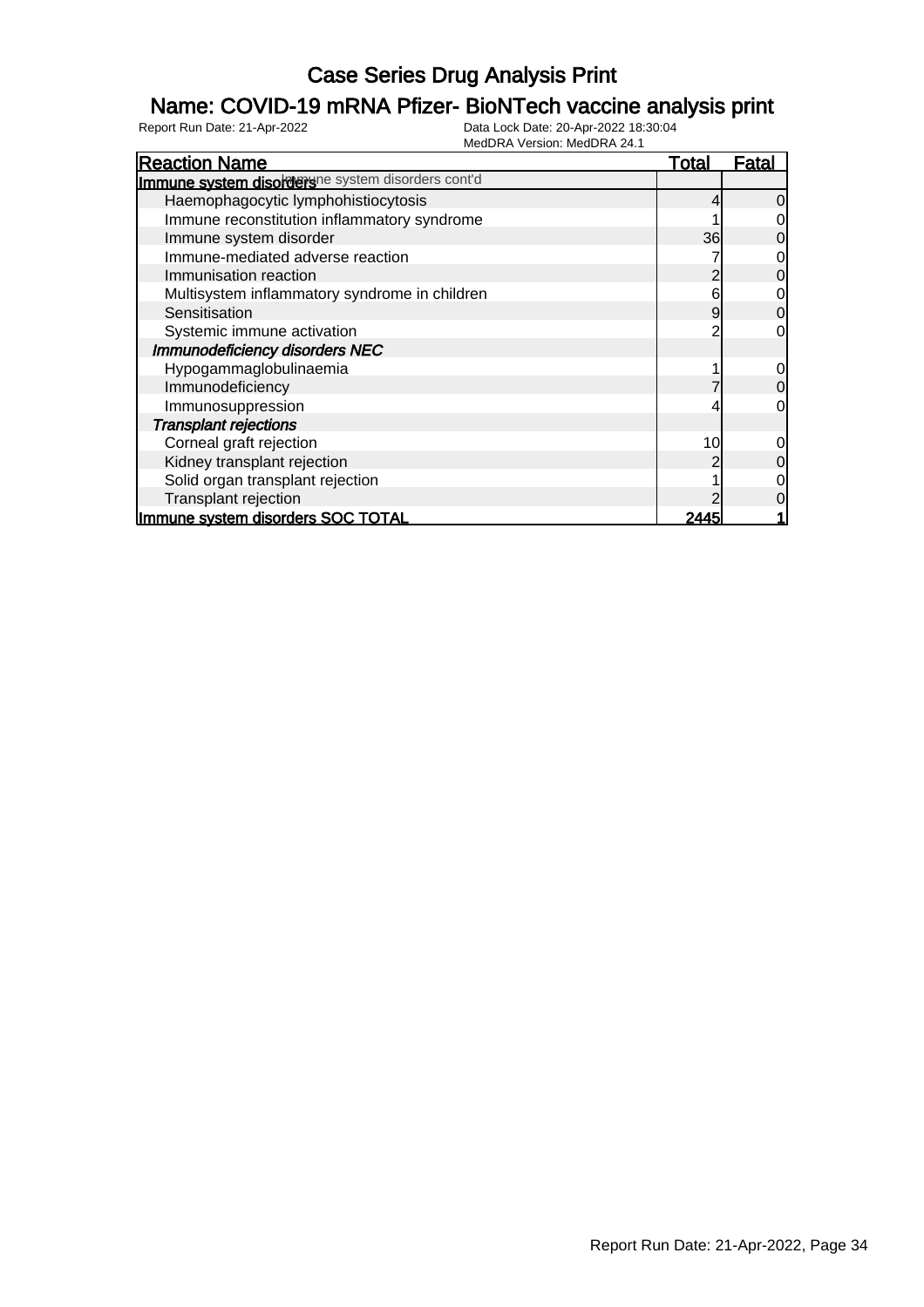# Case Series Drug Analysis Print

## Name: COVID-19 mRNA Pfizer- BioNTech vaccine analysis print

Report Run Date: 21-Apr-2022

Data Lock Date: 20-Apr-2022 18:30:04
MedDRA Version: MedDRA 24.1

| Reaction Name | Total | Fatal |
|---|---|---|
| **Immune system disorders** Immune system disorders cont'd | | |
| Haemophagocytic lymphohistiocytosis | 4 | 0 |
| Immune reconstitution inflammatory syndrome | 1 | 0 |
| Immune system disorder | 36 | 0 |
| Immune-mediated adverse reaction | 7 | 0 |
| Immunisation reaction | 2 | 0 |
| Multisystem inflammatory syndrome in children | 6 | 0 |
| Sensitisation | 9 | 0 |
| Systemic immune activation | 2 | 0 |
| ***Immunodeficiency disorders NEC*** | | |
| Hypogammaglobulinaemia | 1 | 0 |
| Immunodeficiency | 7 | 0 |
| Immunosuppression | 4 | 0 |
| ***Transplant rejections*** | | |
| Corneal graft rejection | 10 | 0 |
| Kidney transplant rejection | 2 | 0 |
| Solid organ transplant rejection | 1 | 0 |
| Transplant rejection | 2 | 0 |
| **Immune system disorders SOC TOTAL** | **2445** | **1** |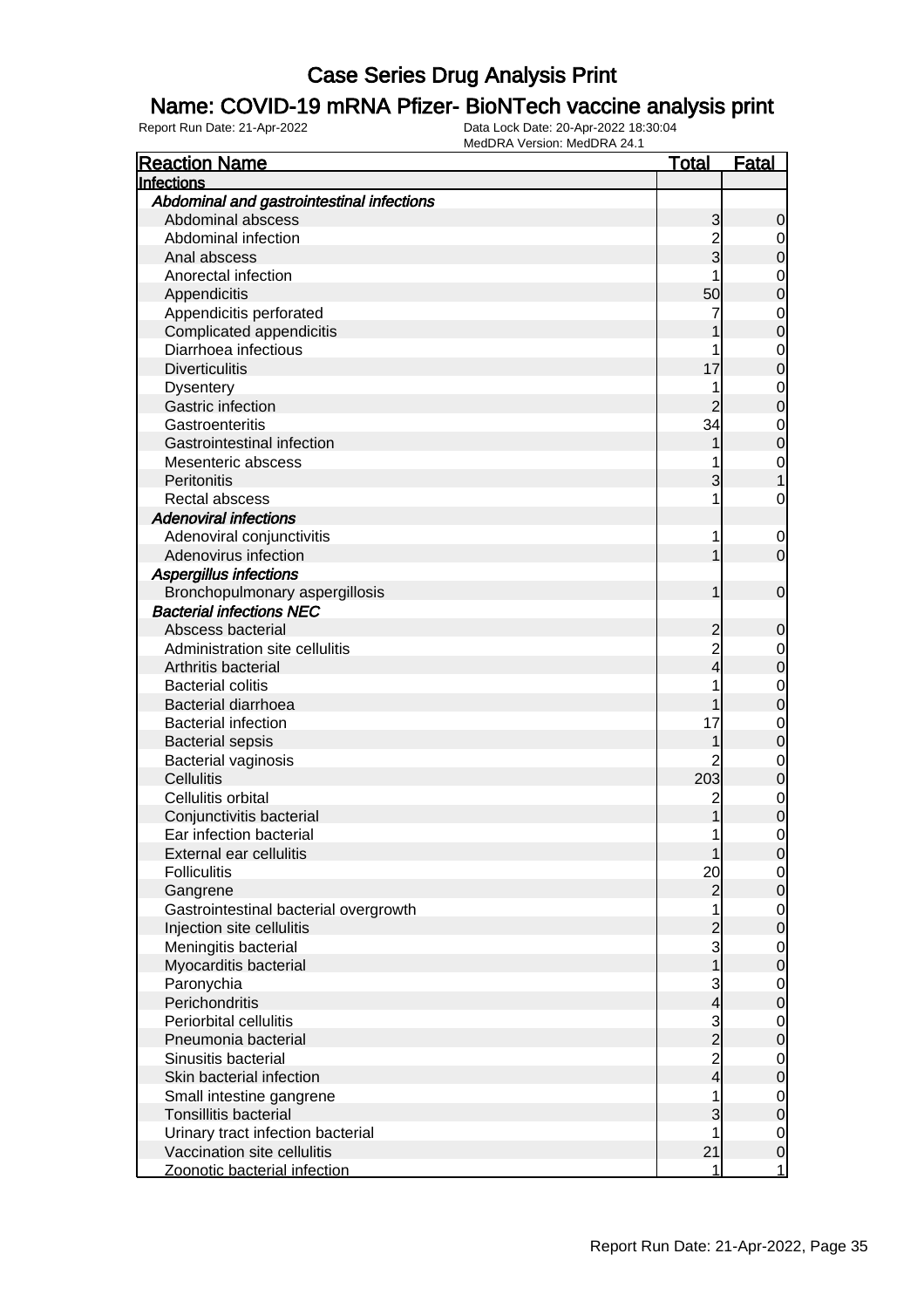# Case Series Drug Analysis Print

## Name: COVID-19 mRNA Pfizer- BioNTech vaccine analysis print

Report Run Date: 21-Apr-2022

Data Lock Date: 20-Apr-2022 18:30:04

MedDRA Version: MedDRA 24.1

| Reaction Name | Total | Fatal |
|---|---|---|
| **Infections** | | |
| ***Abdominal and gastrointestinal infections*** | | |
| Abdominal abscess | 3 | 0 |
| Abdominal infection | 2 | 0 |
| Anal abscess | 3 | 0 |
| Anorectal infection | 1 | 0 |
| Appendicitis | 50 | 0 |
| Appendicitis perforated | 7 | 0 |
| Complicated appendicitis | 1 | 0 |
| Diarrhoea infectious | 1 | 0 |
| Diverticulitis | 17 | 0 |
| Dysentery | 1 | 0 |
| Gastric infection | 2 | 0 |
| Gastroenteritis | 34 | 0 |
| Gastrointestinal infection | 1 | 0 |
| Mesenteric abscess | 1 | 0 |
| Peritonitis | 3 | 1 |
| Rectal abscess | 1 | 0 |
| ***Adenoviral infections*** | | |
| Adenoviral conjunctivitis | 1 | 0 |
| Adenovirus infection | 1 | 0 |
| ***Aspergillus infections*** | | |
| Bronchopulmonary aspergillosis | 1 | 0 |
| ***Bacterial infections NEC*** | | |
| Abscess bacterial | 2 | 0 |
| Administration site cellulitis | 2 | 0 |
| Arthritis bacterial | 4 | 0 |
| Bacterial colitis | 1 | 0 |
| Bacterial diarrhoea | 1 | 0 |
| Bacterial infection | 17 | 0 |
| Bacterial sepsis | 1 | 0 |
| Bacterial vaginosis | 2 | 0 |
| Cellulitis | 203 | 0 |
| Cellulitis orbital | 2 | 0 |
| Conjunctivitis bacterial | 1 | 0 |
| Ear infection bacterial | 1 | 0 |
| External ear cellulitis | 1 | 0 |
| Folliculitis | 20 | 0 |
| Gangrene | 2 | 0 |
| Gastrointestinal bacterial overgrowth | 1 | 0 |
| Injection site cellulitis | 2 | 0 |
| Meningitis bacterial | 3 | 0 |
| Myocarditis bacterial | 1 | 0 |
| Paronychia | 3 | 0 |
| Perichondritis | 4 | 0 |
| Periorbital cellulitis | 3 | 0 |
| Pneumonia bacterial | 2 | 0 |
| Sinusitis bacterial | 2 | 0 |
| Skin bacterial infection | 4 | 0 |
| Small intestine gangrene | 1 | 0 |
| Tonsillitis bacterial | 3 | 0 |
| Urinary tract infection bacterial | 1 | 0 |
| Vaccination site cellulitis | 21 | 0 |
| Zoonotic bacterial infection | 1 | 1 |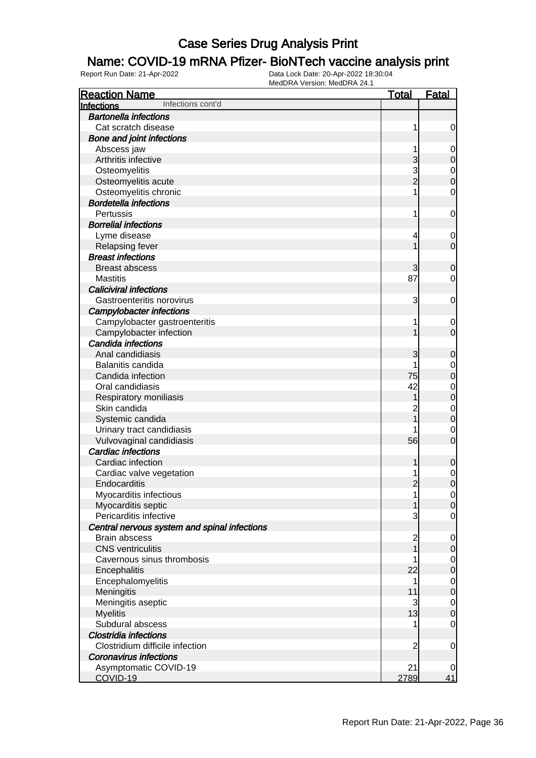# Case Series Drug Analysis Print

## Name: COVID-19 mRNA Pfizer- BioNTech vaccine analysis print

Report Run Date: 21-Apr-2022    Data Lock Date: 20-Apr-2022 18:30:04
MedDRA Version: MedDRA 24.1

| Reaction Name | Total | Fatal |
|---|---|---|
| **Infections** Infections cont'd | | |
| ***Bartonella infections*** | | |
| Cat scratch disease | 1 | 0 |
| ***Bone and joint infections*** | | |
| Abscess jaw | 1 | 0 |
| Arthritis infective | 3 | 0 |
| Osteomyelitis | 3 | 0 |
| Osteomyelitis acute | 2 | 0 |
| Osteomyelitis chronic | 1 | 0 |
| ***Bordetella infections*** | | |
| Pertussis | 1 | 0 |
| ***Borrelial infections*** | | |
| Lyme disease | 4 | 0 |
| Relapsing fever | 1 | 0 |
| ***Breast infections*** | | |
| Breast abscess | 3 | 0 |
| Mastitis | 87 | 0 |
| ***Caliciviral infections*** | | |
| Gastroenteritis norovirus | 3 | 0 |
| ***Campylobacter infections*** | | |
| Campylobacter gastroenteritis | 1 | 0 |
| Campylobacter infection | 1 | 0 |
| ***Candida infections*** | | |
| Anal candidiasis | 3 | 0 |
| Balanitis candida | 1 | 0 |
| Candida infection | 75 | 0 |
| Oral candidiasis | 42 | 0 |
| Respiratory moniliasis | 1 | 0 |
| Skin candida | 2 | 0 |
| Systemic candida | 1 | 0 |
| Urinary tract candidiasis | 1 | 0 |
| Vulvovaginal candidiasis | 56 | 0 |
| ***Cardiac infections*** | | |
| Cardiac infection | 1 | 0 |
| Cardiac valve vegetation | 1 | 0 |
| Endocarditis | 2 | 0 |
| Myocarditis infectious | 1 | 0 |
| Myocarditis septic | 1 | 0 |
| Pericarditis infective | 3 | 0 |
| ***Central nervous system and spinal infections*** | | |
| Brain abscess | 2 | 0 |
| CNS ventriculitis | 1 | 0 |
| Cavernous sinus thrombosis | 1 | 0 |
| Encephalitis | 22 | 0 |
| Encephalomyelitis | 1 | 0 |
| Meningitis | 11 | 0 |
| Meningitis aseptic | 3 | 0 |
| Myelitis | 13 | 0 |
| Subdural abscess | 1 | 0 |
| ***Clostridia infections*** | | |
| Clostridium difficile infection | 2 | 0 |
| ***Coronavirus infections*** | | |
| Asymptomatic COVID-19 | 21 | 0 |
| COVID-19 | 2789 | 41 |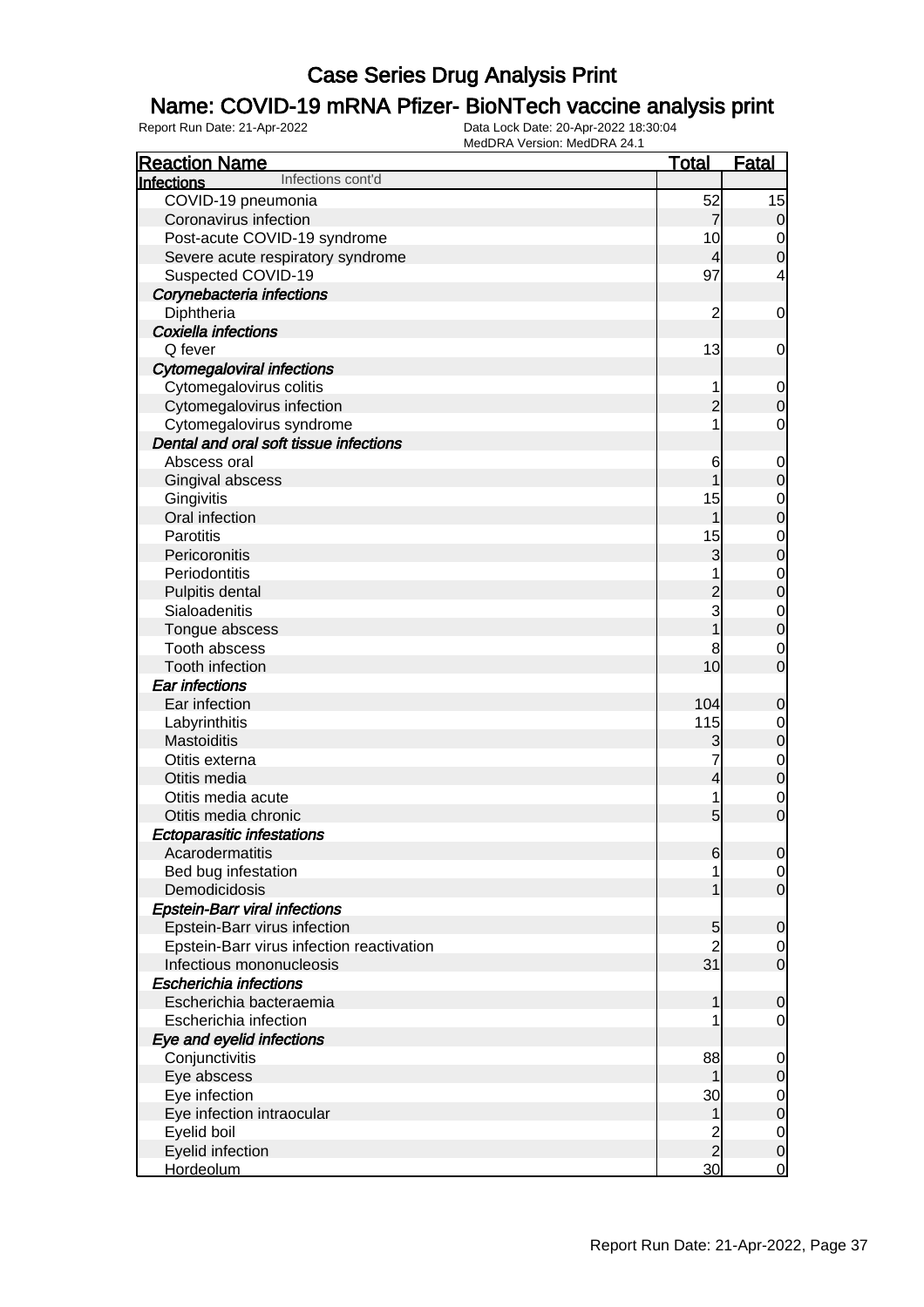# Case Series Drug Analysis Print

## Name: COVID-19 mRNA Pfizer- BioNTech vaccine analysis print

Report Run Date: 21-Apr-2022

Data Lock Date: 20-Apr-2022 18:30:04
MedDRA Version: MedDRA 24.1

| Reaction Name | Total | Fatal |
|---|---|---|
| **Infections** Infections cont'd | | |
| COVID-19 pneumonia | 52 | 15 |
| Coronavirus infection | 7 | 0 |
| Post-acute COVID-19 syndrome | 10 | 0 |
| Severe acute respiratory syndrome | 4 | 0 |
| Suspected COVID-19 | 97 | 4 |
| *Corynebacteria infections* | | |
| Diphtheria | 2 | 0 |
| *Coxiella infections* | | |
| Q fever | 13 | 0 |
| *Cytomegaloviral infections* | | |
| Cytomegalovirus colitis | 1 | 0 |
| Cytomegalovirus infection | 2 | 0 |
| Cytomegalovirus syndrome | 1 | 0 |
| *Dental and oral soft tissue infections* | | |
| Abscess oral | 6 | 0 |
| Gingival abscess | 1 | 0 |
| Gingivitis | 15 | 0 |
| Oral infection | 1 | 0 |
| Parotitis | 15 | 0 |
| Pericoronitis | 3 | 0 |
| Periodontitis | 1 | 0 |
| Pulpitis dental | 2 | 0 |
| Sialoadenitis | 3 | 0 |
| Tongue abscess | 1 | 0 |
| Tooth abscess | 8 | 0 |
| Tooth infection | 10 | 0 |
| *Ear infections* | | |
| Ear infection | 104 | 0 |
| Labyrinthitis | 115 | 0 |
| Mastoiditis | 3 | 0 |
| Otitis externa | 7 | 0 |
| Otitis media | 4 | 0 |
| Otitis media acute | 1 | 0 |
| Otitis media chronic | 5 | 0 |
| *Ectoparasitic infestations* | | |
| Acarodermatitis | 6 | 0 |
| Bed bug infestation | 1 | 0 |
| Demodicidosis | 1 | 0 |
| *Epstein-Barr viral infections* | | |
| Epstein-Barr virus infection | 5 | 0 |
| Epstein-Barr virus infection reactivation | 2 | 0 |
| Infectious mononucleosis | 31 | 0 |
| *Escherichia infections* | | |
| Escherichia bacteraemia | 1 | 0 |
| Escherichia infection | 1 | 0 |
| *Eye and eyelid infections* | | |
| Conjunctivitis | 88 | 0 |
| Eye abscess | 1 | 0 |
| Eye infection | 30 | 0 |
| Eye infection intraocular | 1 | 0 |
| Eyelid boil | 2 | 0 |
| Eyelid infection | 2 | 0 |
| Hordeolum | 30 | 0 |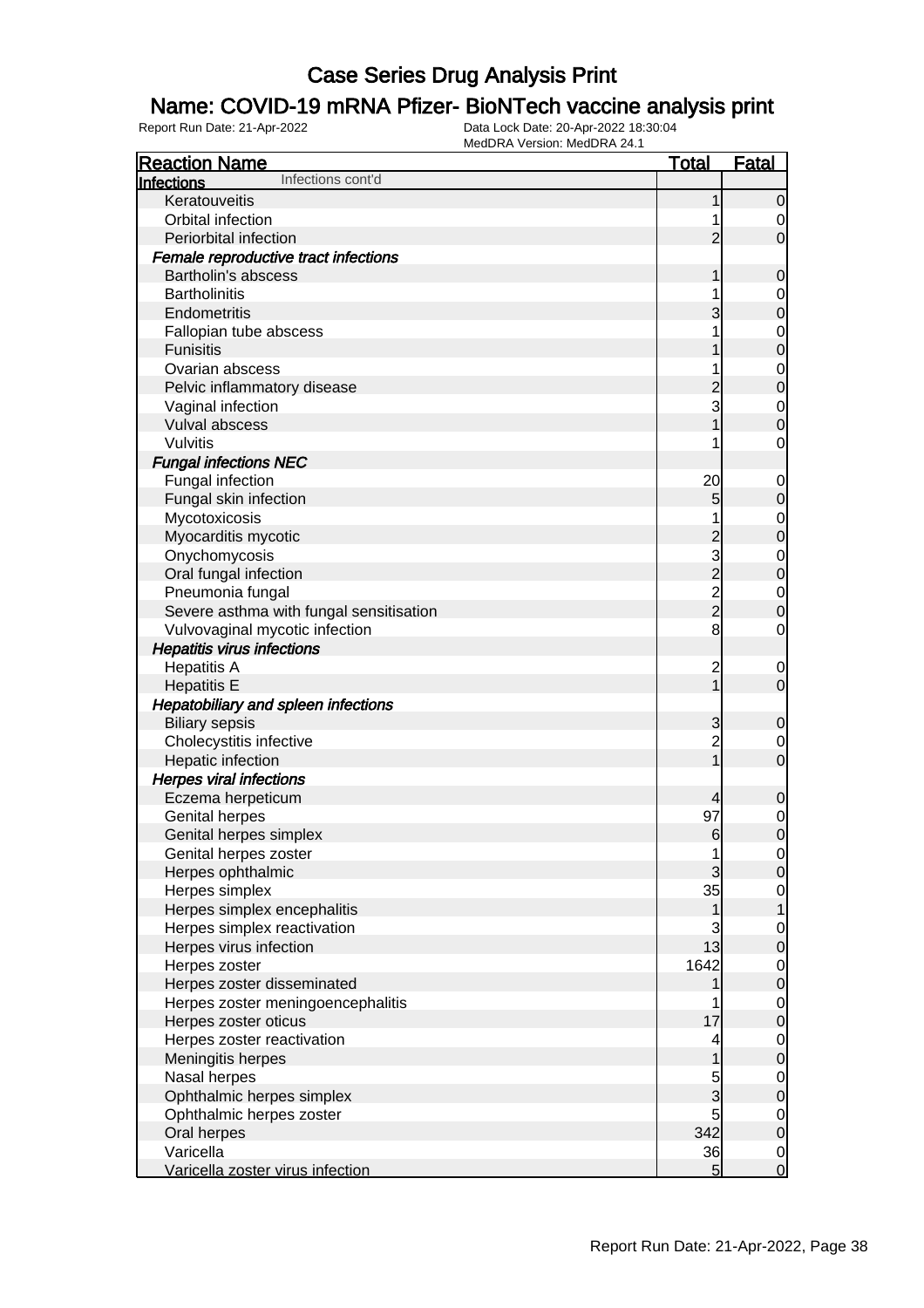# Case Series Drug Analysis Print

## Name: COVID-19 mRNA Pfizer- BioNTech vaccine analysis print

Report Run Date: 21-Apr-2022	Data Lock Date: 20-Apr-2022 18:30:04
MedDRA Version: MedDRA 24.1

| Reaction Name | Total | Fatal |
|---|---|---|
| **Infections** Infections cont'd | | |
| Keratouveitis | 1 | 0 |
| Orbital infection | 1 | 0 |
| Periorbital infection | 2 | 0 |
| ***Female reproductive tract infections*** | | |
| Bartholin's abscess | 1 | 0 |
| Bartholinitis | 1 | 0 |
| Endometritis | 3 | 0 |
| Fallopian tube abscess | 1 | 0 |
| Funisitis | 1 | 0 |
| Ovarian abscess | 1 | 0 |
| Pelvic inflammatory disease | 2 | 0 |
| Vaginal infection | 3 | 0 |
| Vulval abscess | 1 | 0 |
| Vulvitis | 1 | 0 |
| ***Fungal infections NEC*** | | |
| Fungal infection | 20 | 0 |
| Fungal skin infection | 5 | 0 |
| Mycotoxicosis | 1 | 0 |
| Myocarditis mycotic | 2 | 0 |
| Onychomycosis | 3 | 0 |
| Oral fungal infection | 2 | 0 |
| Pneumonia fungal | 2 | 0 |
| Severe asthma with fungal sensitisation | 2 | 0 |
| Vulvovaginal mycotic infection | 8 | 0 |
| ***Hepatitis virus infections*** | | |
| Hepatitis A | 2 | 0 |
| Hepatitis E | 1 | 0 |
| ***Hepatobiliary and spleen infections*** | | |
| Biliary sepsis | 3 | 0 |
| Cholecystitis infective | 2 | 0 |
| Hepatic infection | 1 | 0 |
| ***Herpes viral infections*** | | |
| Eczema herpeticum | 4 | 0 |
| Genital herpes | 97 | 0 |
| Genital herpes simplex | 6 | 0 |
| Genital herpes zoster | 1 | 0 |
| Herpes ophthalmic | 3 | 0 |
| Herpes simplex | 35 | 0 |
| Herpes simplex encephalitis | 1 | 1 |
| Herpes simplex reactivation | 3 | 0 |
| Herpes virus infection | 13 | 0 |
| Herpes zoster | 1642 | 0 |
| Herpes zoster disseminated | 1 | 0 |
| Herpes zoster meningoencephalitis | 1 | 0 |
| Herpes zoster oticus | 17 | 0 |
| Herpes zoster reactivation | 4 | 0 |
| Meningitis herpes | 1 | 0 |
| Nasal herpes | 5 | 0 |
| Ophthalmic herpes simplex | 3 | 0 |
| Ophthalmic herpes zoster | 5 | 0 |
| Oral herpes | 342 | 0 |
| Varicella | 36 | 0 |
| Varicella zoster virus infection | 5 | 0 |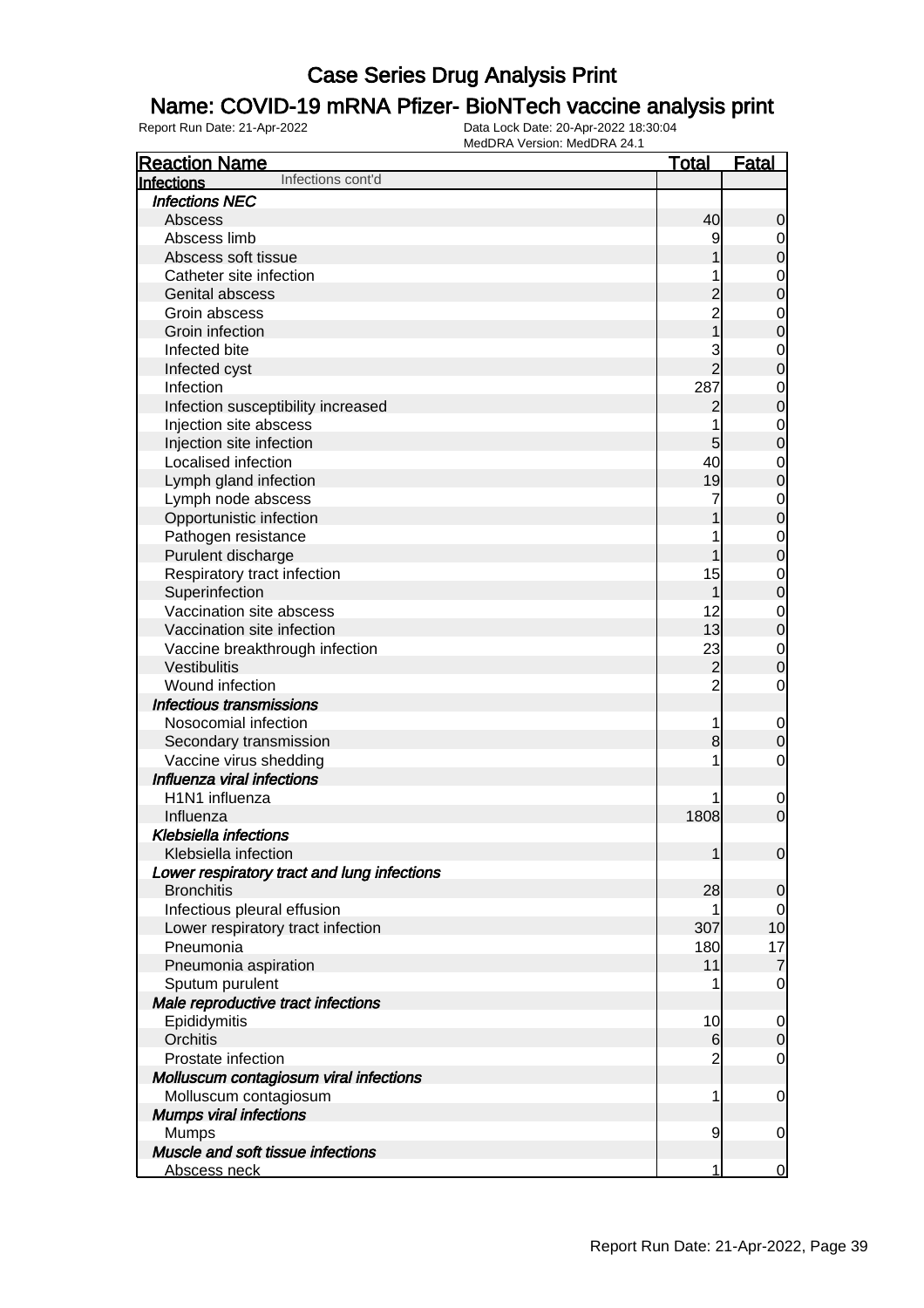# Case Series Drug Analysis Print

## Name: COVID-19 mRNA Pfizer- BioNTech vaccine analysis print

Report Run Date: 21-Apr-2022
Data Lock Date: 20-Apr-2022 18:30:04
MedDRA Version: MedDRA 24.1

| Reaction Name | Total | Fatal |
|---|---|---|
| **Infections** Infections cont'd | | |
| ***Infections NEC*** | | |
| Abscess | 40 | 0 |
| Abscess limb | 9 | 0 |
| Abscess soft tissue | 1 | 0 |
| Catheter site infection | 1 | 0 |
| Genital abscess | 2 | 0 |
| Groin abscess | 2 | 0 |
| Groin infection | 1 | 0 |
| Infected bite | 3 | 0 |
| Infected cyst | 2 | 0 |
| Infection | 287 | 0 |
| Infection susceptibility increased | 2 | 0 |
| Injection site abscess | 1 | 0 |
| Injection site infection | 5 | 0 |
| Localised infection | 40 | 0 |
| Lymph gland infection | 19 | 0 |
| Lymph node abscess | 7 | 0 |
| Opportunistic infection | 1 | 0 |
| Pathogen resistance | 1 | 0 |
| Purulent discharge | 1 | 0 |
| Respiratory tract infection | 15 | 0 |
| Superinfection | 1 | 0 |
| Vaccination site abscess | 12 | 0 |
| Vaccination site infection | 13 | 0 |
| Vaccine breakthrough infection | 23 | 0 |
| Vestibulitis | 2 | 0 |
| Wound infection | 2 | 0 |
| ***Infectious transmissions*** | | |
| Nosocomial infection | 1 | 0 |
| Secondary transmission | 8 | 0 |
| Vaccine virus shedding | 1 | 0 |
| ***Influenza viral infections*** | | |
| H1N1 influenza | 1 | 0 |
| Influenza | 1808 | 0 |
| ***Klebsiella infections*** | | |
| Klebsiella infection | 1 | 0 |
| ***Lower respiratory tract and lung infections*** | | |
| Bronchitis | 28 | 0 |
| Infectious pleural effusion | 1 | 0 |
| Lower respiratory tract infection | 307 | 10 |
| Pneumonia | 180 | 17 |
| Pneumonia aspiration | 11 | 7 |
| Sputum purulent | 1 | 0 |
| ***Male reproductive tract infections*** | | |
| Epididymitis | 10 | 0 |
| Orchitis | 6 | 0 |
| Prostate infection | 2 | 0 |
| ***Molluscum contagiosum viral infections*** | | |
| Molluscum contagiosum | 1 | 0 |
| ***Mumps viral infections*** | | |
| Mumps | 9 | 0 |
| ***Muscle and soft tissue infections*** | | |
| Abscess neck | 1 | 0 |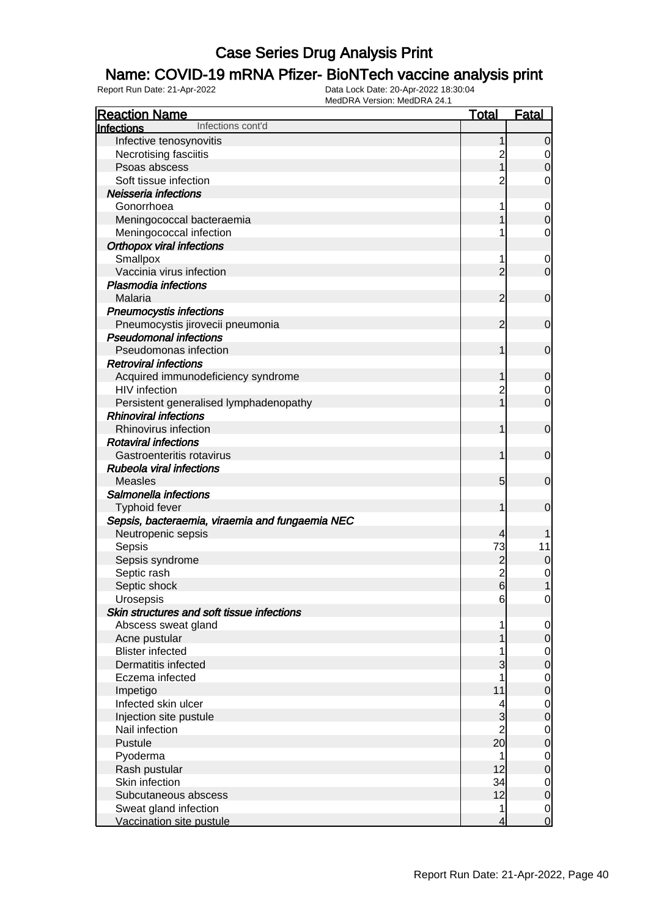# Case Series Drug Analysis Print

## Name: COVID-19 mRNA Pfizer- BioNTech vaccine analysis print

Report Run Date: 21-Apr-2022

Data Lock Date: 20-Apr-2022 18:30:04
MedDRA Version: MedDRA 24.1

| Reaction Name | Total | Fatal |
|---|---|---|
| **Infections** Infections cont'd | | |
| Infective tenosynovitis | 1 | 0 |
| Necrotising fasciitis | 2 | 0 |
| Psoas abscess | 1 | 0 |
| Soft tissue infection | 2 | 0 |
| ***Neisseria infections*** | | |
| Gonorrhoea | 1 | 0 |
| Meningococcal bacteraemia | 1 | 0 |
| Meningococcal infection | 1 | 0 |
| ***Orthopox viral infections*** | | |
| Smallpox | 1 | 0 |
| Vaccinia virus infection | 2 | 0 |
| ***Plasmodia infections*** | | |
| Malaria | 2 | 0 |
| ***Pneumocystis infections*** | | |
| Pneumocystis jirovecii pneumonia | 2 | 0 |
| ***Pseudomonal infections*** | | |
| Pseudomonas infection | 1 | 0 |
| ***Retroviral infections*** | | |
| Acquired immunodeficiency syndrome | 1 | 0 |
| HIV infection | 2 | 0 |
| Persistent generalised lymphadenopathy | 1 | 0 |
| ***Rhinoviral infections*** | | |
| Rhinovirus infection | 1 | 0 |
| ***Rotaviral infections*** | | |
| Gastroenteritis rotavirus | 1 | 0 |
| ***Rubeola viral infections*** | | |
| Measles | 5 | 0 |
| ***Salmonella infections*** | | |
| Typhoid fever | 1 | 0 |
| ***Sepsis, bacteraemia, viraemia and fungaemia NEC*** | | |
| Neutropenic sepsis | 4 | 1 |
| Sepsis | 73 | 11 |
| Sepsis syndrome | 2 | 0 |
| Septic rash | 2 | 0 |
| Septic shock | 6 | 1 |
| Urosepsis | 6 | 0 |
| ***Skin structures and soft tissue infections*** | | |
| Abscess sweat gland | 1 | 0 |
| Acne pustular | 1 | 0 |
| Blister infected | 1 | 0 |
| Dermatitis infected | 3 | 0 |
| Eczema infected | 1 | 0 |
| Impetigo | 11 | 0 |
| Infected skin ulcer | 4 | 0 |
| Injection site pustule | 3 | 0 |
| Nail infection | 2 | 0 |
| Pustule | 20 | 0 |
| Pyoderma | 1 | 0 |
| Rash pustular | 12 | 0 |
| Skin infection | 34 | 0 |
| Subcutaneous abscess | 12 | 0 |
| Sweat gland infection | 1 | 0 |
| Vaccination site pustule | 4 | 0 |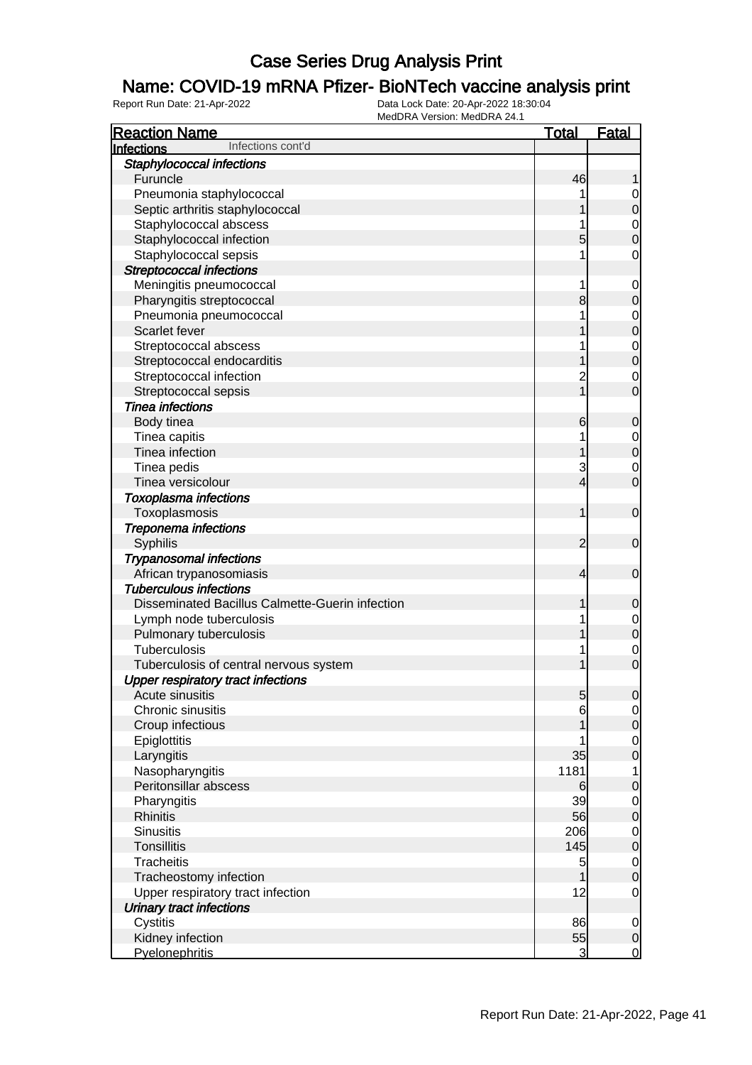# Case Series Drug Analysis Print

## Name: COVID-19 mRNA Pfizer- BioNTech vaccine analysis print

Report Run Date: 21-Apr-2022    Data Lock Date: 20-Apr-2022 18:30:04
MedDRA Version: MedDRA 24.1

| Reaction Name | Total | Fatal |
|---|---|---|
| **Infections** Infections cont'd | | |
| ***Staphylococcal infections*** | | |
| Furuncle | 46 | 1 |
| Pneumonia staphylococcal | 1 | 0 |
| Septic arthritis staphylococcal | 1 | 0 |
| Staphylococcal abscess | 1 | 0 |
| Staphylococcal infection | 5 | 0 |
| Staphylococcal sepsis | 1 | 0 |
| ***Streptococcal infections*** | | |
| Meningitis pneumococcal | 1 | 0 |
| Pharyngitis streptococcal | 8 | 0 |
| Pneumonia pneumococcal | 1 | 0 |
| Scarlet fever | 1 | 0 |
| Streptococcal abscess | 1 | 0 |
| Streptococcal endocarditis | 1 | 0 |
| Streptococcal infection | 2 | 0 |
| Streptococcal sepsis | 1 | 0 |
| ***Tinea infections*** | | |
| Body tinea | 6 | 0 |
| Tinea capitis | 1 | 0 |
| Tinea infection | 1 | 0 |
| Tinea pedis | 3 | 0 |
| Tinea versicolour | 4 | 0 |
| ***Toxoplasma infections*** | | |
| Toxoplasmosis | 1 | 0 |
| ***Treponema infections*** | | |
| Syphilis | 2 | 0 |
| ***Trypanosomal infections*** | | |
| African trypanosomiasis | 4 | 0 |
| ***Tuberculous infections*** | | |
| Disseminated Bacillus Calmette-Guerin infection | 1 | 0 |
| Lymph node tuberculosis | 1 | 0 |
| Pulmonary tuberculosis | 1 | 0 |
| Tuberculosis | 1 | 0 |
| Tuberculosis of central nervous system | 1 | 0 |
| ***Upper respiratory tract infections*** | | |
| Acute sinusitis | 5 | 0 |
| Chronic sinusitis | 6 | 0 |
| Croup infectious | 1 | 0 |
| Epiglottitis | 1 | 0 |
| Laryngitis | 35 | 0 |
| Nasopharyngitis | 1181 | 1 |
| Peritonsillar abscess | 6 | 0 |
| Pharyngitis | 39 | 0 |
| Rhinitis | 56 | 0 |
| Sinusitis | 206 | 0 |
| Tonsillitis | 145 | 0 |
| Tracheitis | 5 | 0 |
| Tracheostomy infection | 1 | 0 |
| Upper respiratory tract infection | 12 | 0 |
| ***Urinary tract infections*** | | |
| Cystitis | 86 | 0 |
| Kidney infection | 55 | 0 |
| Pyelonephritis | 3 | 0 |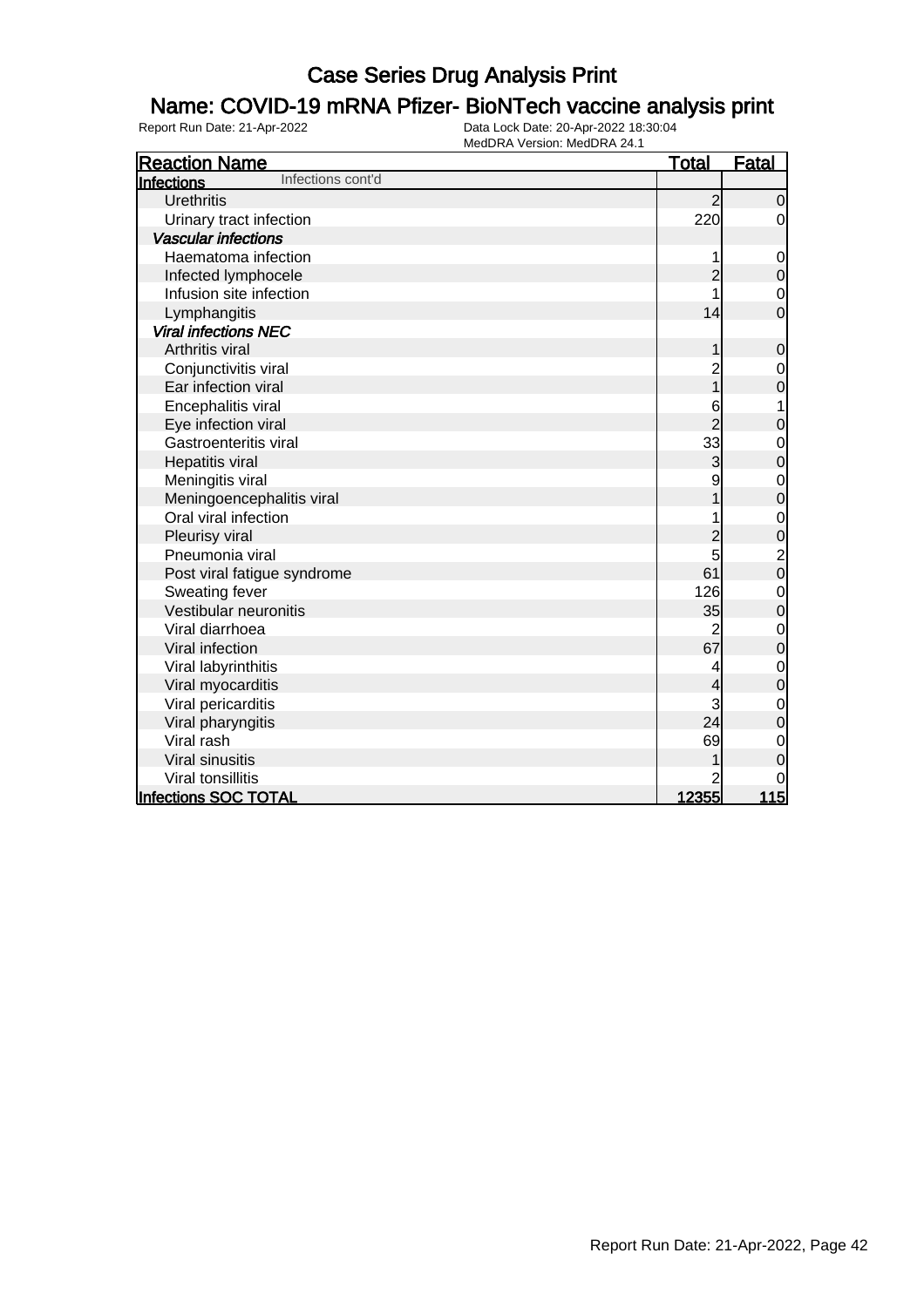# Case Series Drug Analysis Print

## Name: COVID-19 mRNA Pfizer- BioNTech vaccine analysis print

Report Run Date: 21-Apr-2022

Data Lock Date: 20-Apr-2022 18:30:04

MedDRA Version: MedDRA 24.1

| Reaction Name | Total | Fatal |
|---|---|---|
| **Infections** Infections cont'd | | |
| Urethritis | 2 | 0 |
| Urinary tract infection | 220 | 0 |
| *Vascular infections* | | |
| Haematoma infection | 1 | 0 |
| Infected lymphocele | 2 | 0 |
| Infusion site infection | 1 | 0 |
| Lymphangitis | 14 | 0 |
| *Viral infections NEC* | | |
| Arthritis viral | 1 | 0 |
| Conjunctivitis viral | 2 | 0 |
| Ear infection viral | 1 | 0 |
| Encephalitis viral | 6 | 1 |
| Eye infection viral | 2 | 0 |
| Gastroenteritis viral | 33 | 0 |
| Hepatitis viral | 3 | 0 |
| Meningitis viral | 9 | 0 |
| Meningoencephalitis viral | 1 | 0 |
| Oral viral infection | 1 | 0 |
| Pleurisy viral | 2 | 0 |
| Pneumonia viral | 5 | 2 |
| Post viral fatigue syndrome | 61 | 0 |
| Sweating fever | 126 | 0 |
| Vestibular neuronitis | 35 | 0 |
| Viral diarrhoea | 2 | 0 |
| Viral infection | 67 | 0 |
| Viral labyrinthitis | 4 | 0 |
| Viral myocarditis | 4 | 0 |
| Viral pericarditis | 3 | 0 |
| Viral pharyngitis | 24 | 0 |
| Viral rash | 69 | 0 |
| Viral sinusitis | 1 | 0 |
| Viral tonsillitis | 2 | 0 |
| **Infections SOC TOTAL** | **12355** | **115** |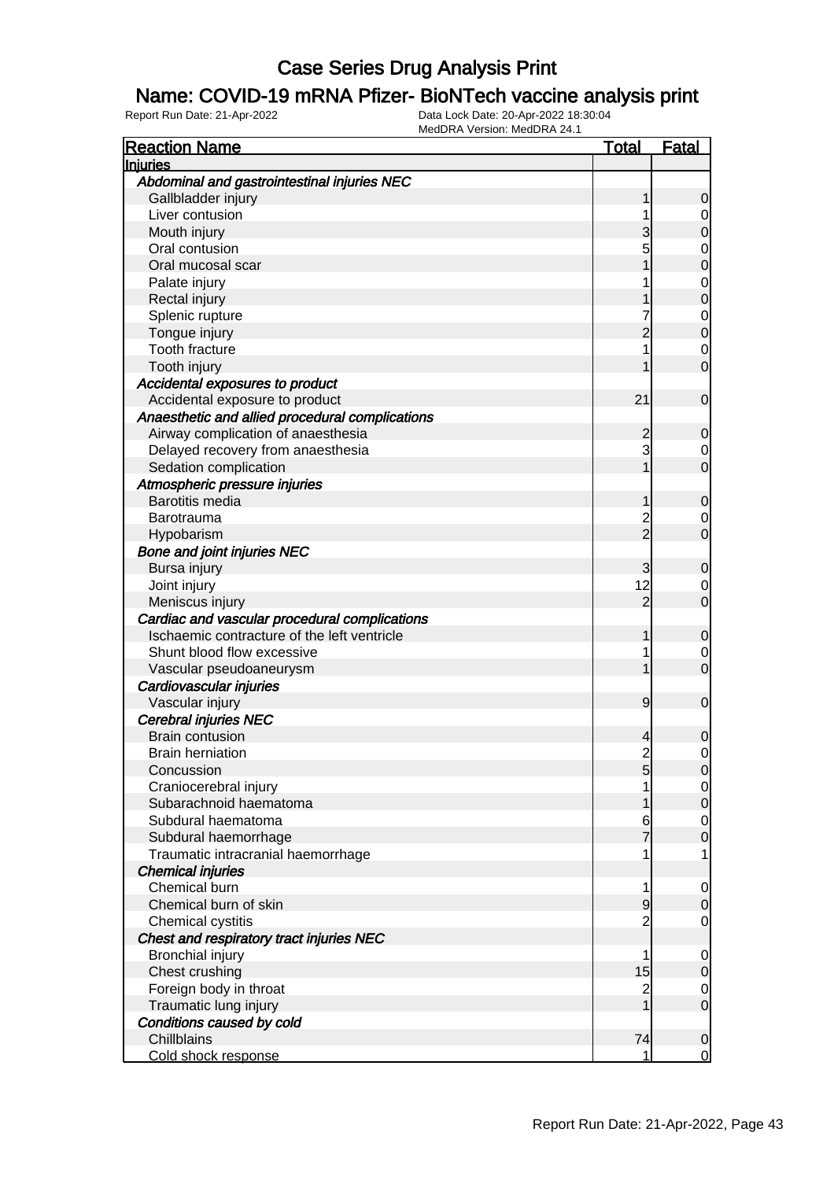# Case Series Drug Analysis Print

## Name: COVID-19 mRNA Pfizer- BioNTech vaccine analysis print

Report Run Date: 21-Apr-2022 | Data Lock Date: 20-Apr-2022 18:30:04 | MedDRA Version: MedDRA 24.1

| Reaction Name | Total | Fatal |
|---|---|---|
| **Injuries** | | |
| ***Abdominal and gastrointestinal injuries NEC*** | | |
| Gallbladder injury | 1 | 0 |
| Liver contusion | 1 | 0 |
| Mouth injury | 3 | 0 |
| Oral contusion | 5 | 0 |
| Oral mucosal scar | 1 | 0 |
| Palate injury | 1 | 0 |
| Rectal injury | 1 | 0 |
| Splenic rupture | 7 | 0 |
| Tongue injury | 2 | 0 |
| Tooth fracture | 1 | 0 |
| Tooth injury | 1 | 0 |
| ***Accidental exposures to product*** | | |
| Accidental exposure to product | 21 | 0 |
| ***Anaesthetic and allied procedural complications*** | | |
| Airway complication of anaesthesia | 2 | 0 |
| Delayed recovery from anaesthesia | 3 | 0 |
| Sedation complication | 1 | 0 |
| ***Atmospheric pressure injuries*** | | |
| Barotitis media | 1 | 0 |
| Barotrauma | 2 | 0 |
| Hypobarism | 2 | 0 |
| ***Bone and joint injuries NEC*** | | |
| Bursa injury | 3 | 0 |
| Joint injury | 12 | 0 |
| Meniscus injury | 2 | 0 |
| ***Cardiac and vascular procedural complications*** | | |
| Ischaemic contracture of the left ventricle | 1 | 0 |
| Shunt blood flow excessive | 1 | 0 |
| Vascular pseudoaneurysm | 1 | 0 |
| ***Cardiovascular injuries*** | | |
| Vascular injury | 9 | 0 |
| ***Cerebral injuries NEC*** | | |
| Brain contusion | 4 | 0 |
| Brain herniation | 2 | 0 |
| Concussion | 5 | 0 |
| Craniocerebral injury | 1 | 0 |
| Subarachnoid haematoma | 1 | 0 |
| Subdural haematoma | 6 | 0 |
| Subdural haemorrhage | 7 | 0 |
| Traumatic intracranial haemorrhage | 1 | 1 |
| ***Chemical injuries*** | | |
| Chemical burn | 1 | 0 |
| Chemical burn of skin | 9 | 0 |
| Chemical cystitis | 2 | 0 |
| ***Chest and respiratory tract injuries NEC*** | | |
| Bronchial injury | 1 | 0 |
| Chest crushing | 15 | 0 |
| Foreign body in throat | 2 | 0 |
| Traumatic lung injury | 1 | 0 |
| ***Conditions caused by cold*** | | |
| Chillblains | 74 | 0 |
| Cold shock response | 1 | 0 |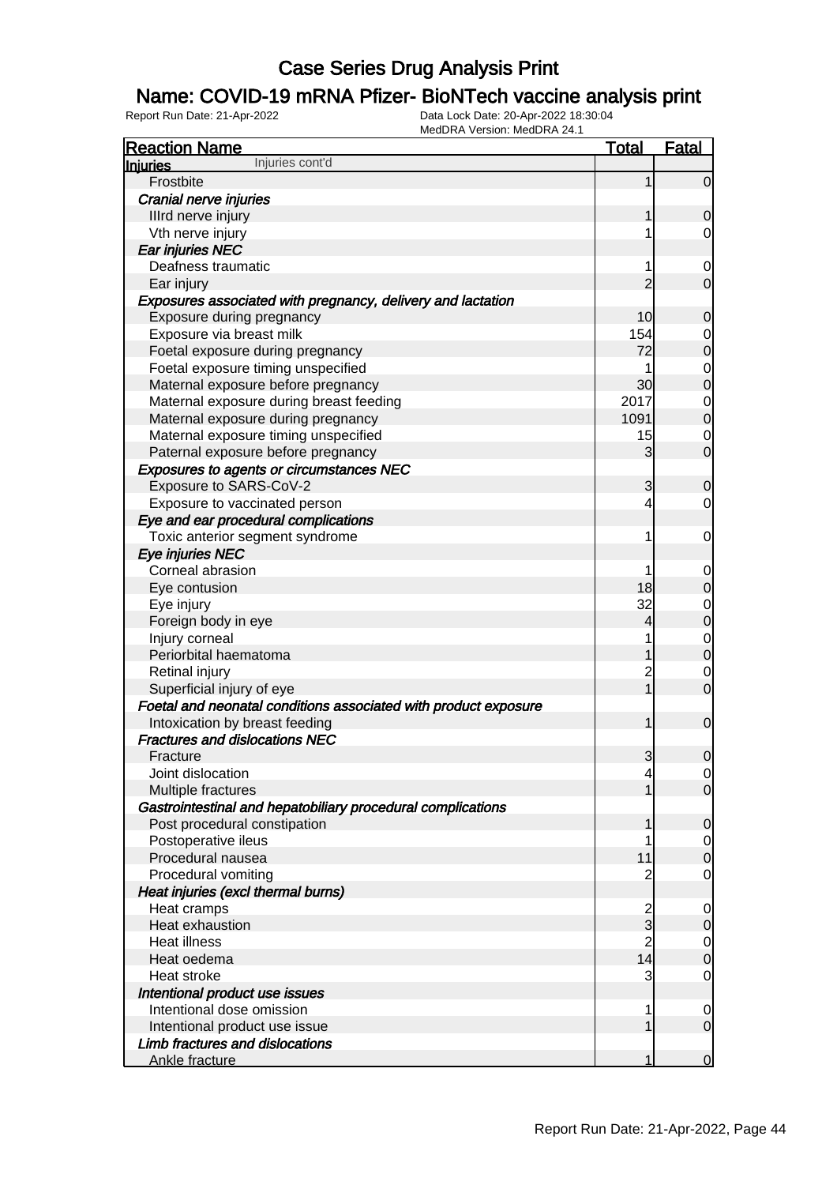# Case Series Drug Analysis Print

## Name: COVID-19 mRNA Pfizer- BioNTech vaccine analysis print

Report Run Date: 21-Apr-2022    Data Lock Date: 20-Apr-2022 18:30:04
MedDRA Version: MedDRA 24.1

| Reaction Name | Total | Fatal |
|---|---|---|
| **Injuries** Injuries cont'd | | |
| Frostbite | 1 | 0 |
| *Cranial nerve injuries* | | |
| IIIrd nerve injury | 1 | 0 |
| Vth nerve injury | 1 | 0 |
| *Ear injuries NEC* | | |
| Deafness traumatic | 1 | 0 |
| Ear injury | 2 | 0 |
| *Exposures associated with pregnancy, delivery and lactation* | | |
| Exposure during pregnancy | 10 | 0 |
| Exposure via breast milk | 154 | 0 |
| Foetal exposure during pregnancy | 72 | 0 |
| Foetal exposure timing unspecified | 1 | 0 |
| Maternal exposure before pregnancy | 30 | 0 |
| Maternal exposure during breast feeding | 2017 | 0 |
| Maternal exposure during pregnancy | 1091 | 0 |
| Maternal exposure timing unspecified | 15 | 0 |
| Paternal exposure before pregnancy | 3 | 0 |
| *Exposures to agents or circumstances NEC* | | |
| Exposure to SARS-CoV-2 | 3 | 0 |
| Exposure to vaccinated person | 4 | 0 |
| *Eye and ear procedural complications* | | |
| Toxic anterior segment syndrome | 1 | 0 |
| *Eye injuries NEC* | | |
| Corneal abrasion | 1 | 0 |
| Eye contusion | 18 | 0 |
| Eye injury | 32 | 0 |
| Foreign body in eye | 4 | 0 |
| Injury corneal | 1 | 0 |
| Periorbital haematoma | 1 | 0 |
| Retinal injury | 2 | 0 |
| Superficial injury of eye | 1 | 0 |
| *Foetal and neonatal conditions associated with product exposure* | | |
| Intoxication by breast feeding | 1 | 0 |
| *Fractures and dislocations NEC* | | |
| Fracture | 3 | 0 |
| Joint dislocation | 4 | 0 |
| Multiple fractures | 1 | 0 |
| *Gastrointestinal and hepatobiliary procedural complications* | | |
| Post procedural constipation | 1 | 0 |
| Postoperative ileus | 1 | 0 |
| Procedural nausea | 11 | 0 |
| Procedural vomiting | 2 | 0 |
| *Heat injuries (excl thermal burns)* | | |
| Heat cramps | 2 | 0 |
| Heat exhaustion | 3 | 0 |
| Heat illness | 2 | 0 |
| Heat oedema | 14 | 0 |
| Heat stroke | 3 | 0 |
| *Intentional product use issues* | | |
| Intentional dose omission | 1 | 0 |
| Intentional product use issue | 1 | 0 |
| *Limb fractures and dislocations* | | |
| Ankle fracture | 1 | 0 |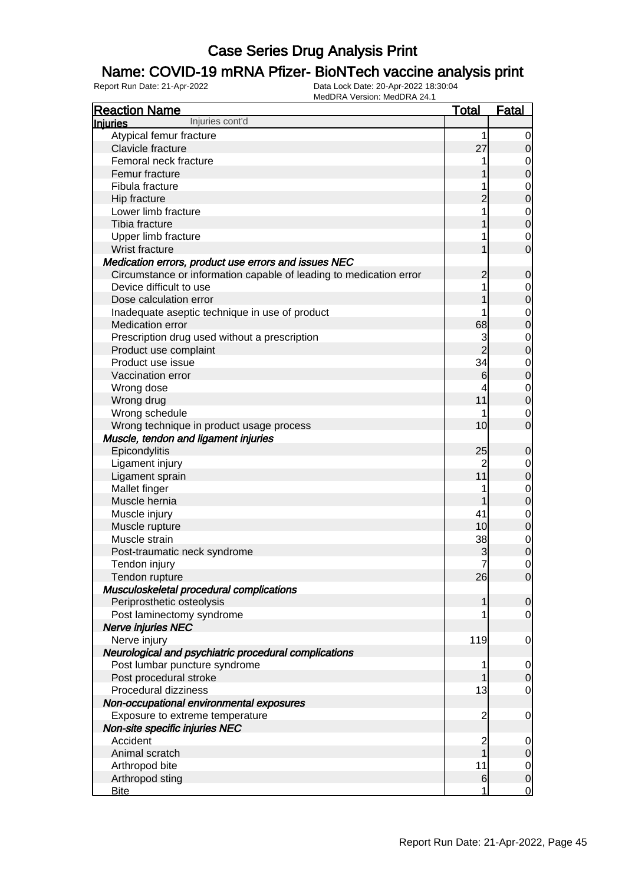# Case Series Drug Analysis Print

## Name: COVID-19 mRNA Pfizer- BioNTech vaccine analysis print

Report Run Date: 21-Apr-2022    Data Lock Date: 20-Apr-2022 18:30:04
MedDRA Version: MedDRA 24.1

| Reaction Name | Total | Fatal |
|---|---|---|
| **Injuries** Injuries cont'd | | |
| Atypical femur fracture | 1 | 0 |
| Clavicle fracture | 27 | 0 |
| Femoral neck fracture | 1 | 0 |
| Femur fracture | 1 | 0 |
| Fibula fracture | 1 | 0 |
| Hip fracture | 2 | 0 |
| Lower limb fracture | 1 | 0 |
| Tibia fracture | 1 | 0 |
| Upper limb fracture | 1 | 0 |
| Wrist fracture | 1 | 0 |
| ***Medication errors, product use errors and issues NEC*** | | |
| Circumstance or information capable of leading to medication error | 2 | 0 |
| Device difficult to use | 1 | 0 |
| Dose calculation error | 1 | 0 |
| Inadequate aseptic technique in use of product | 1 | 0 |
| Medication error | 68 | 0 |
| Prescription drug used without a prescription | 3 | 0 |
| Product use complaint | 2 | 0 |
| Product use issue | 34 | 0 |
| Vaccination error | 6 | 0 |
| Wrong dose | 4 | 0 |
| Wrong drug | 11 | 0 |
| Wrong schedule | 1 | 0 |
| Wrong technique in product usage process | 10 | 0 |
| ***Muscle, tendon and ligament injuries*** | | |
| Epicondylitis | 25 | 0 |
| Ligament injury | 2 | 0 |
| Ligament sprain | 11 | 0 |
| Mallet finger | 1 | 0 |
| Muscle hernia | 1 | 0 |
| Muscle injury | 41 | 0 |
| Muscle rupture | 10 | 0 |
| Muscle strain | 38 | 0 |
| Post-traumatic neck syndrome | 3 | 0 |
| Tendon injury | 7 | 0 |
| Tendon rupture | 26 | 0 |
| ***Musculoskeletal procedural complications*** | | |
| Periprosthetic osteolysis | 1 | 0 |
| Post laminectomy syndrome | 1 | 0 |
| ***Nerve injuries NEC*** | | |
| Nerve injury | 119 | 0 |
| ***Neurological and psychiatric procedural complications*** | | |
| Post lumbar puncture syndrome | 1 | 0 |
| Post procedural stroke | 1 | 0 |
| Procedural dizziness | 13 | 0 |
| ***Non-occupational environmental exposures*** | | |
| Exposure to extreme temperature | 2 | 0 |
| ***Non-site specific injuries NEC*** | | |
| Accident | 2 | 0 |
| Animal scratch | 1 | 0 |
| Arthropod bite | 11 | 0 |
| Arthropod sting | 6 | 0 |
| Bite | 1 | 0 |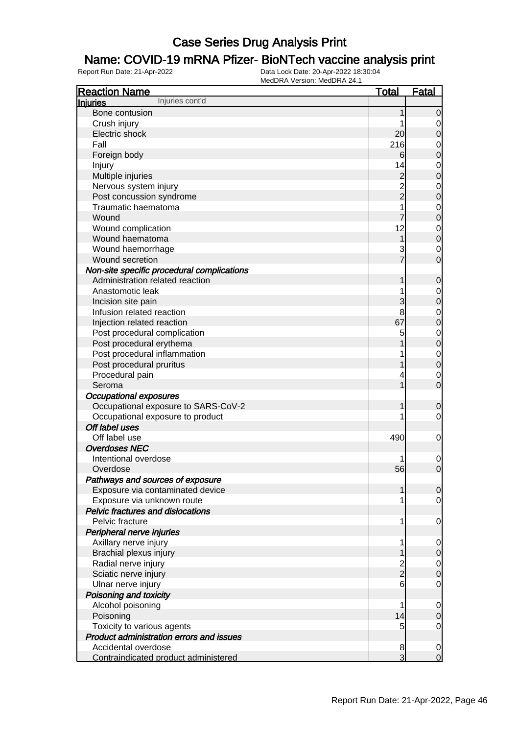# Case Series Drug Analysis Print

## Name: COVID-19 mRNA Pfizer- BioNTech vaccine analysis print

Report Run Date: 21-Apr-2022    Data Lock Date: 20-Apr-2022 18:30:04
MedDRA Version: MedDRA 24.1

| Reaction Name | Total | Fatal |
|---|---|---|
| **Injuries** Injuries cont'd | | |
| Bone contusion | 1 | 0 |
| Crush injury | 1 | 0 |
| Electric shock | 20 | 0 |
| Fall | 216 | 0 |
| Foreign body | 6 | 0 |
| Injury | 14 | 0 |
| Multiple injuries | 2 | 0 |
| Nervous system injury | 2 | 0 |
| Post concussion syndrome | 2 | 0 |
| Traumatic haematoma | 1 | 0 |
| Wound | 7 | 0 |
| Wound complication | 12 | 0 |
| Wound haematoma | 1 | 0 |
| Wound haemorrhage | 3 | 0 |
| Wound secretion | 7 | 0 |
| ***Non-site specific procedural complications*** | | |
| Administration related reaction | 1 | 0 |
| Anastomotic leak | 1 | 0 |
| Incision site pain | 3 | 0 |
| Infusion related reaction | 8 | 0 |
| Injection related reaction | 67 | 0 |
| Post procedural complication | 5 | 0 |
| Post procedural erythema | 1 | 0 |
| Post procedural inflammation | 1 | 0 |
| Post procedural pruritus | 1 | 0 |
| Procedural pain | 4 | 0 |
| Seroma | 1 | 0 |
| ***Occupational exposures*** | | |
| Occupational exposure to SARS-CoV-2 | 1 | 0 |
| Occupational exposure to product | 1 | 0 |
| ***Off label uses*** | | |
| Off label use | 490 | 0 |
| ***Overdoses NEC*** | | |
| Intentional overdose | 1 | 0 |
| Overdose | 56 | 0 |
| ***Pathways and sources of exposure*** | | |
| Exposure via contaminated device | 1 | 0 |
| Exposure via unknown route | 1 | 0 |
| ***Pelvic fractures and dislocations*** | | |
| Pelvic fracture | 1 | 0 |
| ***Peripheral nerve injuries*** | | |
| Axillary nerve injury | 1 | 0 |
| Brachial plexus injury | 1 | 0 |
| Radial nerve injury | 2 | 0 |
| Sciatic nerve injury | 2 | 0 |
| Ulnar nerve injury | 6 | 0 |
| ***Poisoning and toxicity*** | | |
| Alcohol poisoning | 1 | 0 |
| Poisoning | 14 | 0 |
| Toxicity to various agents | 5 | 0 |
| ***Product administration errors and issues*** | | |
| Accidental overdose | 8 | 0 |
| Contraindicated product administered | 3 | 0 |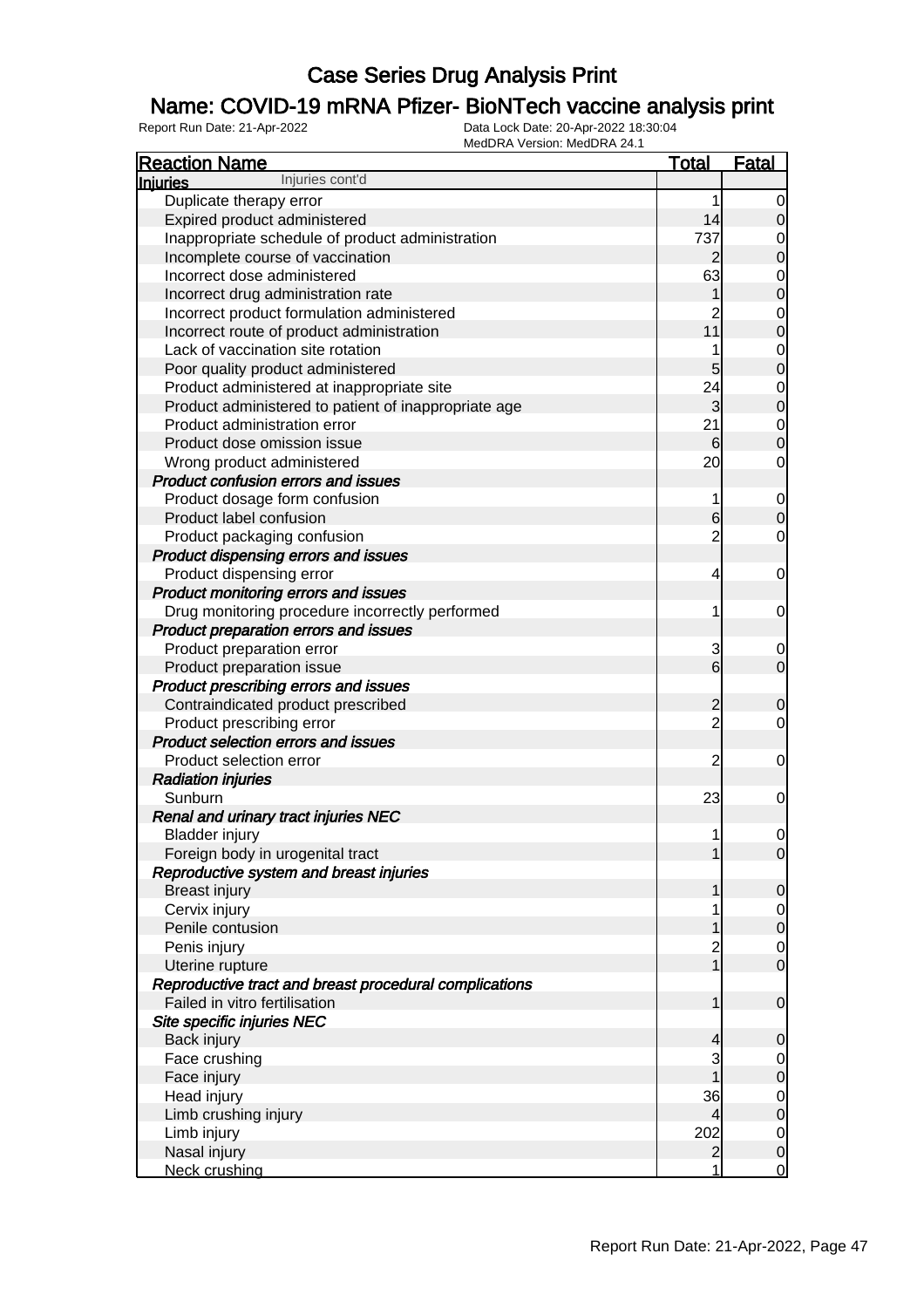# Case Series Drug Analysis Print

## Name: COVID-19 mRNA Pfizer- BioNTech vaccine analysis print

Report Run Date: 21-Apr-2022    Data Lock Date: 20-Apr-2022 18:30:04
MedDRA Version: MedDRA 24.1

| Reaction Name | Total | Fatal |
|---|---|---|
| **Injuries** Injuries cont'd | | |
| Duplicate therapy error | 1 | 0 |
| Expired product administered | 14 | 0 |
| Inappropriate schedule of product administration | 737 | 0 |
| Incomplete course of vaccination | 2 | 0 |
| Incorrect dose administered | 63 | 0 |
| Incorrect drug administration rate | 1 | 0 |
| Incorrect product formulation administered | 2 | 0 |
| Incorrect route of product administration | 11 | 0 |
| Lack of vaccination site rotation | 1 | 0 |
| Poor quality product administered | 5 | 0 |
| Product administered at inappropriate site | 24 | 0 |
| Product administered to patient of inappropriate age | 3 | 0 |
| Product administration error | 21 | 0 |
| Product dose omission issue | 6 | 0 |
| Wrong product administered | 20 | 0 |
| ***Product confusion errors and issues*** | | |
| Product dosage form confusion | 1 | 0 |
| Product label confusion | 6 | 0 |
| Product packaging confusion | 2 | 0 |
| ***Product dispensing errors and issues*** | | |
| Product dispensing error | 4 | 0 |
| ***Product monitoring errors and issues*** | | |
| Drug monitoring procedure incorrectly performed | 1 | 0 |
| ***Product preparation errors and issues*** | | |
| Product preparation error | 3 | 0 |
| Product preparation issue | 6 | 0 |
| ***Product prescribing errors and issues*** | | |
| Contraindicated product prescribed | 2 | 0 |
| Product prescribing error | 2 | 0 |
| ***Product selection errors and issues*** | | |
| Product selection error | 2 | 0 |
| ***Radiation injuries*** | | |
| Sunburn | 23 | 0 |
| ***Renal and urinary tract injuries NEC*** | | |
| Bladder injury | 1 | 0 |
| Foreign body in urogenital tract | 1 | 0 |
| ***Reproductive system and breast injuries*** | | |
| Breast injury | 1 | 0 |
| Cervix injury | 1 | 0 |
| Penile contusion | 1 | 0 |
| Penis injury | 2 | 0 |
| Uterine rupture | 1 | 0 |
| ***Reproductive tract and breast procedural complications*** | | |
| Failed in vitro fertilisation | 1 | 0 |
| ***Site specific injuries NEC*** | | |
| Back injury | 4 | 0 |
| Face crushing | 3 | 0 |
| Face injury | 1 | 0 |
| Head injury | 36 | 0 |
| Limb crushing injury | 4 | 0 |
| Limb injury | 202 | 0 |
| Nasal injury | 2 | 0 |
| Neck crushing | 1 | 0 |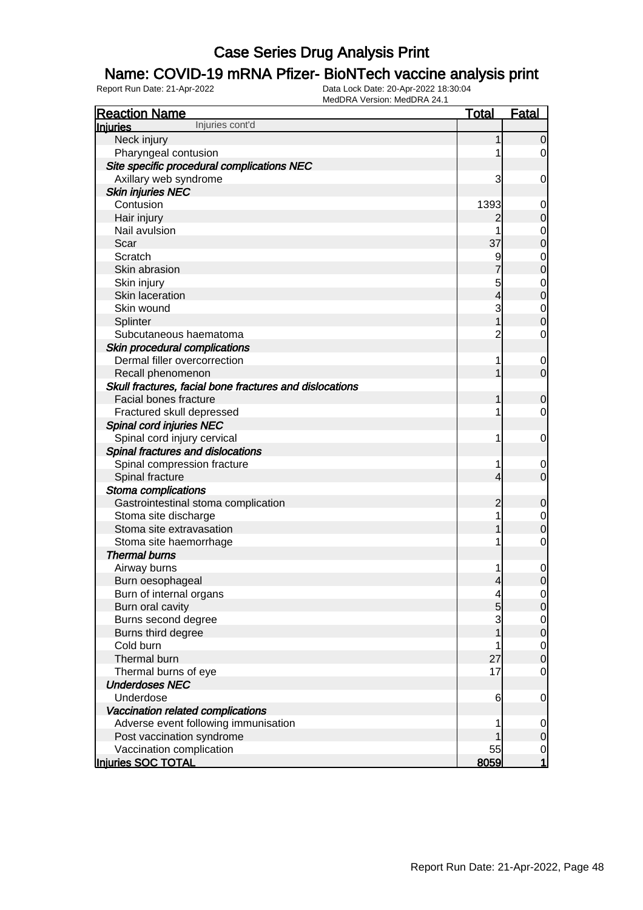# Case Series Drug Analysis Print

## Name: COVID-19 mRNA Pfizer- BioNTech vaccine analysis print

Report Run Date: 21-Apr-2022

Data Lock Date: 20-Apr-2022 18:30:04
MedDRA Version: MedDRA 24.1

| Reaction Name | Total | Fatal |
|---|---|---|
| **Injuries** Injuries cont'd | | |
| Neck injury | 1 | 0 |
| Pharyngeal contusion | 1 | 0 |
| ***Site specific procedural complications NEC*** | | |
| Axillary web syndrome | 3 | 0 |
| ***Skin injuries NEC*** | | |
| Contusion | 1393 | 0 |
| Hair injury | 2 | 0 |
| Nail avulsion | 1 | 0 |
| Scar | 37 | 0 |
| Scratch | 9 | 0 |
| Skin abrasion | 7 | 0 |
| Skin injury | 5 | 0 |
| Skin laceration | 4 | 0 |
| Skin wound | 3 | 0 |
| Splinter | 1 | 0 |
| Subcutaneous haematoma | 2 | 0 |
| ***Skin procedural complications*** | | |
| Dermal filler overcorrection | 1 | 0 |
| Recall phenomenon | 1 | 0 |
| ***Skull fractures, facial bone fractures and dislocations*** | | |
| Facial bones fracture | 1 | 0 |
| Fractured skull depressed | 1 | 0 |
| ***Spinal cord injuries NEC*** | | |
| Spinal cord injury cervical | 1 | 0 |
| ***Spinal fractures and dislocations*** | | |
| Spinal compression fracture | 1 | 0 |
| Spinal fracture | 4 | 0 |
| ***Stoma complications*** | | |
| Gastrointestinal stoma complication | 2 | 0 |
| Stoma site discharge | 1 | 0 |
| Stoma site extravasation | 1 | 0 |
| Stoma site haemorrhage | 1 | 0 |
| ***Thermal burns*** | | |
| Airway burns | 1 | 0 |
| Burn oesophageal | 4 | 0 |
| Burn of internal organs | 4 | 0 |
| Burn oral cavity | 5 | 0 |
| Burns second degree | 3 | 0 |
| Burns third degree | 1 | 0 |
| Cold burn | 1 | 0 |
| Thermal burn | 27 | 0 |
| Thermal burns of eye | 17 | 0 |
| ***Underdoses NEC*** | | |
| Underdose | 6 | 0 |
| ***Vaccination related complications*** | | |
| Adverse event following immunisation | 1 | 0 |
| Post vaccination syndrome | 1 | 0 |
| Vaccination complication | 55 | 0 |
| **Injuries SOC TOTAL** | **8059** | **1** |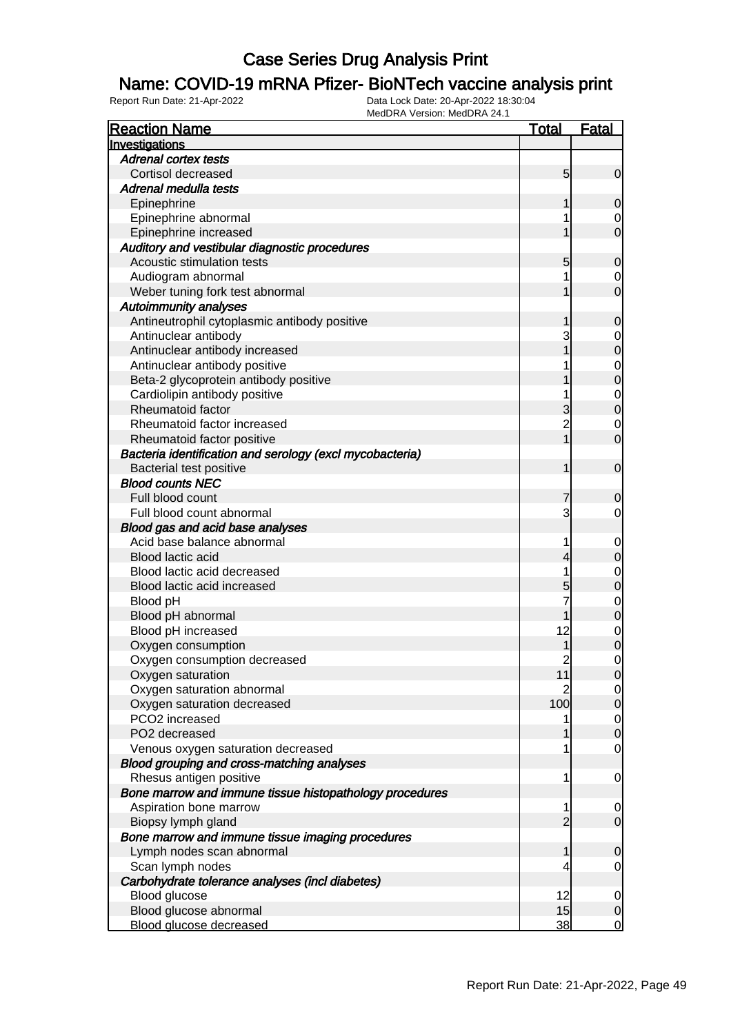# Case Series Drug Analysis Print

## Name: COVID-19 mRNA Pfizer- BioNTech vaccine analysis print

Report Run Date: 21-Apr-2022    Data Lock Date: 20-Apr-2022 18:30:04
MedDRA Version: MedDRA 24.1

| Reaction Name | Total | Fatal |
|---|---|---|
| **Investigations** | | |
| *Adrenal cortex tests* | | |
| Cortisol decreased | 5 | 0 |
| *Adrenal medulla tests* | | |
| Epinephrine | 1 | 0 |
| Epinephrine abnormal | 1 | 0 |
| Epinephrine increased | 1 | 0 |
| *Auditory and vestibular diagnostic procedures* | | |
| Acoustic stimulation tests | 5 | 0 |
| Audiogram abnormal | 1 | 0 |
| Weber tuning fork test abnormal | 1 | 0 |
| *Autoimmunity analyses* | | |
| Antineutrophil cytoplasmic antibody positive | 1 | 0 |
| Antinuclear antibody | 3 | 0 |
| Antinuclear antibody increased | 1 | 0 |
| Antinuclear antibody positive | 1 | 0 |
| Beta-2 glycoprotein antibody positive | 1 | 0 |
| Cardiolipin antibody positive | 1 | 0 |
| Rheumatoid factor | 3 | 0 |
| Rheumatoid factor increased | 2 | 0 |
| Rheumatoid factor positive | 1 | 0 |
| *Bacteria identification and serology (excl mycobacteria)* | | |
| Bacterial test positive | 1 | 0 |
| *Blood counts NEC* | | |
| Full blood count | 7 | 0 |
| Full blood count abnormal | 3 | 0 |
| *Blood gas and acid base analyses* | | |
| Acid base balance abnormal | 1 | 0 |
| Blood lactic acid | 4 | 0 |
| Blood lactic acid decreased | 1 | 0 |
| Blood lactic acid increased | 5 | 0 |
| Blood pH | 7 | 0 |
| Blood pH abnormal | 1 | 0 |
| Blood pH increased | 12 | 0 |
| Oxygen consumption | 1 | 0 |
| Oxygen consumption decreased | 2 | 0 |
| Oxygen saturation | 11 | 0 |
| Oxygen saturation abnormal | 2 | 0 |
| Oxygen saturation decreased | 100 | 0 |
| PCO2 increased | 1 | 0 |
| PO2 decreased | 1 | 0 |
| Venous oxygen saturation decreased | 1 | 0 |
| *Blood grouping and cross-matching analyses* | | |
| Rhesus antigen positive | 1 | 0 |
| *Bone marrow and immune tissue histopathology procedures* | | |
| Aspiration bone marrow | 1 | 0 |
| Biopsy lymph gland | 2 | 0 |
| *Bone marrow and immune tissue imaging procedures* | | |
| Lymph nodes scan abnormal | 1 | 0 |
| Scan lymph nodes | 4 | 0 |
| *Carbohydrate tolerance analyses (incl diabetes)* | | |
| Blood glucose | 12 | 0 |
| Blood glucose abnormal | 15 | 0 |
| Blood glucose decreased | 38 | 0 |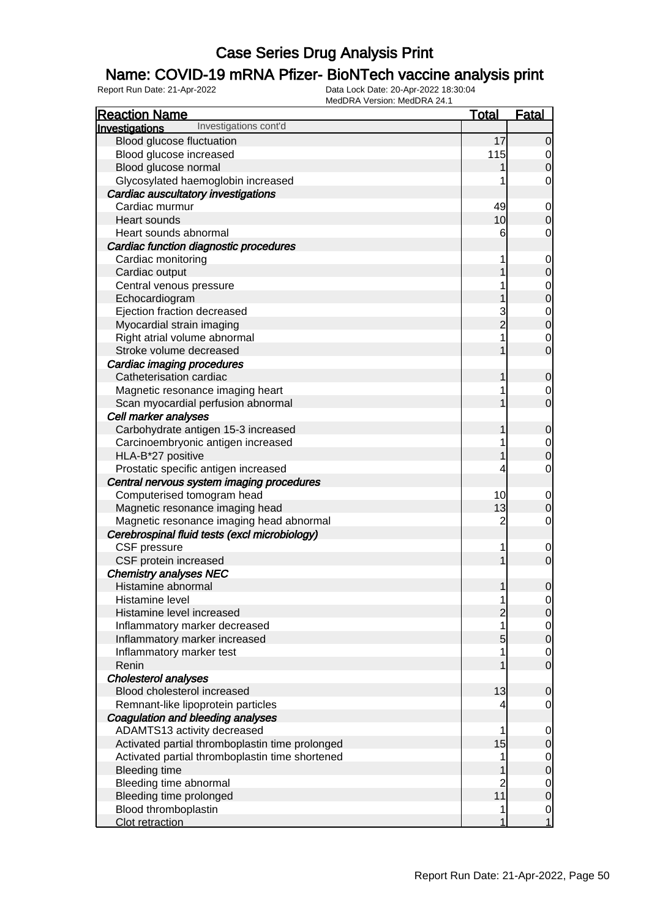# Case Series Drug Analysis Print

## Name: COVID-19 mRNA Pfizer- BioNTech vaccine analysis print

Report Run Date: 21-Apr-2022    Data Lock Date: 20-Apr-2022 18:30:04
MedDRA Version: MedDRA 24.1

| Reaction Name | Total | Fatal |
|---|---|---|
| **Investigations** Investigations cont'd | | |
| Blood glucose fluctuation | 17 | 0 |
| Blood glucose increased | 115 | 0 |
| Blood glucose normal | 1 | 0 |
| Glycosylated haemoglobin increased | 1 | 0 |
| ***Cardiac auscultatory investigations*** | | |
| Cardiac murmur | 49 | 0 |
| Heart sounds | 10 | 0 |
| Heart sounds abnormal | 6 | 0 |
| ***Cardiac function diagnostic procedures*** | | |
| Cardiac monitoring | 1 | 0 |
| Cardiac output | 1 | 0 |
| Central venous pressure | 1 | 0 |
| Echocardiogram | 1 | 0 |
| Ejection fraction decreased | 3 | 0 |
| Myocardial strain imaging | 2 | 0 |
| Right atrial volume abnormal | 1 | 0 |
| Stroke volume decreased | 1 | 0 |
| ***Cardiac imaging procedures*** | | |
| Catheterisation cardiac | 1 | 0 |
| Magnetic resonance imaging heart | 1 | 0 |
| Scan myocardial perfusion abnormal | 1 | 0 |
| ***Cell marker analyses*** | | |
| Carbohydrate antigen 15-3 increased | 1 | 0 |
| Carcinoembryonic antigen increased | 1 | 0 |
| HLA-B*27 positive | 1 | 0 |
| Prostatic specific antigen increased | 4 | 0 |
| ***Central nervous system imaging procedures*** | | |
| Computerised tomogram head | 10 | 0 |
| Magnetic resonance imaging head | 13 | 0 |
| Magnetic resonance imaging head abnormal | 2 | 0 |
| ***Cerebrospinal fluid tests (excl microbiology)*** | | |
| CSF pressure | 1 | 0 |
| CSF protein increased | 1 | 0 |
| ***Chemistry analyses NEC*** | | |
| Histamine abnormal | 1 | 0 |
| Histamine level | 1 | 0 |
| Histamine level increased | 2 | 0 |
| Inflammatory marker decreased | 1 | 0 |
| Inflammatory marker increased | 5 | 0 |
| Inflammatory marker test | 1 | 0 |
| Renin | 1 | 0 |
| ***Cholesterol analyses*** | | |
| Blood cholesterol increased | 13 | 0 |
| Remnant-like lipoprotein particles | 4 | 0 |
| ***Coagulation and bleeding analyses*** | | |
| ADAMTS13 activity decreased | 1 | 0 |
| Activated partial thromboplastin time prolonged | 15 | 0 |
| Activated partial thromboplastin time shortened | 1 | 0 |
| Bleeding time | 1 | 0 |
| Bleeding time abnormal | 2 | 0 |
| Bleeding time prolonged | 11 | 0 |
| Blood thromboplastin | 1 | 0 |
| Clot retraction | 1 | 1 |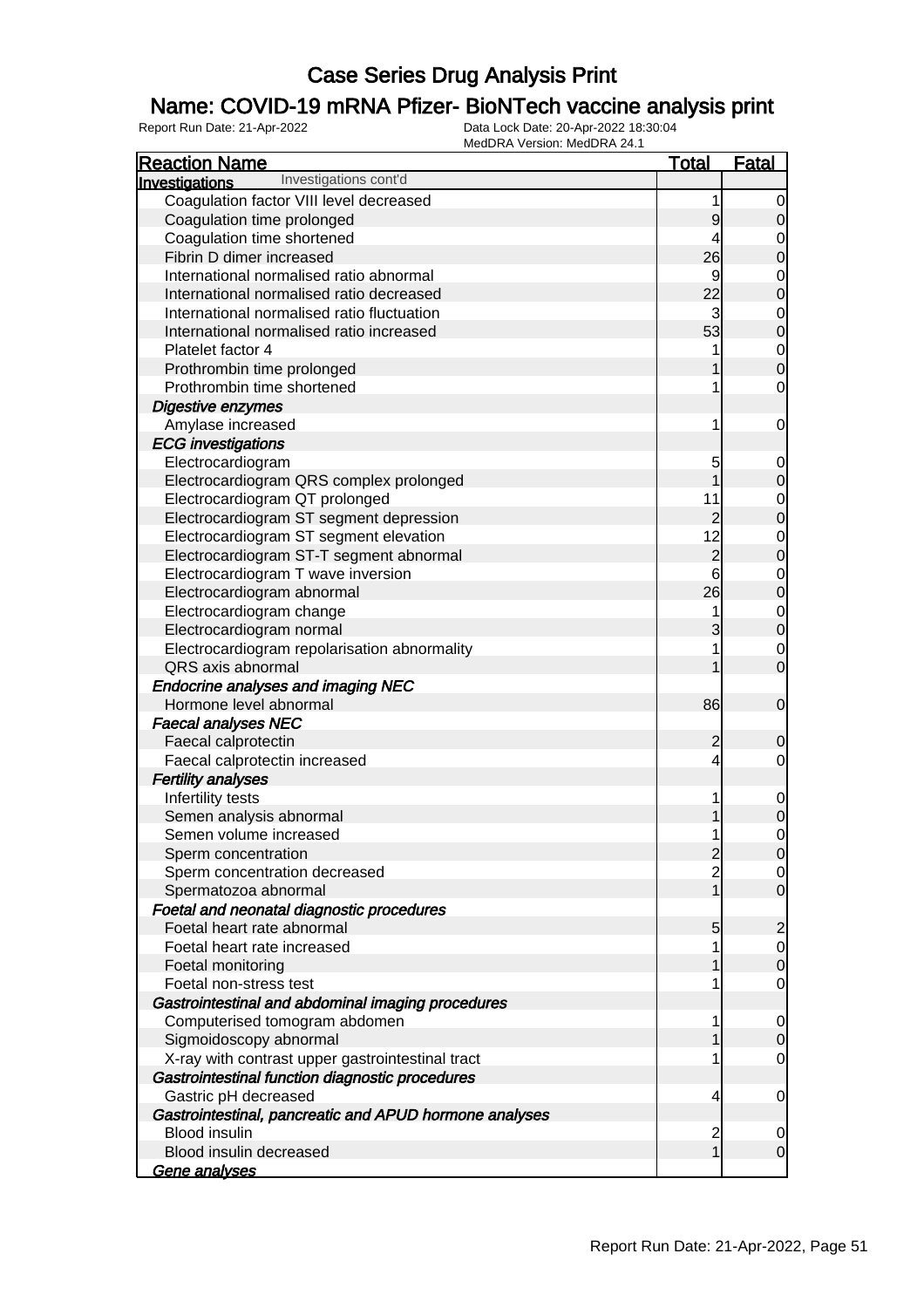# Case Series Drug Analysis Print

## Name: COVID-19 mRNA Pfizer- BioNTech vaccine analysis print

Report Run Date: 21-Apr-2022    Data Lock Date: 20-Apr-2022 18:30:04
MedDRA Version: MedDRA 24.1

| Reaction Name | Total | Fatal |
|---|---|---|
| **Investigations** Investigations cont'd | | |
| Coagulation factor VIII level decreased | 1 | 0 |
| Coagulation time prolonged | 9 | 0 |
| Coagulation time shortened | 4 | 0 |
| Fibrin D dimer increased | 26 | 0 |
| International normalised ratio abnormal | 9 | 0 |
| International normalised ratio decreased | 22 | 0 |
| International normalised ratio fluctuation | 3 | 0 |
| International normalised ratio increased | 53 | 0 |
| Platelet factor 4 | 1 | 0 |
| Prothrombin time prolonged | 1 | 0 |
| Prothrombin time shortened | 1 | 0 |
| ***Digestive enzymes*** | | |
| Amylase increased | 1 | 0 |
| ***ECG investigations*** | | |
| Electrocardiogram | 5 | 0 |
| Electrocardiogram QRS complex prolonged | 1 | 0 |
| Electrocardiogram QT prolonged | 11 | 0 |
| Electrocardiogram ST segment depression | 2 | 0 |
| Electrocardiogram ST segment elevation | 12 | 0 |
| Electrocardiogram ST-T segment abnormal | 2 | 0 |
| Electrocardiogram T wave inversion | 6 | 0 |
| Electrocardiogram abnormal | 26 | 0 |
| Electrocardiogram change | 1 | 0 |
| Electrocardiogram normal | 3 | 0 |
| Electrocardiogram repolarisation abnormality | 1 | 0 |
| QRS axis abnormal | 1 | 0 |
| ***Endocrine analyses and imaging NEC*** | | |
| Hormone level abnormal | 86 | 0 |
| ***Faecal analyses NEC*** | | |
| Faecal calprotectin | 2 | 0 |
| Faecal calprotectin increased | 4 | 0 |
| ***Fertility analyses*** | | |
| Infertility tests | 1 | 0 |
| Semen analysis abnormal | 1 | 0 |
| Semen volume increased | 1 | 0 |
| Sperm concentration | 2 | 0 |
| Sperm concentration decreased | 2 | 0 |
| Spermatozoa abnormal | 1 | 0 |
| ***Foetal and neonatal diagnostic procedures*** | | |
| Foetal heart rate abnormal | 5 | 2 |
| Foetal heart rate increased | 1 | 0 |
| Foetal monitoring | 1 | 0 |
| Foetal non-stress test | 1 | 0 |
| ***Gastrointestinal and abdominal imaging procedures*** | | |
| Computerised tomogram abdomen | 1 | 0 |
| Sigmoidoscopy abnormal | 1 | 0 |
| X-ray with contrast upper gastrointestinal tract | 1 | 0 |
| ***Gastrointestinal function diagnostic procedures*** | | |
| Gastric pH decreased | 4 | 0 |
| ***Gastrointestinal, pancreatic and APUD hormone analyses*** | | |
| Blood insulin | 2 | 0 |
| Blood insulin decreased | 1 | 0 |
| ***Gene analyses*** | | |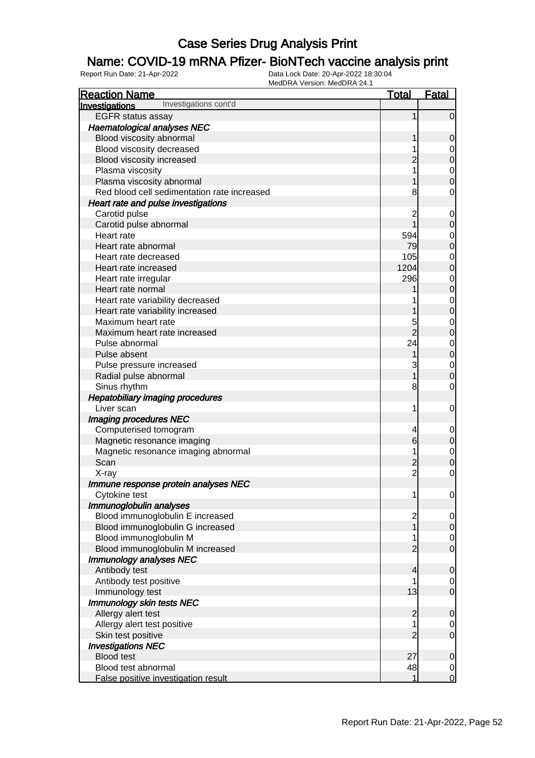# Case Series Drug Analysis Print

## Name: COVID-19 mRNA Pfizer- BioNTech vaccine analysis print

Report Run Date: 21-Apr-2022

Data Lock Date: 20-Apr-2022 18:30:04
MedDRA Version: MedDRA 24.1

| Reaction Name | Total | Fatal |
|---|---|---|
| **Investigations** Investigations cont'd | | |
| EGFR status assay | 1 | 0 |
| ***Haematological analyses NEC*** | | |
| Blood viscosity abnormal | 1 | 0 |
| Blood viscosity decreased | 1 | 0 |
| Blood viscosity increased | 2 | 0 |
| Plasma viscosity | 1 | 0 |
| Plasma viscosity abnormal | 1 | 0 |
| Red blood cell sedimentation rate increased | 8 | 0 |
| ***Heart rate and pulse investigations*** | | |
| Carotid pulse | 2 | 0 |
| Carotid pulse abnormal | 1 | 0 |
| Heart rate | 594 | 0 |
| Heart rate abnormal | 79 | 0 |
| Heart rate decreased | 105 | 0 |
| Heart rate increased | 1204 | 0 |
| Heart rate irregular | 296 | 0 |
| Heart rate normal | 1 | 0 |
| Heart rate variability decreased | 1 | 0 |
| Heart rate variability increased | 1 | 0 |
| Maximum heart rate | 5 | 0 |
| Maximum heart rate increased | 2 | 0 |
| Pulse abnormal | 24 | 0 |
| Pulse absent | 1 | 0 |
| Pulse pressure increased | 3 | 0 |
| Radial pulse abnormal | 1 | 0 |
| Sinus rhythm | 8 | 0 |
| ***Hepatobiliary imaging procedures*** | | |
| Liver scan | 1 | 0 |
| ***Imaging procedures NEC*** | | |
| Computerised tomogram | 4 | 0 |
| Magnetic resonance imaging | 6 | 0 |
| Magnetic resonance imaging abnormal | 1 | 0 |
| Scan | 2 | 0 |
| X-ray | 2 | 0 |
| ***Immune response protein analyses NEC*** | | |
| Cytokine test | 1 | 0 |
| ***Immunoglobulin analyses*** | | |
| Blood immunoglobulin E increased | 2 | 0 |
| Blood immunoglobulin G increased | 1 | 0 |
| Blood immunoglobulin M | 1 | 0 |
| Blood immunoglobulin M increased | 2 | 0 |
| ***Immunology analyses NEC*** | | |
| Antibody test | 4 | 0 |
| Antibody test positive | 1 | 0 |
| Immunology test | 13 | 0 |
| ***Immunology skin tests NEC*** | | |
| Allergy alert test | 2 | 0 |
| Allergy alert test positive | 1 | 0 |
| Skin test positive | 2 | 0 |
| ***Investigations NEC*** | | |
| Blood test | 27 | 0 |
| Blood test abnormal | 48 | 0 |
| False positive investigation result | 1 | 0 |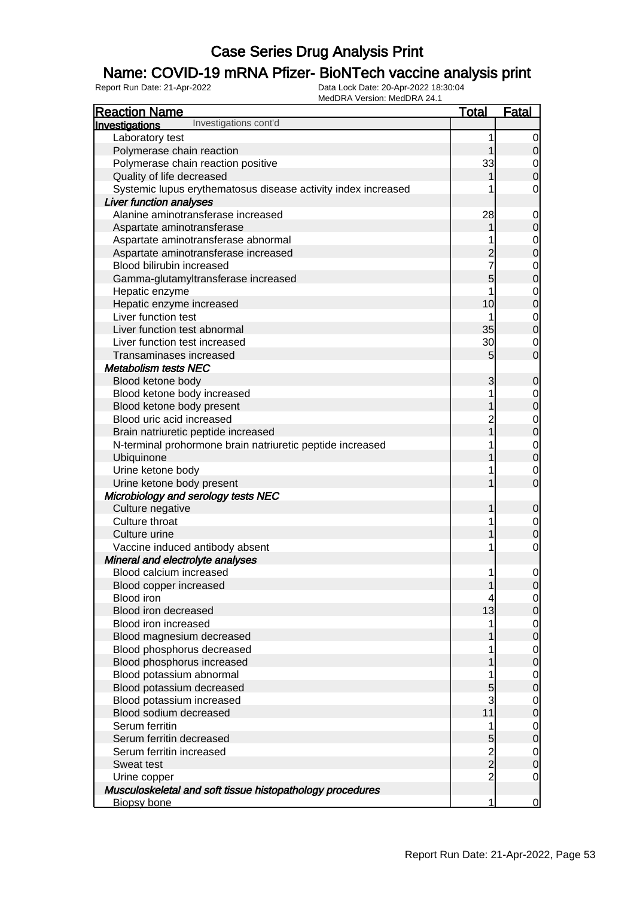# Case Series Drug Analysis Print

## Name: COVID-19 mRNA Pfizer- BioNTech vaccine analysis print

Report Run Date: 21-Apr-2022

Data Lock Date: 20-Apr-2022 18:30:04
MedDRA Version: MedDRA 24.1

| Reaction Name | Total | Fatal |
|---|---|---|
| **Investigations** Investigations cont'd | | |
| Laboratory test | 1 | 0 |
| Polymerase chain reaction | 1 | 0 |
| Polymerase chain reaction positive | 33 | 0 |
| Quality of life decreased | 1 | 0 |
| Systemic lupus erythematosus disease activity index increased | 1 | 0 |
| ***Liver function analyses*** | | |
| Alanine aminotransferase increased | 28 | 0 |
| Aspartate aminotransferase | 1 | 0 |
| Aspartate aminotransferase abnormal | 1 | 0 |
| Aspartate aminotransferase increased | 2 | 0 |
| Blood bilirubin increased | 7 | 0 |
| Gamma-glutamyltransferase increased | 5 | 0 |
| Hepatic enzyme | 1 | 0 |
| Hepatic enzyme increased | 10 | 0 |
| Liver function test | 1 | 0 |
| Liver function test abnormal | 35 | 0 |
| Liver function test increased | 30 | 0 |
| Transaminases increased | 5 | 0 |
| ***Metabolism tests NEC*** | | |
| Blood ketone body | 3 | 0 |
| Blood ketone body increased | 1 | 0 |
| Blood ketone body present | 1 | 0 |
| Blood uric acid increased | 2 | 0 |
| Brain natriuretic peptide increased | 1 | 0 |
| N-terminal prohormone brain natriuretic peptide increased | 1 | 0 |
| Ubiquinone | 1 | 0 |
| Urine ketone body | 1 | 0 |
| Urine ketone body present | 1 | 0 |
| ***Microbiology and serology tests NEC*** | | |
| Culture negative | 1 | 0 |
| Culture throat | 1 | 0 |
| Culture urine | 1 | 0 |
| Vaccine induced antibody absent | 1 | 0 |
| ***Mineral and electrolyte analyses*** | | |
| Blood calcium increased | 1 | 0 |
| Blood copper increased | 1 | 0 |
| Blood iron | 4 | 0 |
| Blood iron decreased | 13 | 0 |
| Blood iron increased | 1 | 0 |
| Blood magnesium decreased | 1 | 0 |
| Blood phosphorus decreased | 1 | 0 |
| Blood phosphorus increased | 1 | 0 |
| Blood potassium abnormal | 1 | 0 |
| Blood potassium decreased | 5 | 0 |
| Blood potassium increased | 3 | 0 |
| Blood sodium decreased | 11 | 0 |
| Serum ferritin | 1 | 0 |
| Serum ferritin decreased | 5 | 0 |
| Serum ferritin increased | 2 | 0 |
| Sweat test | 2 | 0 |
| Urine copper | 2 | 0 |
| ***Musculoskeletal and soft tissue histopathology procedures*** | | |
| Biopsy bone | 1 | 0 |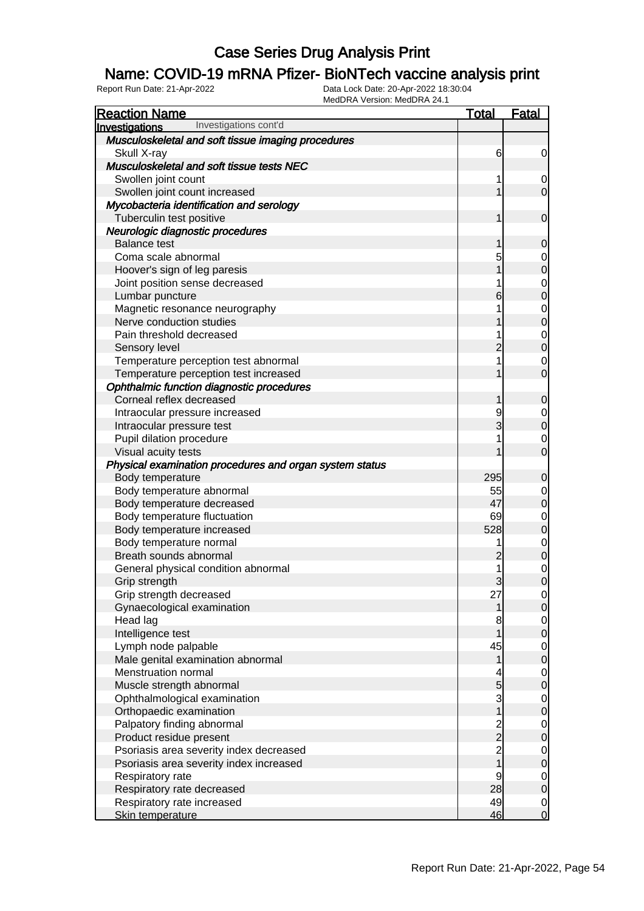# Case Series Drug Analysis Print

## Name: COVID-19 mRNA Pfizer- BioNTech vaccine analysis print

Report Run Date: 21-Apr-2022 | Data Lock Date: 20-Apr-2022 18:30:04 | MedDRA Version: MedDRA 24.1

| Reaction Name | Total | Fatal |
|---|---|---|
| **Investigations** Investigations cont'd | | |
| ***Musculoskeletal and soft tissue imaging procedures*** | | |
| Skull X-ray | 6 | 0 |
| ***Musculoskeletal and soft tissue tests NEC*** | | |
| Swollen joint count | 1 | 0 |
| Swollen joint count increased | 1 | 0 |
| ***Mycobacteria identification and serology*** | | |
| Tuberculin test positive | 1 | 0 |
| ***Neurologic diagnostic procedures*** | | |
| Balance test | 1 | 0 |
| Coma scale abnormal | 5 | 0 |
| Hoover's sign of leg paresis | 1 | 0 |
| Joint position sense decreased | 1 | 0 |
| Lumbar puncture | 6 | 0 |
| Magnetic resonance neurography | 1 | 0 |
| Nerve conduction studies | 1 | 0 |
| Pain threshold decreased | 1 | 0 |
| Sensory level | 2 | 0 |
| Temperature perception test abnormal | 1 | 0 |
| Temperature perception test increased | 1 | 0 |
| ***Ophthalmic function diagnostic procedures*** | | |
| Corneal reflex decreased | 1 | 0 |
| Intraocular pressure increased | 9 | 0 |
| Intraocular pressure test | 3 | 0 |
| Pupil dilation procedure | 1 | 0 |
| Visual acuity tests | 1 | 0 |
| ***Physical examination procedures and organ system status*** | | |
| Body temperature | 295 | 0 |
| Body temperature abnormal | 55 | 0 |
| Body temperature decreased | 47 | 0 |
| Body temperature fluctuation | 69 | 0 |
| Body temperature increased | 528 | 0 |
| Body temperature normal | 1 | 0 |
| Breath sounds abnormal | 2 | 0 |
| General physical condition abnormal | 1 | 0 |
| Grip strength | 3 | 0 |
| Grip strength decreased | 27 | 0 |
| Gynaecological examination | 1 | 0 |
| Head lag | 8 | 0 |
| Intelligence test | 1 | 0 |
| Lymph node palpable | 45 | 0 |
| Male genital examination abnormal | 1 | 0 |
| Menstruation normal | 4 | 0 |
| Muscle strength abnormal | 5 | 0 |
| Ophthalmological examination | 3 | 0 |
| Orthopaedic examination | 1 | 0 |
| Palpatory finding abnormal | 2 | 0 |
| Product residue present | 2 | 0 |
| Psoriasis area severity index decreased | 2 | 0 |
| Psoriasis area severity index increased | 1 | 0 |
| Respiratory rate | 9 | 0 |
| Respiratory rate decreased | 28 | 0 |
| Respiratory rate increased | 49 | 0 |
| Skin temperature | 46 | 0 |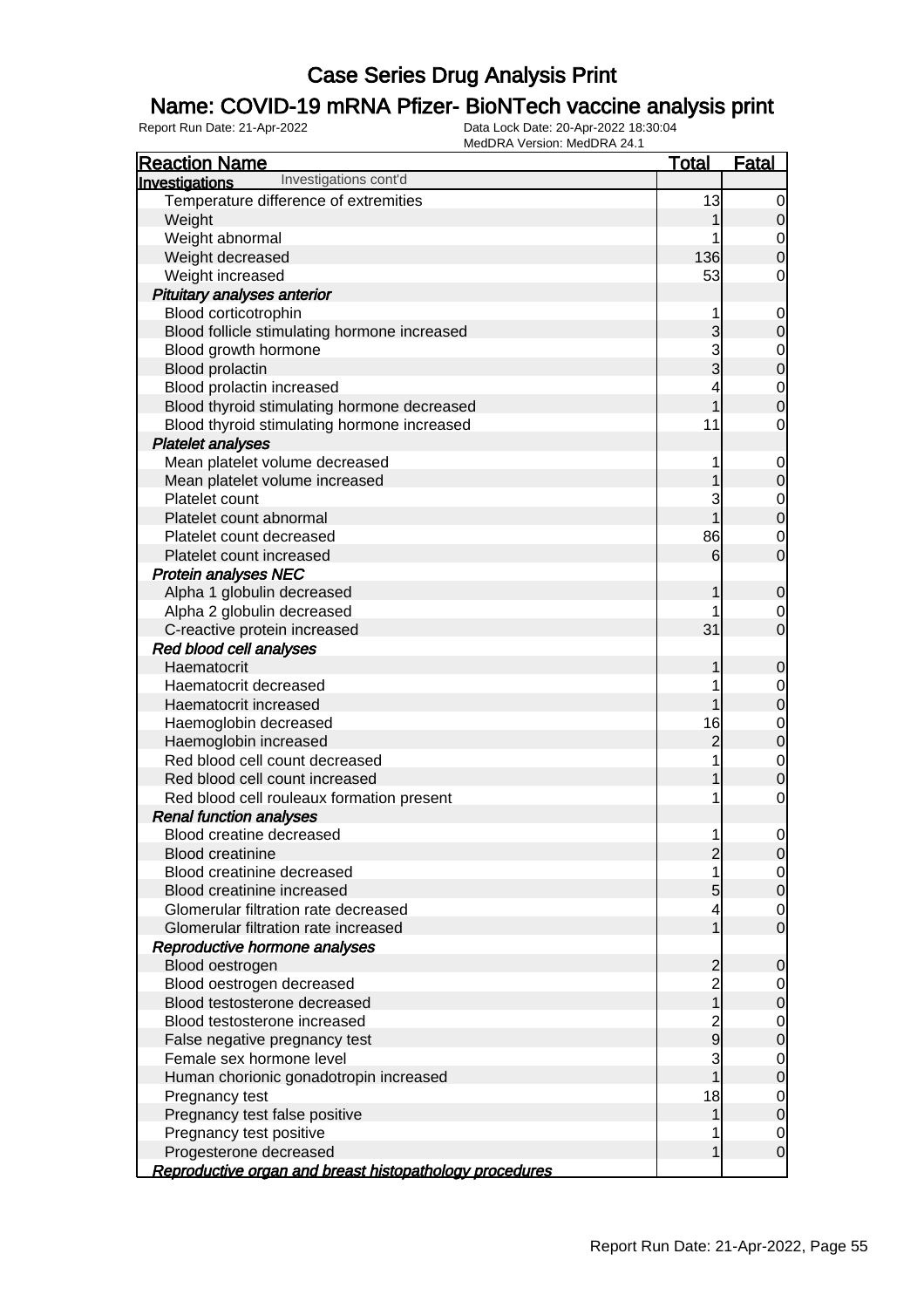# Case Series Drug Analysis Print

## Name: COVID-19 mRNA Pfizer- BioNTech vaccine analysis print

Report Run Date: 21-Apr-2022 | Data Lock Date: 20-Apr-2022 18:30:04
MedDRA Version: MedDRA 24.1

| Reaction Name | Total | Fatal |
|---|---|---|
| **Investigations** Investigations cont'd | | |
| Temperature difference of extremities | 13 | 0 |
| Weight | 1 | 0 |
| Weight abnormal | 1 | 0 |
| Weight decreased | 136 | 0 |
| Weight increased | 53 | 0 |
| ***Pituitary analyses anterior*** | | |
| Blood corticotrophin | 1 | 0 |
| Blood follicle stimulating hormone increased | 3 | 0 |
| Blood growth hormone | 3 | 0 |
| Blood prolactin | 3 | 0 |
| Blood prolactin increased | 4 | 0 |
| Blood thyroid stimulating hormone decreased | 1 | 0 |
| Blood thyroid stimulating hormone increased | 11 | 0 |
| ***Platelet analyses*** | | |
| Mean platelet volume decreased | 1 | 0 |
| Mean platelet volume increased | 1 | 0 |
| Platelet count | 3 | 0 |
| Platelet count abnormal | 1 | 0 |
| Platelet count decreased | 86 | 0 |
| Platelet count increased | 6 | 0 |
| ***Protein analyses NEC*** | | |
| Alpha 1 globulin decreased | 1 | 0 |
| Alpha 2 globulin decreased | 1 | 0 |
| C-reactive protein increased | 31 | 0 |
| ***Red blood cell analyses*** | | |
| Haematocrit | 1 | 0 |
| Haematocrit decreased | 1 | 0 |
| Haematocrit increased | 1 | 0 |
| Haemoglobin decreased | 16 | 0 |
| Haemoglobin increased | 2 | 0 |
| Red blood cell count decreased | 1 | 0 |
| Red blood cell count increased | 1 | 0 |
| Red blood cell rouleaux formation present | 1 | 0 |
| ***Renal function analyses*** | | |
| Blood creatine decreased | 1 | 0 |
| Blood creatinine | 2 | 0 |
| Blood creatinine decreased | 1 | 0 |
| Blood creatinine increased | 5 | 0 |
| Glomerular filtration rate decreased | 4 | 0 |
| Glomerular filtration rate increased | 1 | 0 |
| ***Reproductive hormone analyses*** | | |
| Blood oestrogen | 2 | 0 |
| Blood oestrogen decreased | 2 | 0 |
| Blood testosterone decreased | 1 | 0 |
| Blood testosterone increased | 2 | 0 |
| False negative pregnancy test | 9 | 0 |
| Female sex hormone level | 3 | 0 |
| Human chorionic gonadotropin increased | 1 | 0 |
| Pregnancy test | 18 | 0 |
| Pregnancy test false positive | 1 | 0 |
| Pregnancy test positive | 1 | 0 |
| Progesterone decreased | 1 | 0 |
| ***Reproductive organ and breast histopathology procedures*** | | |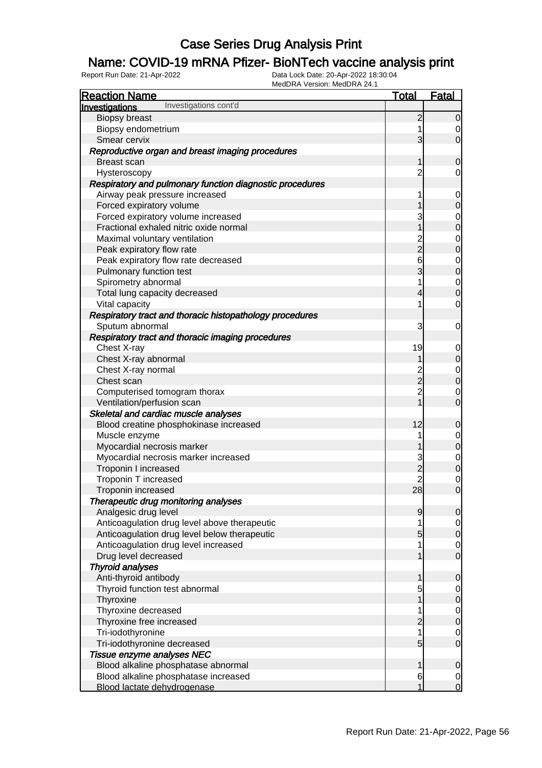# Case Series Drug Analysis Print

## Name: COVID-19 mRNA Pfizer- BioNTech vaccine analysis print

Report Run Date: 21-Apr-2022    Data Lock Date: 20-Apr-2022 18:30:04
MedDRA Version: MedDRA 24.1

| Reaction Name | Total | Fatal |
|---|---|---|
| **Investigations** Investigations cont'd | | |
| Biopsy breast | 2 | 0 |
| Biopsy endometrium | 1 | 0 |
| Smear cervix | 3 | 0 |
| ***Reproductive organ and breast imaging procedures*** | | |
| Breast scan | 1 | 0 |
| Hysteroscopy | 2 | 0 |
| ***Respiratory and pulmonary function diagnostic procedures*** | | |
| Airway peak pressure increased | 1 | 0 |
| Forced expiratory volume | 1 | 0 |
| Forced expiratory volume increased | 3 | 0 |
| Fractional exhaled nitric oxide normal | 1 | 0 |
| Maximal voluntary ventilation | 2 | 0 |
| Peak expiratory flow rate | 2 | 0 |
| Peak expiratory flow rate decreased | 6 | 0 |
| Pulmonary function test | 3 | 0 |
| Spirometry abnormal | 1 | 0 |
| Total lung capacity decreased | 4 | 0 |
| Vital capacity | 1 | 0 |
| ***Respiratory tract and thoracic histopathology procedures*** | | |
| Sputum abnormal | 3 | 0 |
| ***Respiratory tract and thoracic imaging procedures*** | | |
| Chest X-ray | 19 | 0 |
| Chest X-ray abnormal | 1 | 0 |
| Chest X-ray normal | 2 | 0 |
| Chest scan | 2 | 0 |
| Computerised tomogram thorax | 2 | 0 |
| Ventilation/perfusion scan | 1 | 0 |
| ***Skeletal and cardiac muscle analyses*** | | |
| Blood creatine phosphokinase increased | 12 | 0 |
| Muscle enzyme | 1 | 0 |
| Myocardial necrosis marker | 1 | 0 |
| Myocardial necrosis marker increased | 3 | 0 |
| Troponin I increased | 2 | 0 |
| Troponin T increased | 2 | 0 |
| Troponin increased | 28 | 0 |
| ***Therapeutic drug monitoring analyses*** | | |
| Analgesic drug level | 9 | 0 |
| Anticoagulation drug level above therapeutic | 1 | 0 |
| Anticoagulation drug level below therapeutic | 5 | 0 |
| Anticoagulation drug level increased | 1 | 0 |
| Drug level decreased | 1 | 0 |
| ***Thyroid analyses*** | | |
| Anti-thyroid antibody | 1 | 0 |
| Thyroid function test abnormal | 5 | 0 |
| Thyroxine | 1 | 0 |
| Thyroxine decreased | 1 | 0 |
| Thyroxine free increased | 2 | 0 |
| Tri-iodothyronine | 1 | 0 |
| Tri-iodothyronine decreased | 5 | 0 |
| ***Tissue enzyme analyses NEC*** | | |
| Blood alkaline phosphatase abnormal | 1 | 0 |
| Blood alkaline phosphatase increased | 6 | 0 |
| Blood lactate dehydrogenase | 1 | 0 |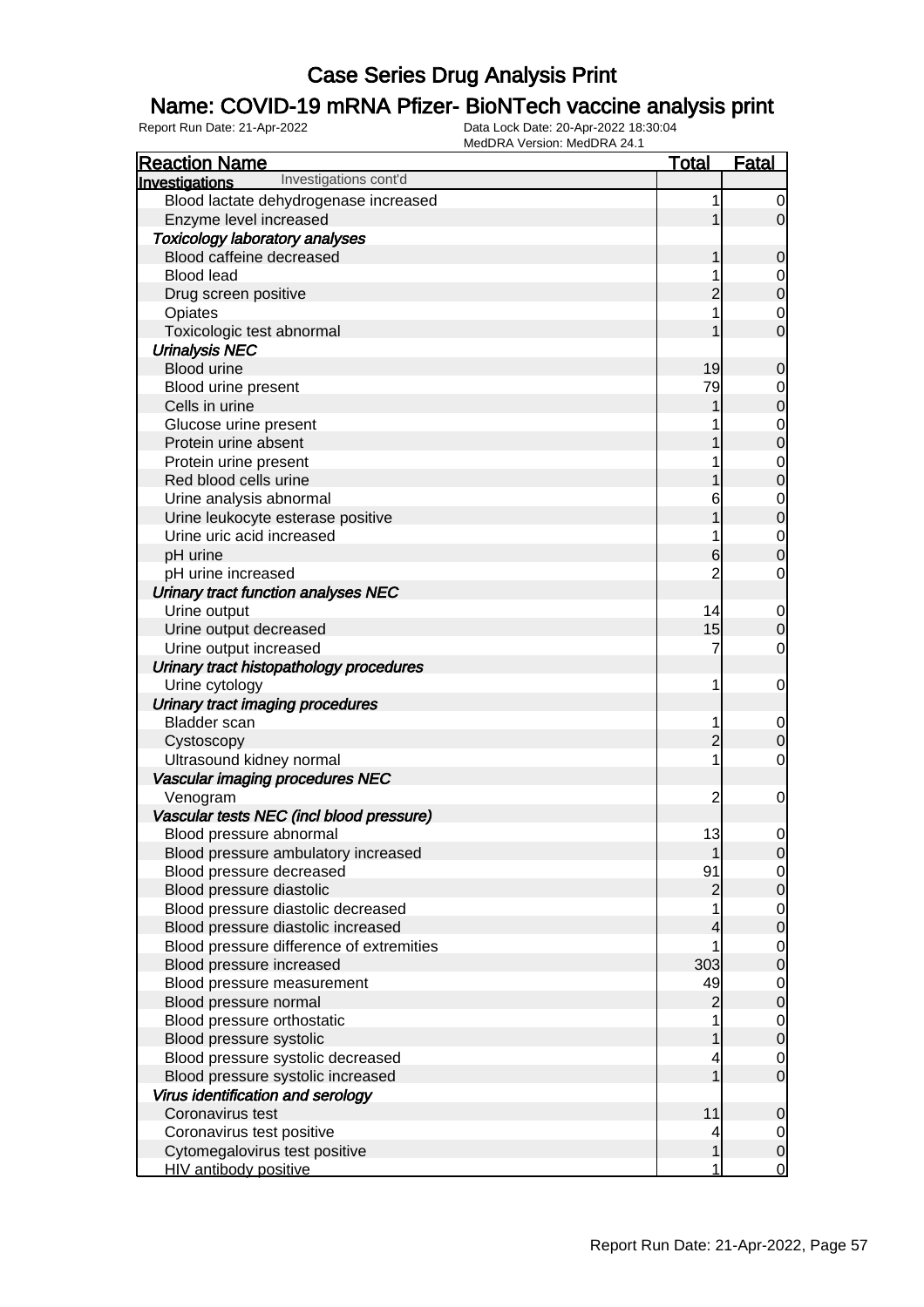# Case Series Drug Analysis Print

## Name: COVID-19 mRNA Pfizer- BioNTech vaccine analysis print

Report Run Date: 21-Apr-2022

Data Lock Date: 20-Apr-2022 18:30:04
MedDRA Version: MedDRA 24.1

| Reaction Name | Total | Fatal |
|---|---|---|
| **Investigations** Investigations cont'd | | |
| Blood lactate dehydrogenase increased | 1 | 0 |
| Enzyme level increased | 1 | 0 |
| ***Toxicology laboratory analyses*** | | |
| Blood caffeine decreased | 1 | 0 |
| Blood lead | 1 | 0 |
| Drug screen positive | 2 | 0 |
| Opiates | 1 | 0 |
| Toxicologic test abnormal | 1 | 0 |
| ***Urinalysis NEC*** | | |
| Blood urine | 19 | 0 |
| Blood urine present | 79 | 0 |
| Cells in urine | 1 | 0 |
| Glucose urine present | 1 | 0 |
| Protein urine absent | 1 | 0 |
| Protein urine present | 1 | 0 |
| Red blood cells urine | 1 | 0 |
| Urine analysis abnormal | 6 | 0 |
| Urine leukocyte esterase positive | 1 | 0 |
| Urine uric acid increased | 1 | 0 |
| pH urine | 6 | 0 |
| pH urine increased | 2 | 0 |
| ***Urinary tract function analyses NEC*** | | |
| Urine output | 14 | 0 |
| Urine output decreased | 15 | 0 |
| Urine output increased | 7 | 0 |
| ***Urinary tract histopathology procedures*** | | |
| Urine cytology | 1 | 0 |
| ***Urinary tract imaging procedures*** | | |
| Bladder scan | 1 | 0 |
| Cystoscopy | 2 | 0 |
| Ultrasound kidney normal | 1 | 0 |
| ***Vascular imaging procedures NEC*** | | |
| Venogram | 2 | 0 |
| ***Vascular tests NEC (incl blood pressure)*** | | |
| Blood pressure abnormal | 13 | 0 |
| Blood pressure ambulatory increased | 1 | 0 |
| Blood pressure decreased | 91 | 0 |
| Blood pressure diastolic | 2 | 0 |
| Blood pressure diastolic decreased | 1 | 0 |
| Blood pressure diastolic increased | 4 | 0 |
| Blood pressure difference of extremities | 1 | 0 |
| Blood pressure increased | 303 | 0 |
| Blood pressure measurement | 49 | 0 |
| Blood pressure normal | 2 | 0 |
| Blood pressure orthostatic | 1 | 0 |
| Blood pressure systolic | 1 | 0 |
| Blood pressure systolic decreased | 4 | 0 |
| Blood pressure systolic increased | 1 | 0 |
| ***Virus identification and serology*** | | |
| Coronavirus test | 11 | 0 |
| Coronavirus test positive | 4 | 0 |
| Cytomegalovirus test positive | 1 | 0 |
| HIV antibody positive | 1 | 0 |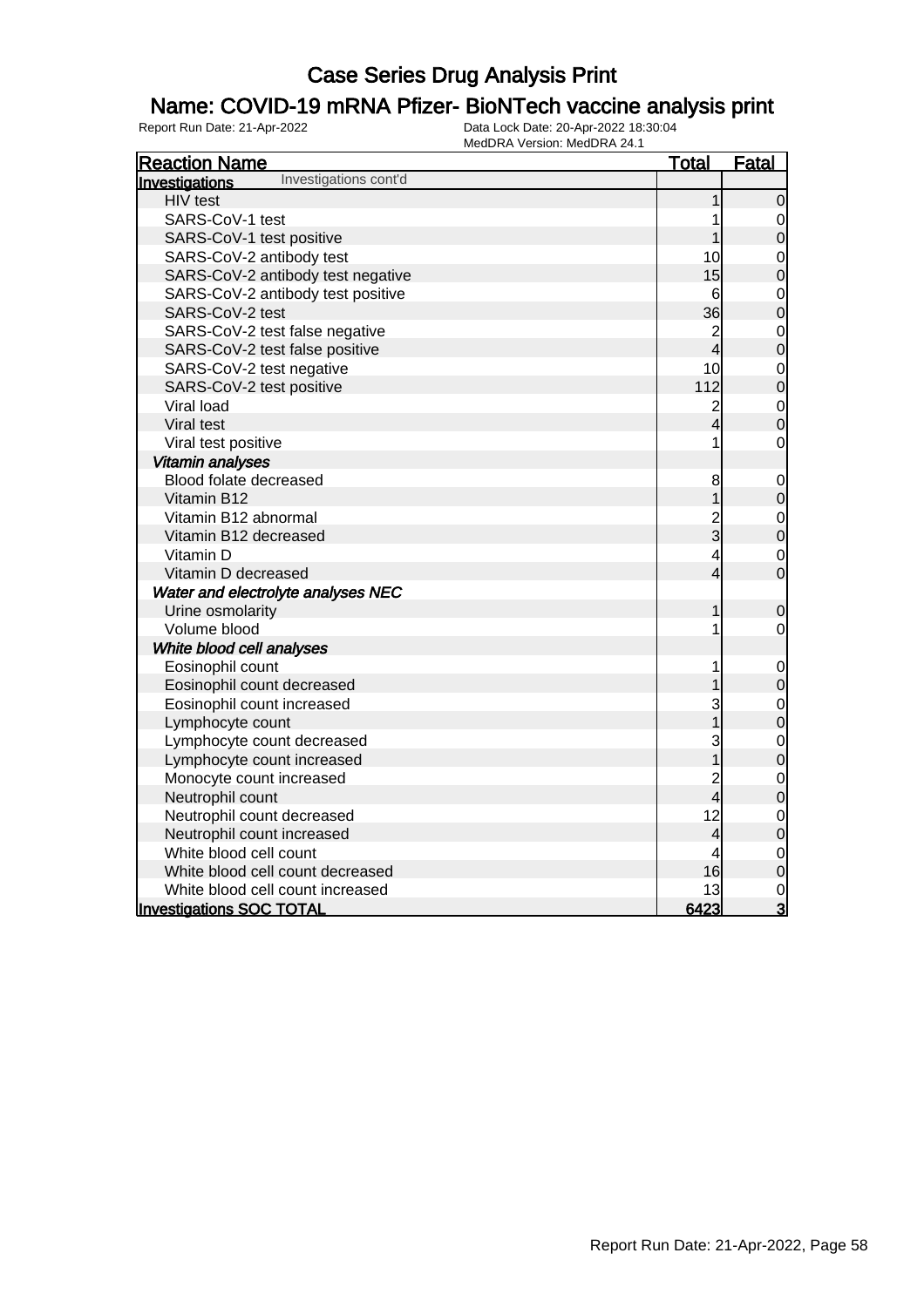# Case Series Drug Analysis Print

## Name: COVID-19 mRNA Pfizer- BioNTech vaccine analysis print

Report Run Date: 21-Apr-2022

Data Lock Date: 20-Apr-2022 18:30:04

MedDRA Version: MedDRA 24.1

| Reaction Name | Total | Fatal |
|---|---|---|
| **Investigations** Investigations cont'd | | |
| HIV test | 1 | 0 |
| SARS-CoV-1 test | 1 | 0 |
| SARS-CoV-1 test positive | 1 | 0 |
| SARS-CoV-2 antibody test | 10 | 0 |
| SARS-CoV-2 antibody test negative | 15 | 0 |
| SARS-CoV-2 antibody test positive | 6 | 0 |
| SARS-CoV-2 test | 36 | 0 |
| SARS-CoV-2 test false negative | 2 | 0 |
| SARS-CoV-2 test false positive | 4 | 0 |
| SARS-CoV-2 test negative | 10 | 0 |
| SARS-CoV-2 test positive | 112 | 0 |
| Viral load | 2 | 0 |
| Viral test | 4 | 0 |
| Viral test positive | 1 | 0 |
| ***Vitamin analyses*** | | |
| Blood folate decreased | 8 | 0 |
| Vitamin B12 | 1 | 0 |
| Vitamin B12 abnormal | 2 | 0 |
| Vitamin B12 decreased | 3 | 0 |
| Vitamin D | 4 | 0 |
| Vitamin D decreased | 4 | 0 |
| ***Water and electrolyte analyses NEC*** | | |
| Urine osmolarity | 1 | 0 |
| Volume blood | 1 | 0 |
| ***White blood cell analyses*** | | |
| Eosinophil count | 1 | 0 |
| Eosinophil count decreased | 1 | 0 |
| Eosinophil count increased | 3 | 0 |
| Lymphocyte count | 1 | 0 |
| Lymphocyte count decreased | 3 | 0 |
| Lymphocyte count increased | 1 | 0 |
| Monocyte count increased | 2 | 0 |
| Neutrophil count | 4 | 0 |
| Neutrophil count decreased | 12 | 0 |
| Neutrophil count increased | 4 | 0 |
| White blood cell count | 4 | 0 |
| White blood cell count decreased | 16 | 0 |
| White blood cell count increased | 13 | 0 |
| **Investigations SOC TOTAL** | **6423** | **3** |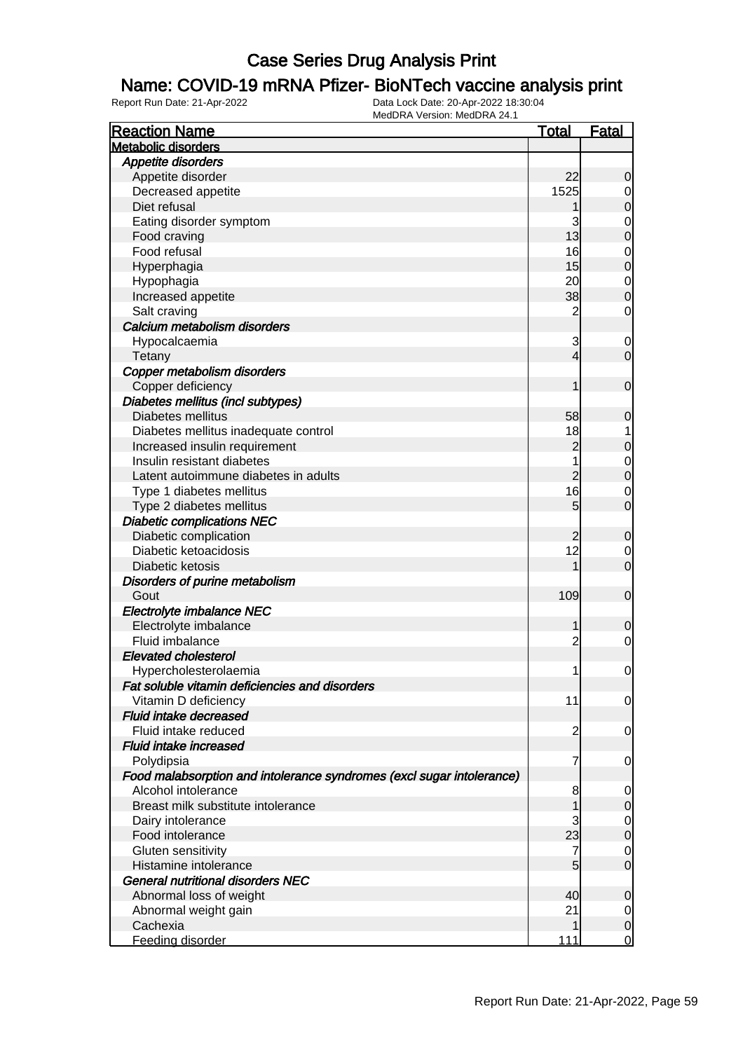# Case Series Drug Analysis Print

## Name: COVID-19 mRNA Pfizer- BioNTech vaccine analysis print

Report Run Date: 21-Apr-2022 | Data Lock Date: 20-Apr-2022 18:30:04 | MedDRA Version: MedDRA 24.1

| Reaction Name | Total | Fatal |
|---|---|---|
| **Metabolic disorders** | | |
| ***Appetite disorders*** | | |
| Appetite disorder | 22 | 0 |
| Decreased appetite | 1525 | 0 |
| Diet refusal | 1 | 0 |
| Eating disorder symptom | 3 | 0 |
| Food craving | 13 | 0 |
| Food refusal | 16 | 0 |
| Hyperphagia | 15 | 0 |
| Hypophagia | 20 | 0 |
| Increased appetite | 38 | 0 |
| Salt craving | 2 | 0 |
| ***Calcium metabolism disorders*** | | |
| Hypocalcaemia | 3 | 0 |
| Tetany | 4 | 0 |
| ***Copper metabolism disorders*** | | |
| Copper deficiency | 1 | 0 |
| ***Diabetes mellitus (incl subtypes)*** | | |
| Diabetes mellitus | 58 | 0 |
| Diabetes mellitus inadequate control | 18 | 1 |
| Increased insulin requirement | 2 | 0 |
| Insulin resistant diabetes | 1 | 0 |
| Latent autoimmune diabetes in adults | 2 | 0 |
| Type 1 diabetes mellitus | 16 | 0 |
| Type 2 diabetes mellitus | 5 | 0 |
| ***Diabetic complications NEC*** | | |
| Diabetic complication | 2 | 0 |
| Diabetic ketoacidosis | 12 | 0 |
| Diabetic ketosis | 1 | 0 |
| ***Disorders of purine metabolism*** | | |
| Gout | 109 | 0 |
| ***Electrolyte imbalance NEC*** | | |
| Electrolyte imbalance | 1 | 0 |
| Fluid imbalance | 2 | 0 |
| ***Elevated cholesterol*** | | |
| Hypercholesterolaemia | 1 | 0 |
| ***Fat soluble vitamin deficiencies and disorders*** | | |
| Vitamin D deficiency | 11 | 0 |
| ***Fluid intake decreased*** | | |
| Fluid intake reduced | 2 | 0 |
| ***Fluid intake increased*** | | |
| Polydipsia | 7 | 0 |
| ***Food malabsorption and intolerance syndromes (excl sugar intolerance)*** | | |
| Alcohol intolerance | 8 | 0 |
| Breast milk substitute intolerance | 1 | 0 |
| Dairy intolerance | 3 | 0 |
| Food intolerance | 23 | 0 |
| Gluten sensitivity | 7 | 0 |
| Histamine intolerance | 5 | 0 |
| ***General nutritional disorders NEC*** | | |
| Abnormal loss of weight | 40 | 0 |
| Abnormal weight gain | 21 | 0 |
| Cachexia | 1 | 0 |
| Feeding disorder | 111 | 0 |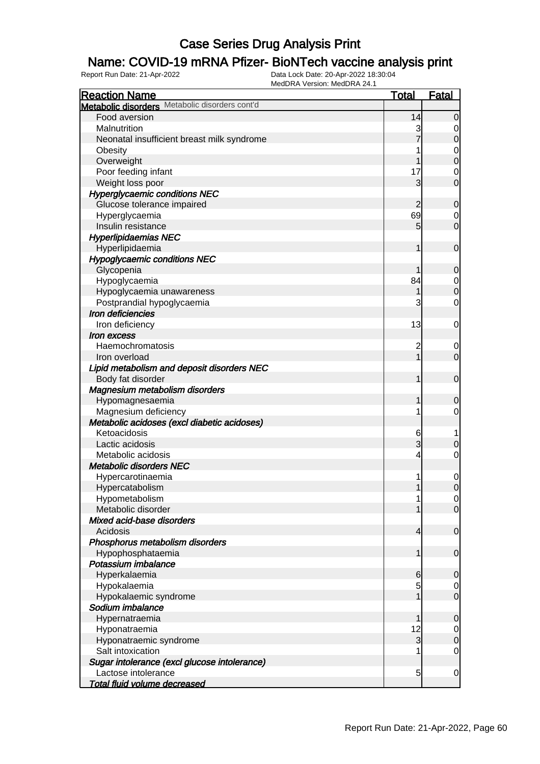# Case Series Drug Analysis Print

## Name: COVID-19 mRNA Pfizer- BioNTech vaccine analysis print

Report Run Date: 21-Apr-2022
Data Lock Date: 20-Apr-2022 18:30:04
MedDRA Version: MedDRA 24.1

| Reaction Name | Total | Fatal |
|---|---|---|
| **Metabolic disorders** Metabolic disorders cont'd | | |
| Food aversion | 14 | 0 |
| Malnutrition | 3 | 0 |
| Neonatal insufficient breast milk syndrome | 7 | 0 |
| Obesity | 1 | 0 |
| Overweight | 1 | 0 |
| Poor feeding infant | 17 | 0 |
| Weight loss poor | 3 | 0 |
| ***Hyperglycaemic conditions NEC*** | | |
| Glucose tolerance impaired | 2 | 0 |
| Hyperglycaemia | 69 | 0 |
| Insulin resistance | 5 | 0 |
| ***Hyperlipidaemias NEC*** | | |
| Hyperlipidaemia | 1 | 0 |
| ***Hypoglycaemic conditions NEC*** | | |
| Glycopenia | 1 | 0 |
| Hypoglycaemia | 84 | 0 |
| Hypoglycaemia unawareness | 1 | 0 |
| Postprandial hypoglycaemia | 3 | 0 |
| ***Iron deficiencies*** | | |
| Iron deficiency | 13 | 0 |
| ***Iron excess*** | | |
| Haemochromatosis | 2 | 0 |
| Iron overload | 1 | 0 |
| ***Lipid metabolism and deposit disorders NEC*** | | |
| Body fat disorder | 1 | 0 |
| ***Magnesium metabolism disorders*** | | |
| Hypomagnesaemia | 1 | 0 |
| Magnesium deficiency | 1 | 0 |
| ***Metabolic acidoses (excl diabetic acidoses)*** | | |
| Ketoacidosis | 6 | 1 |
| Lactic acidosis | 3 | 0 |
| Metabolic acidosis | 4 | 0 |
| ***Metabolic disorders NEC*** | | |
| Hypercarotinaemia | 1 | 0 |
| Hypercatabolism | 1 | 0 |
| Hypometabolism | 1 | 0 |
| Metabolic disorder | 1 | 0 |
| ***Mixed acid-base disorders*** | | |
| Acidosis | 4 | 0 |
| ***Phosphorus metabolism disorders*** | | |
| Hypophosphataemia | 1 | 0 |
| ***Potassium imbalance*** | | |
| Hyperkalaemia | 6 | 0 |
| Hypokalaemia | 5 | 0 |
| Hypokalaemic syndrome | 1 | 0 |
| ***Sodium imbalance*** | | |
| Hypernatraemia | 1 | 0 |
| Hyponatraemia | 12 | 0 |
| Hyponatraemic syndrome | 3 | 0 |
| Salt intoxication | 1 | 0 |
| ***Sugar intolerance (excl glucose intolerance)*** | | |
| Lactose intolerance | 5 | 0 |
| ***Total fluid volume decreased*** | | |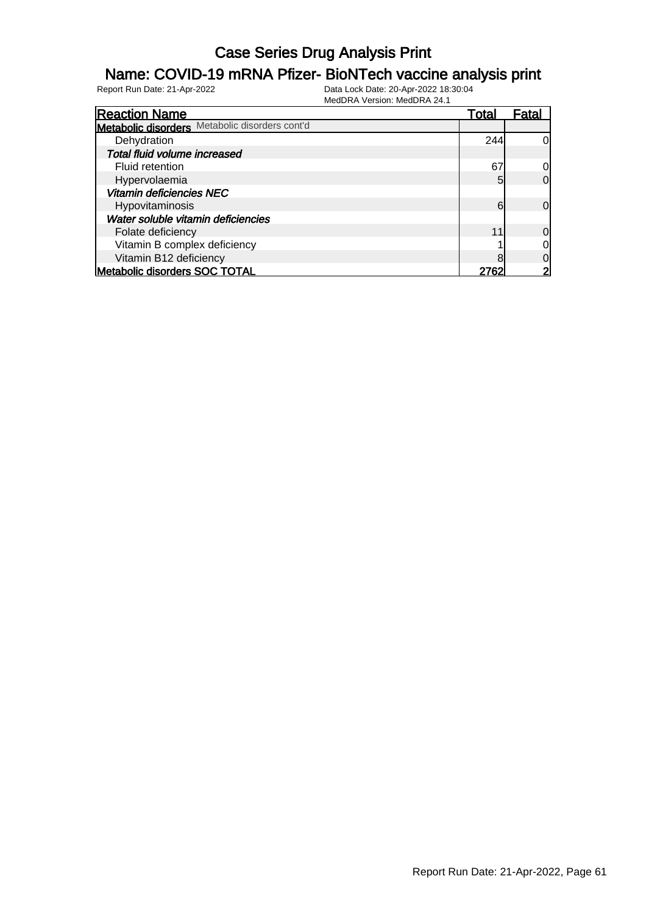# Case Series Drug Analysis Print

## Name: COVID-19 mRNA Pfizer- BioNTech vaccine analysis print

Report Run Date: 21-Apr-2022
Data Lock Date: 20-Apr-2022 18:30:04
MedDRA Version: MedDRA 24.1

| Reaction Name | Total | Fatal |
|---|---|---|
| **Metabolic disorders** Metabolic disorders cont'd | | |
| Dehydration | 244 | 0 |
| *Total fluid volume increased* | | |
| Fluid retention | 67 | 0 |
| Hypervolaemia | 5 | 0 |
| *Vitamin deficiencies NEC* | | |
| Hypovitaminosis | 6 | 0 |
| *Water soluble vitamin deficiencies* | | |
| Folate deficiency | 11 | 0 |
| Vitamin B complex deficiency | 1 | 0 |
| Vitamin B12 deficiency | 8 | 0 |
| **Metabolic disorders SOC TOTAL** | **2762** | **2** |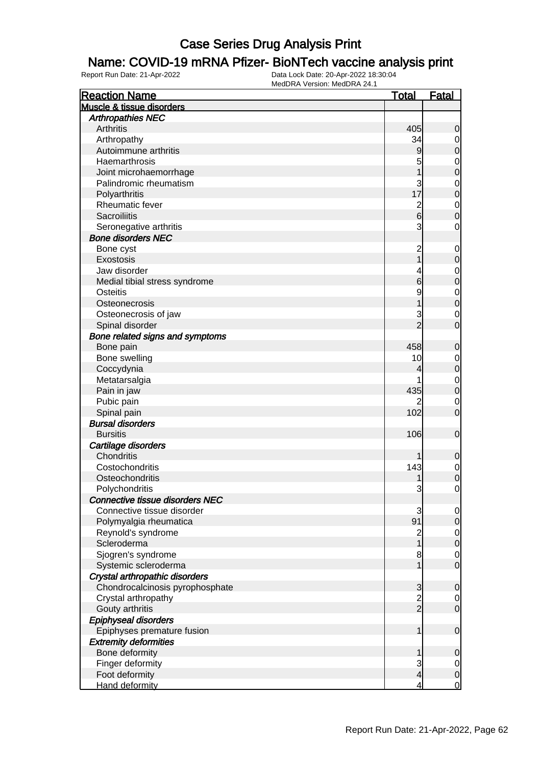# Case Series Drug Analysis Print

## Name: COVID-19 mRNA Pfizer- BioNTech vaccine analysis print

Report Run Date: 21-Apr-2022 | Data Lock Date: 20-Apr-2022 18:30:04 | MedDRA Version: MedDRA 24.1

| Reaction Name | Total | Fatal |
|---|---|---|
| **Muscle & tissue disorders** | | |
| ***Arthropathies NEC*** | | |
| Arthritis | 405 | 0 |
| Arthropathy | 34 | 0 |
| Autoimmune arthritis | 9 | 0 |
| Haemarthrosis | 5 | 0 |
| Joint microhaemorrhage | 1 | 0 |
| Palindromic rheumatism | 3 | 0 |
| Polyarthritis | 17 | 0 |
| Rheumatic fever | 2 | 0 |
| Sacroiliitis | 6 | 0 |
| Seronegative arthritis | 3 | 0 |
| ***Bone disorders NEC*** | | |
| Bone cyst | 2 | 0 |
| Exostosis | 1 | 0 |
| Jaw disorder | 4 | 0 |
| Medial tibial stress syndrome | 6 | 0 |
| Osteitis | 9 | 0 |
| Osteonecrosis | 1 | 0 |
| Osteonecrosis of jaw | 3 | 0 |
| Spinal disorder | 2 | 0 |
| ***Bone related signs and symptoms*** | | |
| Bone pain | 458 | 0 |
| Bone swelling | 10 | 0 |
| Coccydynia | 4 | 0 |
| Metatarsalgia | 1 | 0 |
| Pain in jaw | 435 | 0 |
| Pubic pain | 2 | 0 |
| Spinal pain | 102 | 0 |
| ***Bursal disorders*** | | |
| Bursitis | 106 | 0 |
| ***Cartilage disorders*** | | |
| Chondritis | 1 | 0 |
| Costochondritis | 143 | 0 |
| Osteochondritis | 1 | 0 |
| Polychondritis | 3 | 0 |
| ***Connective tissue disorders NEC*** | | |
| Connective tissue disorder | 3 | 0 |
| Polymyalgia rheumatica | 91 | 0 |
| Reynold's syndrome | 2 | 0 |
| Scleroderma | 1 | 0 |
| Sjogren's syndrome | 8 | 0 |
| Systemic scleroderma | 1 | 0 |
| ***Crystal arthropathic disorders*** | | |
| Chondrocalcinosis pyrophosphate | 3 | 0 |
| Crystal arthropathy | 2 | 0 |
| Gouty arthritis | 2 | 0 |
| ***Epiphyseal disorders*** | | |
| Epiphyses premature fusion | 1 | 0 |
| ***Extremity deformities*** | | |
| Bone deformity | 1 | 0 |
| Finger deformity | 3 | 0 |
| Foot deformity | 4 | 0 |
| Hand deformity | 4 | 0 |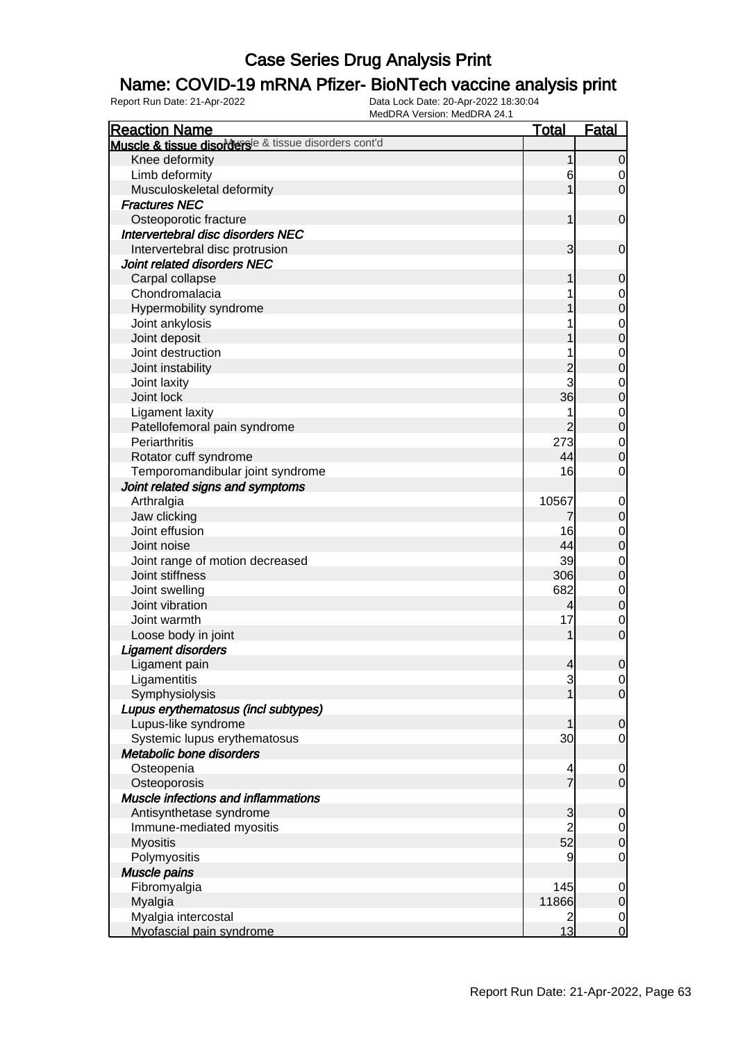# Case Series Drug Analysis Print

## Name: COVID-19 mRNA Pfizer- BioNTech vaccine analysis print

Report Run Date: 21-Apr-2022

Data Lock Date: 20-Apr-2022 18:30:04

MedDRA Version: MedDRA 24.1

| Reaction Name | Total | Fatal |
|---|---|---|
| **Muscle & tissue disorders** Muscle & tissue disorders cont'd | | |
| Knee deformity | 1 | 0 |
| Limb deformity | 6 | 0 |
| Musculoskeletal deformity | 1 | 0 |
| ***Fractures NEC*** | | |
| Osteoporotic fracture | 1 | 0 |
| ***Intervertebral disc disorders NEC*** | | |
| Intervertebral disc protrusion | 3 | 0 |
| ***Joint related disorders NEC*** | | |
| Carpal collapse | 1 | 0 |
| Chondromalacia | 1 | 0 |
| Hypermobility syndrome | 1 | 0 |
| Joint ankylosis | 1 | 0 |
| Joint deposit | 1 | 0 |
| Joint destruction | 1 | 0 |
| Joint instability | 2 | 0 |
| Joint laxity | 3 | 0 |
| Joint lock | 36 | 0 |
| Ligament laxity | 1 | 0 |
| Patellofemoral pain syndrome | 2 | 0 |
| Periarthritis | 273 | 0 |
| Rotator cuff syndrome | 44 | 0 |
| Temporomandibular joint syndrome | 16 | 0 |
| ***Joint related signs and symptoms*** | | |
| Arthralgia | 10567 | 0 |
| Jaw clicking | 7 | 0 |
| Joint effusion | 16 | 0 |
| Joint noise | 44 | 0 |
| Joint range of motion decreased | 39 | 0 |
| Joint stiffness | 306 | 0 |
| Joint swelling | 682 | 0 |
| Joint vibration | 4 | 0 |
| Joint warmth | 17 | 0 |
| Loose body in joint | 1 | 0 |
| ***Ligament disorders*** | | |
| Ligament pain | 4 | 0 |
| Ligamentitis | 3 | 0 |
| Symphysiolysis | 1 | 0 |
| ***Lupus erythematosus (incl subtypes)*** | | |
| Lupus-like syndrome | 1 | 0 |
| Systemic lupus erythematosus | 30 | 0 |
| ***Metabolic bone disorders*** | | |
| Osteopenia | 4 | 0 |
| Osteoporosis | 7 | 0 |
| ***Muscle infections and inflammations*** | | |
| Antisynthetase syndrome | 3 | 0 |
| Immune-mediated myositis | 2 | 0 |
| Myositis | 52 | 0 |
| Polymyositis | 9 | 0 |
| ***Muscle pains*** | | |
| Fibromyalgia | 145 | 0 |
| Myalgia | 11866 | 0 |
| Myalgia intercostal | 2 | 0 |
| Myofascial pain syndrome | 13 | 0 |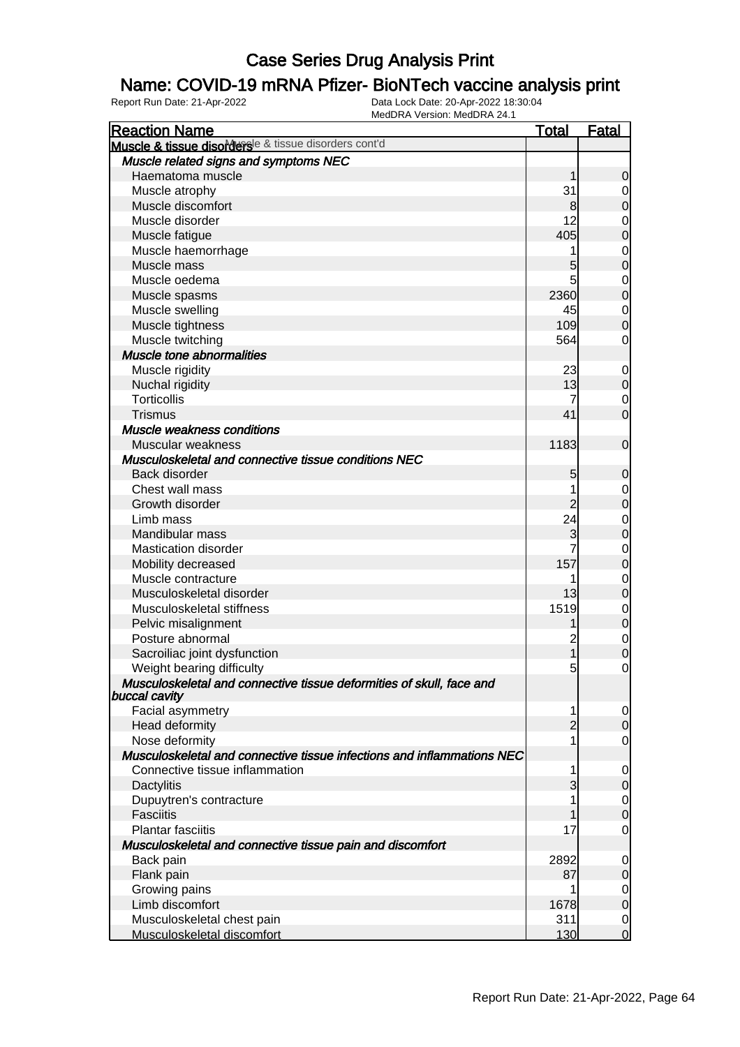# Case Series Drug Analysis Print

## Name: COVID-19 mRNA Pfizer- BioNTech vaccine analysis print

Report Run Date: 21-Apr-2022

Data Lock Date: 20-Apr-2022 18:30:04

MedDRA Version: MedDRA 24.1

| Reaction Name | Total | Fatal |
|---|---|---|
| **Muscle & tissue disorders** Muscle & tissue disorders cont'd | | |
| ***Muscle related signs and symptoms NEC*** | | |
| Haematoma muscle | 1 | 0 |
| Muscle atrophy | 31 | 0 |
| Muscle discomfort | 8 | 0 |
| Muscle disorder | 12 | 0 |
| Muscle fatigue | 405 | 0 |
| Muscle haemorrhage | 1 | 0 |
| Muscle mass | 5 | 0 |
| Muscle oedema | 5 | 0 |
| Muscle spasms | 2360 | 0 |
| Muscle swelling | 45 | 0 |
| Muscle tightness | 109 | 0 |
| Muscle twitching | 564 | 0 |
| ***Muscle tone abnormalities*** | | |
| Muscle rigidity | 23 | 0 |
| Nuchal rigidity | 13 | 0 |
| Torticollis | 7 | 0 |
| Trismus | 41 | 0 |
| ***Muscle weakness conditions*** | | |
| Muscular weakness | 1183 | 0 |
| ***Musculoskeletal and connective tissue conditions NEC*** | | |
| Back disorder | 5 | 0 |
| Chest wall mass | 1 | 0 |
| Growth disorder | 2 | 0 |
| Limb mass | 24 | 0 |
| Mandibular mass | 3 | 0 |
| Mastication disorder | 7 | 0 |
| Mobility decreased | 157 | 0 |
| Muscle contracture | 1 | 0 |
| Musculoskeletal disorder | 13 | 0 |
| Musculoskeletal stiffness | 1519 | 0 |
| Pelvic misalignment | 1 | 0 |
| Posture abnormal | 2 | 0 |
| Sacroiliac joint dysfunction | 1 | 0 |
| Weight bearing difficulty | 5 | 0 |
| ***Musculoskeletal and connective tissue deformities of skull, face and buccal cavity*** | | |
| Facial asymmetry | 1 | 0 |
| Head deformity | 2 | 0 |
| Nose deformity | 1 | 0 |
| ***Musculoskeletal and connective tissue infections and inflammations NEC*** | | |
| Connective tissue inflammation | 1 | 0 |
| Dactylitis | 3 | 0 |
| Dupuytren's contracture | 1 | 0 |
| Fasciitis | 1 | 0 |
| Plantar fasciitis | 17 | 0 |
| ***Musculoskeletal and connective tissue pain and discomfort*** | | |
| Back pain | 2892 | 0 |
| Flank pain | 87 | 0 |
| Growing pains | 1 | 0 |
| Limb discomfort | 1678 | 0 |
| Musculoskeletal chest pain | 311 | 0 |
| Musculoskeletal discomfort | 130 | 0 |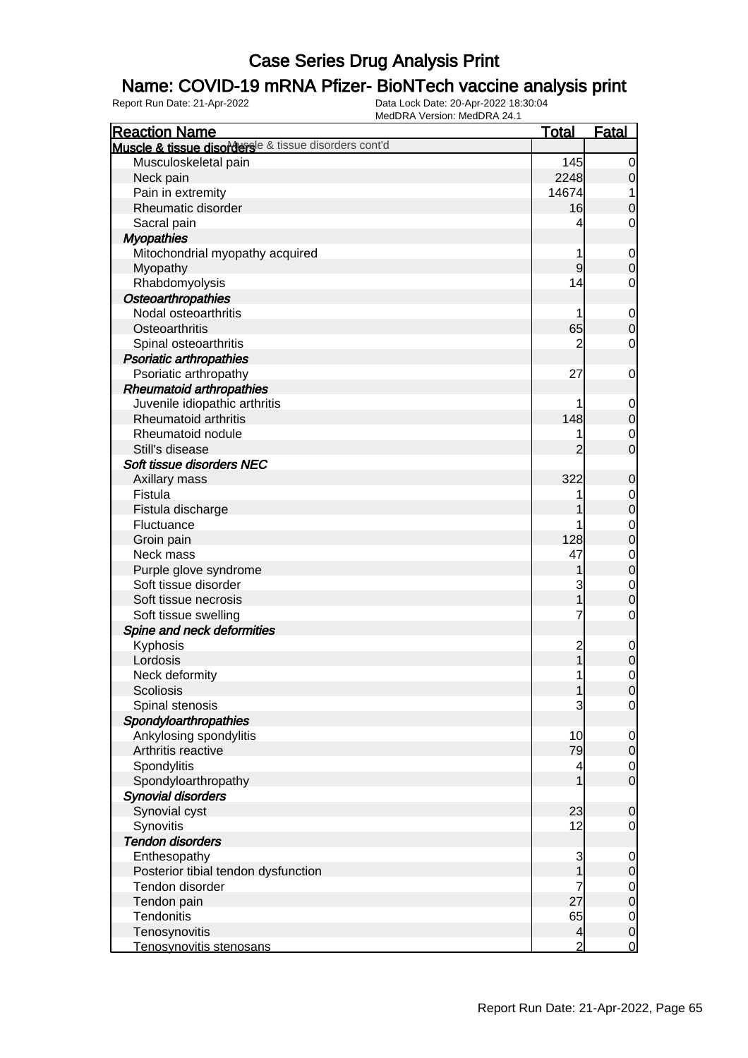# Case Series Drug Analysis Print

## Name: COVID-19 mRNA Pfizer- BioNTech vaccine analysis print

Report Run Date: 21-Apr-2022
Data Lock Date: 20-Apr-2022 18:30:04
MedDRA Version: MedDRA 24.1

| Reaction Name | Total | Fatal |
|---|---|---|
| **Muscle & tissue disorders** Muscle & tissue disorders cont'd | | |
| Musculoskeletal pain | 145 | 0 |
| Neck pain | 2248 | 0 |
| Pain in extremity | 14674 | 1 |
| Rheumatic disorder | 16 | 0 |
| Sacral pain | 4 | 0 |
| ***Myopathies*** | | |
| Mitochondrial myopathy acquired | 1 | 0 |
| Myopathy | 9 | 0 |
| Rhabdomyolysis | 14 | 0 |
| ***Osteoarthropathies*** | | |
| Nodal osteoarthritis | 1 | 0 |
| Osteoarthritis | 65 | 0 |
| Spinal osteoarthritis | 2 | 0 |
| ***Psoriatic arthropathies*** | | |
| Psoriatic arthropathy | 27 | 0 |
| ***Rheumatoid arthropathies*** | | |
| Juvenile idiopathic arthritis | 1 | 0 |
| Rheumatoid arthritis | 148 | 0 |
| Rheumatoid nodule | 1 | 0 |
| Still's disease | 2 | 0 |
| ***Soft tissue disorders NEC*** | | |
| Axillary mass | 322 | 0 |
| Fistula | 1 | 0 |
| Fistula discharge | 1 | 0 |
| Fluctuance | 1 | 0 |
| Groin pain | 128 | 0 |
| Neck mass | 47 | 0 |
| Purple glove syndrome | 1 | 0 |
| Soft tissue disorder | 3 | 0 |
| Soft tissue necrosis | 1 | 0 |
| Soft tissue swelling | 7 | 0 |
| ***Spine and neck deformities*** | | |
| Kyphosis | 2 | 0 |
| Lordosis | 1 | 0 |
| Neck deformity | 1 | 0 |
| Scoliosis | 1 | 0 |
| Spinal stenosis | 3 | 0 |
| ***Spondyloarthropathies*** | | |
| Ankylosing spondylitis | 10 | 0 |
| Arthritis reactive | 79 | 0 |
| Spondylitis | 4 | 0 |
| Spondyloarthropathy | 1 | 0 |
| ***Synovial disorders*** | | |
| Synovial cyst | 23 | 0 |
| Synovitis | 12 | 0 |
| ***Tendon disorders*** | | |
| Enthesopathy | 3 | 0 |
| Posterior tibial tendon dysfunction | 1 | 0 |
| Tendon disorder | 7 | 0 |
| Tendon pain | 27 | 0 |
| Tendonitis | 65 | 0 |
| Tenosynovitis | 4 | 0 |
| Tenosynovitis stenosans | 2 | 0 |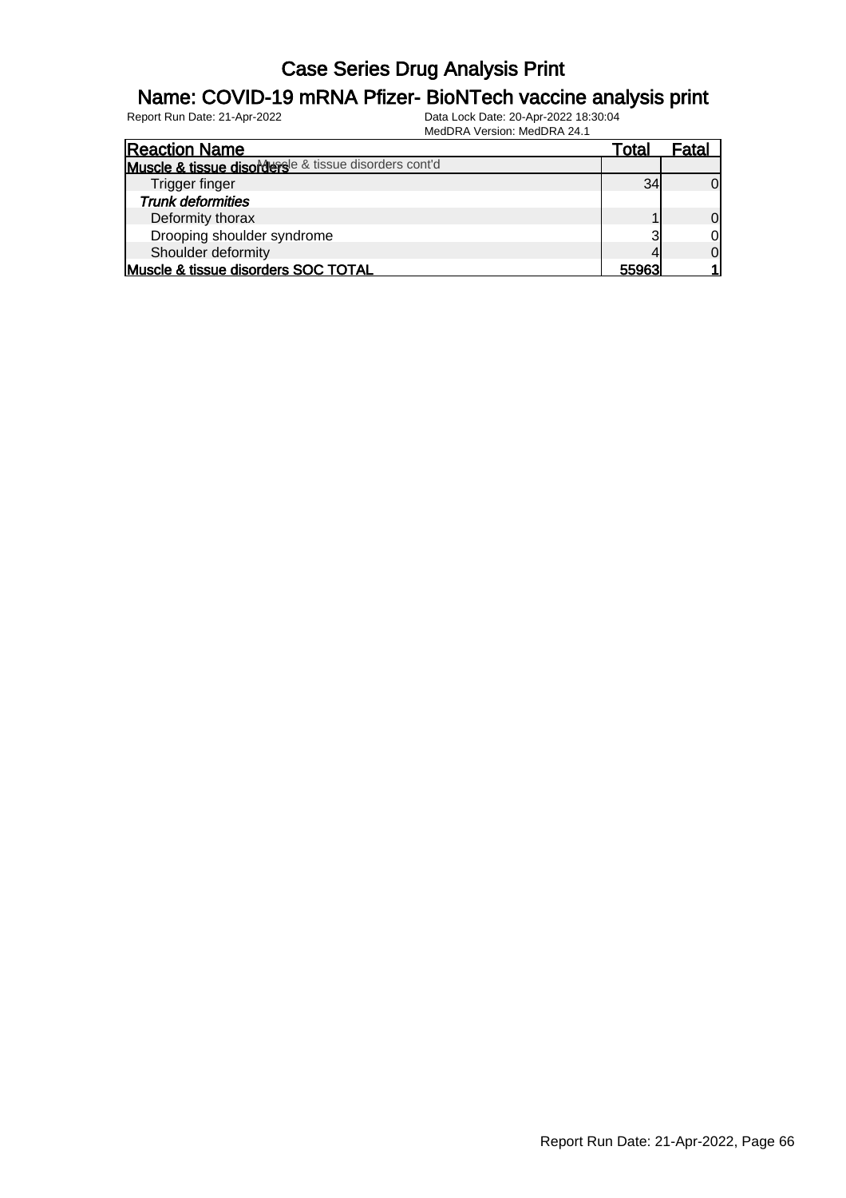# Case Series Drug Analysis Print

## Name: COVID-19 mRNA Pfizer- BioNTech vaccine analysis print

Report Run Date: 21-Apr-2022    Data Lock Date: 20-Apr-2022 18:30:04
MedDRA Version: MedDRA 24.1

| Reaction Name | Total | Fatal |
|---|---|---|
| **Muscle & tissue disorders** Muscle & tissue disorders cont'd | | |
| Trigger finger | 34 | 0 |
| *Trunk deformities* | | |
| Deformity thorax | 1 | 0 |
| Drooping shoulder syndrome | 3 | 0 |
| Shoulder deformity | 4 | 0 |
| **Muscle & tissue disorders SOC TOTAL** | **55963** | **1** |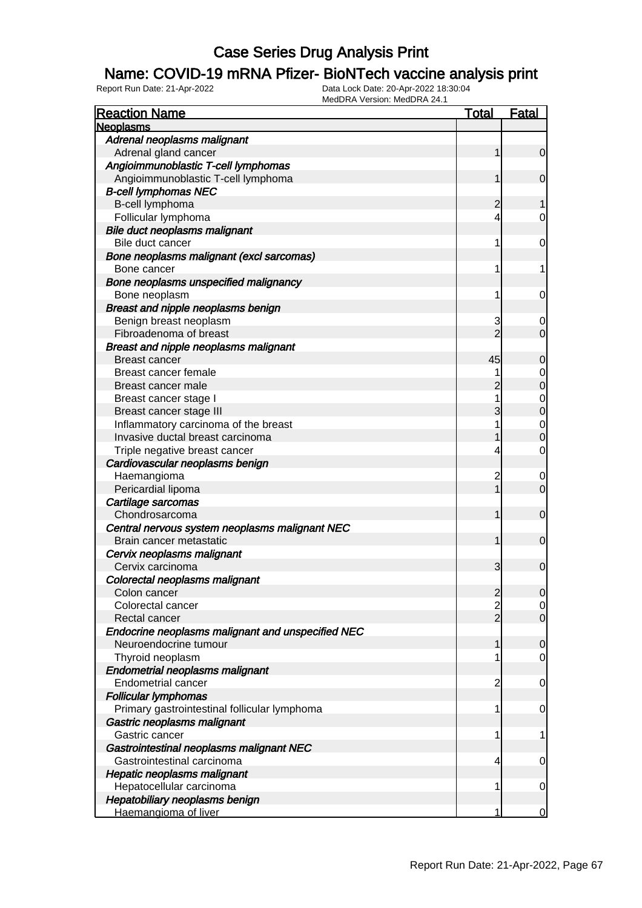# Case Series Drug Analysis Print

## Name: COVID-19 mRNA Pfizer- BioNTech vaccine analysis print

Report Run Date: 21-Apr-2022 | Data Lock Date: 20-Apr-2022 18:30:04 | MedDRA Version: MedDRA 24.1

| Reaction Name | Total | Fatal |
|---|---|---|
| **Neoplasms** | | |
| *Adrenal neoplasms malignant* | | |
| Adrenal gland cancer | 1 | 0 |
| *Angioimmunoblastic T-cell lymphomas* | | |
| Angioimmunoblastic T-cell lymphoma | 1 | 0 |
| *B-cell lymphomas NEC* | | |
| B-cell lymphoma | 2 | 1 |
| Follicular lymphoma | 4 | 0 |
| *Bile duct neoplasms malignant* | | |
| Bile duct cancer | 1 | 0 |
| *Bone neoplasms malignant (excl sarcomas)* | | |
| Bone cancer | 1 | 1 |
| *Bone neoplasms unspecified malignancy* | | |
| Bone neoplasm | 1 | 0 |
| *Breast and nipple neoplasms benign* | | |
| Benign breast neoplasm | 3 | 0 |
| Fibroadenoma of breast | 2 | 0 |
| *Breast and nipple neoplasms malignant* | | |
| Breast cancer | 45 | 0 |
| Breast cancer female | 1 | 0 |
| Breast cancer male | 2 | 0 |
| Breast cancer stage I | 1 | 0 |
| Breast cancer stage III | 3 | 0 |
| Inflammatory carcinoma of the breast | 1 | 0 |
| Invasive ductal breast carcinoma | 1 | 0 |
| Triple negative breast cancer | 4 | 0 |
| *Cardiovascular neoplasms benign* | | |
| Haemangioma | 2 | 0 |
| Pericardial lipoma | 1 | 0 |
| *Cartilage sarcomas* | | |
| Chondrosarcoma | 1 | 0 |
| *Central nervous system neoplasms malignant NEC* | | |
| Brain cancer metastatic | 1 | 0 |
| *Cervix neoplasms malignant* | | |
| Cervix carcinoma | 3 | 0 |
| *Colorectal neoplasms malignant* | | |
| Colon cancer | 2 | 0 |
| Colorectal cancer | 2 | 0 |
| Rectal cancer | 2 | 0 |
| *Endocrine neoplasms malignant and unspecified NEC* | | |
| Neuroendocrine tumour | 1 | 0 |
| Thyroid neoplasm | 1 | 0 |
| *Endometrial neoplasms malignant* | | |
| Endometrial cancer | 2 | 0 |
| *Follicular lymphomas* | | |
| Primary gastrointestinal follicular lymphoma | 1 | 0 |
| *Gastric neoplasms malignant* | | |
| Gastric cancer | 1 | 1 |
| *Gastrointestinal neoplasms malignant NEC* | | |
| Gastrointestinal carcinoma | 4 | 0 |
| *Hepatic neoplasms malignant* | | |
| Hepatocellular carcinoma | 1 | 0 |
| *Hepatobiliary neoplasms benign* | | |
| Haemangioma of liver | 1 | 0 |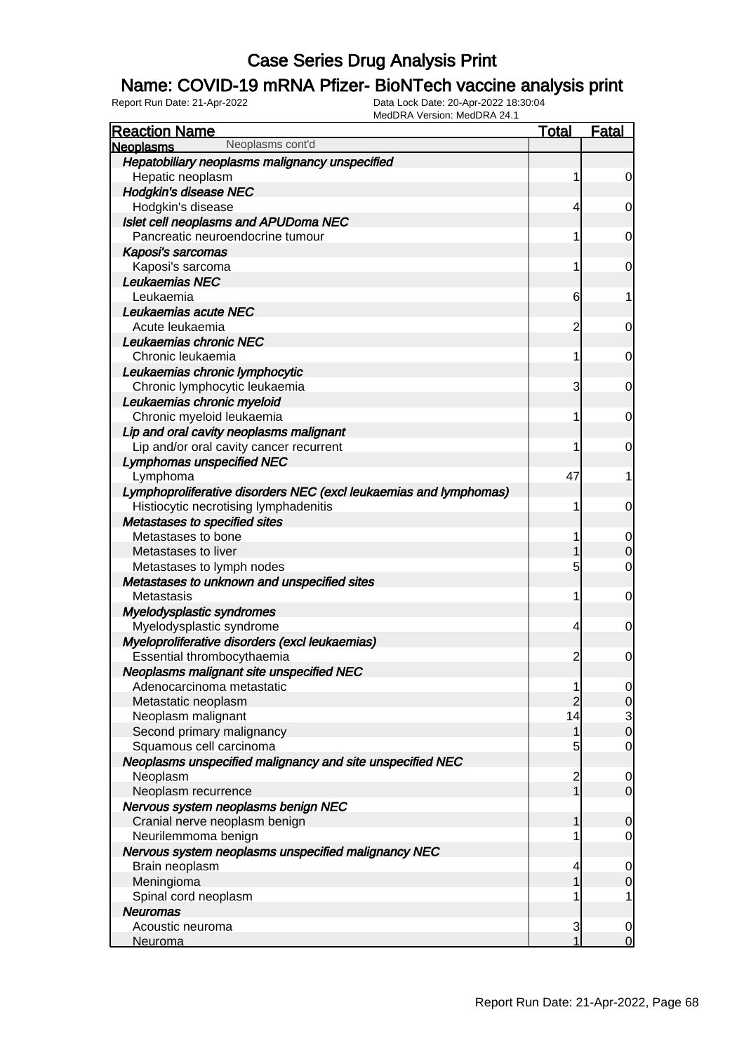# Case Series Drug Analysis Print

## Name: COVID-19 mRNA Pfizer- BioNTech vaccine analysis print

Report Run Date: 21-Apr-2022 | Data Lock Date: 20-Apr-2022 18:30:04 | MedDRA Version: MedDRA 24.1

| Reaction Name | Total | Fatal |
|---|---|---|
| **Neoplasms** Neoplasms cont'd | | |
| ***Hepatobiliary neoplasms malignancy unspecified*** | | |
| Hepatic neoplasm | 1 | 0 |
| ***Hodgkin's disease NEC*** | | |
| Hodgkin's disease | 4 | 0 |
| ***Islet cell neoplasms and APUDoma NEC*** | | |
| Pancreatic neuroendocrine tumour | 1 | 0 |
| ***Kaposi's sarcomas*** | | |
| Kaposi's sarcoma | 1 | 0 |
| ***Leukaemias NEC*** | | |
| Leukaemia | 6 | 1 |
| ***Leukaemias acute NEC*** | | |
| Acute leukaemia | 2 | 0 |
| ***Leukaemias chronic NEC*** | | |
| Chronic leukaemia | 1 | 0 |
| ***Leukaemias chronic lymphocytic*** | | |
| Chronic lymphocytic leukaemia | 3 | 0 |
| ***Leukaemias chronic myeloid*** | | |
| Chronic myeloid leukaemia | 1 | 0 |
| ***Lip and oral cavity neoplasms malignant*** | | |
| Lip and/or oral cavity cancer recurrent | 1 | 0 |
| ***Lymphomas unspecified NEC*** | | |
| Lymphoma | 47 | 1 |
| ***Lymphoproliferative disorders NEC (excl leukaemias and lymphomas)*** | | |
| Histiocytic necrotising lymphadenitis | 1 | 0 |
| ***Metastases to specified sites*** | | |
| Metastases to bone | 1 | 0 |
| Metastases to liver | 1 | 0 |
| Metastases to lymph nodes | 5 | 0 |
| ***Metastases to unknown and unspecified sites*** | | |
| Metastasis | 1 | 0 |
| ***Myelodysplastic syndromes*** | | |
| Myelodysplastic syndrome | 4 | 0 |
| ***Myeloproliferative disorders (excl leukaemias)*** | | |
| Essential thrombocythaemia | 2 | 0 |
| ***Neoplasms malignant site unspecified NEC*** | | |
| Adenocarcinoma metastatic | 1 | 0 |
| Metastatic neoplasm | 2 | 0 |
| Neoplasm malignant | 14 | 3 |
| Second primary malignancy | 1 | 0 |
| Squamous cell carcinoma | 5 | 0 |
| ***Neoplasms unspecified malignancy and site unspecified NEC*** | | |
| Neoplasm | 2 | 0 |
| Neoplasm recurrence | 1 | 0 |
| ***Nervous system neoplasms benign NEC*** | | |
| Cranial nerve neoplasm benign | 1 | 0 |
| Neurilemmoma benign | 1 | 0 |
| ***Nervous system neoplasms unspecified malignancy NEC*** | | |
| Brain neoplasm | 4 | 0 |
| Meningioma | 1 | 0 |
| Spinal cord neoplasm | 1 | 1 |
| ***Neuromas*** | | |
| Acoustic neuroma | 3 | 0 |
| Neuroma | 1 | 0 |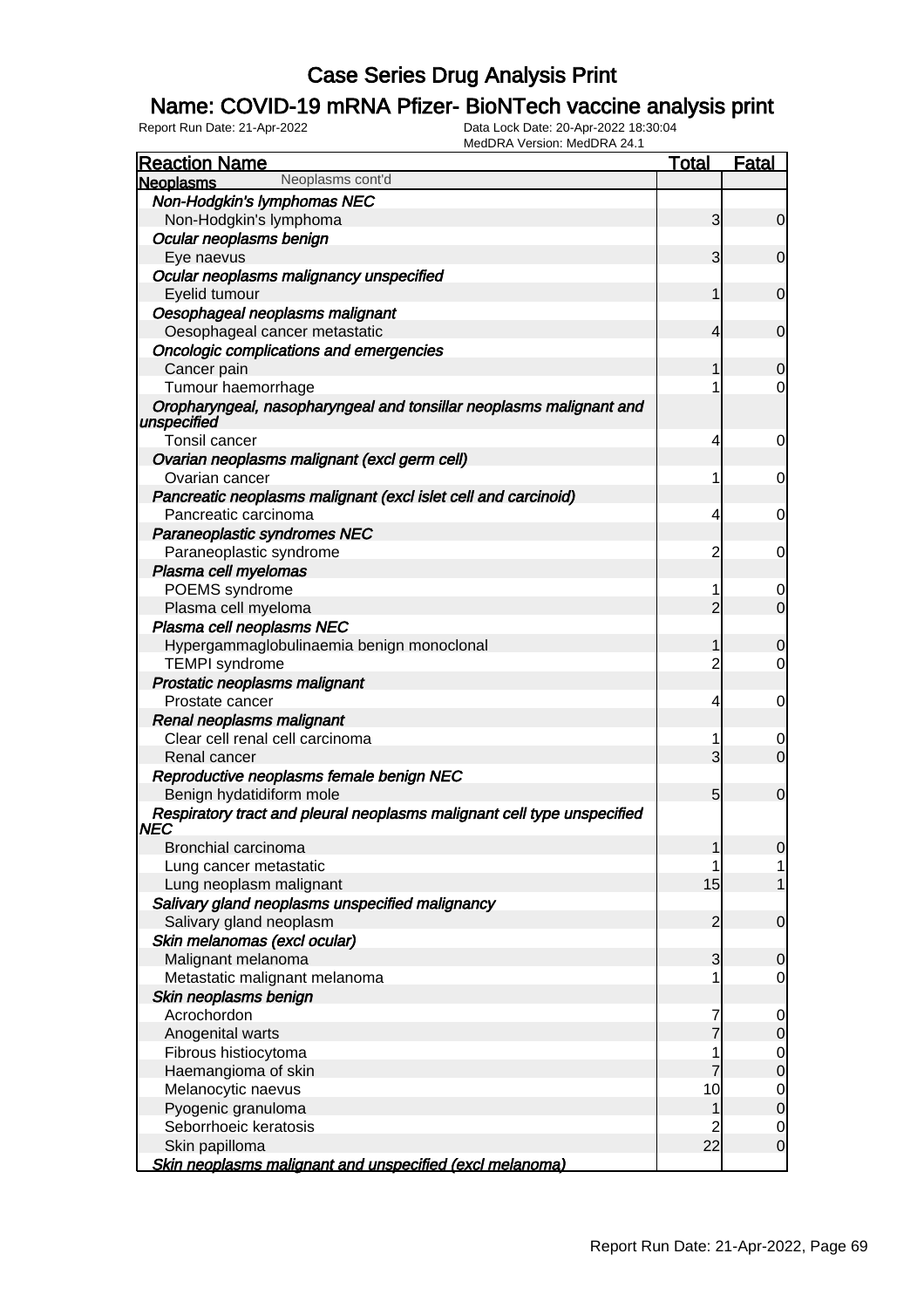# Case Series Drug Analysis Print

## Name: COVID-19 mRNA Pfizer- BioNTech vaccine analysis print

Report Run Date: 21-Apr-2022    Data Lock Date: 20-Apr-2022 18:30:04    MedDRA Version: MedDRA 24.1

| Reaction Name | Total | Fatal |
|---|---|---|
| **Neoplasms** Neoplasms cont'd | | |
| ***Non-Hodgkin's lymphomas NEC*** | | |
| Non-Hodgkin's lymphoma | 3 | 0 |
| ***Ocular neoplasms benign*** | | |
| Eye naevus | 3 | 0 |
| ***Ocular neoplasms malignancy unspecified*** | | |
| Eyelid tumour | 1 | 0 |
| ***Oesophageal neoplasms malignant*** | | |
| Oesophageal cancer metastatic | 4 | 0 |
| ***Oncologic complications and emergencies*** | | |
| Cancer pain | 1 | 0 |
| Tumour haemorrhage | 1 | 0 |
| ***Oropharyngeal, nasopharyngeal and tonsillar neoplasms malignant and unspecified*** | | |
| Tonsil cancer | 4 | 0 |
| ***Ovarian neoplasms malignant (excl germ cell)*** | | |
| Ovarian cancer | 1 | 0 |
| ***Pancreatic neoplasms malignant (excl islet cell and carcinoid)*** | | |
| Pancreatic carcinoma | 4 | 0 |
| ***Paraneoplastic syndromes NEC*** | | |
| Paraneoplastic syndrome | 2 | 0 |
| ***Plasma cell myelomas*** | | |
| POEMS syndrome | 1 | 0 |
| Plasma cell myeloma | 2 | 0 |
| ***Plasma cell neoplasms NEC*** | | |
| Hypergammaglobulinaemia benign monoclonal | 1 | 0 |
| TEMPI syndrome | 2 | 0 |
| ***Prostatic neoplasms malignant*** | | |
| Prostate cancer | 4 | 0 |
| ***Renal neoplasms malignant*** | | |
| Clear cell renal cell carcinoma | 1 | 0 |
| Renal cancer | 3 | 0 |
| ***Reproductive neoplasms female benign NEC*** | | |
| Benign hydatidiform mole | 5 | 0 |
| ***Respiratory tract and pleural neoplasms malignant cell type unspecified NEC*** | | |
| Bronchial carcinoma | 1 | 0 |
| Lung cancer metastatic | 1 | 1 |
| Lung neoplasm malignant | 15 | 1 |
| ***Salivary gland neoplasms unspecified malignancy*** | | |
| Salivary gland neoplasm | 2 | 0 |
| ***Skin melanomas (excl ocular)*** | | |
| Malignant melanoma | 3 | 0 |
| Metastatic malignant melanoma | 1 | 0 |
| ***Skin neoplasms benign*** | | |
| Acrochordon | 7 | 0 |
| Anogenital warts | 7 | 0 |
| Fibrous histiocytoma | 1 | 0 |
| Haemangioma of skin | 7 | 0 |
| Melanocytic naevus | 10 | 0 |
| Pyogenic granuloma | 1 | 0 |
| Seborrhoeic keratosis | 2 | 0 |
| Skin papilloma | 22 | 0 |
| ***Skin neoplasms malignant and unspecified (excl melanoma)*** | | |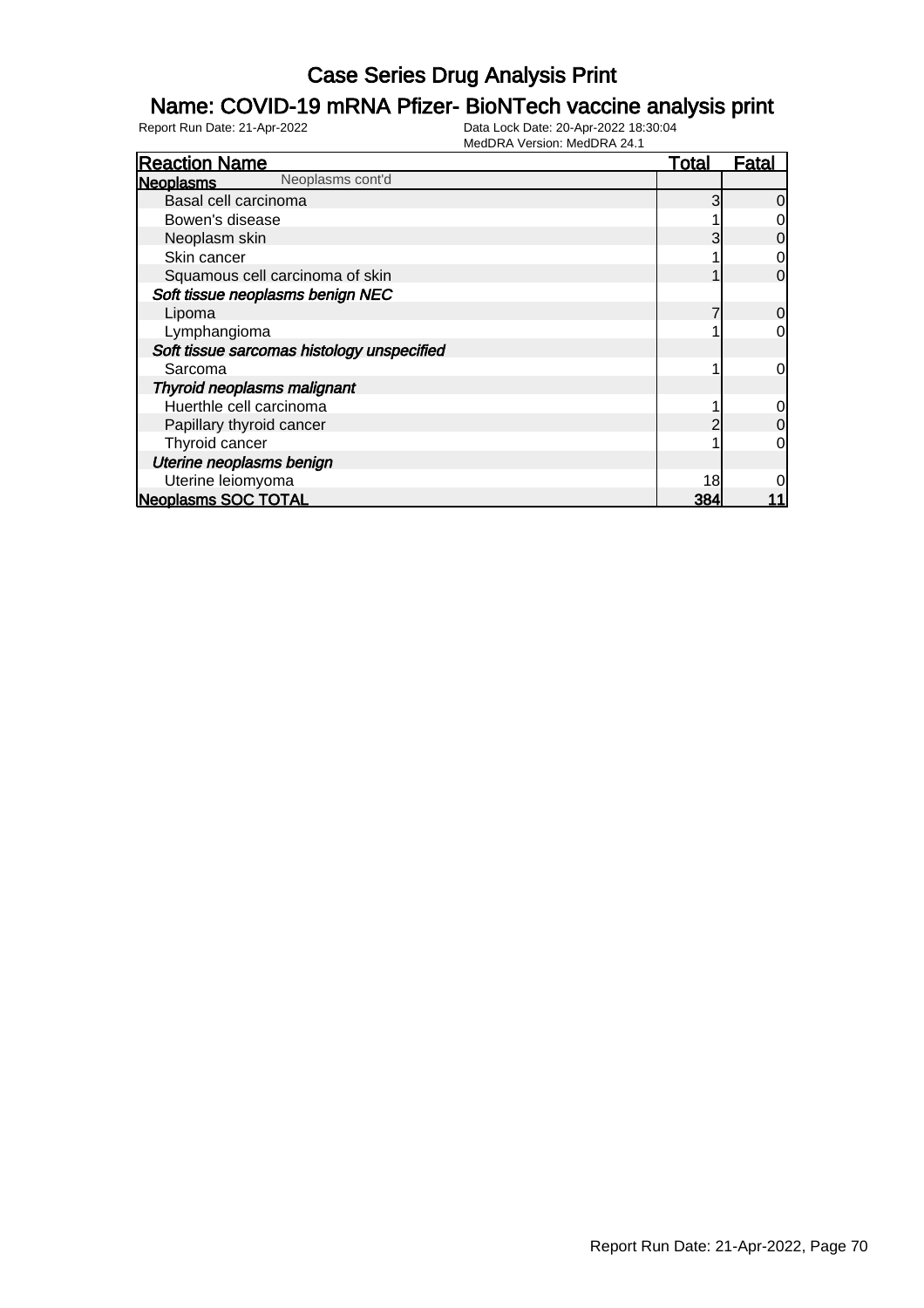# Case Series Drug Analysis Print

## Name: COVID-19 mRNA Pfizer- BioNTech vaccine analysis print

Report Run Date: 21-Apr-2022
Data Lock Date: 20-Apr-2022 18:30:04
MedDRA Version: MedDRA 24.1

| Reaction Name | Total | Fatal |
|---|---|---|
| **Neoplasms** Neoplasms cont'd | | |
| Basal cell carcinoma | 3 | 0 |
| Bowen's disease | 1 | 0 |
| Neoplasm skin | 3 | 0 |
| Skin cancer | 1 | 0 |
| Squamous cell carcinoma of skin | 1 | 0 |
| *Soft tissue neoplasms benign NEC* | | |
| Lipoma | 7 | 0 |
| Lymphangioma | 1 | 0 |
| *Soft tissue sarcomas histology unspecified* | | |
| Sarcoma | 1 | 0 |
| *Thyroid neoplasms malignant* | | |
| Huerthle cell carcinoma | 1 | 0 |
| Papillary thyroid cancer | 2 | 0 |
| Thyroid cancer | 1 | 0 |
| *Uterine neoplasms benign* | | |
| Uterine leiomyoma | 18 | 0 |
| **Neoplasms SOC TOTAL** | **384** | **11** |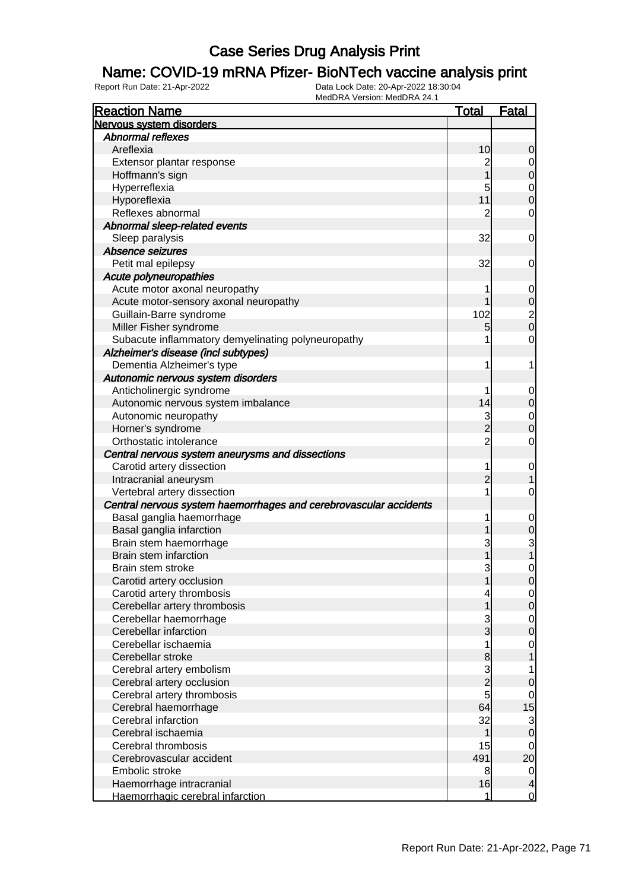# Case Series Drug Analysis Print

## Name: COVID-19 mRNA Pfizer- BioNTech vaccine analysis print

Report Run Date: 21-Apr-2022

Data Lock Date: 20-Apr-2022 18:30:04

MedDRA Version: MedDRA 24.1

| Reaction Name | Total | Fatal |
|---|---|---|
| **Nervous system disorders** | | |
| *Abnormal reflexes* | | |
| Areflexia | 10 | 0 |
| Extensor plantar response | 2 | 0 |
| Hoffmann's sign | 1 | 0 |
| Hyperreflexia | 5 | 0 |
| Hyporeflexia | 11 | 0 |
| Reflexes abnormal | 2 | 0 |
| *Abnormal sleep-related events* | | |
| Sleep paralysis | 32 | 0 |
| *Absence seizures* | | |
| Petit mal epilepsy | 32 | 0 |
| *Acute polyneuropathies* | | |
| Acute motor axonal neuropathy | 1 | 0 |
| Acute motor-sensory axonal neuropathy | 1 | 0 |
| Guillain-Barre syndrome | 102 | 2 |
| Miller Fisher syndrome | 5 | 0 |
| Subacute inflammatory demyelinating polyneuropathy | 1 | 0 |
| *Alzheimer's disease (incl subtypes)* | | |
| Dementia Alzheimer's type | 1 | 1 |
| *Autonomic nervous system disorders* | | |
| Anticholinergic syndrome | 1 | 0 |
| Autonomic nervous system imbalance | 14 | 0 |
| Autonomic neuropathy | 3 | 0 |
| Horner's syndrome | 2 | 0 |
| Orthostatic intolerance | 2 | 0 |
| *Central nervous system aneurysms and dissections* | | |
| Carotid artery dissection | 1 | 0 |
| Intracranial aneurysm | 2 | 1 |
| Vertebral artery dissection | 1 | 0 |
| *Central nervous system haemorrhages and cerebrovascular accidents* | | |
| Basal ganglia haemorrhage | 1 | 0 |
| Basal ganglia infarction | 1 | 0 |
| Brain stem haemorrhage | 3 | 3 |
| Brain stem infarction | 1 | 1 |
| Brain stem stroke | 3 | 0 |
| Carotid artery occlusion | 1 | 0 |
| Carotid artery thrombosis | 4 | 0 |
| Cerebellar artery thrombosis | 1 | 0 |
| Cerebellar haemorrhage | 3 | 0 |
| Cerebellar infarction | 3 | 0 |
| Cerebellar ischaemia | 1 | 0 |
| Cerebellar stroke | 8 | 1 |
| Cerebral artery embolism | 3 | 1 |
| Cerebral artery occlusion | 2 | 0 |
| Cerebral artery thrombosis | 5 | 0 |
| Cerebral haemorrhage | 64 | 15 |
| Cerebral infarction | 32 | 3 |
| Cerebral ischaemia | 1 | 0 |
| Cerebral thrombosis | 15 | 0 |
| Cerebrovascular accident | 491 | 20 |
| Embolic stroke | 8 | 0 |
| Haemorrhage intracranial | 16 | 4 |
| Haemorrhagic cerebral infarction | 1 | 0 |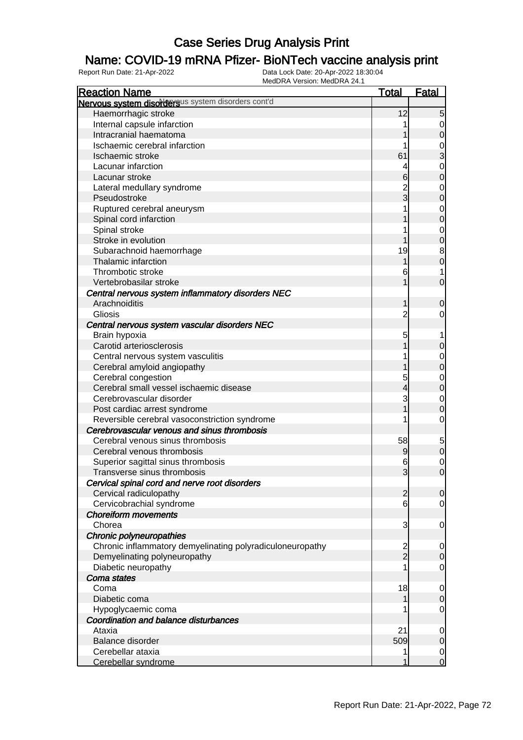# Case Series Drug Analysis Print

## Name: COVID-19 mRNA Pfizer- BioNTech vaccine analysis print

Report Run Date: 21-Apr-2022    Data Lock Date: 20-Apr-2022 18:30:04
MedDRA Version: MedDRA 24.1

| Reaction Name | Total | Fatal |
|---|---|---|
| **Nervous system disorders** Nervous system disorders cont'd | | |
| Haemorrhagic stroke | 12 | 5 |
| Internal capsule infarction | 1 | 0 |
| Intracranial haematoma | 1 | 0 |
| Ischaemic cerebral infarction | 1 | 0 |
| Ischaemic stroke | 61 | 3 |
| Lacunar infarction | 4 | 0 |
| Lacunar stroke | 6 | 0 |
| Lateral medullary syndrome | 2 | 0 |
| Pseudostroke | 3 | 0 |
| Ruptured cerebral aneurysm | 1 | 0 |
| Spinal cord infarction | 1 | 0 |
| Spinal stroke | 1 | 0 |
| Stroke in evolution | 1 | 0 |
| Subarachnoid haemorrhage | 19 | 8 |
| Thalamic infarction | 1 | 0 |
| Thrombotic stroke | 6 | 1 |
| Vertebrobasilar stroke | 1 | 0 |
| ***Central nervous system inflammatory disorders NEC*** | | |
| Arachnoiditis | 1 | 0 |
| Gliosis | 2 | 0 |
| ***Central nervous system vascular disorders NEC*** | | |
| Brain hypoxia | 5 | 1 |
| Carotid arteriosclerosis | 1 | 0 |
| Central nervous system vasculitis | 1 | 0 |
| Cerebral amyloid angiopathy | 1 | 0 |
| Cerebral congestion | 5 | 0 |
| Cerebral small vessel ischaemic disease | 4 | 0 |
| Cerebrovascular disorder | 3 | 0 |
| Post cardiac arrest syndrome | 1 | 0 |
| Reversible cerebral vasoconstriction syndrome | 1 | 0 |
| ***Cerebrovascular venous and sinus thrombosis*** | | |
| Cerebral venous sinus thrombosis | 58 | 5 |
| Cerebral venous thrombosis | 9 | 0 |
| Superior sagittal sinus thrombosis | 6 | 0 |
| Transverse sinus thrombosis | 3 | 0 |
| ***Cervical spinal cord and nerve root disorders*** | | |
| Cervical radiculopathy | 2 | 0 |
| Cervicobrachial syndrome | 6 | 0 |
| ***Choreiform movements*** | | |
| Chorea | 3 | 0 |
| ***Chronic polyneuropathies*** | | |
| Chronic inflammatory demyelinating polyradiculoneuropathy | 2 | 0 |
| Demyelinating polyneuropathy | 2 | 0 |
| Diabetic neuropathy | 1 | 0 |
| ***Coma states*** | | |
| Coma | 18 | 0 |
| Diabetic coma | 1 | 0 |
| Hypoglycaemic coma | 1 | 0 |
| ***Coordination and balance disturbances*** | | |
| Ataxia | 21 | 0 |
| Balance disorder | 509 | 0 |
| Cerebellar ataxia | 1 | 0 |
| Cerebellar syndrome | 1 | 0 |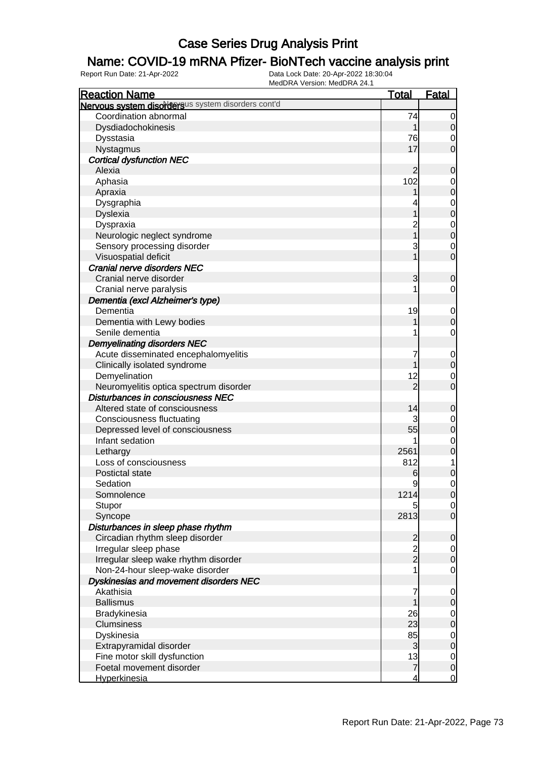# Case Series Drug Analysis Print

## Name: COVID-19 mRNA Pfizer- BioNTech vaccine analysis print

Report Run Date: 21-Apr-2022

Data Lock Date: 20-Apr-2022 18:30:04
MedDRA Version: MedDRA 24.1

| Reaction Name | Total | Fatal |
|---|---|---|
| **Nervous system disorders** Nervous system disorders cont'd | | |
| Coordination abnormal | 74 | 0 |
| Dysdiadochokinesis | 1 | 0 |
| Dysstasia | 76 | 0 |
| Nystagmus | 17 | 0 |
| ***Cortical dysfunction NEC*** | | |
| Alexia | 2 | 0 |
| Aphasia | 102 | 0 |
| Apraxia | 1 | 0 |
| Dysgraphia | 4 | 0 |
| Dyslexia | 1 | 0 |
| Dyspraxia | 2 | 0 |
| Neurologic neglect syndrome | 1 | 0 |
| Sensory processing disorder | 3 | 0 |
| Visuospatial deficit | 1 | 0 |
| ***Cranial nerve disorders NEC*** | | |
| Cranial nerve disorder | 3 | 0 |
| Cranial nerve paralysis | 1 | 0 |
| ***Dementia (excl Alzheimer's type)*** | | |
| Dementia | 19 | 0 |
| Dementia with Lewy bodies | 1 | 0 |
| Senile dementia | 1 | 0 |
| ***Demyelinating disorders NEC*** | | |
| Acute disseminated encephalomyelitis | 7 | 0 |
| Clinically isolated syndrome | 1 | 0 |
| Demyelination | 12 | 0 |
| Neuromyelitis optica spectrum disorder | 2 | 0 |
| ***Disturbances in consciousness NEC*** | | |
| Altered state of consciousness | 14 | 0 |
| Consciousness fluctuating | 3 | 0 |
| Depressed level of consciousness | 55 | 0 |
| Infant sedation | 1 | 0 |
| Lethargy | 2561 | 0 |
| Loss of consciousness | 812 | 1 |
| Postictal state | 6 | 0 |
| Sedation | 9 | 0 |
| Somnolence | 1214 | 0 |
| Stupor | 5 | 0 |
| Syncope | 2813 | 0 |
| ***Disturbances in sleep phase rhythm*** | | |
| Circadian rhythm sleep disorder | 2 | 0 |
| Irregular sleep phase | 2 | 0 |
| Irregular sleep wake rhythm disorder | 2 | 0 |
| Non-24-hour sleep-wake disorder | 1 | 0 |
| ***Dyskinesias and movement disorders NEC*** | | |
| Akathisia | 7 | 0 |
| Ballismus | 1 | 0 |
| Bradykinesia | 26 | 0 |
| Clumsiness | 23 | 0 |
| Dyskinesia | 85 | 0 |
| Extrapyramidal disorder | 3 | 0 |
| Fine motor skill dysfunction | 13 | 0 |
| Foetal movement disorder | 7 | 0 |
| Hyperkinesia | 4 | 0 |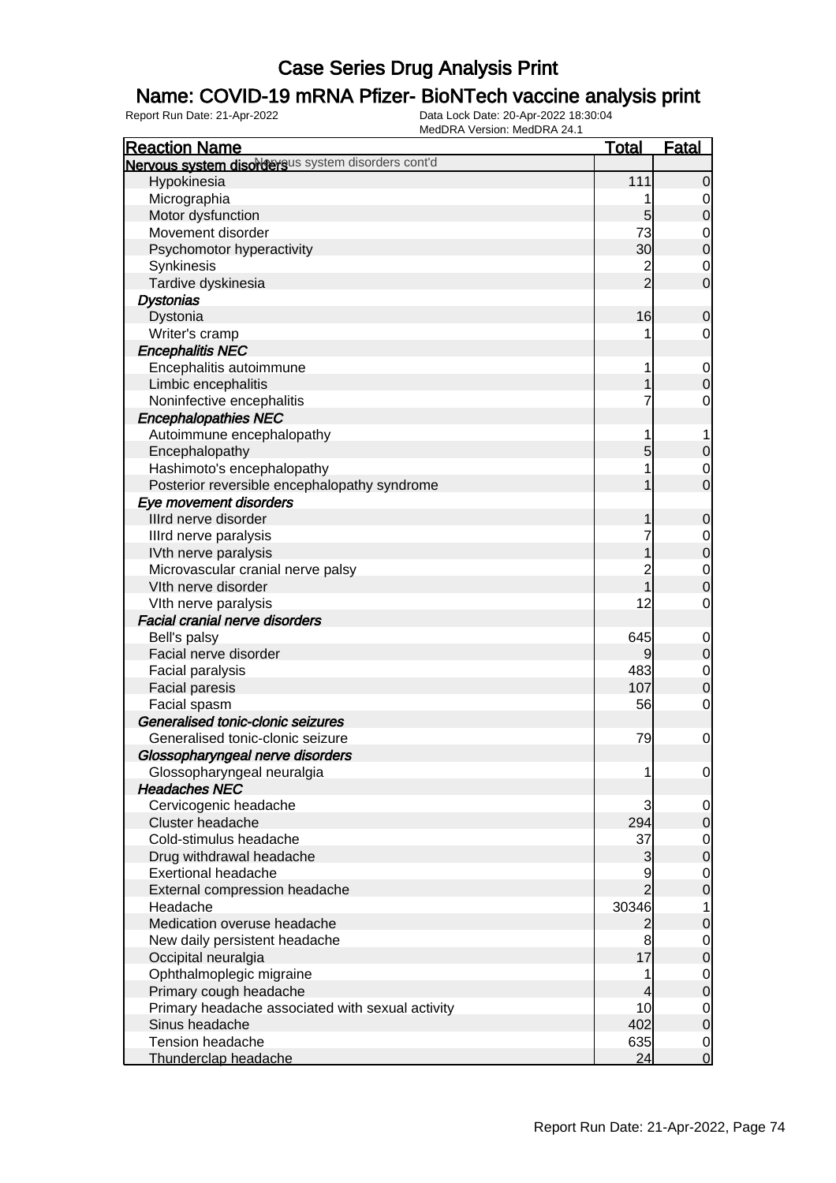# Case Series Drug Analysis Print

## Name: COVID-19 mRNA Pfizer- BioNTech vaccine analysis print

Report Run Date: 21-Apr-2022

Data Lock Date: 20-Apr-2022 18:30:04
MedDRA Version: MedDRA 24.1

| Reaction Name | Total | Fatal |
|---|---|---|
| **Nervous system disorders** Nervous system disorders cont'd | | |
| Hypokinesia | 111 | 0 |
| Micrographia | 1 | 0 |
| Motor dysfunction | 5 | 0 |
| Movement disorder | 73 | 0 |
| Psychomotor hyperactivity | 30 | 0 |
| Synkinesis | 2 | 0 |
| Tardive dyskinesia | 2 | 0 |
| ***Dystonias*** | | |
| Dystonia | 16 | 0 |
| Writer's cramp | 1 | 0 |
| ***Encephalitis NEC*** | | |
| Encephalitis autoimmune | 1 | 0 |
| Limbic encephalitis | 1 | 0 |
| Noninfective encephalitis | 7 | 0 |
| ***Encephalopathies NEC*** | | |
| Autoimmune encephalopathy | 1 | 1 |
| Encephalopathy | 5 | 0 |
| Hashimoto's encephalopathy | 1 | 0 |
| Posterior reversible encephalopathy syndrome | 1 | 0 |
| ***Eye movement disorders*** | | |
| IIIrd nerve disorder | 1 | 0 |
| IIIrd nerve paralysis | 7 | 0 |
| IVth nerve paralysis | 1 | 0 |
| Microvascular cranial nerve palsy | 2 | 0 |
| VIth nerve disorder | 1 | 0 |
| VIth nerve paralysis | 12 | 0 |
| ***Facial cranial nerve disorders*** | | |
| Bell's palsy | 645 | 0 |
| Facial nerve disorder | 9 | 0 |
| Facial paralysis | 483 | 0 |
| Facial paresis | 107 | 0 |
| Facial spasm | 56 | 0 |
| ***Generalised tonic-clonic seizures*** | | |
| Generalised tonic-clonic seizure | 79 | 0 |
| ***Glossopharyngeal nerve disorders*** | | |
| Glossopharyngeal neuralgia | 1 | 0 |
| ***Headaches NEC*** | | |
| Cervicogenic headache | 3 | 0 |
| Cluster headache | 294 | 0 |
| Cold-stimulus headache | 37 | 0 |
| Drug withdrawal headache | 3 | 0 |
| Exertional headache | 9 | 0 |
| External compression headache | 2 | 0 |
| Headache | 30346 | 1 |
| Medication overuse headache | 2 | 0 |
| New daily persistent headache | 8 | 0 |
| Occipital neuralgia | 17 | 0 |
| Ophthalmoplegic migraine | 1 | 0 |
| Primary cough headache | 4 | 0 |
| Primary headache associated with sexual activity | 10 | 0 |
| Sinus headache | 402 | 0 |
| Tension headache | 635 | 0 |
| Thunderclap headache | 24 | 0 |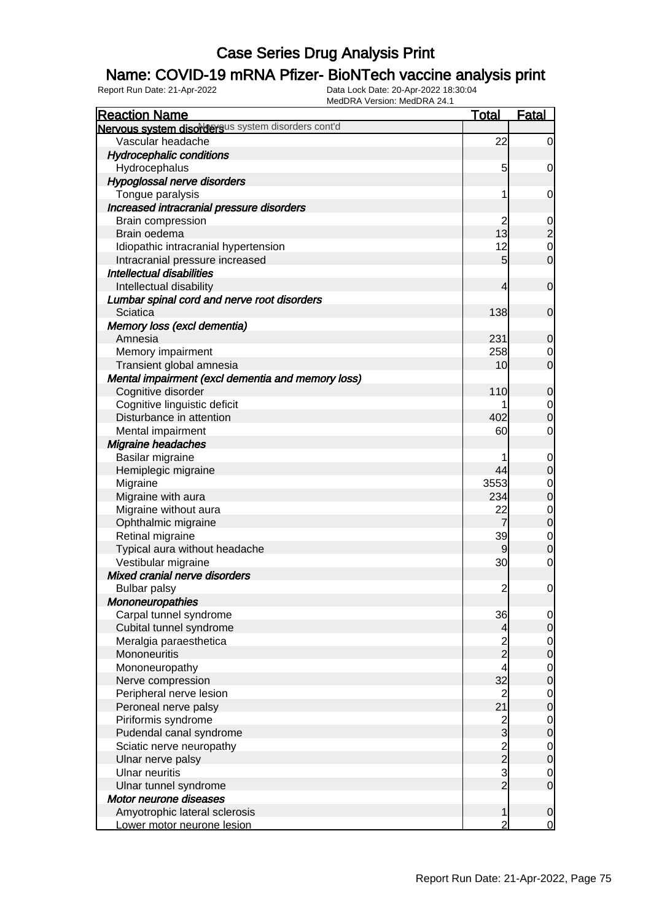# Case Series Drug Analysis Print

## Name: COVID-19 mRNA Pfizer- BioNTech vaccine analysis print

Report Run Date: 21-Apr-2022    Data Lock Date: 20-Apr-2022 18:30:04
MedDRA Version: MedDRA 24.1

| Reaction Name | Total | Fatal |
|---|---|---|
| **Nervous system disorders** Nervous system disorders cont'd | | |
| Vascular headache | 22 | 0 |
| ***Hydrocephalic conditions*** | | |
| Hydrocephalus | 5 | 0 |
| ***Hypoglossal nerve disorders*** | | |
| Tongue paralysis | 1 | 0 |
| ***Increased intracranial pressure disorders*** | | |
| Brain compression | 2 | 0 |
| Brain oedema | 13 | 2 |
| Idiopathic intracranial hypertension | 12 | 0 |
| Intracranial pressure increased | 5 | 0 |
| ***Intellectual disabilities*** | | |
| Intellectual disability | 4 | 0 |
| ***Lumbar spinal cord and nerve root disorders*** | | |
| Sciatica | 138 | 0 |
| ***Memory loss (excl dementia)*** | | |
| Amnesia | 231 | 0 |
| Memory impairment | 258 | 0 |
| Transient global amnesia | 10 | 0 |
| ***Mental impairment (excl dementia and memory loss)*** | | |
| Cognitive disorder | 110 | 0 |
| Cognitive linguistic deficit | 1 | 0 |
| Disturbance in attention | 402 | 0 |
| Mental impairment | 60 | 0 |
| ***Migraine headaches*** | | |
| Basilar migraine | 1 | 0 |
| Hemiplegic migraine | 44 | 0 |
| Migraine | 3553 | 0 |
| Migraine with aura | 234 | 0 |
| Migraine without aura | 22 | 0 |
| Ophthalmic migraine | 7 | 0 |
| Retinal migraine | 39 | 0 |
| Typical aura without headache | 9 | 0 |
| Vestibular migraine | 30 | 0 |
| ***Mixed cranial nerve disorders*** | | |
| Bulbar palsy | 2 | 0 |
| ***Mononeuropathies*** | | |
| Carpal tunnel syndrome | 36 | 0 |
| Cubital tunnel syndrome | 4 | 0 |
| Meralgia paraesthetica | 2 | 0 |
| Mononeuritis | 2 | 0 |
| Mononeuropathy | 4 | 0 |
| Nerve compression | 32 | 0 |
| Peripheral nerve lesion | 2 | 0 |
| Peroneal nerve palsy | 21 | 0 |
| Piriformis syndrome | 2 | 0 |
| Pudendal canal syndrome | 3 | 0 |
| Sciatic nerve neuropathy | 2 | 0 |
| Ulnar nerve palsy | 2 | 0 |
| Ulnar neuritis | 3 | 0 |
| Ulnar tunnel syndrome | 2 | 0 |
| ***Motor neurone diseases*** | | |
| Amyotrophic lateral sclerosis | 1 | 0 |
| Lower motor neurone lesion | 2 | 0 |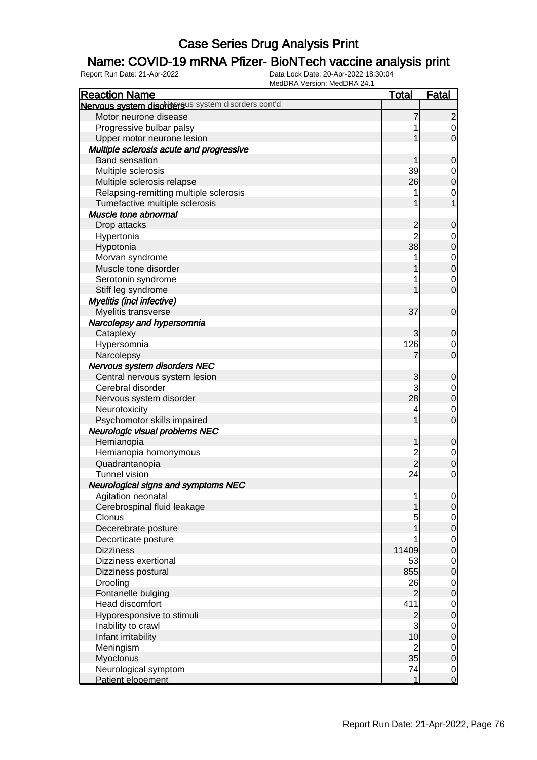# Case Series Drug Analysis Print

## Name: COVID-19 mRNA Pfizer- BioNTech vaccine analysis print

Report Run Date: 21-Apr-2022

Data Lock Date: 20-Apr-2022 18:30:04
MedDRA Version: MedDRA 24.1

| Reaction Name | Total | Fatal |
|---|---|---|
| **Nervous system disorders** Nervous system disorders cont'd | | |
| Motor neurone disease | 7 | 2 |
| Progressive bulbar palsy | 1 | 0 |
| Upper motor neurone lesion | 1 | 0 |
| ***Multiple sclerosis acute and progressive*** | | |
| Band sensation | 1 | 0 |
| Multiple sclerosis | 39 | 0 |
| Multiple sclerosis relapse | 26 | 0 |
| Relapsing-remitting multiple sclerosis | 1 | 0 |
| Tumefactive multiple sclerosis | 1 | 1 |
| ***Muscle tone abnormal*** | | |
| Drop attacks | 2 | 0 |
| Hypertonia | 2 | 0 |
| Hypotonia | 38 | 0 |
| Morvan syndrome | 1 | 0 |
| Muscle tone disorder | 1 | 0 |
| Serotonin syndrome | 1 | 0 |
| Stiff leg syndrome | 1 | 0 |
| ***Myelitis (incl infective)*** | | |
| Myelitis transverse | 37 | 0 |
| ***Narcolepsy and hypersomnia*** | | |
| Cataplexy | 3 | 0 |
| Hypersomnia | 126 | 0 |
| Narcolepsy | 7 | 0 |
| ***Nervous system disorders NEC*** | | |
| Central nervous system lesion | 3 | 0 |
| Cerebral disorder | 3 | 0 |
| Nervous system disorder | 28 | 0 |
| Neurotoxicity | 4 | 0 |
| Psychomotor skills impaired | 1 | 0 |
| ***Neurologic visual problems NEC*** | | |
| Hemianopia | 1 | 0 |
| Hemianopia homonymous | 2 | 0 |
| Quadrantanopia | 2 | 0 |
| Tunnel vision | 24 | 0 |
| ***Neurological signs and symptoms NEC*** | | |
| Agitation neonatal | 1 | 0 |
| Cerebrospinal fluid leakage | 1 | 0 |
| Clonus | 5 | 0 |
| Decerebrate posture | 1 | 0 |
| Decorticate posture | 1 | 0 |
| Dizziness | 11409 | 0 |
| Dizziness exertional | 53 | 0 |
| Dizziness postural | 855 | 0 |
| Drooling | 26 | 0 |
| Fontanelle bulging | 2 | 0 |
| Head discomfort | 411 | 0 |
| Hyporesponsive to stimuli | 2 | 0 |
| Inability to crawl | 3 | 0 |
| Infant irritability | 10 | 0 |
| Meningism | 2 | 0 |
| Myoclonus | 35 | 0 |
| Neurological symptom | 74 | 0 |
| Patient elopement | 1 | 0 |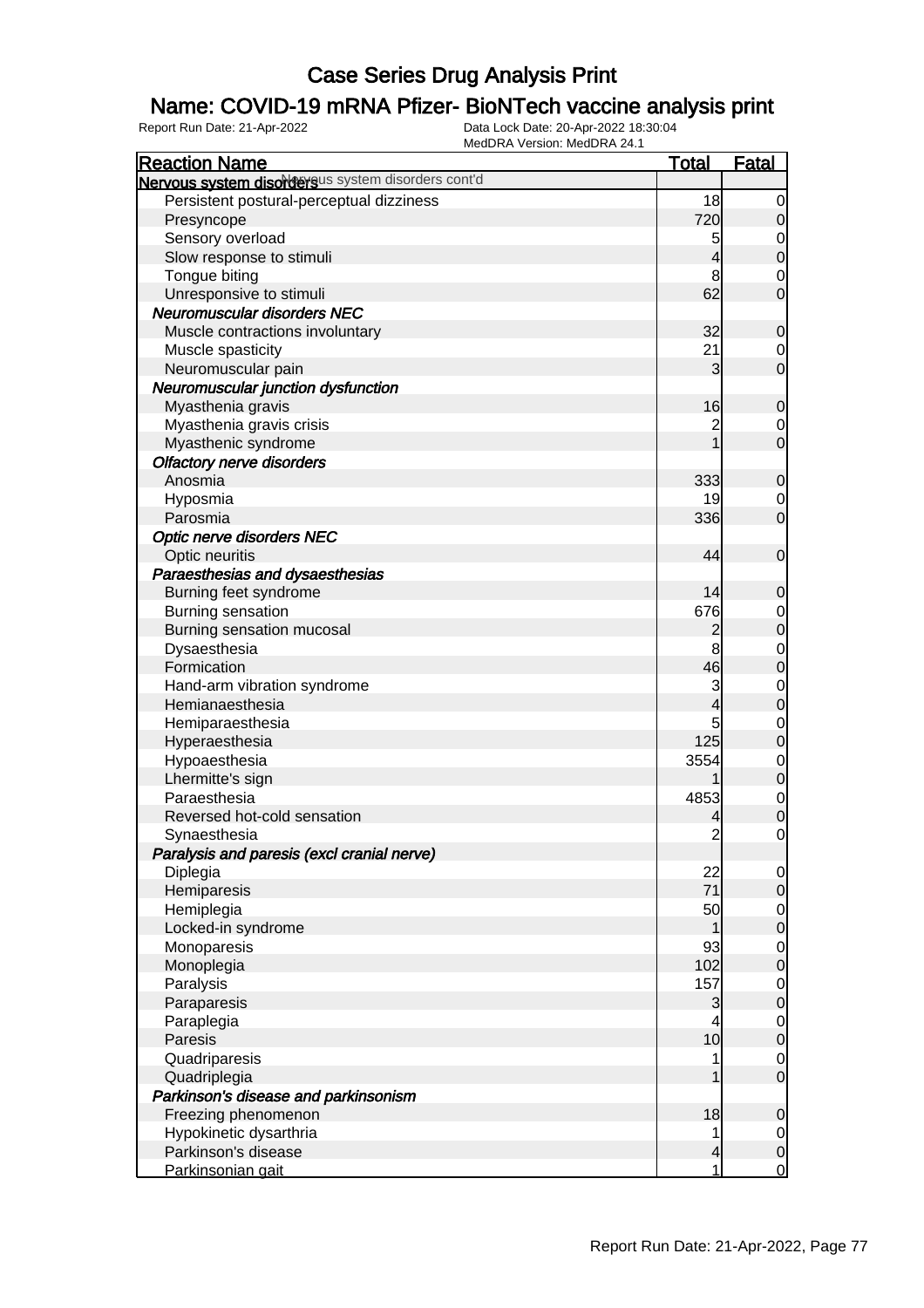# Case Series Drug Analysis Print

## Name: COVID-19 mRNA Pfizer- BioNTech vaccine analysis print

Report Run Date: 21-Apr-2022
Data Lock Date: 20-Apr-2022 18:30:04
MedDRA Version: MedDRA 24.1

| Reaction Name | Total | Fatal |
|---|---|---|
| **Nervous system disorders** Nervous system disorders cont'd | | |
| Persistent postural-perceptual dizziness | 18 | 0 |
| Presyncope | 720 | 0 |
| Sensory overload | 5 | 0 |
| Slow response to stimuli | 4 | 0 |
| Tongue biting | 8 | 0 |
| Unresponsive to stimuli | 62 | 0 |
| ***Neuromuscular disorders NEC*** | | |
| Muscle contractions involuntary | 32 | 0 |
| Muscle spasticity | 21 | 0 |
| Neuromuscular pain | 3 | 0 |
| ***Neuromuscular junction dysfunction*** | | |
| Myasthenia gravis | 16 | 0 |
| Myasthenia gravis crisis | 2 | 0 |
| Myasthenic syndrome | 1 | 0 |
| ***Olfactory nerve disorders*** | | |
| Anosmia | 333 | 0 |
| Hyposmia | 19 | 0 |
| Parosmia | 336 | 0 |
| ***Optic nerve disorders NEC*** | | |
| Optic neuritis | 44 | 0 |
| ***Paraesthesias and dysaesthesias*** | | |
| Burning feet syndrome | 14 | 0 |
| Burning sensation | 676 | 0 |
| Burning sensation mucosal | 2 | 0 |
| Dysaesthesia | 8 | 0 |
| Formication | 46 | 0 |
| Hand-arm vibration syndrome | 3 | 0 |
| Hemianaesthesia | 4 | 0 |
| Hemiparaesthesia | 5 | 0 |
| Hyperaesthesia | 125 | 0 |
| Hypoaesthesia | 3554 | 0 |
| Lhermitte's sign | 1 | 0 |
| Paraesthesia | 4853 | 0 |
| Reversed hot-cold sensation | 4 | 0 |
| Synaesthesia | 2 | 0 |
| ***Paralysis and paresis (excl cranial nerve)*** | | |
| Diplegia | 22 | 0 |
| Hemiparesis | 71 | 0 |
| Hemiplegia | 50 | 0 |
| Locked-in syndrome | 1 | 0 |
| Monoparesis | 93 | 0 |
| Monoplegia | 102 | 0 |
| Paralysis | 157 | 0 |
| Paraparesis | 3 | 0 |
| Paraplegia | 4 | 0 |
| Paresis | 10 | 0 |
| Quadriparesis | 1 | 0 |
| Quadriplegia | 1 | 0 |
| ***Parkinson's disease and parkinsonism*** | | |
| Freezing phenomenon | 18 | 0 |
| Hypokinetic dysarthria | 1 | 0 |
| Parkinson's disease | 4 | 0 |
| Parkinsonian gait | 1 | 0 |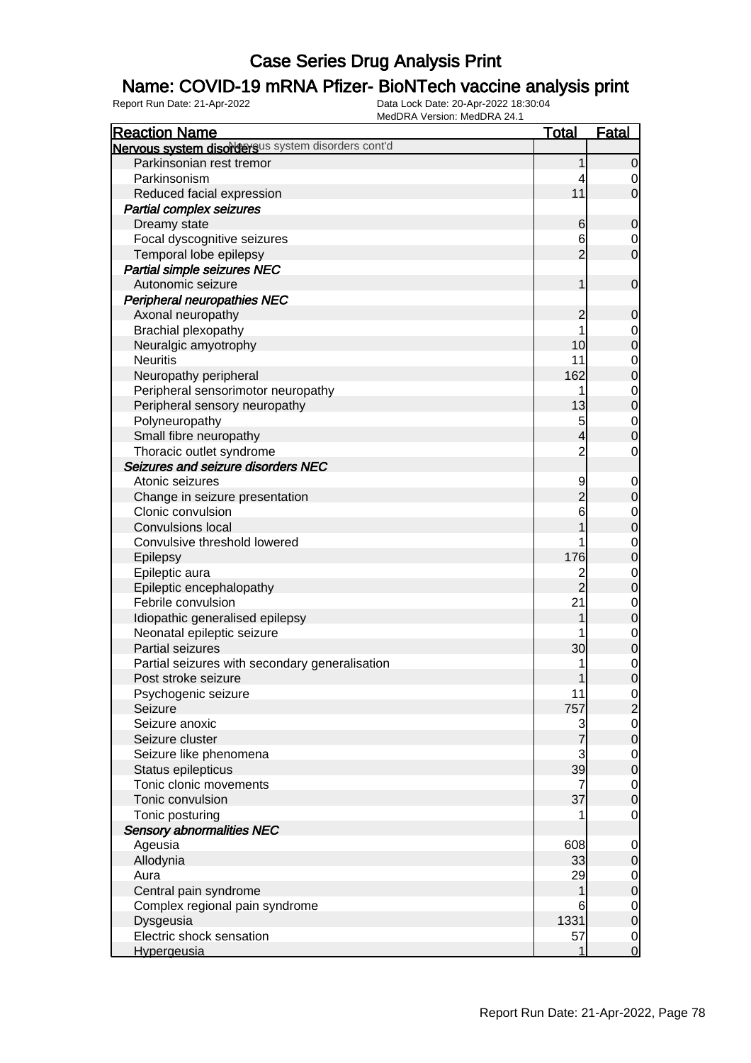# Case Series Drug Analysis Print

## Name: COVID-19 mRNA Pfizer- BioNTech vaccine analysis print

Report Run Date: 21-Apr-2022    Data Lock Date: 20-Apr-2022 18:30:04
MedDRA Version: MedDRA 24.1

| Reaction Name | Total | Fatal |
|---|---|---|
| **Nervous system disorders** Nervous system disorders cont'd | | |
| Parkinsonian rest tremor | 1 | 0 |
| Parkinsonism | 4 | 0 |
| Reduced facial expression | 11 | 0 |
| *Partial complex seizures* | | |
| Dreamy state | 6 | 0 |
| Focal dyscognitive seizures | 6 | 0 |
| Temporal lobe epilepsy | 2 | 0 |
| *Partial simple seizures NEC* | | |
| Autonomic seizure | 1 | 0 |
| *Peripheral neuropathies NEC* | | |
| Axonal neuropathy | 2 | 0 |
| Brachial plexopathy | 1 | 0 |
| Neuralgic amyotrophy | 10 | 0 |
| Neuritis | 11 | 0 |
| Neuropathy peripheral | 162 | 0 |
| Peripheral sensorimotor neuropathy | 1 | 0 |
| Peripheral sensory neuropathy | 13 | 0 |
| Polyneuropathy | 5 | 0 |
| Small fibre neuropathy | 4 | 0 |
| Thoracic outlet syndrome | 2 | 0 |
| *Seizures and seizure disorders NEC* | | |
| Atonic seizures | 9 | 0 |
| Change in seizure presentation | 2 | 0 |
| Clonic convulsion | 6 | 0 |
| Convulsions local | 1 | 0 |
| Convulsive threshold lowered | 1 | 0 |
| Epilepsy | 176 | 0 |
| Epileptic aura | 2 | 0 |
| Epileptic encephalopathy | 2 | 0 |
| Febrile convulsion | 21 | 0 |
| Idiopathic generalised epilepsy | 1 | 0 |
| Neonatal epileptic seizure | 1 | 0 |
| Partial seizures | 30 | 0 |
| Partial seizures with secondary generalisation | 1 | 0 |
| Post stroke seizure | 1 | 0 |
| Psychogenic seizure | 11 | 0 |
| Seizure | 757 | 2 |
| Seizure anoxic | 3 | 0 |
| Seizure cluster | 7 | 0 |
| Seizure like phenomena | 3 | 0 |
| Status epilepticus | 39 | 0 |
| Tonic clonic movements | 7 | 0 |
| Tonic convulsion | 37 | 0 |
| Tonic posturing | 1 | 0 |
| *Sensory abnormalities NEC* | | |
| Ageusia | 608 | 0 |
| Allodynia | 33 | 0 |
| Aura | 29 | 0 |
| Central pain syndrome | 1 | 0 |
| Complex regional pain syndrome | 6 | 0 |
| Dysgeusia | 1331 | 0 |
| Electric shock sensation | 57 | 0 |
| Hypergeusia | 1 | 0 |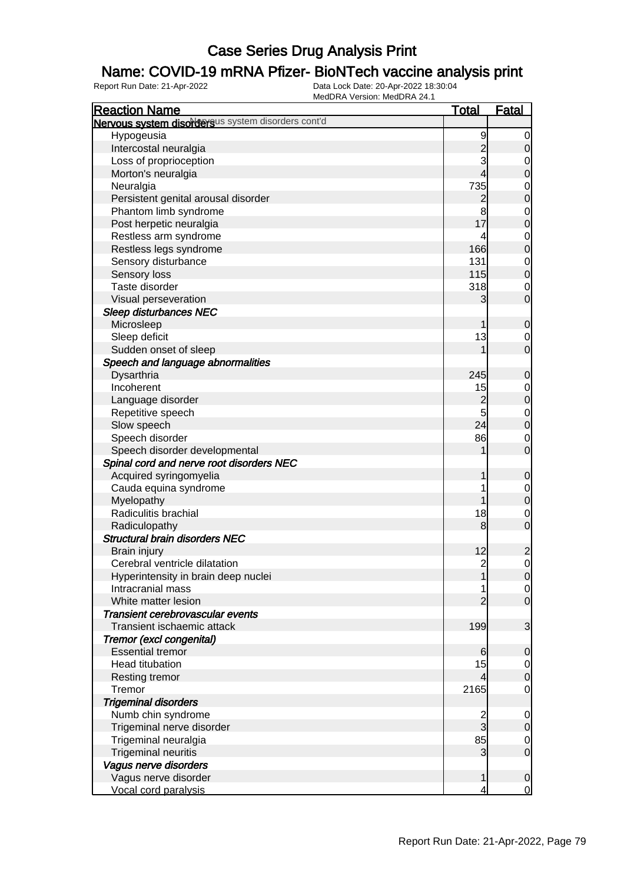# Case Series Drug Analysis Print

## Name: COVID-19 mRNA Pfizer- BioNTech vaccine analysis print

Report Run Date: 21-Apr-2022

Data Lock Date: 20-Apr-2022 18:30:04

MedDRA Version: MedDRA 24.1

| Reaction Name | Total | Fatal |
|---|---|---|
| **Nervous system disorders** Nervous system disorders cont'd | | |
| Hypogeusia | 9 | 0 |
| Intercostal neuralgia | 2 | 0 |
| Loss of proprioception | 3 | 0 |
| Morton's neuralgia | 4 | 0 |
| Neuralgia | 735 | 0 |
| Persistent genital arousal disorder | 2 | 0 |
| Phantom limb syndrome | 8 | 0 |
| Post herpetic neuralgia | 17 | 0 |
| Restless arm syndrome | 4 | 0 |
| Restless legs syndrome | 166 | 0 |
| Sensory disturbance | 131 | 0 |
| Sensory loss | 115 | 0 |
| Taste disorder | 318 | 0 |
| Visual perseveration | 3 | 0 |
| ***Sleep disturbances NEC*** | | |
| Microsleep | 1 | 0 |
| Sleep deficit | 13 | 0 |
| Sudden onset of sleep | 1 | 0 |
| ***Speech and language abnormalities*** | | |
| Dysarthria | 245 | 0 |
| Incoherent | 15 | 0 |
| Language disorder | 2 | 0 |
| Repetitive speech | 5 | 0 |
| Slow speech | 24 | 0 |
| Speech disorder | 86 | 0 |
| Speech disorder developmental | 1 | 0 |
| ***Spinal cord and nerve root disorders NEC*** | | |
| Acquired syringomyelia | 1 | 0 |
| Cauda equina syndrome | 1 | 0 |
| Myelopathy | 1 | 0 |
| Radiculitis brachial | 18 | 0 |
| Radiculopathy | 8 | 0 |
| ***Structural brain disorders NEC*** | | |
| Brain injury | 12 | 2 |
| Cerebral ventricle dilatation | 2 | 0 |
| Hyperintensity in brain deep nuclei | 1 | 0 |
| Intracranial mass | 1 | 0 |
| White matter lesion | 2 | 0 |
| ***Transient cerebrovascular events*** | | |
| Transient ischaemic attack | 199 | 3 |
| ***Tremor (excl congenital)*** | | |
| Essential tremor | 6 | 0 |
| Head titubation | 15 | 0 |
| Resting tremor | 4 | 0 |
| Tremor | 2165 | 0 |
| ***Trigeminal disorders*** | | |
| Numb chin syndrome | 2 | 0 |
| Trigeminal nerve disorder | 3 | 0 |
| Trigeminal neuralgia | 85 | 0 |
| Trigeminal neuritis | 3 | 0 |
| ***Vagus nerve disorders*** | | |
| Vagus nerve disorder | 1 | 0 |
| Vocal cord paralysis | 4 | 0 |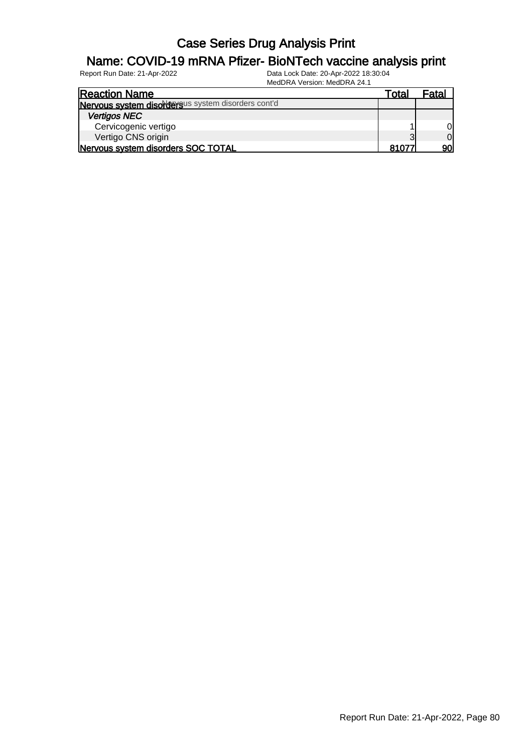| Reaction Name | Total | Fatal |
|---|---|---|
| **Nervous system disorders** Nervous system disorders cont'd | | |
| *Vertigos NEC* | | |
| Cervicogenic vertigo | 1 | 0 |
| Vertigo CNS origin | 3 | 0 |
| **Nervous system disorders SOC TOTAL** | **81077** | **90** |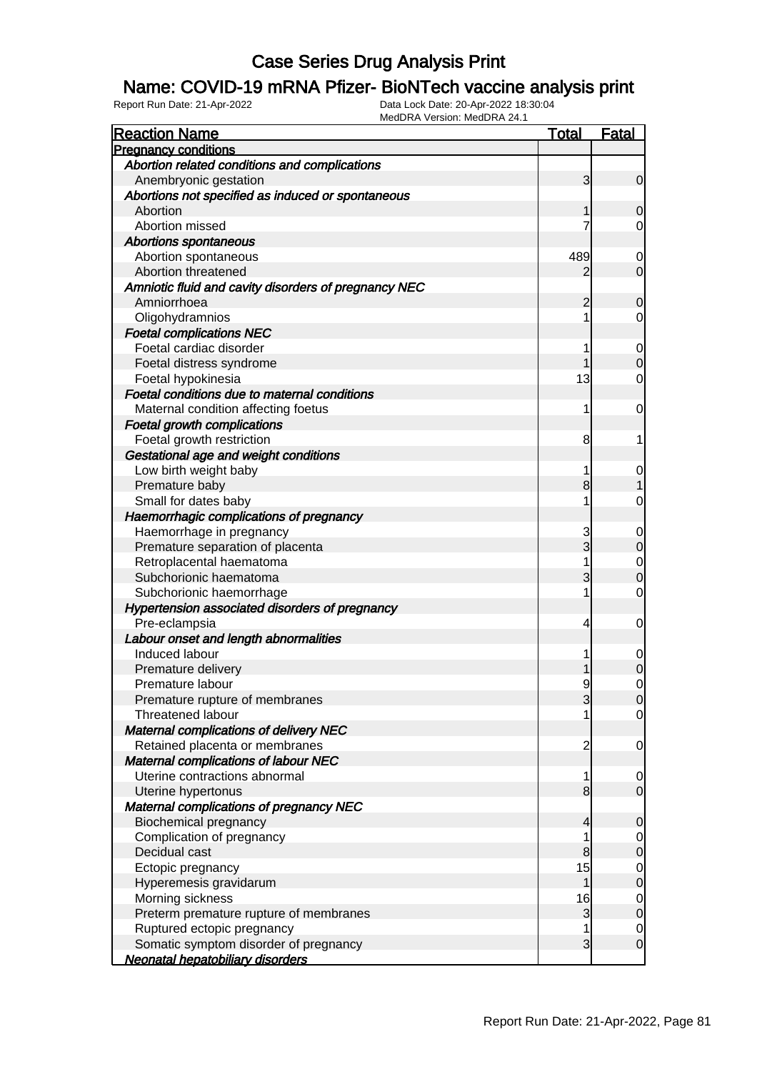# Case Series Drug Analysis Print

## Name: COVID-19 mRNA Pfizer- BioNTech vaccine analysis print

Report Run Date: 21-Apr-2022

Data Lock Date: 20-Apr-2022 18:30:04
MedDRA Version: MedDRA 24.1

| Reaction Name | Total | Fatal |
|---|---|---|
| **Pregnancy conditions** | | |
| *Abortion related conditions and complications* | | |
| Anembryonic gestation | 3 | 0 |
| *Abortions not specified as induced or spontaneous* | | |
| Abortion | 1 | 0 |
| Abortion missed | 7 | 0 |
| *Abortions spontaneous* | | |
| Abortion spontaneous | 489 | 0 |
| Abortion threatened | 2 | 0 |
| *Amniotic fluid and cavity disorders of pregnancy NEC* | | |
| Amniorrhoea | 2 | 0 |
| Oligohydramnios | 1 | 0 |
| *Foetal complications NEC* | | |
| Foetal cardiac disorder | 1 | 0 |
| Foetal distress syndrome | 1 | 0 |
| Foetal hypokinesia | 13 | 0 |
| *Foetal conditions due to maternal conditions* | | |
| Maternal condition affecting foetus | 1 | 0 |
| *Foetal growth complications* | | |
| Foetal growth restriction | 8 | 1 |
| *Gestational age and weight conditions* | | |
| Low birth weight baby | 1 | 0 |
| Premature baby | 8 | 1 |
| Small for dates baby | 1 | 0 |
| *Haemorrhagic complications of pregnancy* | | |
| Haemorrhage in pregnancy | 3 | 0 |
| Premature separation of placenta | 3 | 0 |
| Retroplacental haematoma | 1 | 0 |
| Subchorionic haematoma | 3 | 0 |
| Subchorionic haemorrhage | 1 | 0 |
| *Hypertension associated disorders of pregnancy* | | |
| Pre-eclampsia | 4 | 0 |
| *Labour onset and length abnormalities* | | |
| Induced labour | 1 | 0 |
| Premature delivery | 1 | 0 |
| Premature labour | 9 | 0 |
| Premature rupture of membranes | 3 | 0 |
| Threatened labour | 1 | 0 |
| *Maternal complications of delivery NEC* | | |
| Retained placenta or membranes | 2 | 0 |
| *Maternal complications of labour NEC* | | |
| Uterine contractions abnormal | 1 | 0 |
| Uterine hypertonus | 8 | 0 |
| *Maternal complications of pregnancy NEC* | | |
| Biochemical pregnancy | 4 | 0 |
| Complication of pregnancy | 1 | 0 |
| Decidual cast | 8 | 0 |
| Ectopic pregnancy | 15 | 0 |
| Hyperemesis gravidarum | 1 | 0 |
| Morning sickness | 16 | 0 |
| Preterm premature rupture of membranes | 3 | 0 |
| Ruptured ectopic pregnancy | 1 | 0 |
| Somatic symptom disorder of pregnancy | 3 | 0 |
| *Neonatal hepatobiliary disorders* | | |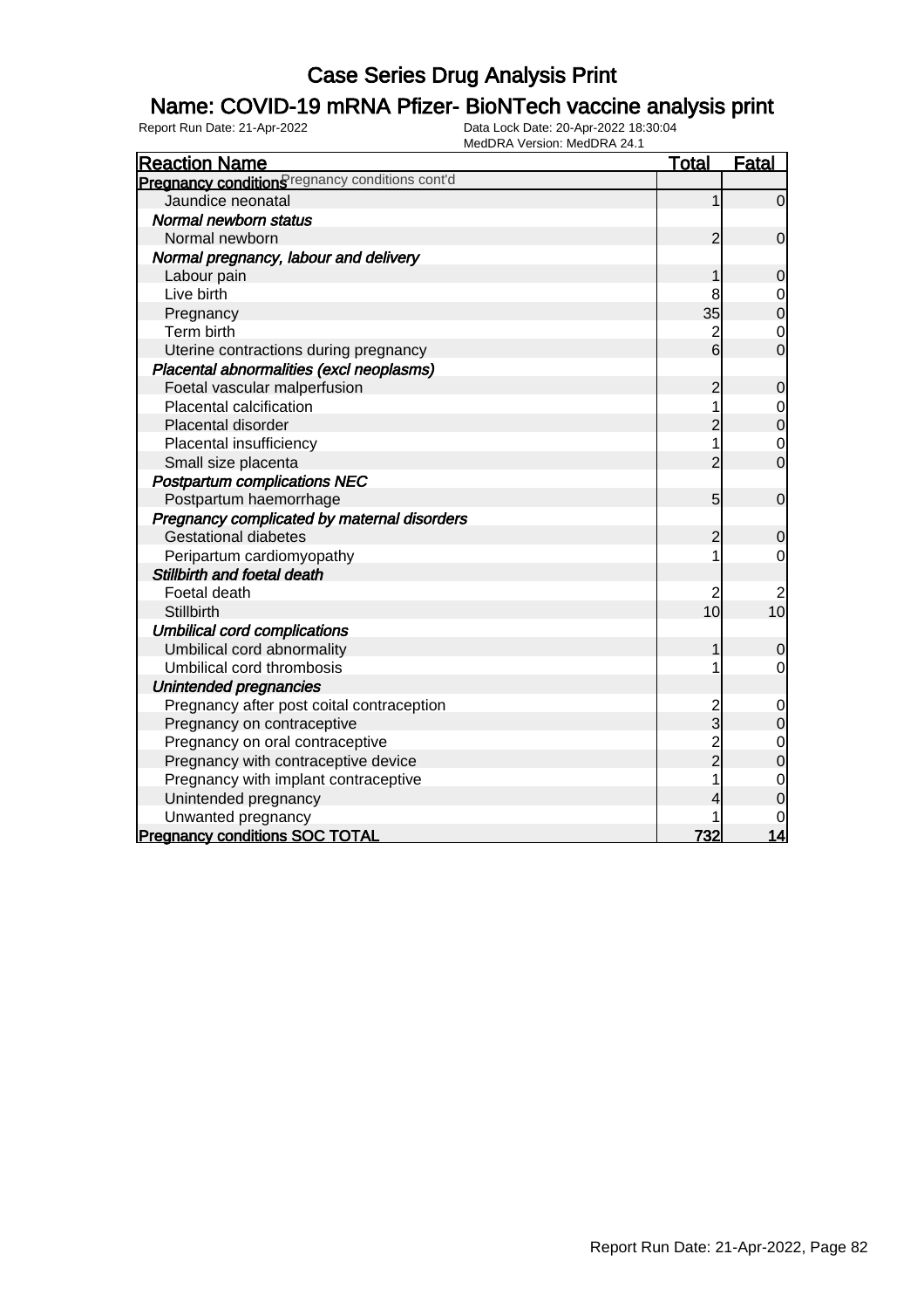# Case Series Drug Analysis Print

## Name: COVID-19 mRNA Pfizer- BioNTech vaccine analysis print

Report Run Date: 21-Apr-2022

Data Lock Date: 20-Apr-2022 18:30:04

MedDRA Version: MedDRA 24.1

| Reaction Name | Total | Fatal |
|---|---|---|
| **Pregnancy conditions** Pregnancy conditions cont'd | | |
| Jaundice neonatal | 1 | 0 |
| ***Normal newborn status*** | | |
| Normal newborn | 2 | 0 |
| ***Normal pregnancy, labour and delivery*** | | |
| Labour pain | 1 | 0 |
| Live birth | 8 | 0 |
| Pregnancy | 35 | 0 |
| Term birth | 2 | 0 |
| Uterine contractions during pregnancy | 6 | 0 |
| ***Placental abnormalities (excl neoplasms)*** | | |
| Foetal vascular malperfusion | 2 | 0 |
| Placental calcification | 1 | 0 |
| Placental disorder | 2 | 0 |
| Placental insufficiency | 1 | 0 |
| Small size placenta | 2 | 0 |
| ***Postpartum complications NEC*** | | |
| Postpartum haemorrhage | 5 | 0 |
| ***Pregnancy complicated by maternal disorders*** | | |
| Gestational diabetes | 2 | 0 |
| Peripartum cardiomyopathy | 1 | 0 |
| ***Stillbirth and foetal death*** | | |
| Foetal death | 2 | 2 |
| Stillbirth | 10 | 10 |
| ***Umbilical cord complications*** | | |
| Umbilical cord abnormality | 1 | 0 |
| Umbilical cord thrombosis | 1 | 0 |
| ***Unintended pregnancies*** | | |
| Pregnancy after post coital contraception | 2 | 0 |
| Pregnancy on contraceptive | 3 | 0 |
| Pregnancy on oral contraceptive | 2 | 0 |
| Pregnancy with contraceptive device | 2 | 0 |
| Pregnancy with implant contraceptive | 1 | 0 |
| Unintended pregnancy | 4 | 0 |
| Unwanted pregnancy | 1 | 0 |
| **Pregnancy conditions SOC TOTAL** | **732** | **14** |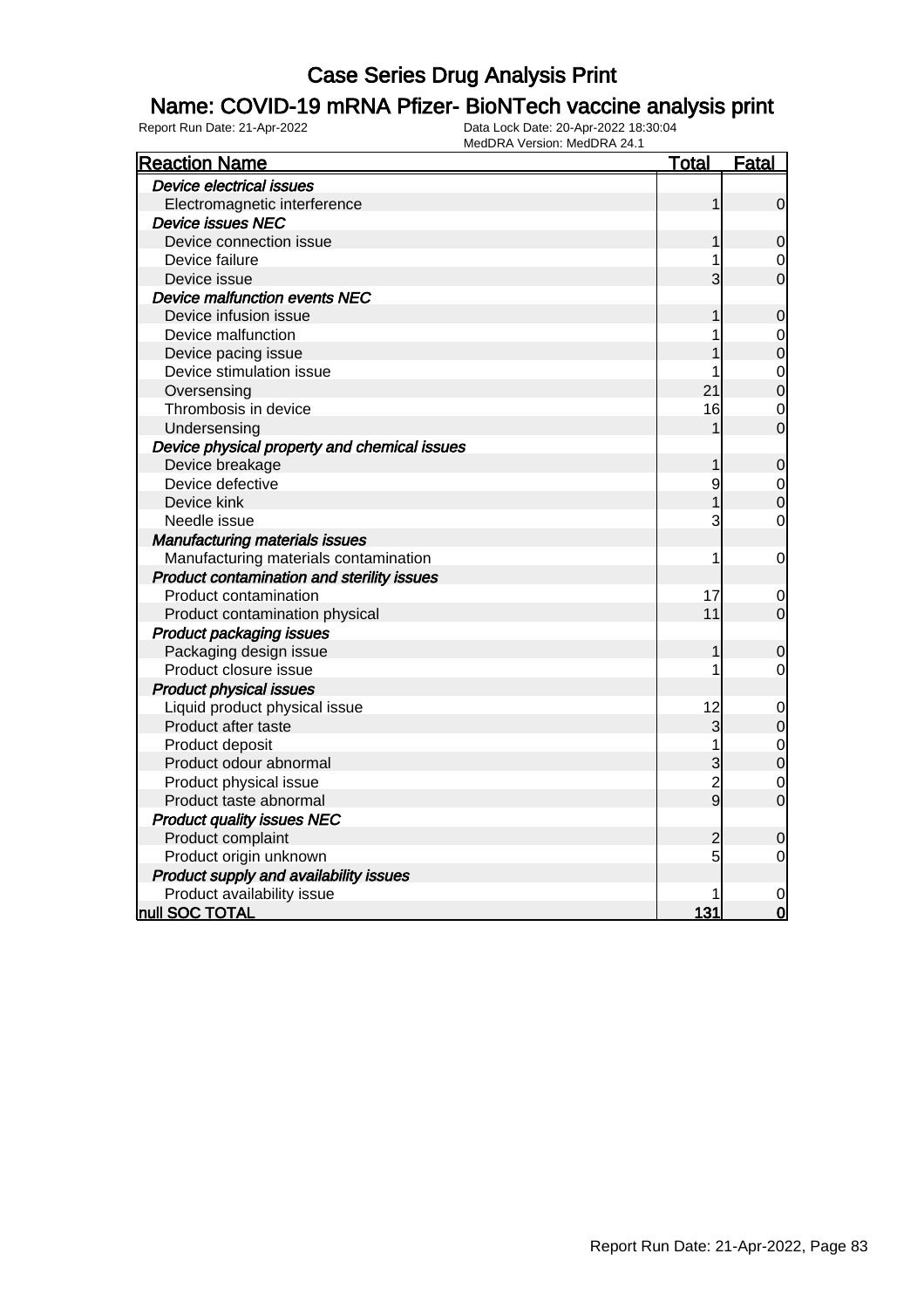# Case Series Drug Analysis Print

## Name: COVID-19 mRNA Pfizer- BioNTech vaccine analysis print

Report Run Date: 21-Apr-2022 | Data Lock Date: 20-Apr-2022 18:30:04 | MedDRA Version: MedDRA 24.1

| Reaction Name | Total | Fatal |
|---|---|---|
| *Device electrical issues* | | |
| Electromagnetic interference | 1 | 0 |
| *Device issues NEC* | | |
| Device connection issue | 1 | 0 |
| Device failure | 1 | 0 |
| Device issue | 3 | 0 |
| *Device malfunction events NEC* | | |
| Device infusion issue | 1 | 0 |
| Device malfunction | 1 | 0 |
| Device pacing issue | 1 | 0 |
| Device stimulation issue | 1 | 0 |
| Oversensing | 21 | 0 |
| Thrombosis in device | 16 | 0 |
| Undersensing | 1 | 0 |
| *Device physical property and chemical issues* | | |
| Device breakage | 1 | 0 |
| Device defective | 9 | 0 |
| Device kink | 1 | 0 |
| Needle issue | 3 | 0 |
| *Manufacturing materials issues* | | |
| Manufacturing materials contamination | 1 | 0 |
| *Product contamination and sterility issues* | | |
| Product contamination | 17 | 0 |
| Product contamination physical | 11 | 0 |
| *Product packaging issues* | | |
| Packaging design issue | 1 | 0 |
| Product closure issue | 1 | 0 |
| *Product physical issues* | | |
| Liquid product physical issue | 12 | 0 |
| Product after taste | 3 | 0 |
| Product deposit | 1 | 0 |
| Product odour abnormal | 3 | 0 |
| Product physical issue | 2 | 0 |
| Product taste abnormal | 9 | 0 |
| *Product quality issues NEC* | | |
| Product complaint | 2 | 0 |
| Product origin unknown | 5 | 0 |
| *Product supply and availability issues* | | |
| Product availability issue | 1 | 0 |
| **null SOC TOTAL** | **131** | **0** |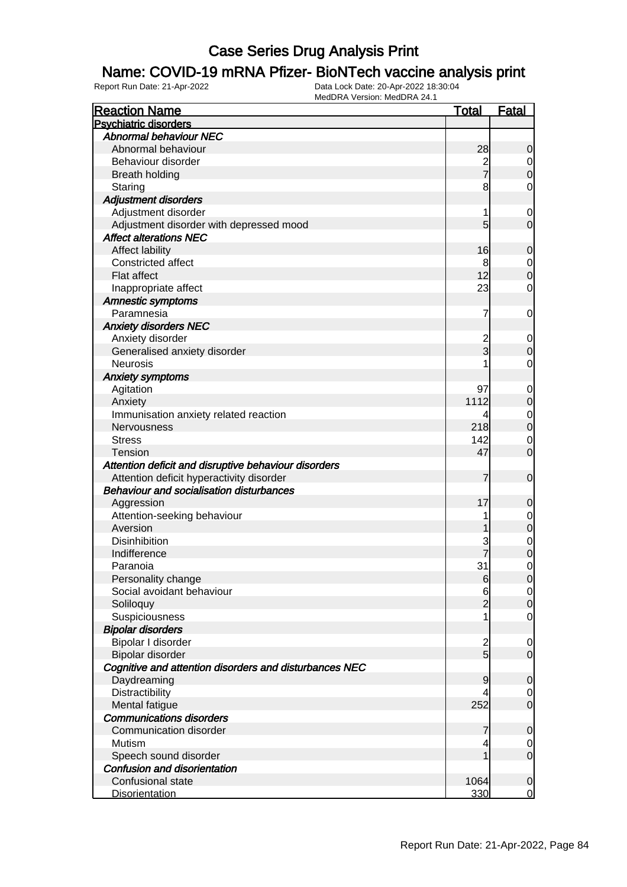# Case Series Drug Analysis Print

## Name: COVID-19 mRNA Pfizer- BioNTech vaccine analysis print

Report Run Date: 21-Apr-2022    Data Lock Date: 20-Apr-2022 18:30:04
MedDRA Version: MedDRA 24.1

| Reaction Name | Total | Fatal |
|---|---|---|
| **Psychiatric disorders** | | |
| *Abnormal behaviour NEC* | | |
| Abnormal behaviour | 28 | 0 |
| Behaviour disorder | 2 | 0 |
| Breath holding | 7 | 0 |
| Staring | 8 | 0 |
| *Adjustment disorders* | | |
| Adjustment disorder | 1 | 0 |
| Adjustment disorder with depressed mood | 5 | 0 |
| *Affect alterations NEC* | | |
| Affect lability | 16 | 0 |
| Constricted affect | 8 | 0 |
| Flat affect | 12 | 0 |
| Inappropriate affect | 23 | 0 |
| *Amnestic symptoms* | | |
| Paramnesia | 7 | 0 |
| *Anxiety disorders NEC* | | |
| Anxiety disorder | 2 | 0 |
| Generalised anxiety disorder | 3 | 0 |
| Neurosis | 1 | 0 |
| *Anxiety symptoms* | | |
| Agitation | 97 | 0 |
| Anxiety | 1112 | 0 |
| Immunisation anxiety related reaction | 4 | 0 |
| Nervousness | 218 | 0 |
| Stress | 142 | 0 |
| Tension | 47 | 0 |
| *Attention deficit and disruptive behaviour disorders* | | |
| Attention deficit hyperactivity disorder | 7 | 0 |
| *Behaviour and socialisation disturbances* | | |
| Aggression | 17 | 0 |
| Attention-seeking behaviour | 1 | 0 |
| Aversion | 1 | 0 |
| Disinhibition | 3 | 0 |
| Indifference | 7 | 0 |
| Paranoia | 31 | 0 |
| Personality change | 6 | 0 |
| Social avoidant behaviour | 6 | 0 |
| Soliloquy | 2 | 0 |
| Suspiciousness | 1 | 0 |
| *Bipolar disorders* | | |
| Bipolar I disorder | 2 | 0 |
| Bipolar disorder | 5 | 0 |
| *Cognitive and attention disorders and disturbances NEC* | | |
| Daydreaming | 9 | 0 |
| Distractibility | 4 | 0 |
| Mental fatigue | 252 | 0 |
| *Communications disorders* | | |
| Communication disorder | 7 | 0 |
| Mutism | 4 | 0 |
| Speech sound disorder | 1 | 0 |
| *Confusion and disorientation* | | |
| Confusional state | 1064 | 0 |
| Disorientation | 330 | 0 |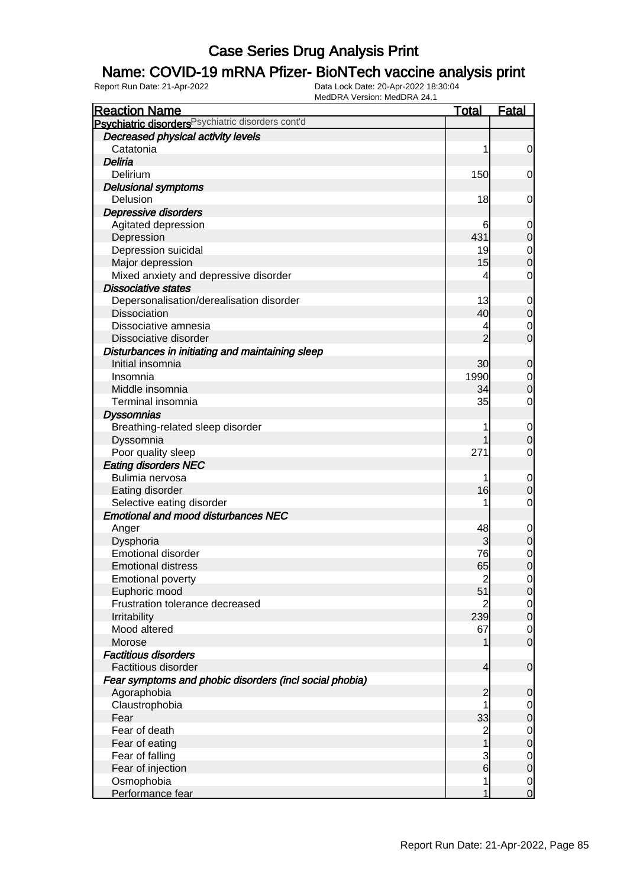# Case Series Drug Analysis Print

## Name: COVID-19 mRNA Pfizer- BioNTech vaccine analysis print

Report Run Date: 21-Apr-2022
Data Lock Date: 20-Apr-2022 18:30:04
MedDRA Version: MedDRA 24.1

| Reaction Name | Total | Fatal |
|---|---|---|
| **Psychiatric disorders** Psychiatric disorders cont'd | | |
| ***Decreased physical activity levels*** | | |
| Catatonia | 1 | 0 |
| ***Deliria*** | | |
| Delirium | 150 | 0 |
| ***Delusional symptoms*** | | |
| Delusion | 18 | 0 |
| ***Depressive disorders*** | | |
| Agitated depression | 6 | 0 |
| Depression | 431 | 0 |
| Depression suicidal | 19 | 0 |
| Major depression | 15 | 0 |
| Mixed anxiety and depressive disorder | 4 | 0 |
| ***Dissociative states*** | | |
| Depersonalisation/derealisation disorder | 13 | 0 |
| Dissociation | 40 | 0 |
| Dissociative amnesia | 4 | 0 |
| Dissociative disorder | 2 | 0 |
| ***Disturbances in initiating and maintaining sleep*** | | |
| Initial insomnia | 30 | 0 |
| Insomnia | 1990 | 0 |
| Middle insomnia | 34 | 0 |
| Terminal insomnia | 35 | 0 |
| ***Dyssomnias*** | | |
| Breathing-related sleep disorder | 1 | 0 |
| Dyssomnia | 1 | 0 |
| Poor quality sleep | 271 | 0 |
| ***Eating disorders NEC*** | | |
| Bulimia nervosa | 1 | 0 |
| Eating disorder | 16 | 0 |
| Selective eating disorder | 1 | 0 |
| ***Emotional and mood disturbances NEC*** | | |
| Anger | 48 | 0 |
| Dysphoria | 3 | 0 |
| Emotional disorder | 76 | 0 |
| Emotional distress | 65 | 0 |
| Emotional poverty | 2 | 0 |
| Euphoric mood | 51 | 0 |
| Frustration tolerance decreased | 2 | 0 |
| Irritability | 239 | 0 |
| Mood altered | 67 | 0 |
| Morose | 1 | 0 |
| ***Factitious disorders*** | | |
| Factitious disorder | 4 | 0 |
| ***Fear symptoms and phobic disorders (incl social phobia)*** | | |
| Agoraphobia | 2 | 0 |
| Claustrophobia | 1 | 0 |
| Fear | 33 | 0 |
| Fear of death | 2 | 0 |
| Fear of eating | 1 | 0 |
| Fear of falling | 3 | 0 |
| Fear of injection | 6 | 0 |
| Osmophobia | 1 | 0 |
| Performance fear | 1 | 0 |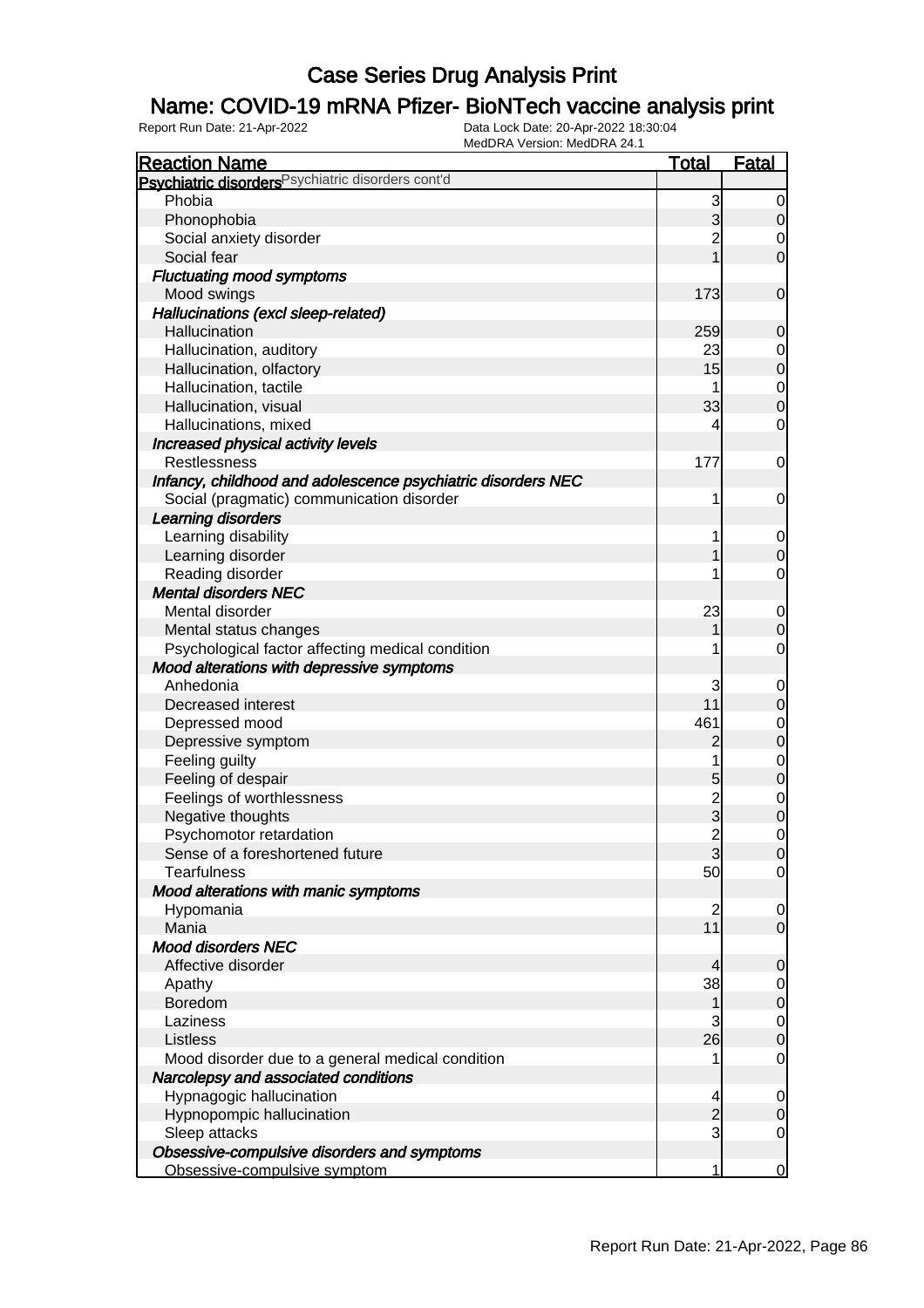# Case Series Drug Analysis Print

## Name: COVID-19 mRNA Pfizer- BioNTech vaccine analysis print

Report Run Date: 21-Apr-2022 | Data Lock Date: 20-Apr-2022 18:30:04 | MedDRA Version: MedDRA 24.1

| Reaction Name | Total | Fatal |
|---|---|---|
| **Psychiatric disorders** Psychiatric disorders cont'd | | |
| Phobia | 3 | 0 |
| Phonophobia | 3 | 0 |
| Social anxiety disorder | 2 | 0 |
| Social fear | 1 | 0 |
| ***Fluctuating mood symptoms*** | | |
| Mood swings | 173 | 0 |
| ***Hallucinations (excl sleep-related)*** | | |
| Hallucination | 259 | 0 |
| Hallucination, auditory | 23 | 0 |
| Hallucination, olfactory | 15 | 0 |
| Hallucination, tactile | 1 | 0 |
| Hallucination, visual | 33 | 0 |
| Hallucinations, mixed | 4 | 0 |
| ***Increased physical activity levels*** | | |
| Restlessness | 177 | 0 |
| ***Infancy, childhood and adolescence psychiatric disorders NEC*** | | |
| Social (pragmatic) communication disorder | 1 | 0 |
| ***Learning disorders*** | | |
| Learning disability | 1 | 0 |
| Learning disorder | 1 | 0 |
| Reading disorder | 1 | 0 |
| ***Mental disorders NEC*** | | |
| Mental disorder | 23 | 0 |
| Mental status changes | 1 | 0 |
| Psychological factor affecting medical condition | 1 | 0 |
| ***Mood alterations with depressive symptoms*** | | |
| Anhedonia | 3 | 0 |
| Decreased interest | 11 | 0 |
| Depressed mood | 461 | 0 |
| Depressive symptom | 2 | 0 |
| Feeling guilty | 1 | 0 |
| Feeling of despair | 5 | 0 |
| Feelings of worthlessness | 2 | 0 |
| Negative thoughts | 3 | 0 |
| Psychomotor retardation | 2 | 0 |
| Sense of a foreshortened future | 3 | 0 |
| Tearfulness | 50 | 0 |
| ***Mood alterations with manic symptoms*** | | |
| Hypomania | 2 | 0 |
| Mania | 11 | 0 |
| ***Mood disorders NEC*** | | |
| Affective disorder | 4 | 0 |
| Apathy | 38 | 0 |
| Boredom | 1 | 0 |
| Laziness | 3 | 0 |
| Listless | 26 | 0 |
| Mood disorder due to a general medical condition | 1 | 0 |
| ***Narcolepsy and associated conditions*** | | |
| Hypnagogic hallucination | 4 | 0 |
| Hypnopompic hallucination | 2 | 0 |
| Sleep attacks | 3 | 0 |
| ***Obsessive-compulsive disorders and symptoms*** | | |
| Obsessive-compulsive symptom | 1 | 0 |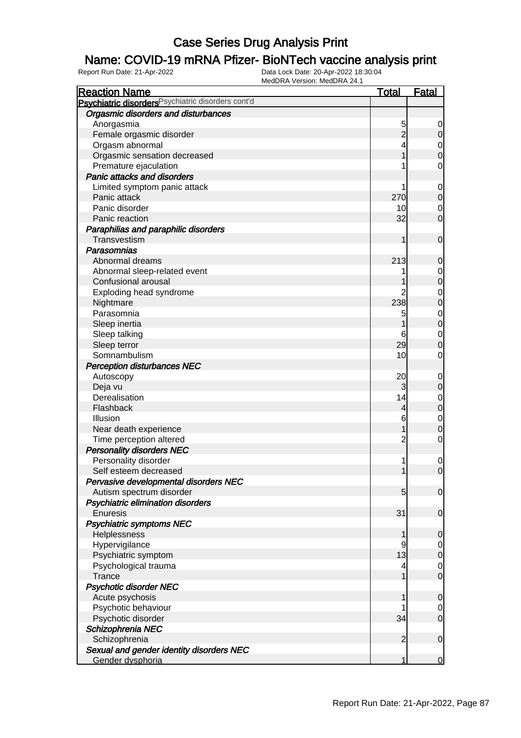# Case Series Drug Analysis Print

## Name: COVID-19 mRNA Pfizer- BioNTech vaccine analysis print

Report Run Date: 21-Apr-2022 | Data Lock Date: 20-Apr-2022 18:30:04 | MedDRA Version: MedDRA 24.1

| Reaction Name | Total | Fatal |
|---|---|---|
| **Psychiatric disorders** Psychiatric disorders cont'd | | |
| ***Orgasmic disorders and disturbances*** | | |
| Anorgasmia | 5 | 0 |
| Female orgasmic disorder | 2 | 0 |
| Orgasm abnormal | 4 | 0 |
| Orgasmic sensation decreased | 1 | 0 |
| Premature ejaculation | 1 | 0 |
| ***Panic attacks and disorders*** | | |
| Limited symptom panic attack | 1 | 0 |
| Panic attack | 270 | 0 |
| Panic disorder | 10 | 0 |
| Panic reaction | 32 | 0 |
| ***Paraphilias and paraphilic disorders*** | | |
| Transvestism | 1 | 0 |
| ***Parasomnias*** | | |
| Abnormal dreams | 213 | 0 |
| Abnormal sleep-related event | 1 | 0 |
| Confusional arousal | 1 | 0 |
| Exploding head syndrome | 2 | 0 |
| Nightmare | 238 | 0 |
| Parasomnia | 5 | 0 |
| Sleep inertia | 1 | 0 |
| Sleep talking | 6 | 0 |
| Sleep terror | 29 | 0 |
| Somnambulism | 10 | 0 |
| ***Perception disturbances NEC*** | | |
| Autoscopy | 20 | 0 |
| Deja vu | 3 | 0 |
| Derealisation | 14 | 0 |
| Flashback | 4 | 0 |
| Illusion | 6 | 0 |
| Near death experience | 1 | 0 |
| Time perception altered | 2 | 0 |
| ***Personality disorders NEC*** | | |
| Personality disorder | 1 | 0 |
| Self esteem decreased | 1 | 0 |
| ***Pervasive developmental disorders NEC*** | | |
| Autism spectrum disorder | 5 | 0 |
| ***Psychiatric elimination disorders*** | | |
| Enuresis | 31 | 0 |
| ***Psychiatric symptoms NEC*** | | |
| Helplessness | 1 | 0 |
| Hypervigilance | 9 | 0 |
| Psychiatric symptom | 13 | 0 |
| Psychological trauma | 4 | 0 |
| Trance | 1 | 0 |
| ***Psychotic disorder NEC*** | | |
| Acute psychosis | 1 | 0 |
| Psychotic behaviour | 1 | 0 |
| Psychotic disorder | 34 | 0 |
| ***Schizophrenia NEC*** | | |
| Schizophrenia | 2 | 0 |
| ***Sexual and gender identity disorders NEC*** | | |
| Gender dysphoria | 1 | 0 |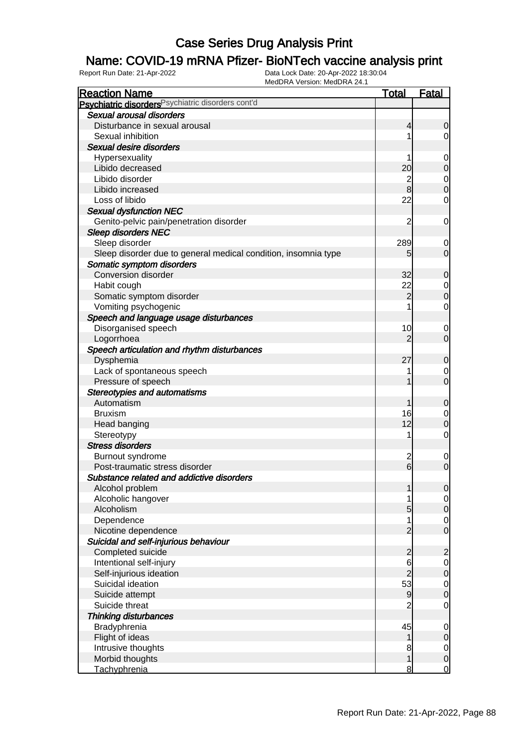# Case Series Drug Analysis Print

## Name: COVID-19 mRNA Pfizer- BioNTech vaccine analysis print

Report Run Date: 21-Apr-2022
Data Lock Date: 20-Apr-2022 18:30:04
MedDRA Version: MedDRA 24.1

| Reaction Name | Total | Fatal |
|---|---|---|
| **Psychiatric disorders** Psychiatric disorders cont'd | | |
| *Sexual arousal disorders* | | |
| Disturbance in sexual arousal | 4 | 0 |
| Sexual inhibition | 1 | 0 |
| *Sexual desire disorders* | | |
| Hypersexuality | 1 | 0 |
| Libido decreased | 20 | 0 |
| Libido disorder | 2 | 0 |
| Libido increased | 8 | 0 |
| Loss of libido | 22 | 0 |
| *Sexual dysfunction NEC* | | |
| Genito-pelvic pain/penetration disorder | 2 | 0 |
| *Sleep disorders NEC* | | |
| Sleep disorder | 289 | 0 |
| Sleep disorder due to general medical condition, insomnia type | 5 | 0 |
| *Somatic symptom disorders* | | |
| Conversion disorder | 32 | 0 |
| Habit cough | 22 | 0 |
| Somatic symptom disorder | 2 | 0 |
| Vomiting psychogenic | 1 | 0 |
| *Speech and language usage disturbances* | | |
| Disorganised speech | 10 | 0 |
| Logorrhoea | 2 | 0 |
| *Speech articulation and rhythm disturbances* | | |
| Dysphemia | 27 | 0 |
| Lack of spontaneous speech | 1 | 0 |
| Pressure of speech | 1 | 0 |
| *Stereotypies and automatisms* | | |
| Automatism | 1 | 0 |
| Bruxism | 16 | 0 |
| Head banging | 12 | 0 |
| Stereotypy | 1 | 0 |
| *Stress disorders* | | |
| Burnout syndrome | 2 | 0 |
| Post-traumatic stress disorder | 6 | 0 |
| *Substance related and addictive disorders* | | |
| Alcohol problem | 1 | 0 |
| Alcoholic hangover | 1 | 0 |
| Alcoholism | 5 | 0 |
| Dependence | 1 | 0 |
| Nicotine dependence | 2 | 0 |
| *Suicidal and self-injurious behaviour* | | |
| Completed suicide | 2 | 2 |
| Intentional self-injury | 6 | 0 |
| Self-injurious ideation | 2 | 0 |
| Suicidal ideation | 53 | 0 |
| Suicide attempt | 9 | 0 |
| Suicide threat | 2 | 0 |
| *Thinking disturbances* | | |
| Bradyphrenia | 45 | 0 |
| Flight of ideas | 1 | 0 |
| Intrusive thoughts | 8 | 0 |
| Morbid thoughts | 1 | 0 |
| Tachyphrenia | 8 | 0 |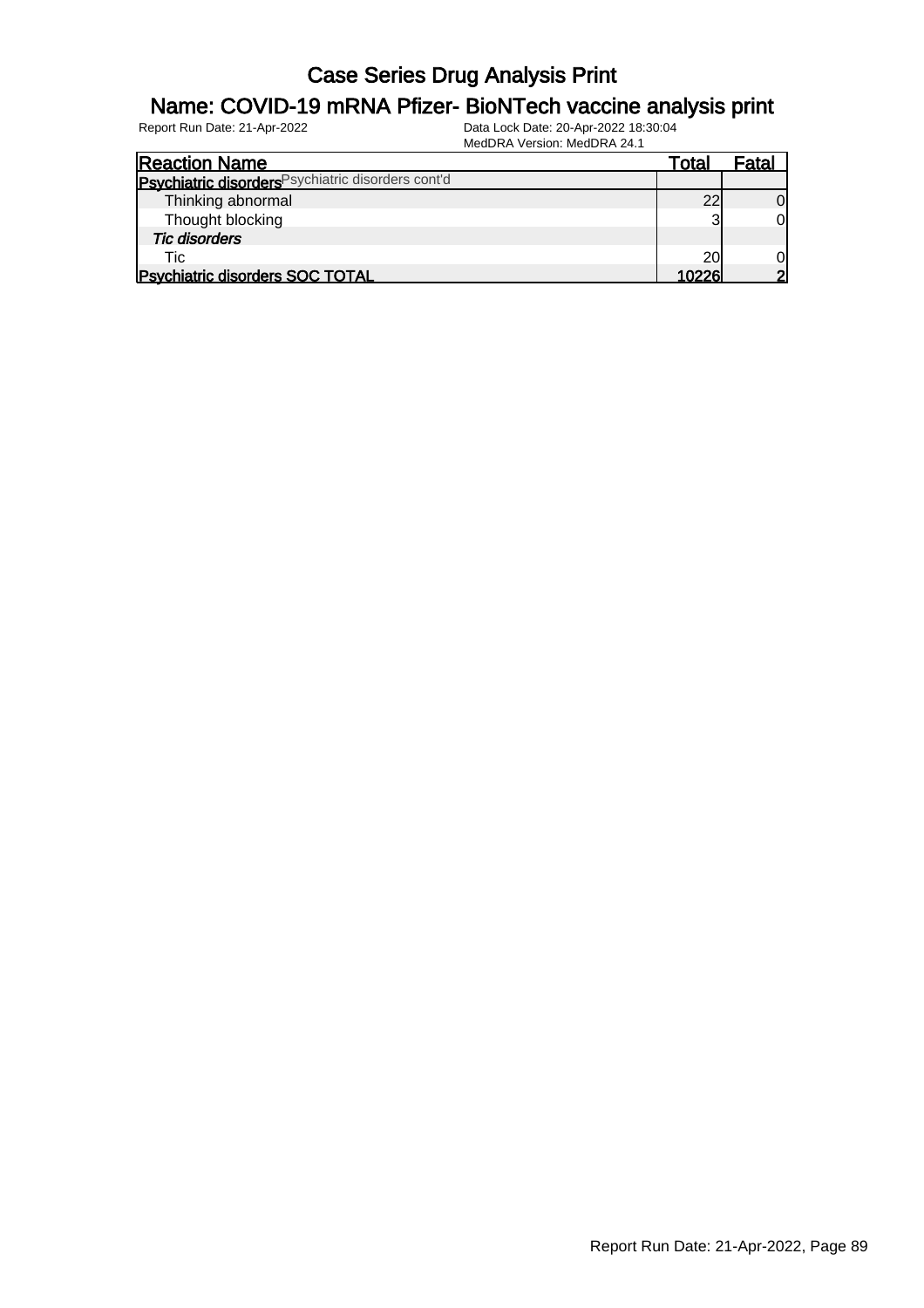# Case Series Drug Analysis Print

## Name: COVID-19 mRNA Pfizer- BioNTech vaccine analysis print

Report Run Date: 21-Apr-2022 Data Lock Date: 20-Apr-2022 18:30:04
MedDRA Version: MedDRA 24.1

| Reaction Name | Total | Fatal |
|---|---|---|
| **Psychiatric disorders** Psychiatric disorders cont'd | | |
| Thinking abnormal | 22 | 0 |
| Thought blocking | 3 | 0 |
| ***Tic disorders*** | | |
| Tic | 20 | 0 |
| **Psychiatric disorders SOC TOTAL** | **10226** | **2** |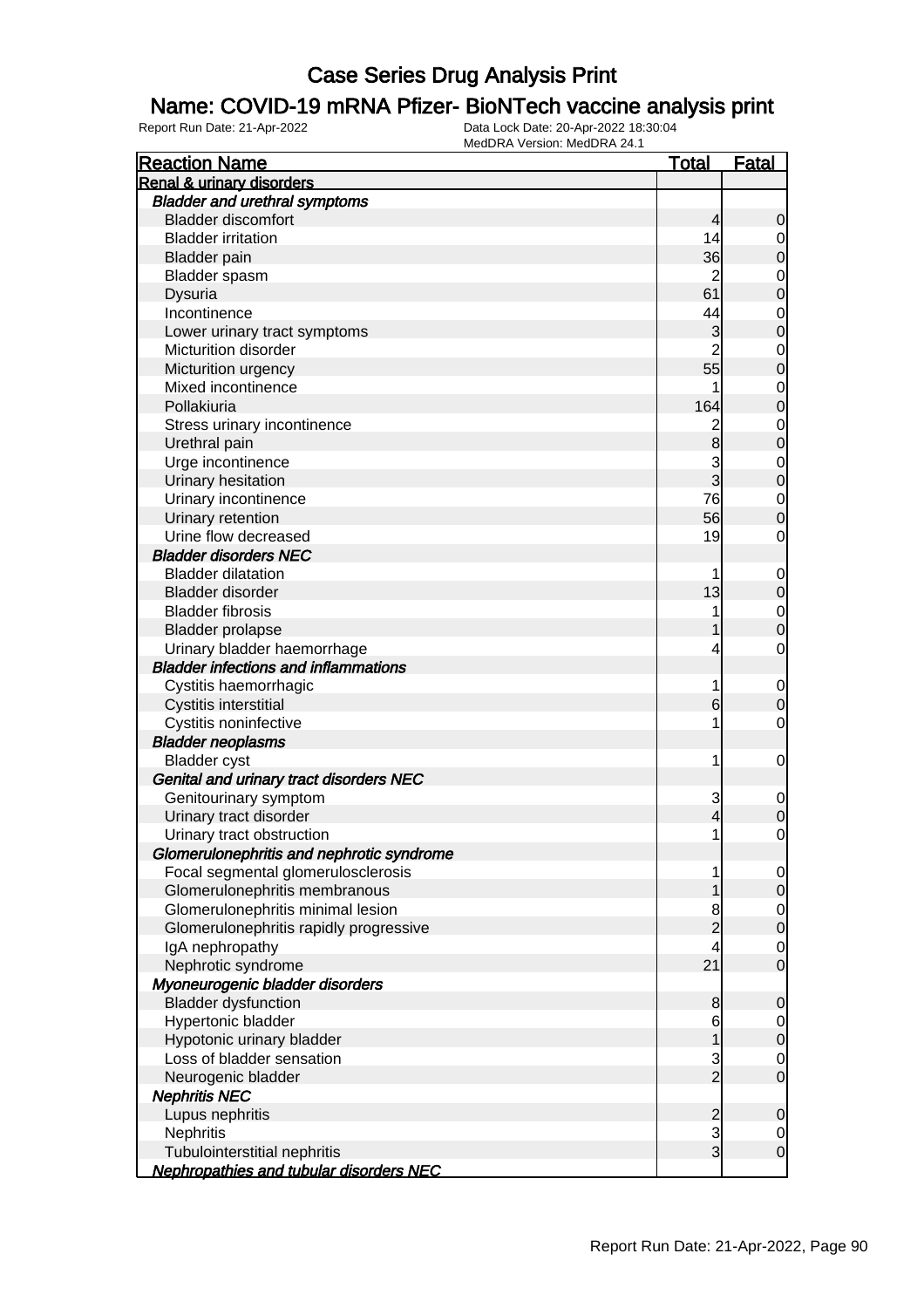# Case Series Drug Analysis Print

## Name: COVID-19 mRNA Pfizer- BioNTech vaccine analysis print

Report Run Date: 21-Apr-2022    Data Lock Date: 20-Apr-2022 18:30:04
MedDRA Version: MedDRA 24.1

| Reaction Name | Total | Fatal |
|---|---|---|
| **Renal & urinary disorders** | | |
| ***Bladder and urethral symptoms*** | | |
| Bladder discomfort | 4 | 0 |
| Bladder irritation | 14 | 0 |
| Bladder pain | 36 | 0 |
| Bladder spasm | 2 | 0 |
| Dysuria | 61 | 0 |
| Incontinence | 44 | 0 |
| Lower urinary tract symptoms | 3 | 0 |
| Micturition disorder | 2 | 0 |
| Micturition urgency | 55 | 0 |
| Mixed incontinence | 1 | 0 |
| Pollakiuria | 164 | 0 |
| Stress urinary incontinence | 2 | 0 |
| Urethral pain | 8 | 0 |
| Urge incontinence | 3 | 0 |
| Urinary hesitation | 3 | 0 |
| Urinary incontinence | 76 | 0 |
| Urinary retention | 56 | 0 |
| Urine flow decreased | 19 | 0 |
| ***Bladder disorders NEC*** | | |
| Bladder dilatation | 1 | 0 |
| Bladder disorder | 13 | 0 |
| Bladder fibrosis | 1 | 0 |
| Bladder prolapse | 1 | 0 |
| Urinary bladder haemorrhage | 4 | 0 |
| ***Bladder infections and inflammations*** | | |
| Cystitis haemorrhagic | 1 | 0 |
| Cystitis interstitial | 6 | 0 |
| Cystitis noninfective | 1 | 0 |
| ***Bladder neoplasms*** | | |
| Bladder cyst | 1 | 0 |
| ***Genital and urinary tract disorders NEC*** | | |
| Genitourinary symptom | 3 | 0 |
| Urinary tract disorder | 4 | 0 |
| Urinary tract obstruction | 1 | 0 |
| ***Glomerulonephritis and nephrotic syndrome*** | | |
| Focal segmental glomerulosclerosis | 1 | 0 |
| Glomerulonephritis membranous | 1 | 0 |
| Glomerulonephritis minimal lesion | 8 | 0 |
| Glomerulonephritis rapidly progressive | 2 | 0 |
| IgA nephropathy | 4 | 0 |
| Nephrotic syndrome | 21 | 0 |
| ***Myoneurogenic bladder disorders*** | | |
| Bladder dysfunction | 8 | 0 |
| Hypertonic bladder | 6 | 0 |
| Hypotonic urinary bladder | 1 | 0 |
| Loss of bladder sensation | 3 | 0 |
| Neurogenic bladder | 2 | 0 |
| ***Nephritis NEC*** | | |
| Lupus nephritis | 2 | 0 |
| Nephritis | 3 | 0 |
| Tubulointerstitial nephritis | 3 | 0 |
| ***Nephropathies and tubular disorders NEC*** | | |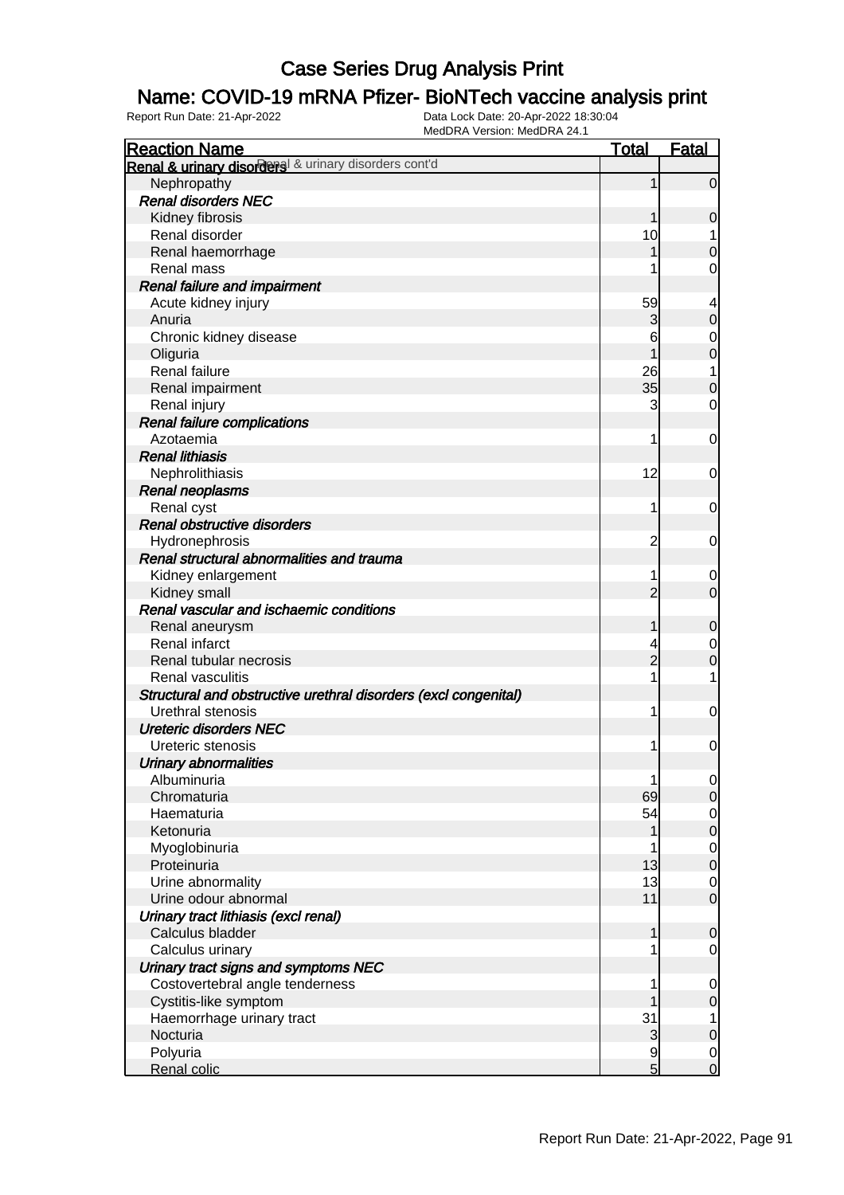# Case Series Drug Analysis Print

## Name: COVID-19 mRNA Pfizer- BioNTech vaccine analysis print

Report Run Date: 21-Apr-2022    Data Lock Date: 20-Apr-2022 18:30:04
MedDRA Version: MedDRA 24.1

| Reaction Name | Total | Fatal |
|---|---|---|
| **Renal & urinary disorders** Renal & urinary disorders cont'd | | |
| Nephropathy | 1 | 0 |
| ***Renal disorders NEC*** | | |
| Kidney fibrosis | 1 | 0 |
| Renal disorder | 10 | 1 |
| Renal haemorrhage | 1 | 0 |
| Renal mass | 1 | 0 |
| ***Renal failure and impairment*** | | |
| Acute kidney injury | 59 | 4 |
| Anuria | 3 | 0 |
| Chronic kidney disease | 6 | 0 |
| Oliguria | 1 | 0 |
| Renal failure | 26 | 1 |
| Renal impairment | 35 | 0 |
| Renal injury | 3 | 0 |
| ***Renal failure complications*** | | |
| Azotaemia | 1 | 0 |
| ***Renal lithiasis*** | | |
| Nephrolithiasis | 12 | 0 |
| ***Renal neoplasms*** | | |
| Renal cyst | 1 | 0 |
| ***Renal obstructive disorders*** | | |
| Hydronephrosis | 2 | 0 |
| ***Renal structural abnormalities and trauma*** | | |
| Kidney enlargement | 1 | 0 |
| Kidney small | 2 | 0 |
| ***Renal vascular and ischaemic conditions*** | | |
| Renal aneurysm | 1 | 0 |
| Renal infarct | 4 | 0 |
| Renal tubular necrosis | 2 | 0 |
| Renal vasculitis | 1 | 1 |
| ***Structural and obstructive urethral disorders (excl congenital)*** | | |
| Urethral stenosis | 1 | 0 |
| ***Ureteric disorders NEC*** | | |
| Ureteric stenosis | 1 | 0 |
| ***Urinary abnormalities*** | | |
| Albuminuria | 1 | 0 |
| Chromaturia | 69 | 0 |
| Haematuria | 54 | 0 |
| Ketonuria | 1 | 0 |
| Myoglobinuria | 1 | 0 |
| Proteinuria | 13 | 0 |
| Urine abnormality | 13 | 0 |
| Urine odour abnormal | 11 | 0 |
| ***Urinary tract lithiasis (excl renal)*** | | |
| Calculus bladder | 1 | 0 |
| Calculus urinary | 1 | 0 |
| ***Urinary tract signs and symptoms NEC*** | | |
| Costovertebral angle tenderness | 1 | 0 |
| Cystitis-like symptom | 1 | 0 |
| Haemorrhage urinary tract | 31 | 1 |
| Nocturia | 3 | 0 |
| Polyuria | 9 | 0 |
| Renal colic | 5 | 0 |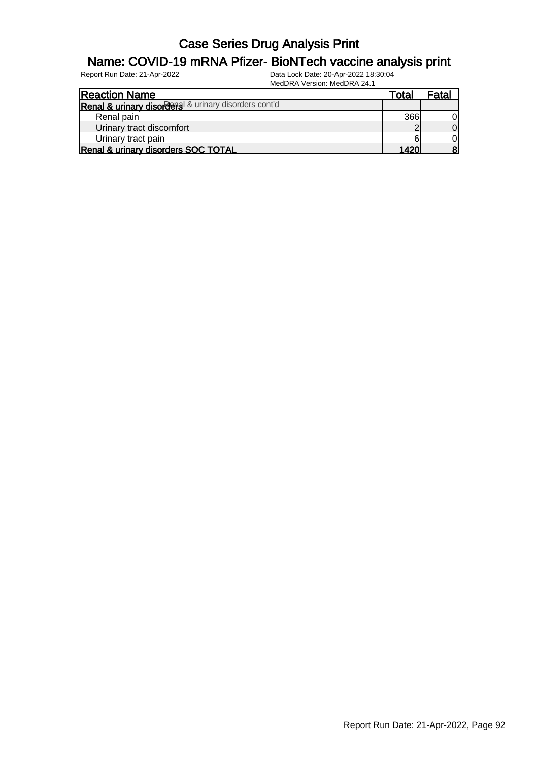# Case Series Drug Analysis Print

## Name: COVID-19 mRNA Pfizer- BioNTech vaccine analysis print

Report Run Date: 21-Apr-2022 | Data Lock Date: 20-Apr-2022 18:30:04 | MedDRA Version: MedDRA 24.1

| Reaction Name | Total | Fatal |
|---|---|---|
| **Renal & urinary disorders** Renal & urinary disorders cont'd | | |
| Renal pain | 366 | 0 |
| Urinary tract discomfort | 2 | 0 |
| Urinary tract pain | 6 | 0 |
| **Renal & urinary disorders SOC TOTAL** | **1420** | **8** |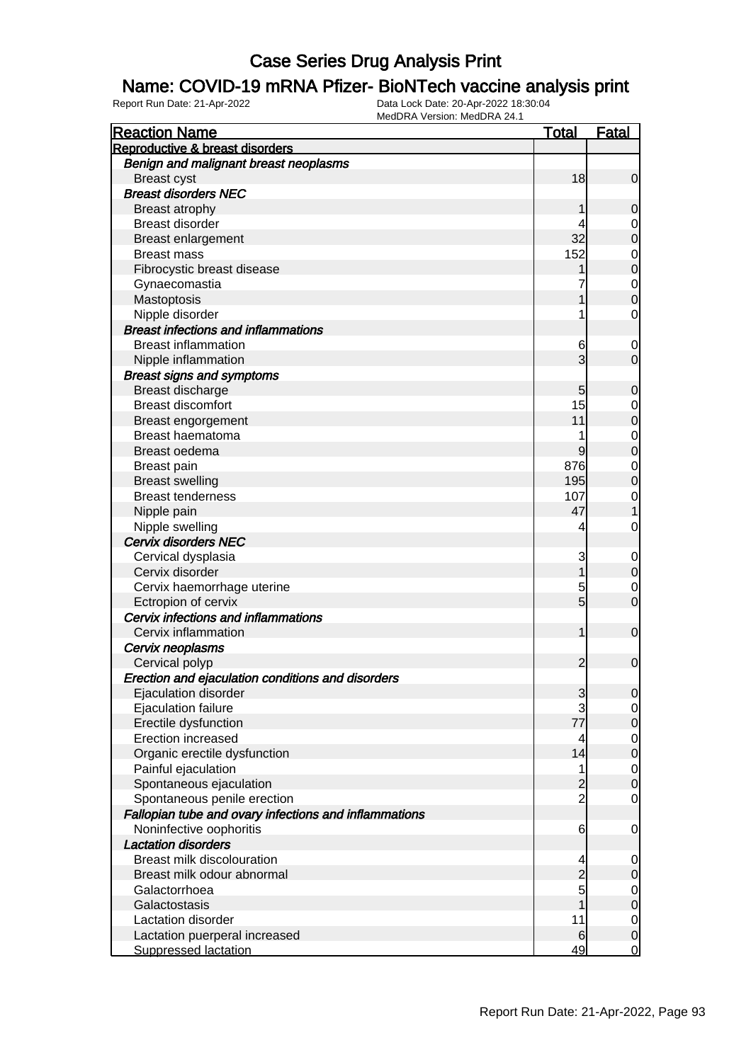# Case Series Drug Analysis Print

## Name: COVID-19 mRNA Pfizer- BioNTech vaccine analysis print

Report Run Date: 21-Apr-2022
Data Lock Date: 20-Apr-2022 18:30:04
MedDRA Version: MedDRA 24.1

| Reaction Name | Total | Fatal |
|---|---|---|
| **Reproductive & breast disorders** | | |
| *Benign and malignant breast neoplasms* | | |
| Breast cyst | 18 | 0 |
| *Breast disorders NEC* | | |
| Breast atrophy | 1 | 0 |
| Breast disorder | 4 | 0 |
| Breast enlargement | 32 | 0 |
| Breast mass | 152 | 0 |
| Fibrocystic breast disease | 1 | 0 |
| Gynaecomastia | 7 | 0 |
| Mastoptosis | 1 | 0 |
| Nipple disorder | 1 | 0 |
| *Breast infections and inflammations* | | |
| Breast inflammation | 6 | 0 |
| Nipple inflammation | 3 | 0 |
| *Breast signs and symptoms* | | |
| Breast discharge | 5 | 0 |
| Breast discomfort | 15 | 0 |
| Breast engorgement | 11 | 0 |
| Breast haematoma | 1 | 0 |
| Breast oedema | 9 | 0 |
| Breast pain | 876 | 0 |
| Breast swelling | 195 | 0 |
| Breast tenderness | 107 | 0 |
| Nipple pain | 47 | 1 |
| Nipple swelling | 4 | 0 |
| *Cervix disorders NEC* | | |
| Cervical dysplasia | 3 | 0 |
| Cervix disorder | 1 | 0 |
| Cervix haemorrhage uterine | 5 | 0 |
| Ectropion of cervix | 5 | 0 |
| *Cervix infections and inflammations* | | |
| Cervix inflammation | 1 | 0 |
| *Cervix neoplasms* | | |
| Cervical polyp | 2 | 0 |
| *Erection and ejaculation conditions and disorders* | | |
| Ejaculation disorder | 3 | 0 |
| Ejaculation failure | 3 | 0 |
| Erectile dysfunction | 77 | 0 |
| Erection increased | 4 | 0 |
| Organic erectile dysfunction | 14 | 0 |
| Painful ejaculation | 1 | 0 |
| Spontaneous ejaculation | 2 | 0 |
| Spontaneous penile erection | 2 | 0 |
| *Fallopian tube and ovary infections and inflammations* | | |
| Noninfective oophoritis | 6 | 0 |
| *Lactation disorders* | | |
| Breast milk discolouration | 4 | 0 |
| Breast milk odour abnormal | 2 | 0 |
| Galactorrhoea | 5 | 0 |
| Galactostasis | 1 | 0 |
| Lactation disorder | 11 | 0 |
| Lactation puerperal increased | 6 | 0 |
| Suppressed lactation | 49 | 0 |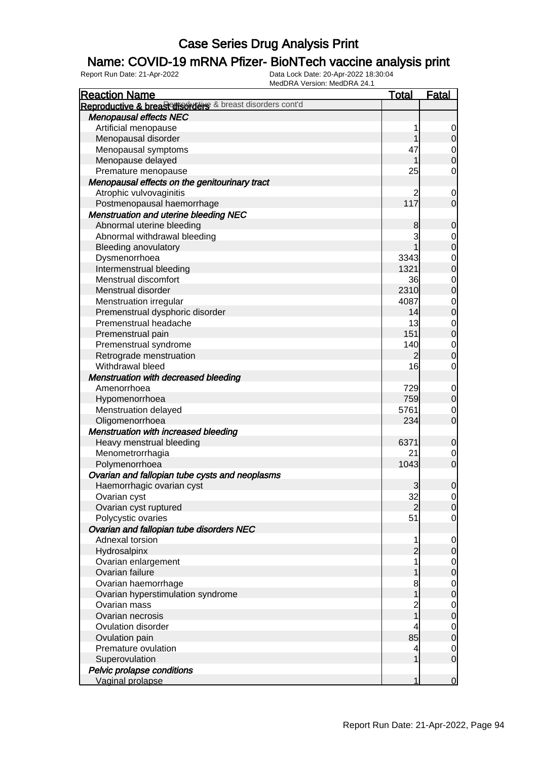# Case Series Drug Analysis Print

## Name: COVID-19 mRNA Pfizer- BioNTech vaccine analysis print

Report Run Date: 21-Apr-2022
Data Lock Date: 20-Apr-2022 18:30:04
MedDRA Version: MedDRA 24.1

| Reaction Name | Total | Fatal |
|---|---|---|
| **Reproductive & breast disorders** Reproductive & breast disorders cont'd | | |
| ***Menopausal effects NEC*** | | |
| Artificial menopause | 1 | 0 |
| Menopausal disorder | 1 | 0 |
| Menopausal symptoms | 47 | 0 |
| Menopause delayed | 1 | 0 |
| Premature menopause | 25 | 0 |
| ***Menopausal effects on the genitourinary tract*** | | |
| Atrophic vulvovaginitis | 2 | 0 |
| Postmenopausal haemorrhage | 117 | 0 |
| ***Menstruation and uterine bleeding NEC*** | | |
| Abnormal uterine bleeding | 8 | 0 |
| Abnormal withdrawal bleeding | 3 | 0 |
| Bleeding anovulatory | 1 | 0 |
| Dysmenorrhoea | 3343 | 0 |
| Intermenstrual bleeding | 1321 | 0 |
| Menstrual discomfort | 36 | 0 |
| Menstrual disorder | 2310 | 0 |
| Menstruation irregular | 4087 | 0 |
| Premenstrual dysphoric disorder | 14 | 0 |
| Premenstrual headache | 13 | 0 |
| Premenstrual pain | 151 | 0 |
| Premenstrual syndrome | 140 | 0 |
| Retrograde menstruation | 2 | 0 |
| Withdrawal bleed | 16 | 0 |
| ***Menstruation with decreased bleeding*** | | |
| Amenorrhoea | 729 | 0 |
| Hypomenorrhoea | 759 | 0 |
| Menstruation delayed | 5761 | 0 |
| Oligomenorrhoea | 234 | 0 |
| ***Menstruation with increased bleeding*** | | |
| Heavy menstrual bleeding | 6371 | 0 |
| Menometrorrhagia | 21 | 0 |
| Polymenorrhoea | 1043 | 0 |
| ***Ovarian and fallopian tube cysts and neoplasms*** | | |
| Haemorrhagic ovarian cyst | 3 | 0 |
| Ovarian cyst | 32 | 0 |
| Ovarian cyst ruptured | 2 | 0 |
| Polycystic ovaries | 51 | 0 |
| ***Ovarian and fallopian tube disorders NEC*** | | |
| Adnexal torsion | 1 | 0 |
| Hydrosalpinx | 2 | 0 |
| Ovarian enlargement | 1 | 0 |
| Ovarian failure | 1 | 0 |
| Ovarian haemorrhage | 8 | 0 |
| Ovarian hyperstimulation syndrome | 1 | 0 |
| Ovarian mass | 2 | 0 |
| Ovarian necrosis | 1 | 0 |
| Ovulation disorder | 4 | 0 |
| Ovulation pain | 85 | 0 |
| Premature ovulation | 4 | 0 |
| Superovulation | 1 | 0 |
| ***Pelvic prolapse conditions*** | | |
| Vaginal prolapse | 1 | 0 |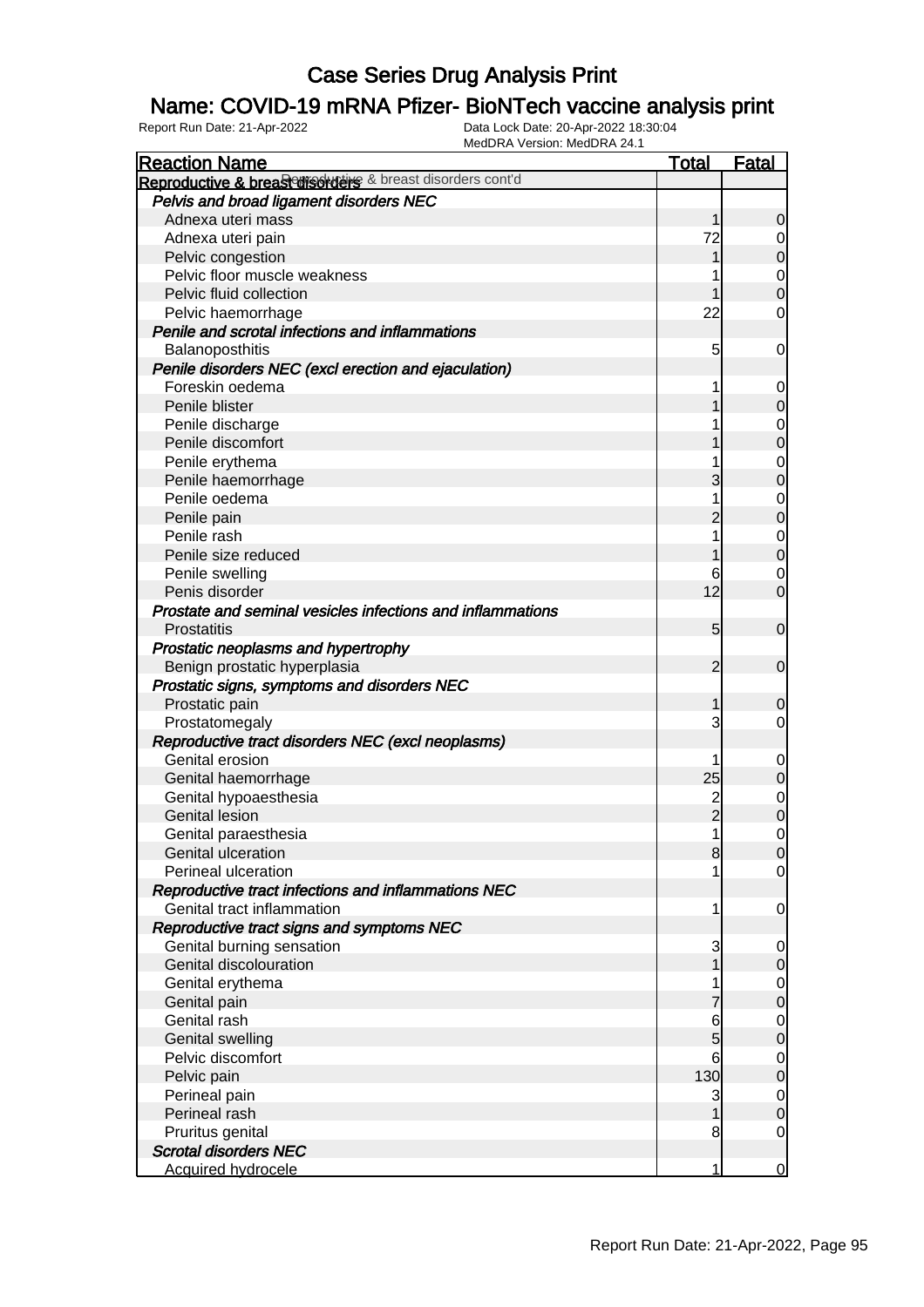# Case Series Drug Analysis Print

## Name: COVID-19 mRNA Pfizer- BioNTech vaccine analysis print

Report Run Date: 21-Apr-2022    Data Lock Date: 20-Apr-2022 18:30:04    MedDRA Version: MedDRA 24.1

| Reaction Name | Total | Fatal |
|---|---|---|
| **Reproductive & breast disorders** Reproductive & breast disorders cont'd | | |
| ***Pelvis and broad ligament disorders NEC*** | | |
| Adnexa uteri mass | 1 | 0 |
| Adnexa uteri pain | 72 | 0 |
| Pelvic congestion | 1 | 0 |
| Pelvic floor muscle weakness | 1 | 0 |
| Pelvic fluid collection | 1 | 0 |
| Pelvic haemorrhage | 22 | 0 |
| ***Penile and scrotal infections and inflammations*** | | |
| Balanoposthitis | 5 | 0 |
| ***Penile disorders NEC (excl erection and ejaculation)*** | | |
| Foreskin oedema | 1 | 0 |
| Penile blister | 1 | 0 |
| Penile discharge | 1 | 0 |
| Penile discomfort | 1 | 0 |
| Penile erythema | 1 | 0 |
| Penile haemorrhage | 3 | 0 |
| Penile oedema | 1 | 0 |
| Penile pain | 2 | 0 |
| Penile rash | 1 | 0 |
| Penile size reduced | 1 | 0 |
| Penile swelling | 6 | 0 |
| Penis disorder | 12 | 0 |
| ***Prostate and seminal vesicles infections and inflammations*** | | |
| Prostatitis | 5 | 0 |
| ***Prostatic neoplasms and hypertrophy*** | | |
| Benign prostatic hyperplasia | 2 | 0 |
| ***Prostatic signs, symptoms and disorders NEC*** | | |
| Prostatic pain | 1 | 0 |
| Prostatomegaly | 3 | 0 |
| ***Reproductive tract disorders NEC (excl neoplasms)*** | | |
| Genital erosion | 1 | 0 |
| Genital haemorrhage | 25 | 0 |
| Genital hypoaesthesia | 2 | 0 |
| Genital lesion | 2 | 0 |
| Genital paraesthesia | 1 | 0 |
| Genital ulceration | 8 | 0 |
| Perineal ulceration | 1 | 0 |
| ***Reproductive tract infections and inflammations NEC*** | | |
| Genital tract inflammation | 1 | 0 |
| ***Reproductive tract signs and symptoms NEC*** | | |
| Genital burning sensation | 3 | 0 |
| Genital discolouration | 1 | 0 |
| Genital erythema | 1 | 0 |
| Genital pain | 7 | 0 |
| Genital rash | 6 | 0 |
| Genital swelling | 5 | 0 |
| Pelvic discomfort | 6 | 0 |
| Pelvic pain | 130 | 0 |
| Perineal pain | 3 | 0 |
| Perineal rash | 1 | 0 |
| Pruritus genital | 8 | 0 |
| ***Scrotal disorders NEC*** | | |
| Acquired hydrocele | 1 | 0 |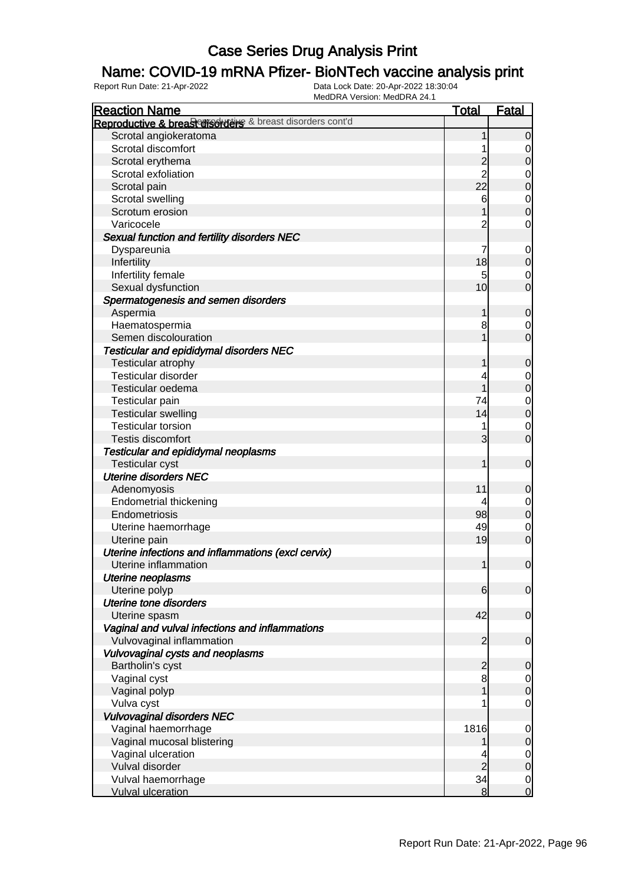# Case Series Drug Analysis Print

## Name: COVID-19 mRNA Pfizer- BioNTech vaccine analysis print

Report Run Date: 21-Apr-2022
Data Lock Date: 20-Apr-2022 18:30:04
MedDRA Version: MedDRA 24.1

| Reaction Name | Total | Fatal |
|---|---|---|
| **Reproductive & breast disorders** Reproductive & breast disorders cont'd | | |
| Scrotal angiokeratoma | 1 | 0 |
| Scrotal discomfort | 1 | 0 |
| Scrotal erythema | 2 | 0 |
| Scrotal exfoliation | 2 | 0 |
| Scrotal pain | 22 | 0 |
| Scrotal swelling | 6 | 0 |
| Scrotum erosion | 1 | 0 |
| Varicocele | 2 | 0 |
| ***Sexual function and fertility disorders NEC*** | | |
| Dyspareunia | 7 | 0 |
| Infertility | 18 | 0 |
| Infertility female | 5 | 0 |
| Sexual dysfunction | 10 | 0 |
| ***Spermatogenesis and semen disorders*** | | |
| Aspermia | 1 | 0 |
| Haematospermia | 8 | 0 |
| Semen discolouration | 1 | 0 |
| ***Testicular and epididymal disorders NEC*** | | |
| Testicular atrophy | 1 | 0 |
| Testicular disorder | 4 | 0 |
| Testicular oedema | 1 | 0 |
| Testicular pain | 74 | 0 |
| Testicular swelling | 14 | 0 |
| Testicular torsion | 1 | 0 |
| Testis discomfort | 3 | 0 |
| ***Testicular and epididymal neoplasms*** | | |
| Testicular cyst | 1 | 0 |
| ***Uterine disorders NEC*** | | |
| Adenomyosis | 11 | 0 |
| Endometrial thickening | 4 | 0 |
| Endometriosis | 98 | 0 |
| Uterine haemorrhage | 49 | 0 |
| Uterine pain | 19 | 0 |
| ***Uterine infections and inflammations (excl cervix)*** | | |
| Uterine inflammation | 1 | 0 |
| ***Uterine neoplasms*** | | |
| Uterine polyp | 6 | 0 |
| ***Uterine tone disorders*** | | |
| Uterine spasm | 42 | 0 |
| ***Vaginal and vulval infections and inflammations*** | | |
| Vulvovaginal inflammation | 2 | 0 |
| ***Vulvovaginal cysts and neoplasms*** | | |
| Bartholin's cyst | 2 | 0 |
| Vaginal cyst | 8 | 0 |
| Vaginal polyp | 1 | 0 |
| Vulva cyst | 1 | 0 |
| ***Vulvovaginal disorders NEC*** | | |
| Vaginal haemorrhage | 1816 | 0 |
| Vaginal mucosal blistering | 1 | 0 |
| Vaginal ulceration | 4 | 0 |
| Vulval disorder | 2 | 0 |
| Vulval haemorrhage | 34 | 0 |
| Vulval ulceration | 8 | 0 |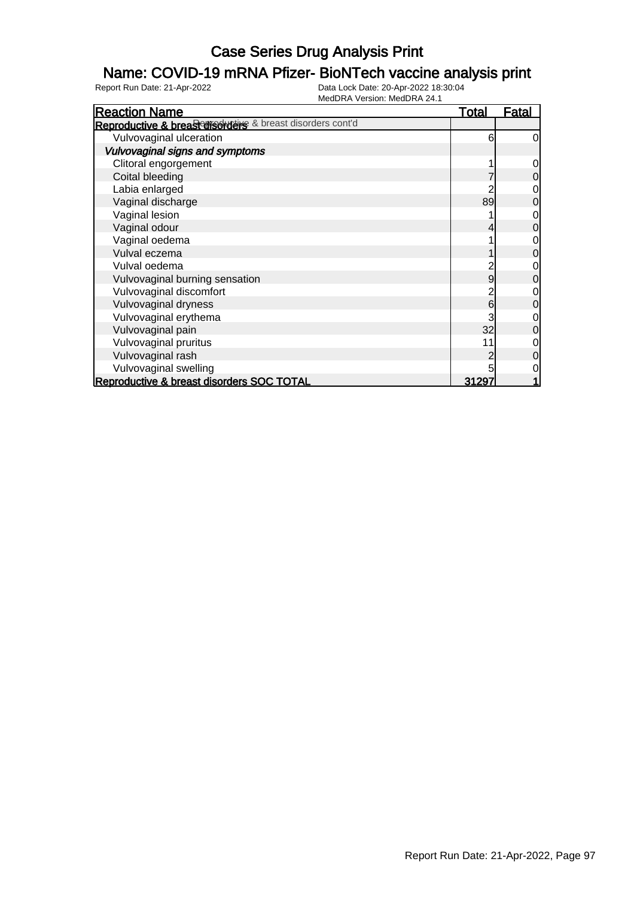# Case Series Drug Analysis Print

## Name: COVID-19 mRNA Pfizer- BioNTech vaccine analysis print

Report Run Date: 21-Apr-2022

Data Lock Date: 20-Apr-2022 18:30:04

MedDRA Version: MedDRA 24.1

| Reaction Name | Total | Fatal |
| --- | --- | --- |
| **Reproductive & breast disorders** Reproductive & breast disorders cont'd | | |
| Vulvovaginal ulceration | 6 | 0 |
| ***Vulvovaginal signs and symptoms*** | | |
| Clitoral engorgement | 1 | 0 |
| Coital bleeding | 7 | 0 |
| Labia enlarged | 2 | 0 |
| Vaginal discharge | 89 | 0 |
| Vaginal lesion | 1 | 0 |
| Vaginal odour | 4 | 0 |
| Vaginal oedema | 1 | 0 |
| Vulval eczema | 1 | 0 |
| Vulval oedema | 2 | 0 |
| Vulvovaginal burning sensation | 9 | 0 |
| Vulvovaginal discomfort | 2 | 0 |
| Vulvovaginal dryness | 6 | 0 |
| Vulvovaginal erythema | 3 | 0 |
| Vulvovaginal pain | 32 | 0 |
| Vulvovaginal pruritus | 11 | 0 |
| Vulvovaginal rash | 2 | 0 |
| Vulvovaginal swelling | 5 | 0 |
| **Reproductive & breast disorders SOC TOTAL** | **31297** | **1** |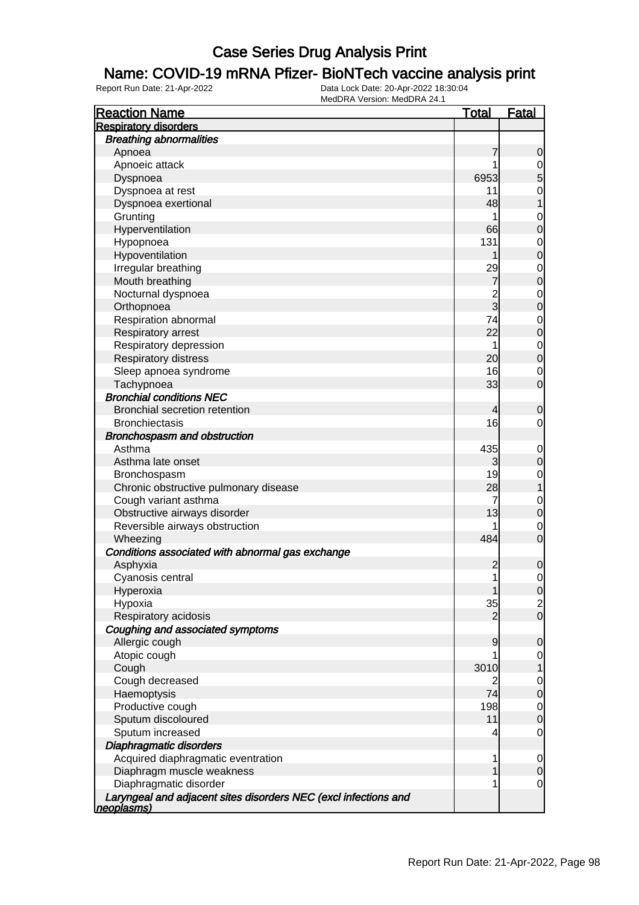# Case Series Drug Analysis Print

## Name: COVID-19 mRNA Pfizer- BioNTech vaccine analysis print

Report Run Date: 21-Apr-2022    Data Lock Date: 20-Apr-2022 18:30:04
MedDRA Version: MedDRA 24.1

| Reaction Name | Total | Fatal |
|---|---|---|
| **Respiratory disorders** | | |
| ***Breathing abnormalities*** | | |
| Apnoea | 7 | 0 |
| Apnoeic attack | 1 | 0 |
| Dyspnoea | 6953 | 5 |
| Dyspnoea at rest | 11 | 0 |
| Dyspnoea exertional | 48 | 1 |
| Grunting | 1 | 0 |
| Hyperventilation | 66 | 0 |
| Hypopnoea | 131 | 0 |
| Hypoventilation | 1 | 0 |
| Irregular breathing | 29 | 0 |
| Mouth breathing | 7 | 0 |
| Nocturnal dyspnoea | 2 | 0 |
| Orthopnoea | 3 | 0 |
| Respiration abnormal | 74 | 0 |
| Respiratory arrest | 22 | 0 |
| Respiratory depression | 1 | 0 |
| Respiratory distress | 20 | 0 |
| Sleep apnoea syndrome | 16 | 0 |
| Tachypnoea | 33 | 0 |
| ***Bronchial conditions NEC*** | | |
| Bronchial secretion retention | 4 | 0 |
| Bronchiectasis | 16 | 0 |
| ***Bronchospasm and obstruction*** | | |
| Asthma | 435 | 0 |
| Asthma late onset | 3 | 0 |
| Bronchospasm | 19 | 0 |
| Chronic obstructive pulmonary disease | 28 | 1 |
| Cough variant asthma | 7 | 0 |
| Obstructive airways disorder | 13 | 0 |
| Reversible airways obstruction | 1 | 0 |
| Wheezing | 484 | 0 |
| ***Conditions associated with abnormal gas exchange*** | | |
| Asphyxia | 2 | 0 |
| Cyanosis central | 1 | 0 |
| Hyperoxia | 1 | 0 |
| Hypoxia | 35 | 2 |
| Respiratory acidosis | 2 | 0 |
| ***Coughing and associated symptoms*** | | |
| Allergic cough | 9 | 0 |
| Atopic cough | 1 | 0 |
| Cough | 3010 | 1 |
| Cough decreased | 2 | 0 |
| Haemoptysis | 74 | 0 |
| Productive cough | 198 | 0 |
| Sputum discoloured | 11 | 0 |
| Sputum increased | 4 | 0 |
| ***Diaphragmatic disorders*** | | |
| Acquired diaphragmatic eventration | 1 | 0 |
| Diaphragm muscle weakness | 1 | 0 |
| Diaphragmatic disorder | 1 | 0 |
| ***Laryngeal and adjacent sites disorders NEC (excl infections and neoplasms)*** | | |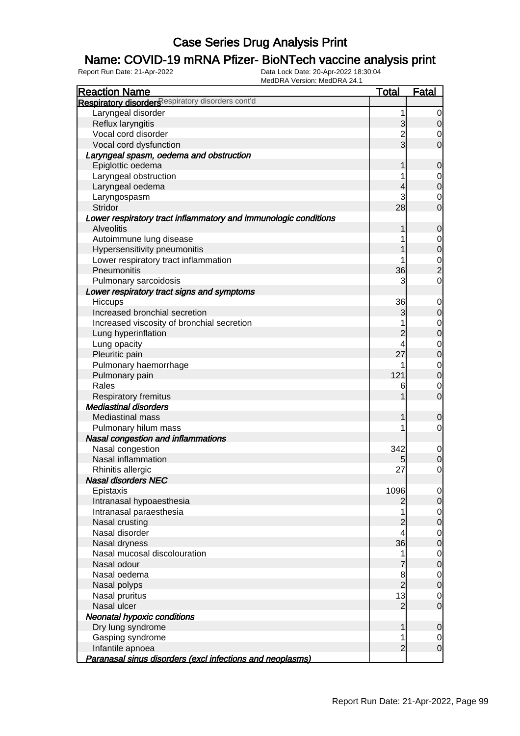# Case Series Drug Analysis Print

## Name: COVID-19 mRNA Pfizer- BioNTech vaccine analysis print

Report Run Date: 21-Apr-2022    Data Lock Date: 20-Apr-2022 18:30:04
MedDRA Version: MedDRA 24.1

| Reaction Name | Total | Fatal |
|---|---|---|
| **Respiratory disorders** Respiratory disorders cont'd | | |
| Laryngeal disorder | 1 | 0 |
| Reflux laryngitis | 3 | 0 |
| Vocal cord disorder | 2 | 0 |
| Vocal cord dysfunction | 3 | 0 |
| ***Laryngeal spasm, oedema and obstruction*** | | |
| Epiglottic oedema | 1 | 0 |
| Laryngeal obstruction | 1 | 0 |
| Laryngeal oedema | 4 | 0 |
| Laryngospasm | 3 | 0 |
| Stridor | 28 | 0 |
| ***Lower respiratory tract inflammatory and immunologic conditions*** | | |
| Alveolitis | 1 | 0 |
| Autoimmune lung disease | 1 | 0 |
| Hypersensitivity pneumonitis | 1 | 0 |
| Lower respiratory tract inflammation | 1 | 0 |
| Pneumonitis | 36 | 2 |
| Pulmonary sarcoidosis | 3 | 0 |
| ***Lower respiratory tract signs and symptoms*** | | |
| Hiccups | 36 | 0 |
| Increased bronchial secretion | 3 | 0 |
| Increased viscosity of bronchial secretion | 1 | 0 |
| Lung hyperinflation | 2 | 0 |
| Lung opacity | 4 | 0 |
| Pleuritic pain | 27 | 0 |
| Pulmonary haemorrhage | 1 | 0 |
| Pulmonary pain | 121 | 0 |
| Rales | 6 | 0 |
| Respiratory fremitus | 1 | 0 |
| ***Mediastinal disorders*** | | |
| Mediastinal mass | 1 | 0 |
| Pulmonary hilum mass | 1 | 0 |
| ***Nasal congestion and inflammations*** | | |
| Nasal congestion | 342 | 0 |
| Nasal inflammation | 5 | 0 |
| Rhinitis allergic | 27 | 0 |
| ***Nasal disorders NEC*** | | |
| Epistaxis | 1096 | 0 |
| Intranasal hypoaesthesia | 2 | 0 |
| Intranasal paraesthesia | 1 | 0 |
| Nasal crusting | 2 | 0 |
| Nasal disorder | 4 | 0 |
| Nasal dryness | 36 | 0 |
| Nasal mucosal discolouration | 1 | 0 |
| Nasal odour | 7 | 0 |
| Nasal oedema | 8 | 0 |
| Nasal polyps | 2 | 0 |
| Nasal pruritus | 13 | 0 |
| Nasal ulcer | 2 | 0 |
| ***Neonatal hypoxic conditions*** | | |
| Dry lung syndrome | 1 | 0 |
| Gasping syndrome | 1 | 0 |
| Infantile apnoea | 2 | 0 |
| ***Paranasal sinus disorders (excl infections and neoplasms)*** | | |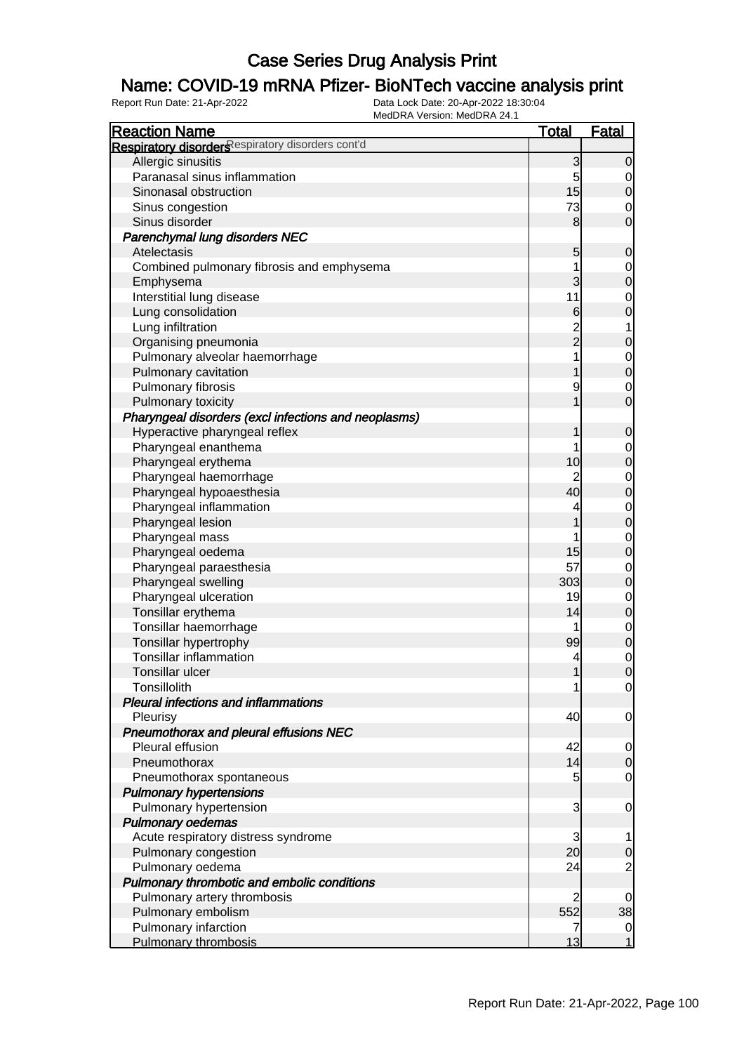# Case Series Drug Analysis Print

## Name: COVID-19 mRNA Pfizer- BioNTech vaccine analysis print

Report Run Date: 21-Apr-2022 | Data Lock Date: 20-Apr-2022 18:30:04 | MedDRA Version: MedDRA 24.1

| Reaction Name | Total | Fatal |
|---|---|---|
| **Respiratory disorders** Respiratory disorders cont'd | | |
| Allergic sinusitis | 3 | 0 |
| Paranasal sinus inflammation | 5 | 0 |
| Sinonasal obstruction | 15 | 0 |
| Sinus congestion | 73 | 0 |
| Sinus disorder | 8 | 0 |
| ***Parenchymal lung disorders NEC*** | | |
| Atelectasis | 5 | 0 |
| Combined pulmonary fibrosis and emphysema | 1 | 0 |
| Emphysema | 3 | 0 |
| Interstitial lung disease | 11 | 0 |
| Lung consolidation | 6 | 0 |
| Lung infiltration | 2 | 1 |
| Organising pneumonia | 2 | 0 |
| Pulmonary alveolar haemorrhage | 1 | 0 |
| Pulmonary cavitation | 1 | 0 |
| Pulmonary fibrosis | 9 | 0 |
| Pulmonary toxicity | 1 | 0 |
| ***Pharyngeal disorders (excl infections and neoplasms)*** | | |
| Hyperactive pharyngeal reflex | 1 | 0 |
| Pharyngeal enanthema | 1 | 0 |
| Pharyngeal erythema | 10 | 0 |
| Pharyngeal haemorrhage | 2 | 0 |
| Pharyngeal hypoaesthesia | 40 | 0 |
| Pharyngeal inflammation | 4 | 0 |
| Pharyngeal lesion | 1 | 0 |
| Pharyngeal mass | 1 | 0 |
| Pharyngeal oedema | 15 | 0 |
| Pharyngeal paraesthesia | 57 | 0 |
| Pharyngeal swelling | 303 | 0 |
| Pharyngeal ulceration | 19 | 0 |
| Tonsillar erythema | 14 | 0 |
| Tonsillar haemorrhage | 1 | 0 |
| Tonsillar hypertrophy | 99 | 0 |
| Tonsillar inflammation | 4 | 0 |
| Tonsillar ulcer | 1 | 0 |
| Tonsillolith | 1 | 0 |
| ***Pleural infections and inflammations*** | | |
| Pleurisy | 40 | 0 |
| ***Pneumothorax and pleural effusions NEC*** | | |
| Pleural effusion | 42 | 0 |
| Pneumothorax | 14 | 0 |
| Pneumothorax spontaneous | 5 | 0 |
| ***Pulmonary hypertensions*** | | |
| Pulmonary hypertension | 3 | 0 |
| ***Pulmonary oedemas*** | | |
| Acute respiratory distress syndrome | 3 | 1 |
| Pulmonary congestion | 20 | 0 |
| Pulmonary oedema | 24 | 2 |
| ***Pulmonary thrombotic and embolic conditions*** | | |
| Pulmonary artery thrombosis | 2 | 0 |
| Pulmonary embolism | 552 | 38 |
| Pulmonary infarction | 7 | 0 |
| Pulmonary thrombosis | 13 | 1 |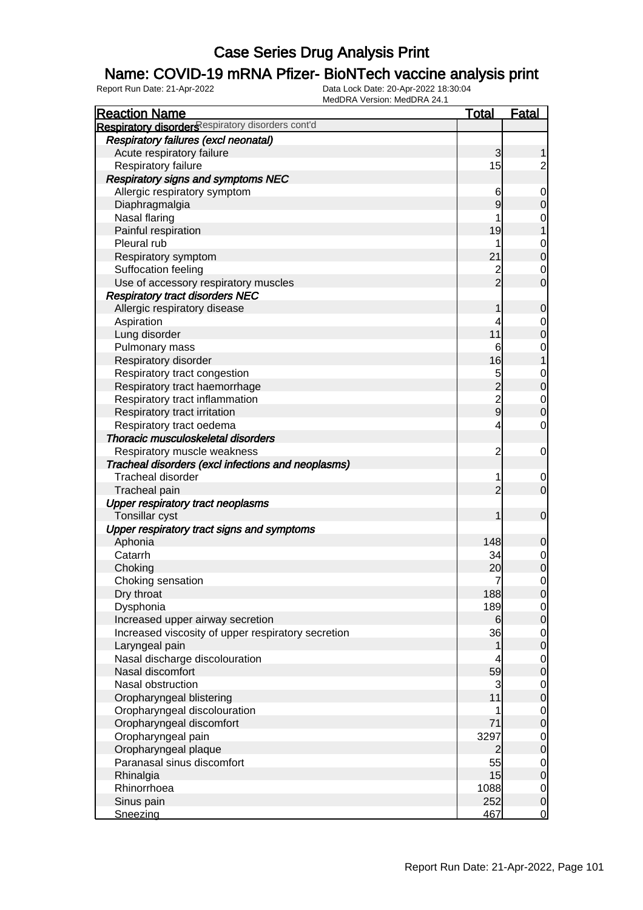# Case Series Drug Analysis Print

## Name: COVID-19 mRNA Pfizer- BioNTech vaccine analysis print

Report Run Date: 21-Apr-2022
Data Lock Date: 20-Apr-2022 18:30:04
MedDRA Version: MedDRA 24.1

| Reaction Name | Total | Fatal |
|---|---|---|
| **Respiratory disorders** Respiratory disorders cont'd | | |
| *Respiratory failures (excl neonatal)* | | |
| Acute respiratory failure | 3 | 1 |
| Respiratory failure | 15 | 2 |
| *Respiratory signs and symptoms NEC* | | |
| Allergic respiratory symptom | 6 | 0 |
| Diaphragmalgia | 9 | 0 |
| Nasal flaring | 1 | 0 |
| Painful respiration | 19 | 1 |
| Pleural rub | 1 | 0 |
| Respiratory symptom | 21 | 0 |
| Suffocation feeling | 2 | 0 |
| Use of accessory respiratory muscles | 2 | 0 |
| *Respiratory tract disorders NEC* | | |
| Allergic respiratory disease | 1 | 0 |
| Aspiration | 4 | 0 |
| Lung disorder | 11 | 0 |
| Pulmonary mass | 6 | 0 |
| Respiratory disorder | 16 | 1 |
| Respiratory tract congestion | 5 | 0 |
| Respiratory tract haemorrhage | 2 | 0 |
| Respiratory tract inflammation | 2 | 0 |
| Respiratory tract irritation | 9 | 0 |
| Respiratory tract oedema | 4 | 0 |
| *Thoracic musculoskeletal disorders* | | |
| Respiratory muscle weakness | 2 | 0 |
| *Tracheal disorders (excl infections and neoplasms)* | | |
| Tracheal disorder | 1 | 0 |
| Tracheal pain | 2 | 0 |
| *Upper respiratory tract neoplasms* | | |
| Tonsillar cyst | 1 | 0 |
| *Upper respiratory tract signs and symptoms* | | |
| Aphonia | 148 | 0 |
| Catarrh | 34 | 0 |
| Choking | 20 | 0 |
| Choking sensation | 7 | 0 |
| Dry throat | 188 | 0 |
| Dysphonia | 189 | 0 |
| Increased upper airway secretion | 6 | 0 |
| Increased viscosity of upper respiratory secretion | 36 | 0 |
| Laryngeal pain | 1 | 0 |
| Nasal discharge discolouration | 4 | 0 |
| Nasal discomfort | 59 | 0 |
| Nasal obstruction | 3 | 0 |
| Oropharyngeal blistering | 11 | 0 |
| Oropharyngeal discolouration | 1 | 0 |
| Oropharyngeal discomfort | 71 | 0 |
| Oropharyngeal pain | 3297 | 0 |
| Oropharyngeal plaque | 2 | 0 |
| Paranasal sinus discomfort | 55 | 0 |
| Rhinalgia | 15 | 0 |
| Rhinorrhoea | 1088 | 0 |
| Sinus pain | 252 | 0 |
| Sneezing | 467 | 0 |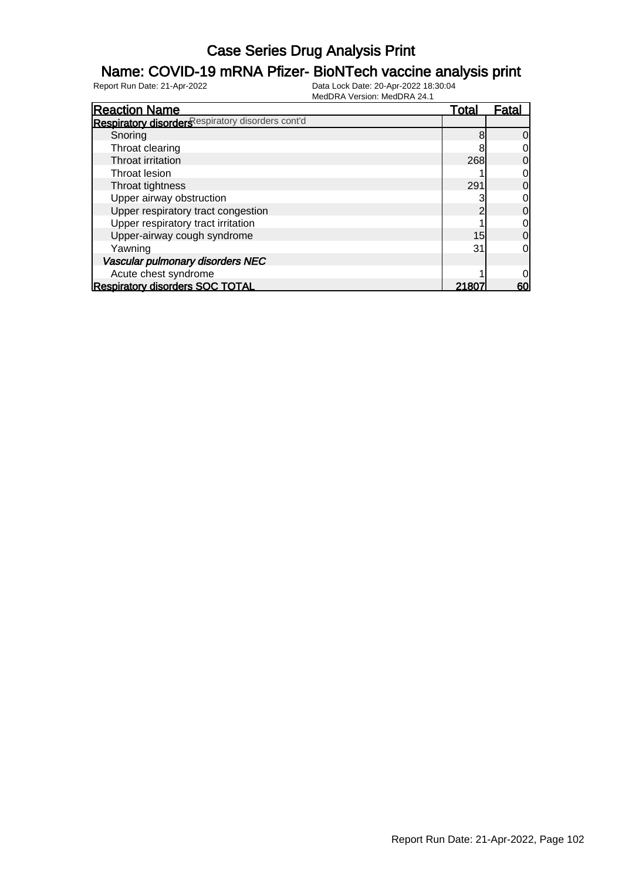# Case Series Drug Analysis Print

## Name: COVID-19 mRNA Pfizer- BioNTech vaccine analysis print

Report Run Date: 21-Apr-2022    Data Lock Date: 20-Apr-2022 18:30:04
MedDRA Version: MedDRA 24.1

| Reaction Name | Total | Fatal |
|---|---|---|
| **Respiratory disorders** Respiratory disorders cont'd | | |
| Snoring | 8 | 0 |
| Throat clearing | 8 | 0 |
| Throat irritation | 268 | 0 |
| Throat lesion | 1 | 0 |
| Throat tightness | 291 | 0 |
| Upper airway obstruction | 3 | 0 |
| Upper respiratory tract congestion | 2 | 0 |
| Upper respiratory tract irritation | 1 | 0 |
| Upper-airway cough syndrome | 15 | 0 |
| Yawning | 31 | 0 |
| ***Vascular pulmonary disorders NEC*** | | |
| Acute chest syndrome | 1 | 0 |
| **Respiratory disorders SOC TOTAL** | **21807** | **60** |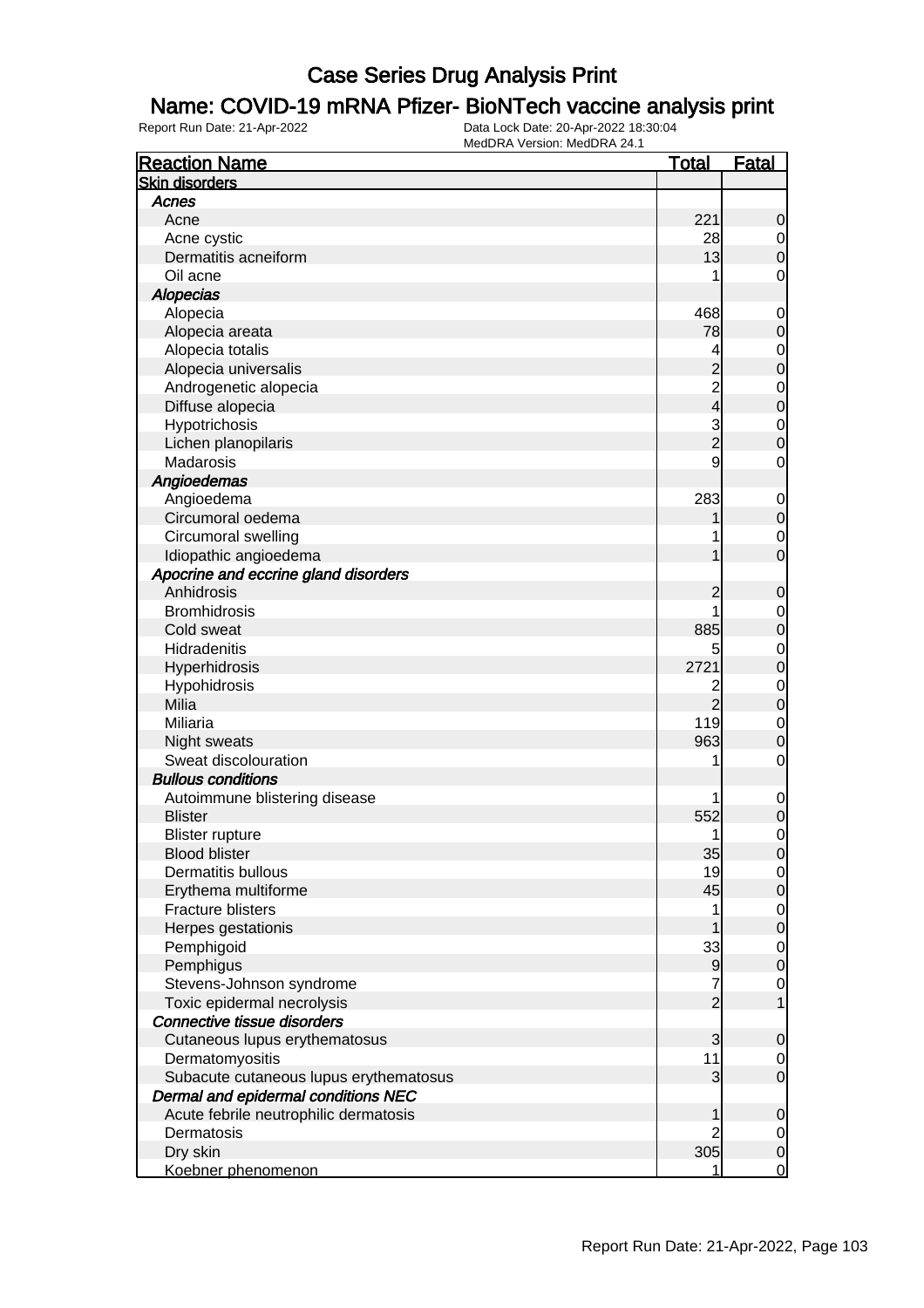# Case Series Drug Analysis Print

## Name: COVID-19 mRNA Pfizer- BioNTech vaccine analysis print

Report Run Date: 21-Apr-2022
Data Lock Date: 20-Apr-2022 18:30:04
MedDRA Version: MedDRA 24.1

| Reaction Name | Total | Fatal |
|---|---|---|
| **Skin disorders** | | |
| *Acnes* | | |
| Acne | 221 | 0 |
| Acne cystic | 28 | 0 |
| Dermatitis acneiform | 13 | 0 |
| Oil acne | 1 | 0 |
| *Alopecias* | | |
| Alopecia | 468 | 0 |
| Alopecia areata | 78 | 0 |
| Alopecia totalis | 4 | 0 |
| Alopecia universalis | 2 | 0 |
| Androgenetic alopecia | 2 | 0 |
| Diffuse alopecia | 4 | 0 |
| Hypotrichosis | 3 | 0 |
| Lichen planopilaris | 2 | 0 |
| Madarosis | 9 | 0 |
| *Angioedemas* | | |
| Angioedema | 283 | 0 |
| Circumoral oedema | 1 | 0 |
| Circumoral swelling | 1 | 0 |
| Idiopathic angioedema | 1 | 0 |
| *Apocrine and eccrine gland disorders* | | |
| Anhidrosis | 2 | 0 |
| Bromhidrosis | 1 | 0 |
| Cold sweat | 885 | 0 |
| Hidradenitis | 5 | 0 |
| Hyperhidrosis | 2721 | 0 |
| Hypohidrosis | 2 | 0 |
| Milia | 2 | 0 |
| Miliaria | 119 | 0 |
| Night sweats | 963 | 0 |
| Sweat discolouration | 1 | 0 |
| *Bullous conditions* | | |
| Autoimmune blistering disease | 1 | 0 |
| Blister | 552 | 0 |
| Blister rupture | 1 | 0 |
| Blood blister | 35 | 0 |
| Dermatitis bullous | 19 | 0 |
| Erythema multiforme | 45 | 0 |
| Fracture blisters | 1 | 0 |
| Herpes gestationis | 1 | 0 |
| Pemphigoid | 33 | 0 |
| Pemphigus | 9 | 0 |
| Stevens-Johnson syndrome | 7 | 0 |
| Toxic epidermal necrolysis | 2 | 1 |
| *Connective tissue disorders* | | |
| Cutaneous lupus erythematosus | 3 | 0 |
| Dermatomyositis | 11 | 0 |
| Subacute cutaneous lupus erythematosus | 3 | 0 |
| *Dermal and epidermal conditions NEC* | | |
| Acute febrile neutrophilic dermatosis | 1 | 0 |
| Dermatosis | 2 | 0 |
| Dry skin | 305 | 0 |
| Koebner phenomenon | 1 | 0 |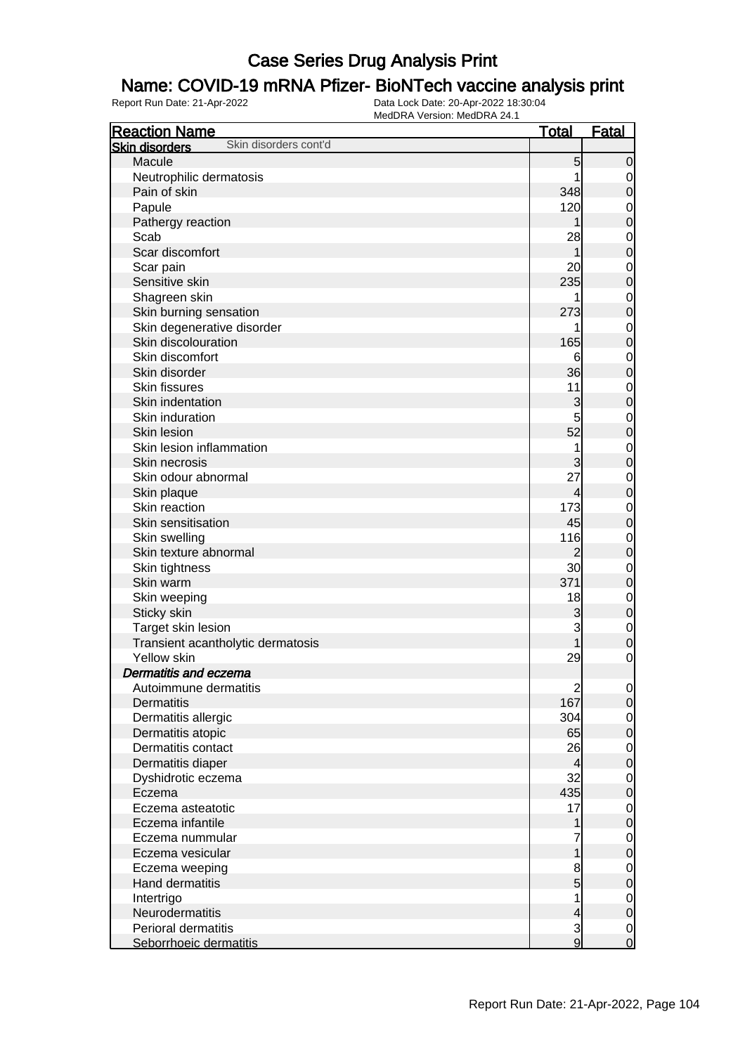# Case Series Drug Analysis Print

## Name: COVID-19 mRNA Pfizer- BioNTech vaccine analysis print

Report Run Date: 21-Apr-2022 | Data Lock Date: 20-Apr-2022 18:30:04 | MedDRA Version: MedDRA 24.1

| Reaction Name | Total | Fatal |
|---|---|---|
| **Skin disorders** Skin disorders cont'd | | |
| Macule | 5 | 0 |
| Neutrophilic dermatosis | 1 | 0 |
| Pain of skin | 348 | 0 |
| Papule | 120 | 0 |
| Pathergy reaction | 1 | 0 |
| Scab | 28 | 0 |
| Scar discomfort | 1 | 0 |
| Scar pain | 20 | 0 |
| Sensitive skin | 235 | 0 |
| Shagreen skin | 1 | 0 |
| Skin burning sensation | 273 | 0 |
| Skin degenerative disorder | 1 | 0 |
| Skin discolouration | 165 | 0 |
| Skin discomfort | 6 | 0 |
| Skin disorder | 36 | 0 |
| Skin fissures | 11 | 0 |
| Skin indentation | 3 | 0 |
| Skin induration | 5 | 0 |
| Skin lesion | 52 | 0 |
| Skin lesion inflammation | 1 | 0 |
| Skin necrosis | 3 | 0 |
| Skin odour abnormal | 27 | 0 |
| Skin plaque | 4 | 0 |
| Skin reaction | 173 | 0 |
| Skin sensitisation | 45 | 0 |
| Skin swelling | 116 | 0 |
| Skin texture abnormal | 2 | 0 |
| Skin tightness | 30 | 0 |
| Skin warm | 371 | 0 |
| Skin weeping | 18 | 0 |
| Sticky skin | 3 | 0 |
| Target skin lesion | 3 | 0 |
| Transient acantholytic dermatosis | 1 | 0 |
| Yellow skin | 29 | 0 |
| ***Dermatitis and eczema*** | | |
| Autoimmune dermatitis | 2 | 0 |
| Dermatitis | 167 | 0 |
| Dermatitis allergic | 304 | 0 |
| Dermatitis atopic | 65 | 0 |
| Dermatitis contact | 26 | 0 |
| Dermatitis diaper | 4 | 0 |
| Dyshidrotic eczema | 32 | 0 |
| Eczema | 435 | 0 |
| Eczema asteatotic | 17 | 0 |
| Eczema infantile | 1 | 0 |
| Eczema nummular | 7 | 0 |
| Eczema vesicular | 1 | 0 |
| Eczema weeping | 8 | 0 |
| Hand dermatitis | 5 | 0 |
| Intertrigo | 1 | 0 |
| Neurodermatitis | 4 | 0 |
| Perioral dermatitis | 3 | 0 |
| Seborrhoeic dermatitis | 9 | 0 |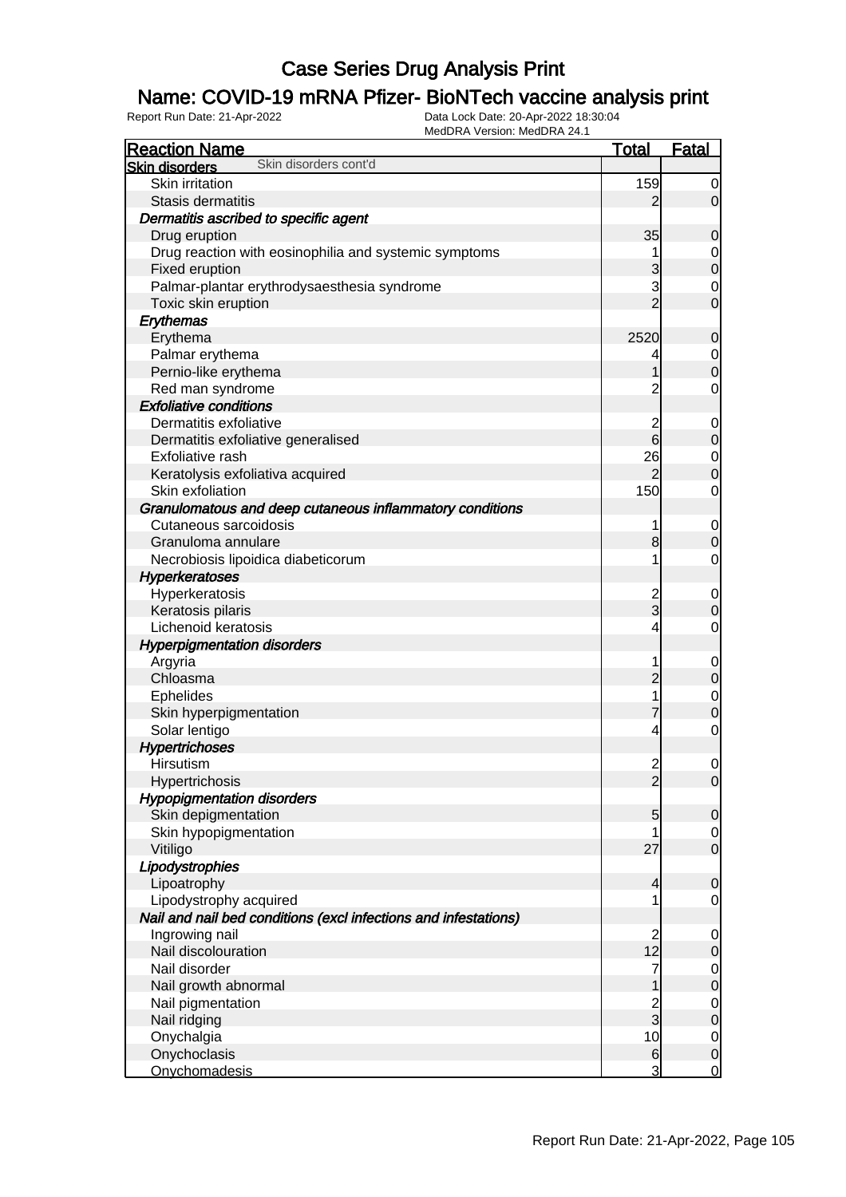# Case Series Drug Analysis Print

## Name: COVID-19 mRNA Pfizer- BioNTech vaccine analysis print

Report Run Date: 21-Apr-2022    Data Lock Date: 20-Apr-2022 18:30:04
MedDRA Version: MedDRA 24.1

| Reaction Name | Total | Fatal |
|---|---|---|
| **Skin disorders** Skin disorders cont'd | | |
| Skin irritation | 159 | 0 |
| Stasis dermatitis | 2 | 0 |
| ***Dermatitis ascribed to specific agent*** | | |
| Drug eruption | 35 | 0 |
| Drug reaction with eosinophilia and systemic symptoms | 1 | 0 |
| Fixed eruption | 3 | 0 |
| Palmar-plantar erythrodysaesthesia syndrome | 3 | 0 |
| Toxic skin eruption | 2 | 0 |
| ***Erythemas*** | | |
| Erythema | 2520 | 0 |
| Palmar erythema | 4 | 0 |
| Pernio-like erythema | 1 | 0 |
| Red man syndrome | 2 | 0 |
| ***Exfoliative conditions*** | | |
| Dermatitis exfoliative | 2 | 0 |
| Dermatitis exfoliative generalised | 6 | 0 |
| Exfoliative rash | 26 | 0 |
| Keratolysis exfoliativa acquired | 2 | 0 |
| Skin exfoliation | 150 | 0 |
| ***Granulomatous and deep cutaneous inflammatory conditions*** | | |
| Cutaneous sarcoidosis | 1 | 0 |
| Granuloma annulare | 8 | 0 |
| Necrobiosis lipoidica diabeticorum | 1 | 0 |
| ***Hyperkeratoses*** | | |
| Hyperkeratosis | 2 | 0 |
| Keratosis pilaris | 3 | 0 |
| Lichenoid keratosis | 4 | 0 |
| ***Hyperpigmentation disorders*** | | |
| Argyria | 1 | 0 |
| Chloasma | 2 | 0 |
| Ephelides | 1 | 0 |
| Skin hyperpigmentation | 7 | 0 |
| Solar lentigo | 4 | 0 |
| ***Hypertrichoses*** | | |
| Hirsutism | 2 | 0 |
| Hypertrichosis | 2 | 0 |
| ***Hypopigmentation disorders*** | | |
| Skin depigmentation | 5 | 0 |
| Skin hypopigmentation | 1 | 0 |
| Vitiligo | 27 | 0 |
| ***Lipodystrophies*** | | |
| Lipoatrophy | 4 | 0 |
| Lipodystrophy acquired | 1 | 0 |
| ***Nail and nail bed conditions (excl infections and infestations)*** | | |
| Ingrowing nail | 2 | 0 |
| Nail discolouration | 12 | 0 |
| Nail disorder | 7 | 0 |
| Nail growth abnormal | 1 | 0 |
| Nail pigmentation | 2 | 0 |
| Nail ridging | 3 | 0 |
| Onychalgia | 10 | 0 |
| Onychoclasis | 6 | 0 |
| Onychomadesis | 3 | 0 |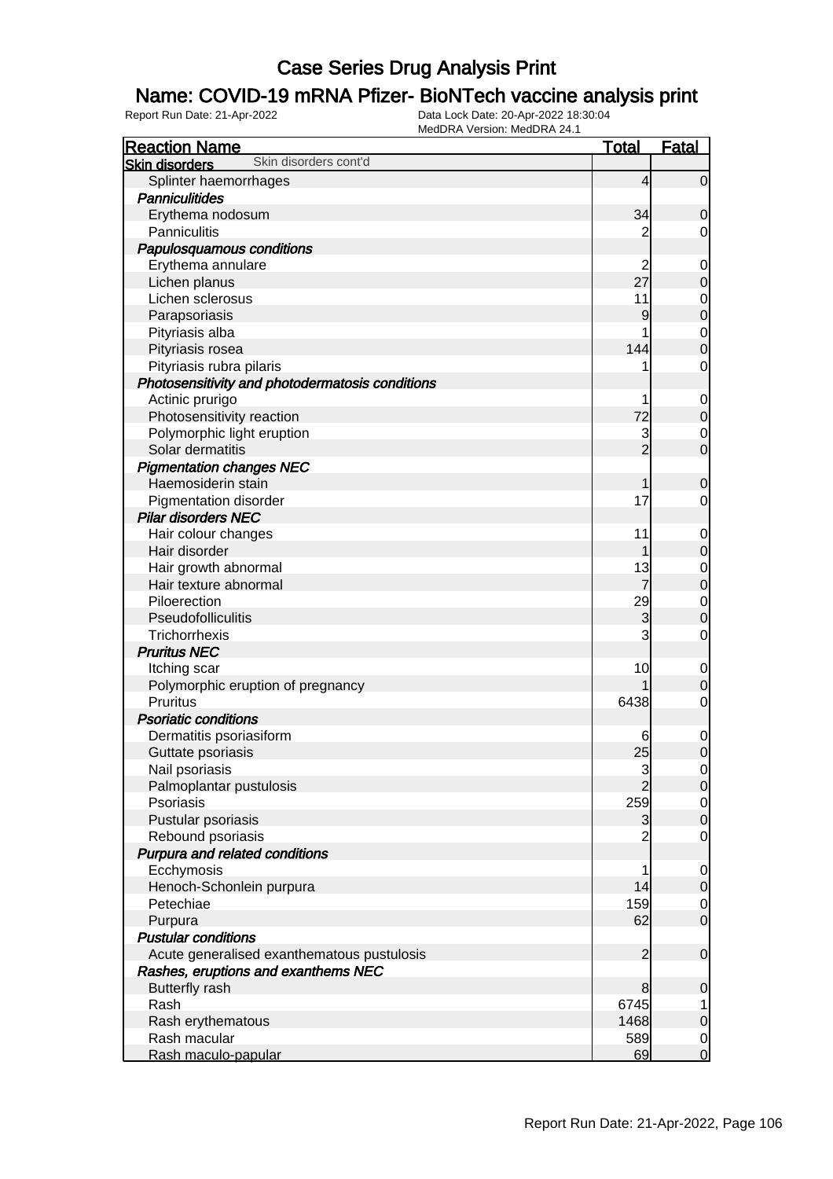# Case Series Drug Analysis Print

## Name: COVID-19 mRNA Pfizer- BioNTech vaccine analysis print

Report Run Date: 21-Apr-2022    Data Lock Date: 20-Apr-2022 18:30:04
MedDRA Version: MedDRA 24.1

| Reaction Name | Total | Fatal |
|---|---|---|
| **Skin disorders** Skin disorders cont'd | | |
| Splinter haemorrhages | 4 | 0 |
| ***Panniculitides*** | | |
| Erythema nodosum | 34 | 0 |
| Panniculitis | 2 | 0 |
| ***Papulosquamous conditions*** | | |
| Erythema annulare | 2 | 0 |
| Lichen planus | 27 | 0 |
| Lichen sclerosus | 11 | 0 |
| Parapsoriasis | 9 | 0 |
| Pityriasis alba | 1 | 0 |
| Pityriasis rosea | 144 | 0 |
| Pityriasis rubra pilaris | 1 | 0 |
| ***Photosensitivity and photodermatosis conditions*** | | |
| Actinic prurigo | 1 | 0 |
| Photosensitivity reaction | 72 | 0 |
| Polymorphic light eruption | 3 | 0 |
| Solar dermatitis | 2 | 0 |
| ***Pigmentation changes NEC*** | | |
| Haemosiderin stain | 1 | 0 |
| Pigmentation disorder | 17 | 0 |
| ***Pilar disorders NEC*** | | |
| Hair colour changes | 11 | 0 |
| Hair disorder | 1 | 0 |
| Hair growth abnormal | 13 | 0 |
| Hair texture abnormal | 7 | 0 |
| Piloerection | 29 | 0 |
| Pseudofolliculitis | 3 | 0 |
| Trichorrhexis | 3 | 0 |
| ***Pruritus NEC*** | | |
| Itching scar | 10 | 0 |
| Polymorphic eruption of pregnancy | 1 | 0 |
| Pruritus | 6438 | 0 |
| ***Psoriatic conditions*** | | |
| Dermatitis psoriasiform | 6 | 0 |
| Guttate psoriasis | 25 | 0 |
| Nail psoriasis | 3 | 0 |
| Palmoplantar pustulosis | 2 | 0 |
| Psoriasis | 259 | 0 |
| Pustular psoriasis | 3 | 0 |
| Rebound psoriasis | 2 | 0 |
| ***Purpura and related conditions*** | | |
| Ecchymosis | 1 | 0 |
| Henoch-Schonlein purpura | 14 | 0 |
| Petechiae | 159 | 0 |
| Purpura | 62 | 0 |
| ***Pustular conditions*** | | |
| Acute generalised exanthematous pustulosis | 2 | 0 |
| ***Rashes, eruptions and exanthems NEC*** | | |
| Butterfly rash | 8 | 0 |
| Rash | 6745 | 1 |
| Rash erythematous | 1468 | 0 |
| Rash macular | 589 | 0 |
| Rash maculo-papular | 69 | 0 |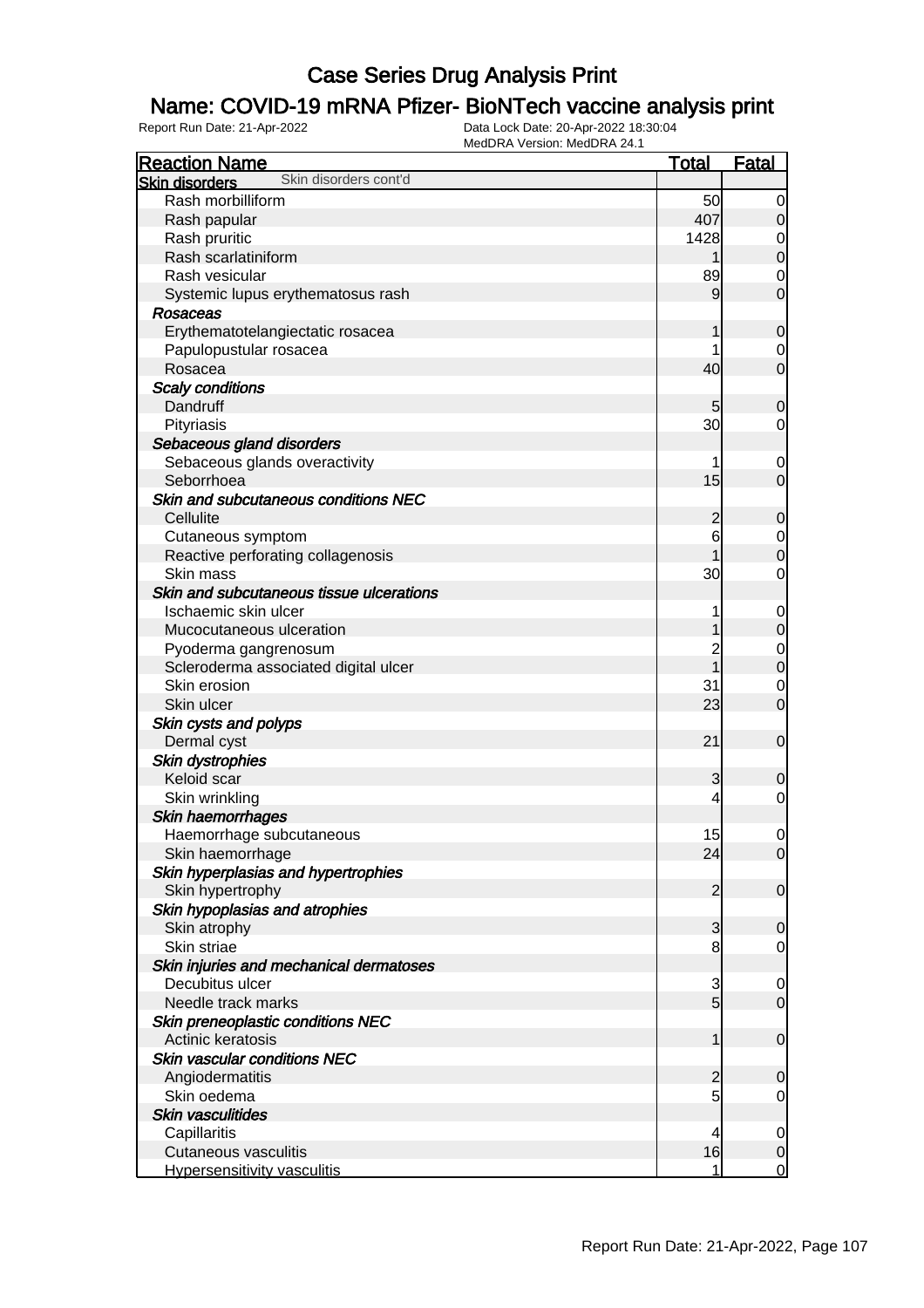# Case Series Drug Analysis Print

## Name: COVID-19 mRNA Pfizer- BioNTech vaccine analysis print

Report Run Date: 21-Apr-2022

Data Lock Date: 20-Apr-2022 18:30:04

MedDRA Version: MedDRA 24.1

| Reaction Name | Total | Fatal |
|---|---|---|
| **Skin disorders** Skin disorders cont'd | | |
| Rash morbilliform | 50 | 0 |
| Rash papular | 407 | 0 |
| Rash pruritic | 1428 | 0 |
| Rash scarlatiniform | 1 | 0 |
| Rash vesicular | 89 | 0 |
| Systemic lupus erythematosus rash | 9 | 0 |
| ***Rosaceas*** | | |
| Erythematotelangiectatic rosacea | 1 | 0 |
| Papulopustular rosacea | 1 | 0 |
| Rosacea | 40 | 0 |
| ***Scaly conditions*** | | |
| Dandruff | 5 | 0 |
| Pityriasis | 30 | 0 |
| ***Sebaceous gland disorders*** | | |
| Sebaceous glands overactivity | 1 | 0 |
| Seborrhoea | 15 | 0 |
| ***Skin and subcutaneous conditions NEC*** | | |
| Cellulite | 2 | 0 |
| Cutaneous symptom | 6 | 0 |
| Reactive perforating collagenosis | 1 | 0 |
| Skin mass | 30 | 0 |
| ***Skin and subcutaneous tissue ulcerations*** | | |
| Ischaemic skin ulcer | 1 | 0 |
| Mucocutaneous ulceration | 1 | 0 |
| Pyoderma gangrenosum | 2 | 0 |
| Scleroderma associated digital ulcer | 1 | 0 |
| Skin erosion | 31 | 0 |
| Skin ulcer | 23 | 0 |
| ***Skin cysts and polyps*** | | |
| Dermal cyst | 21 | 0 |
| ***Skin dystrophies*** | | |
| Keloid scar | 3 | 0 |
| Skin wrinkling | 4 | 0 |
| ***Skin haemorrhages*** | | |
| Haemorrhage subcutaneous | 15 | 0 |
| Skin haemorrhage | 24 | 0 |
| ***Skin hyperplasias and hypertrophies*** | | |
| Skin hypertrophy | 2 | 0 |
| ***Skin hypoplasias and atrophies*** | | |
| Skin atrophy | 3 | 0 |
| Skin striae | 8 | 0 |
| ***Skin injuries and mechanical dermatoses*** | | |
| Decubitus ulcer | 3 | 0 |
| Needle track marks | 5 | 0 |
| ***Skin preneoplastic conditions NEC*** | | |
| Actinic keratosis | 1 | 0 |
| ***Skin vascular conditions NEC*** | | |
| Angiodermatitis | 2 | 0 |
| Skin oedema | 5 | 0 |
| ***Skin vasculitides*** | | |
| Capillaritis | 4 | 0 |
| Cutaneous vasculitis | 16 | 0 |
| Hypersensitivity vasculitis | 1 | 0 |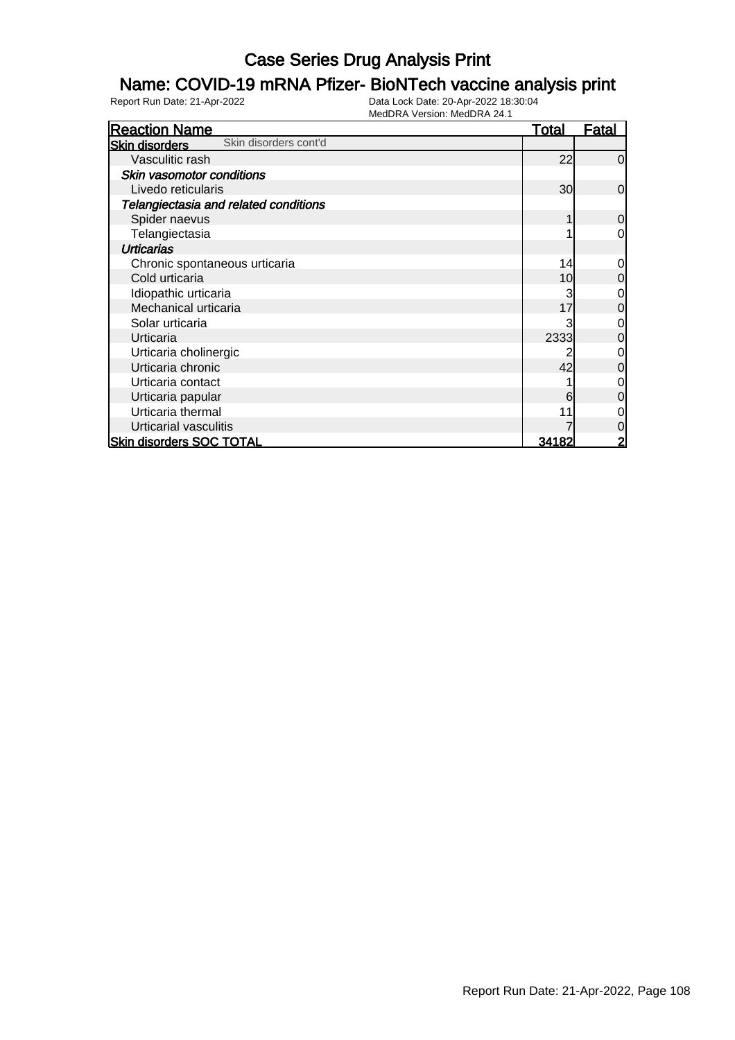# Case Series Drug Analysis Print

## Name: COVID-19 mRNA Pfizer- BioNTech vaccine analysis print

Report Run Date: 21-Apr-2022    Data Lock Date: 20-Apr-2022 18:30:04
MedDRA Version: MedDRA 24.1

| Reaction Name | Total | Fatal |
|---|---|---|
| **Skin disorders** Skin disorders cont'd | | |
| Vasculitic rash | 22 | 0 |
| *Skin vasomotor conditions* | | |
| Livedo reticularis | 30 | 0 |
| *Telangiectasia and related conditions* | | |
| Spider naevus | 1 | 0 |
| Telangiectasia | 1 | 0 |
| *Urticarias* | | |
| Chronic spontaneous urticaria | 14 | 0 |
| Cold urticaria | 10 | 0 |
| Idiopathic urticaria | 3 | 0 |
| Mechanical urticaria | 17 | 0 |
| Solar urticaria | 3 | 0 |
| Urticaria | 2333 | 0 |
| Urticaria cholinergic | 2 | 0 |
| Urticaria chronic | 42 | 0 |
| Urticaria contact | 1 | 0 |
| Urticaria papular | 6 | 0 |
| Urticaria thermal | 11 | 0 |
| Urticarial vasculitis | 7 | 0 |
| **Skin disorders SOC TOTAL** | **34182** | **2** |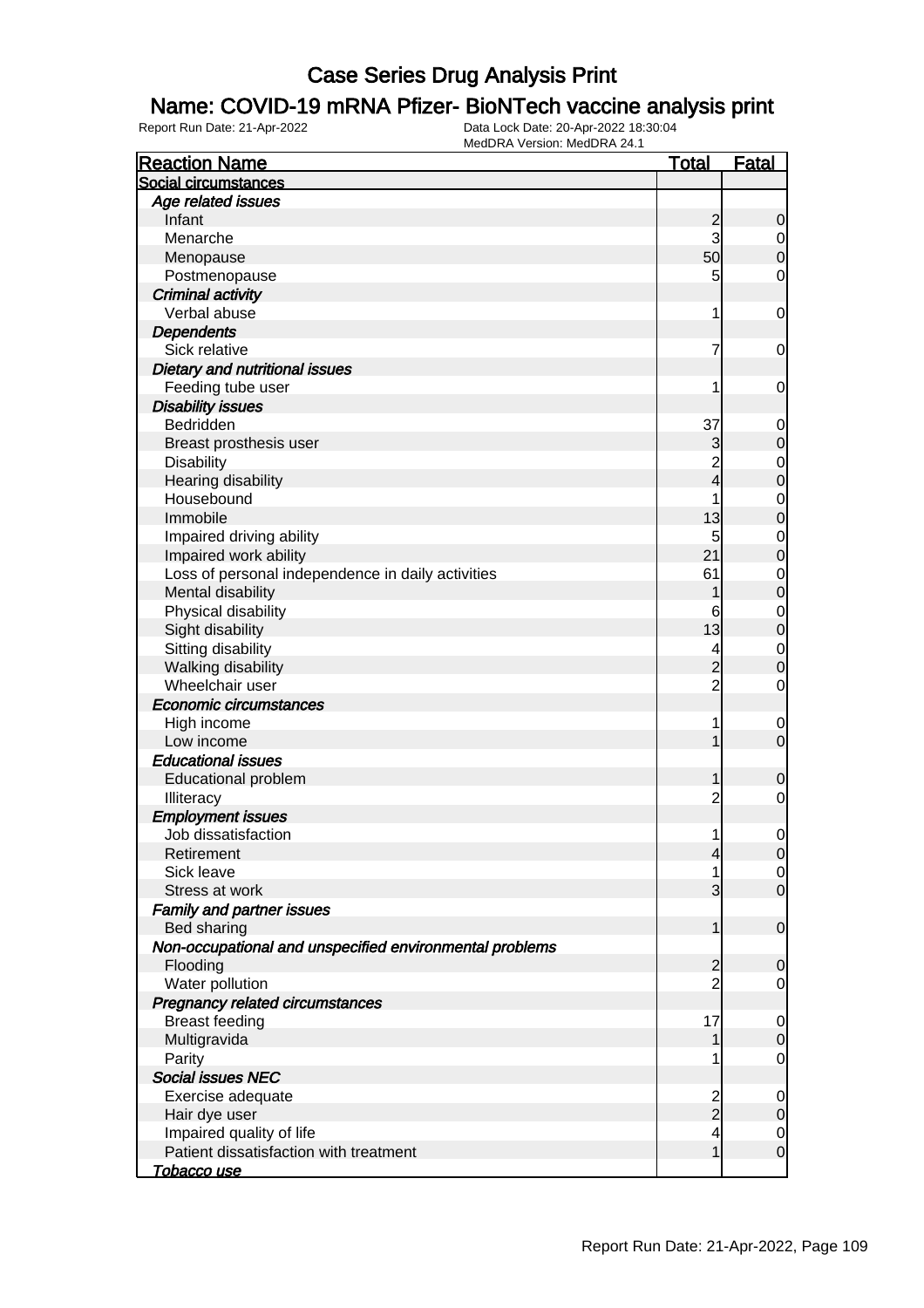# Case Series Drug Analysis Print

## Name: COVID-19 mRNA Pfizer- BioNTech vaccine analysis print

Report Run Date: 21-Apr-2022    Data Lock Date: 20-Apr-2022 18:30:04
MedDRA Version: MedDRA 24.1

| Reaction Name | Total | Fatal |
|---|---|---|
| **Social circumstances** | | |
| *Age related issues* | | |
| Infant | 2 | 0 |
| Menarche | 3 | 0 |
| Menopause | 50 | 0 |
| Postmenopause | 5 | 0 |
| *Criminal activity* | | |
| Verbal abuse | 1 | 0 |
| *Dependents* | | |
| Sick relative | 7 | 0 |
| *Dietary and nutritional issues* | | |
| Feeding tube user | 1 | 0 |
| *Disability issues* | | |
| Bedridden | 37 | 0 |
| Breast prosthesis user | 3 | 0 |
| Disability | 2 | 0 |
| Hearing disability | 4 | 0 |
| Housebound | 1 | 0 |
| Immobile | 13 | 0 |
| Impaired driving ability | 5 | 0 |
| Impaired work ability | 21 | 0 |
| Loss of personal independence in daily activities | 61 | 0 |
| Mental disability | 1 | 0 |
| Physical disability | 6 | 0 |
| Sight disability | 13 | 0 |
| Sitting disability | 4 | 0 |
| Walking disability | 2 | 0 |
| Wheelchair user | 2 | 0 |
| *Economic circumstances* | | |
| High income | 1 | 0 |
| Low income | 1 | 0 |
| *Educational issues* | | |
| Educational problem | 1 | 0 |
| Illiteracy | 2 | 0 |
| *Employment issues* | | |
| Job dissatisfaction | 1 | 0 |
| Retirement | 4 | 0 |
| Sick leave | 1 | 0 |
| Stress at work | 3 | 0 |
| *Family and partner issues* | | |
| Bed sharing | 1 | 0 |
| *Non-occupational and unspecified environmental problems* | | |
| Flooding | 2 | 0 |
| Water pollution | 2 | 0 |
| *Pregnancy related circumstances* | | |
| Breast feeding | 17 | 0 |
| Multigravida | 1 | 0 |
| Parity | 1 | 0 |
| *Social issues NEC* | | |
| Exercise adequate | 2 | 0 |
| Hair dye user | 2 | 0 |
| Impaired quality of life | 4 | 0 |
| Patient dissatisfaction with treatment | 1 | 0 |
| *Tobacco use* | | |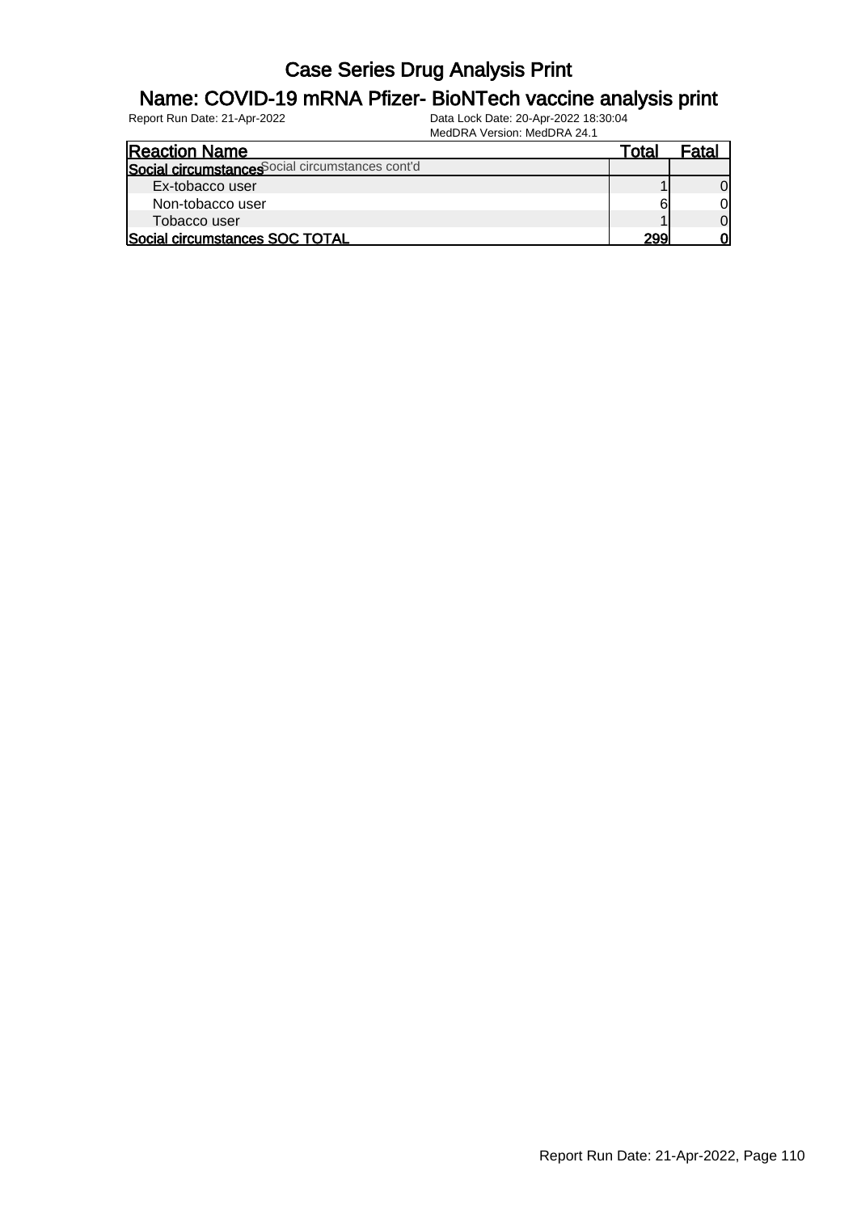# Case Series Drug Analysis Print

## Name: COVID-19 mRNA Pfizer- BioNTech vaccine analysis print

Report Run Date: 21-Apr-2022

Data Lock Date: 20-Apr-2022 18:30:04

MedDRA Version: MedDRA 24.1

| Reaction Name | Total | Fatal |
|---|---|---|
| **Social circumstances** Social circumstances cont'd | | |
| Ex-tobacco user | 1 | 0 |
| Non-tobacco user | 6 | 0 |
| Tobacco user | 1 | 0 |
| **Social circumstances SOC TOTAL** | **299** | **0** |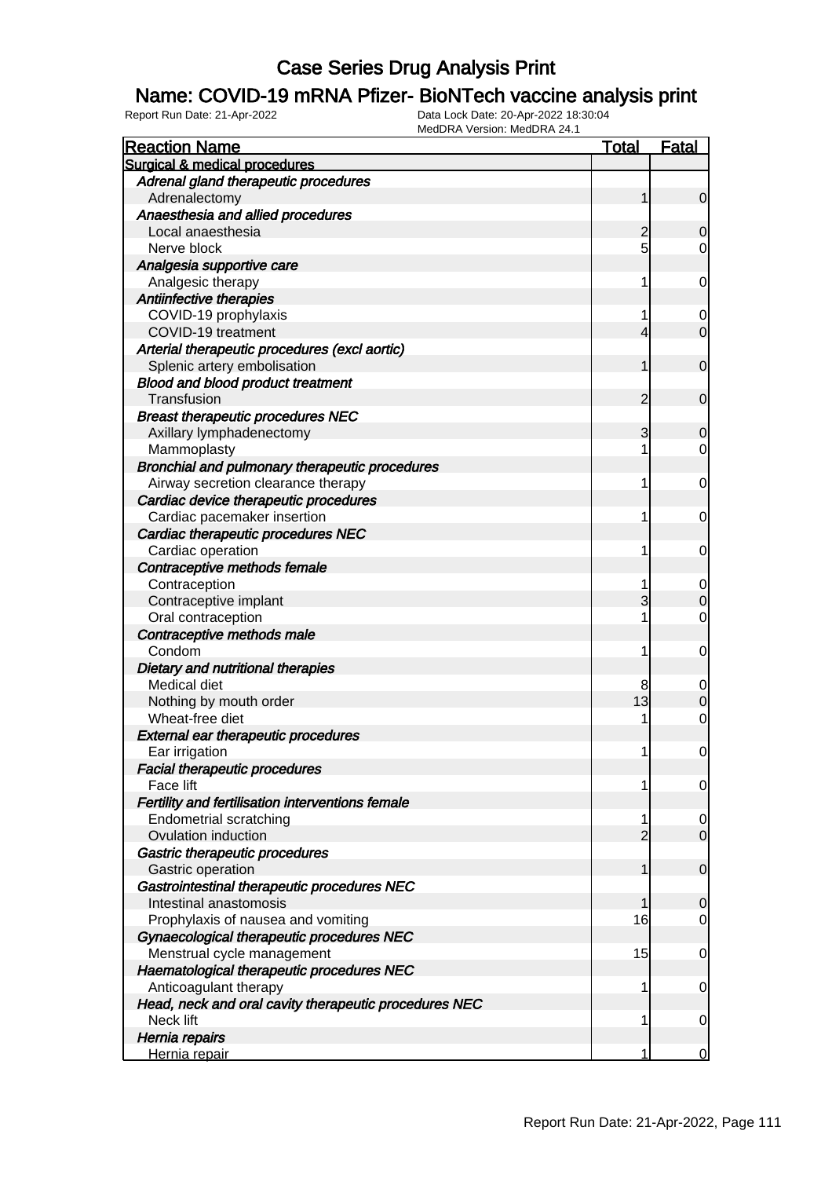# Case Series Drug Analysis Print

## Name: COVID-19 mRNA Pfizer- BioNTech vaccine analysis print

Report Run Date: 21-Apr-2022

Data Lock Date: 20-Apr-2022 18:30:04
MedDRA Version: MedDRA 24.1

| Reaction Name | Total | Fatal |
|---|---|---|
| **Surgical & medical procedures** | | |
| *Adrenal gland therapeutic procedures* | | |
| Adrenalectomy | 1 | 0 |
| *Anaesthesia and allied procedures* | | |
| Local anaesthesia | 2 | 0 |
| Nerve block | 5 | 0 |
| *Analgesia supportive care* | | |
| Analgesic therapy | 1 | 0 |
| *Antiinfective therapies* | | |
| COVID-19 prophylaxis | 1 | 0 |
| COVID-19 treatment | 4 | 0 |
| *Arterial therapeutic procedures (excl aortic)* | | |
| Splenic artery embolisation | 1 | 0 |
| *Blood and blood product treatment* | | |
| Transfusion | 2 | 0 |
| *Breast therapeutic procedures NEC* | | |
| Axillary lymphadenectomy | 3 | 0 |
| Mammoplasty | 1 | 0 |
| *Bronchial and pulmonary therapeutic procedures* | | |
| Airway secretion clearance therapy | 1 | 0 |
| *Cardiac device therapeutic procedures* | | |
| Cardiac pacemaker insertion | 1 | 0 |
| *Cardiac therapeutic procedures NEC* | | |
| Cardiac operation | 1 | 0 |
| *Contraceptive methods female* | | |
| Contraception | 1 | 0 |
| Contraceptive implant | 3 | 0 |
| Oral contraception | 1 | 0 |
| *Contraceptive methods male* | | |
| Condom | 1 | 0 |
| *Dietary and nutritional therapies* | | |
| Medical diet | 8 | 0 |
| Nothing by mouth order | 13 | 0 |
| Wheat-free diet | 1 | 0 |
| *External ear therapeutic procedures* | | |
| Ear irrigation | 1 | 0 |
| *Facial therapeutic procedures* | | |
| Face lift | 1 | 0 |
| *Fertility and fertilisation interventions female* | | |
| Endometrial scratching | 1 | 0 |
| Ovulation induction | 2 | 0 |
| *Gastric therapeutic procedures* | | |
| Gastric operation | 1 | 0 |
| *Gastrointestinal therapeutic procedures NEC* | | |
| Intestinal anastomosis | 1 | 0 |
| Prophylaxis of nausea and vomiting | 16 | 0 |
| *Gynaecological therapeutic procedures NEC* | | |
| Menstrual cycle management | 15 | 0 |
| *Haematological therapeutic procedures NEC* | | |
| Anticoagulant therapy | 1 | 0 |
| *Head, neck and oral cavity therapeutic procedures NEC* | | |
| Neck lift | 1 | 0 |
| *Hernia repairs* | | |
| Hernia repair | 1 | 0 |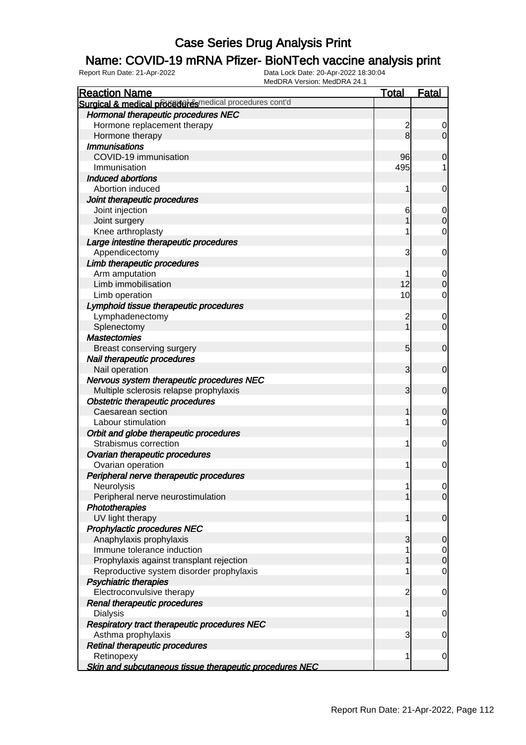# Case Series Drug Analysis Print

## Name: COVID-19 mRNA Pfizer- BioNTech vaccine analysis print

Report Run Date: 21-Apr-2022
Data Lock Date: 20-Apr-2022 18:30:04
MedDRA Version: MedDRA 24.1

| Reaction Name | Total | Fatal |
|---|---|---|
| **Surgical & medical procedures** Surgical & medical procedures cont'd | | |
| ***Hormonal therapeutic procedures NEC*** | | |
| Hormone replacement therapy | 2 | 0 |
| Hormone therapy | 8 | 0 |
| ***Immunisations*** | | |
| COVID-19 immunisation | 96 | 0 |
| Immunisation | 495 | 1 |
| ***Induced abortions*** | | |
| Abortion induced | 1 | 0 |
| ***Joint therapeutic procedures*** | | |
| Joint injection | 6 | 0 |
| Joint surgery | 1 | 0 |
| Knee arthroplasty | 1 | 0 |
| ***Large intestine therapeutic procedures*** | | |
| Appendicectomy | 3 | 0 |
| ***Limb therapeutic procedures*** | | |
| Arm amputation | 1 | 0 |
| Limb immobilisation | 12 | 0 |
| Limb operation | 10 | 0 |
| ***Lymphoid tissue therapeutic procedures*** | | |
| Lymphadenectomy | 2 | 0 |
| Splenectomy | 1 | 0 |
| ***Mastectomies*** | | |
| Breast conserving surgery | 5 | 0 |
| ***Nail therapeutic procedures*** | | |
| Nail operation | 3 | 0 |
| ***Nervous system therapeutic procedures NEC*** | | |
| Multiple sclerosis relapse prophylaxis | 3 | 0 |
| ***Obstetric therapeutic procedures*** | | |
| Caesarean section | 1 | 0 |
| Labour stimulation | 1 | 0 |
| ***Orbit and globe therapeutic procedures*** | | |
| Strabismus correction | 1 | 0 |
| ***Ovarian therapeutic procedures*** | | |
| Ovarian operation | 1 | 0 |
| ***Peripheral nerve therapeutic procedures*** | | |
| Neurolysis | 1 | 0 |
| Peripheral nerve neurostimulation | 1 | 0 |
| ***Phototherapies*** | | |
| UV light therapy | 1 | 0 |
| ***Prophylactic procedures NEC*** | | |
| Anaphylaxis prophylaxis | 3 | 0 |
| Immune tolerance induction | 1 | 0 |
| Prophylaxis against transplant rejection | 1 | 0 |
| Reproductive system disorder prophylaxis | 1 | 0 |
| ***Psychiatric therapies*** | | |
| Electroconvulsive therapy | 2 | 0 |
| ***Renal therapeutic procedures*** | | |
| Dialysis | 1 | 0 |
| ***Respiratory tract therapeutic procedures NEC*** | | |
| Asthma prophylaxis | 3 | 0 |
| ***Retinal therapeutic procedures*** | | |
| Retinopexy | 1 | 0 |
| ***Skin and subcutaneous tissue therapeutic procedures NEC*** | | |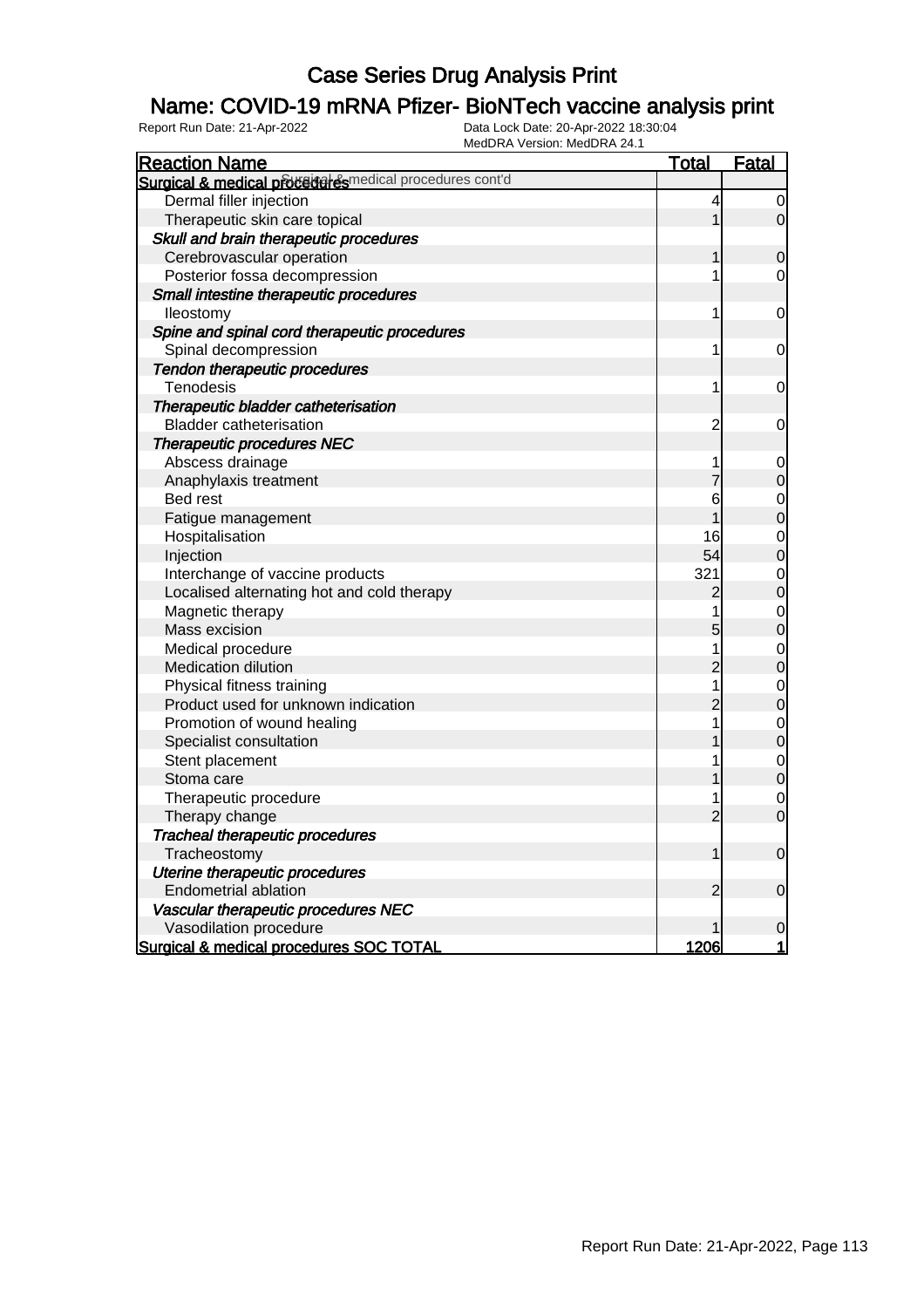# Case Series Drug Analysis Print

## Name: COVID-19 mRNA Pfizer- BioNTech vaccine analysis print

Report Run Date: 21-Apr-2022    Data Lock Date: 20-Apr-2022 18:30:04
MedDRA Version: MedDRA 24.1

| Reaction Name | Total | Fatal |
|---|---|---|
| **Surgical & medical procedures** Surgical & medical procedures cont'd | | |
| Dermal filler injection | 4 | 0 |
| Therapeutic skin care topical | 1 | 0 |
| ***Skull and brain therapeutic procedures*** | | |
| Cerebrovascular operation | 1 | 0 |
| Posterior fossa decompression | 1 | 0 |
| ***Small intestine therapeutic procedures*** | | |
| Ileostomy | 1 | 0 |
| ***Spine and spinal cord therapeutic procedures*** | | |
| Spinal decompression | 1 | 0 |
| ***Tendon therapeutic procedures*** | | |
| Tenodesis | 1 | 0 |
| ***Therapeutic bladder catheterisation*** | | |
| Bladder catheterisation | 2 | 0 |
| ***Therapeutic procedures NEC*** | | |
| Abscess drainage | 1 | 0 |
| Anaphylaxis treatment | 7 | 0 |
| Bed rest | 6 | 0 |
| Fatigue management | 1 | 0 |
| Hospitalisation | 16 | 0 |
| Injection | 54 | 0 |
| Interchange of vaccine products | 321 | 0 |
| Localised alternating hot and cold therapy | 2 | 0 |
| Magnetic therapy | 1 | 0 |
| Mass excision | 5 | 0 |
| Medical procedure | 1 | 0 |
| Medication dilution | 2 | 0 |
| Physical fitness training | 1 | 0 |
| Product used for unknown indication | 2 | 0 |
| Promotion of wound healing | 1 | 0 |
| Specialist consultation | 1 | 0 |
| Stent placement | 1 | 0 |
| Stoma care | 1 | 0 |
| Therapeutic procedure | 1 | 0 |
| Therapy change | 2 | 0 |
| ***Tracheal therapeutic procedures*** | | |
| Tracheostomy | 1 | 0 |
| ***Uterine therapeutic procedures*** | | |
| Endometrial ablation | 2 | 0 |
| ***Vascular therapeutic procedures NEC*** | | |
| Vasodilation procedure | 1 | 0 |
| **Surgical & medical procedures SOC TOTAL** | **1206** | **1** |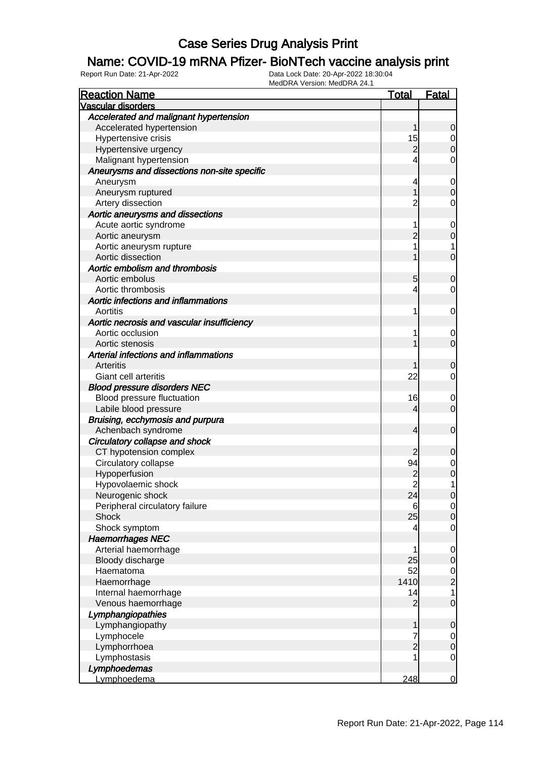# Case Series Drug Analysis Print

## Name: COVID-19 mRNA Pfizer- BioNTech vaccine analysis print

Report Run Date: 21-Apr-2022 | Data Lock Date: 20-Apr-2022 18:30:04 | MedDRA Version: MedDRA 24.1

| Reaction Name | Total | Fatal |
|---|---|---|
| **Vascular disorders** | | |
| ***Accelerated and malignant hypertension*** | | |
| Accelerated hypertension | 1 | 0 |
| Hypertensive crisis | 15 | 0 |
| Hypertensive urgency | 2 | 0 |
| Malignant hypertension | 4 | 0 |
| ***Aneurysms and dissections non-site specific*** | | |
| Aneurysm | 4 | 0 |
| Aneurysm ruptured | 1 | 0 |
| Artery dissection | 2 | 0 |
| ***Aortic aneurysms and dissections*** | | |
| Acute aortic syndrome | 1 | 0 |
| Aortic aneurysm | 2 | 0 |
| Aortic aneurysm rupture | 1 | 1 |
| Aortic dissection | 1 | 0 |
| ***Aortic embolism and thrombosis*** | | |
| Aortic embolus | 5 | 0 |
| Aortic thrombosis | 4 | 0 |
| ***Aortic infections and inflammations*** | | |
| Aortitis | 1 | 0 |
| ***Aortic necrosis and vascular insufficiency*** | | |
| Aortic occlusion | 1 | 0 |
| Aortic stenosis | 1 | 0 |
| ***Arterial infections and inflammations*** | | |
| Arteritis | 1 | 0 |
| Giant cell arteritis | 22 | 0 |
| ***Blood pressure disorders NEC*** | | |
| Blood pressure fluctuation | 16 | 0 |
| Labile blood pressure | 4 | 0 |
| ***Bruising, ecchymosis and purpura*** | | |
| Achenbach syndrome | 4 | 0 |
| ***Circulatory collapse and shock*** | | |
| CT hypotension complex | 2 | 0 |
| Circulatory collapse | 94 | 0 |
| Hypoperfusion | 2 | 0 |
| Hypovolaemic shock | 2 | 1 |
| Neurogenic shock | 24 | 0 |
| Peripheral circulatory failure | 6 | 0 |
| Shock | 25 | 0 |
| Shock symptom | 4 | 0 |
| ***Haemorrhages NEC*** | | |
| Arterial haemorrhage | 1 | 0 |
| Bloody discharge | 25 | 0 |
| Haematoma | 52 | 0 |
| Haemorrhage | 1410 | 2 |
| Internal haemorrhage | 14 | 1 |
| Venous haemorrhage | 2 | 0 |
| ***Lymphangiopathies*** | | |
| Lymphangiopathy | 1 | 0 |
| Lymphocele | 7 | 0 |
| Lymphorrhoea | 2 | 0 |
| Lymphostasis | 1 | 0 |
| ***Lymphoedemas*** | | |
| Lymphoedema | 248 | 0 |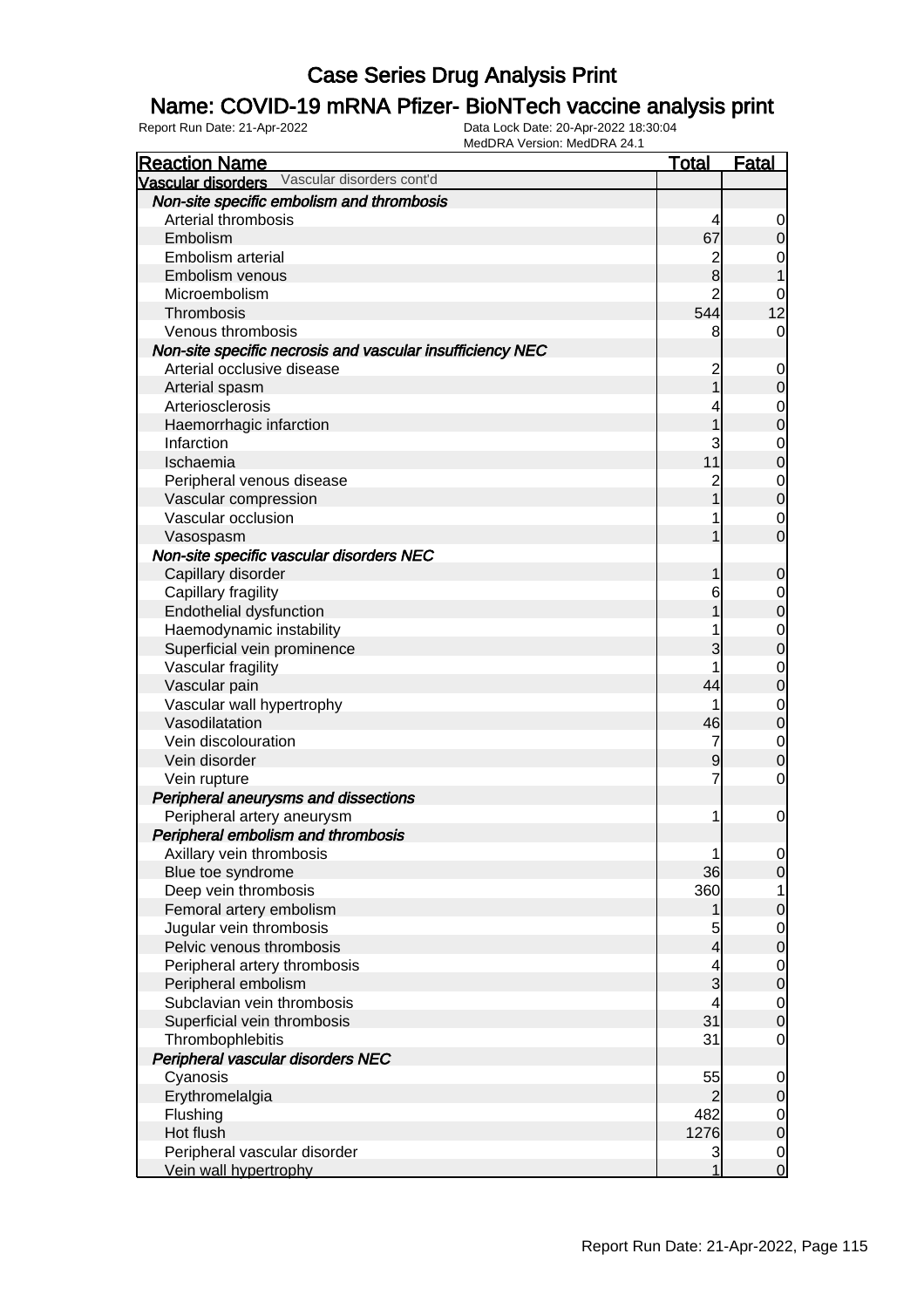# Case Series Drug Analysis Print

## Name: COVID-19 mRNA Pfizer- BioNTech vaccine analysis print

Report Run Date: 21-Apr-2022

Data Lock Date: 20-Apr-2022 18:30:04

MedDRA Version: MedDRA 24.1

| Reaction Name | Total | Fatal |
|---|---|---|
| **Vascular disorders** Vascular disorders cont'd | | |
| ***Non-site specific embolism and thrombosis*** | | |
| Arterial thrombosis | 4 | 0 |
| Embolism | 67 | 0 |
| Embolism arterial | 2 | 0 |
| Embolism venous | 8 | 1 |
| Microembolism | 2 | 0 |
| Thrombosis | 544 | 12 |
| Venous thrombosis | 8 | 0 |
| ***Non-site specific necrosis and vascular insufficiency NEC*** | | |
| Arterial occlusive disease | 2 | 0 |
| Arterial spasm | 1 | 0 |
| Arteriosclerosis | 4 | 0 |
| Haemorrhagic infarction | 1 | 0 |
| Infarction | 3 | 0 |
| Ischaemia | 11 | 0 |
| Peripheral venous disease | 2 | 0 |
| Vascular compression | 1 | 0 |
| Vascular occlusion | 1 | 0 |
| Vasospasm | 1 | 0 |
| ***Non-site specific vascular disorders NEC*** | | |
| Capillary disorder | 1 | 0 |
| Capillary fragility | 6 | 0 |
| Endothelial dysfunction | 1 | 0 |
| Haemodynamic instability | 1 | 0 |
| Superficial vein prominence | 3 | 0 |
| Vascular fragility | 1 | 0 |
| Vascular pain | 44 | 0 |
| Vascular wall hypertrophy | 1 | 0 |
| Vasodilatation | 46 | 0 |
| Vein discolouration | 7 | 0 |
| Vein disorder | 9 | 0 |
| Vein rupture | 7 | 0 |
| ***Peripheral aneurysms and dissections*** | | |
| Peripheral artery aneurysm | 1 | 0 |
| ***Peripheral embolism and thrombosis*** | | |
| Axillary vein thrombosis | 1 | 0 |
| Blue toe syndrome | 36 | 0 |
| Deep vein thrombosis | 360 | 1 |
| Femoral artery embolism | 1 | 0 |
| Jugular vein thrombosis | 5 | 0 |
| Pelvic venous thrombosis | 4 | 0 |
| Peripheral artery thrombosis | 4 | 0 |
| Peripheral embolism | 3 | 0 |
| Subclavian vein thrombosis | 4 | 0 |
| Superficial vein thrombosis | 31 | 0 |
| Thrombophlebitis | 31 | 0 |
| ***Peripheral vascular disorders NEC*** | | |
| Cyanosis | 55 | 0 |
| Erythromelalgia | 2 | 0 |
| Flushing | 482 | 0 |
| Hot flush | 1276 | 0 |
| Peripheral vascular disorder | 3 | 0 |
| Vein wall hypertrophy | 1 | 0 |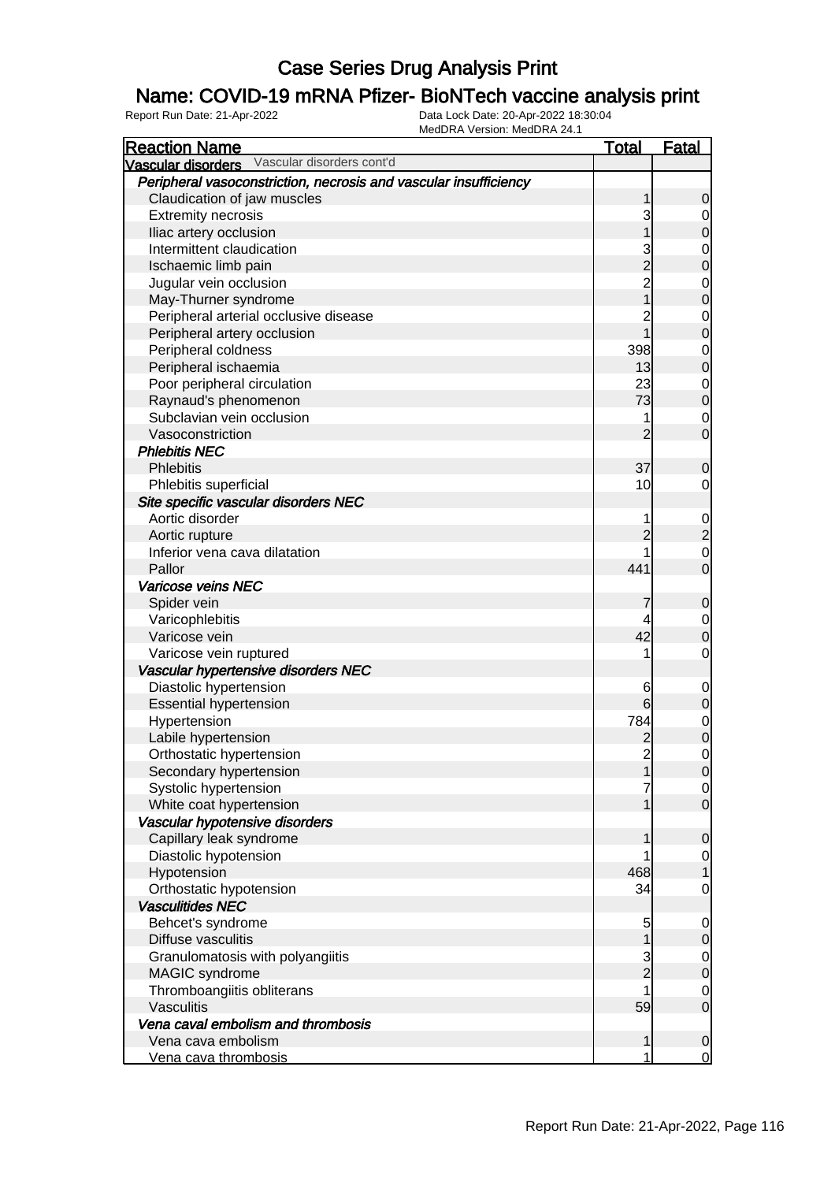# Case Series Drug Analysis Print

## Name: COVID-19 mRNA Pfizer- BioNTech vaccine analysis print

Report Run Date: 21-Apr-2022    Data Lock Date: 20-Apr-2022 18:30:04
MedDRA Version: MedDRA 24.1

| Reaction Name | Total | Fatal |
|---|---|---|
| **Vascular disorders** Vascular disorders cont'd | | |
| ***Peripheral vasoconstriction, necrosis and vascular insufficiency*** | | |
| Claudication of jaw muscles | 1 | 0 |
| Extremity necrosis | 3 | 0 |
| Iliac artery occlusion | 1 | 0 |
| Intermittent claudication | 3 | 0 |
| Ischaemic limb pain | 2 | 0 |
| Jugular vein occlusion | 2 | 0 |
| May-Thurner syndrome | 1 | 0 |
| Peripheral arterial occlusive disease | 2 | 0 |
| Peripheral artery occlusion | 1 | 0 |
| Peripheral coldness | 398 | 0 |
| Peripheral ischaemia | 13 | 0 |
| Poor peripheral circulation | 23 | 0 |
| Raynaud's phenomenon | 73 | 0 |
| Subclavian vein occlusion | 1 | 0 |
| Vasoconstriction | 2 | 0 |
| ***Phlebitis NEC*** | | |
| Phlebitis | 37 | 0 |
| Phlebitis superficial | 10 | 0 |
| ***Site specific vascular disorders NEC*** | | |
| Aortic disorder | 1 | 0 |
| Aortic rupture | 2 | 2 |
| Inferior vena cava dilatation | 1 | 0 |
| Pallor | 441 | 0 |
| ***Varicose veins NEC*** | | |
| Spider vein | 7 | 0 |
| Varicophlebitis | 4 | 0 |
| Varicose vein | 42 | 0 |
| Varicose vein ruptured | 1 | 0 |
| ***Vascular hypertensive disorders NEC*** | | |
| Diastolic hypertension | 6 | 0 |
| Essential hypertension | 6 | 0 |
| Hypertension | 784 | 0 |
| Labile hypertension | 2 | 0 |
| Orthostatic hypertension | 2 | 0 |
| Secondary hypertension | 1 | 0 |
| Systolic hypertension | 7 | 0 |
| White coat hypertension | 1 | 0 |
| ***Vascular hypotensive disorders*** | | |
| Capillary leak syndrome | 1 | 0 |
| Diastolic hypotension | 1 | 0 |
| Hypotension | 468 | 1 |
| Orthostatic hypotension | 34 | 0 |
| ***Vasculitides NEC*** | | |
| Behcet's syndrome | 5 | 0 |
| Diffuse vasculitis | 1 | 0 |
| Granulomatosis with polyangiitis | 3 | 0 |
| MAGIC syndrome | 2 | 0 |
| Thromboangiitis obliterans | 1 | 0 |
| Vasculitis | 59 | 0 |
| ***Vena caval embolism and thrombosis*** | | |
| Vena cava embolism | 1 | 0 |
| Vena cava thrombosis | 1 | 0 |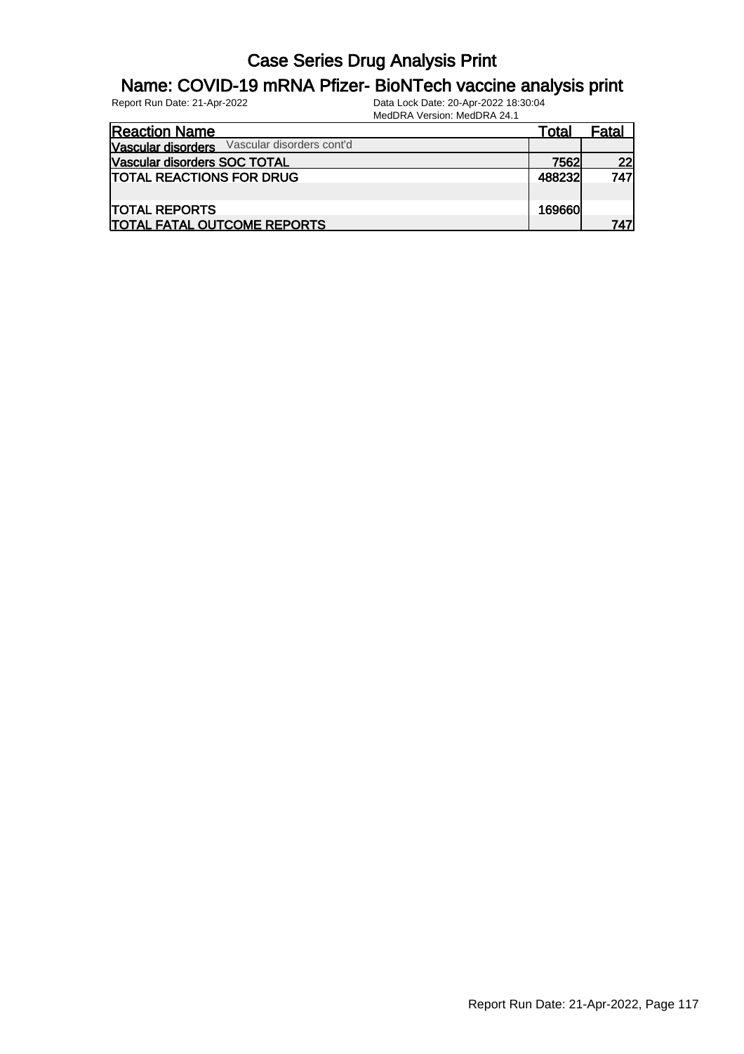# Case Series Drug Analysis Print

## Name: COVID-19 mRNA Pfizer- BioNTech vaccine analysis print

Report Run Date: 21-Apr-2022

Data Lock Date: 20-Apr-2022 18:30:04

MedDRA Version: MedDRA 24.1

| Reaction Name | Total | Fatal |
|---|---|---|
| **Vascular disorders** Vascular disorders cont'd | | |
| **Vascular disorders SOC TOTAL** | **7562** | **22** |
| **TOTAL REACTIONS FOR DRUG** | **488232** | **747** |
| | | |
| **TOTAL REPORTS** | **169660** | |
| **TOTAL FATAL OUTCOME REPORTS** | | **747** |